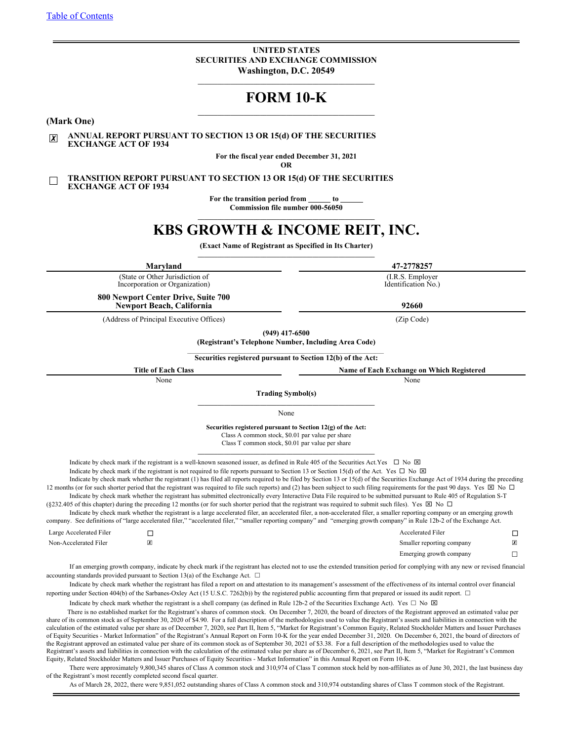Table of Contents

UNITED STATES
SECURITIES AND EXCHANGE COMMISSION
Washington, D.C. 20549

# FORM 10-K

**(Mark One)**

☒ **ANNUAL REPORT PURSUANT TO SECTION 13 OR 15(d) OF THE SECURITIES EXCHANGE ACT OF 1934**

**For the fiscal year ended December 31, 2021**

**OR**

☐ **TRANSITION REPORT PURSUANT TO SECTION 13 OR 15(d) OF THE SECURITIES EXCHANGE ACT OF 1934**

**For the transition period from ______ to ______**

**Commission file number 000-56050**

# KBS GROWTH & INCOME REIT, INC.

**(Exact Name of Registrant as Specified in Its Charter)**

| **Maryland** | **47-2778257** |
|---|---|
| (State or Other Jurisdiction of Incorporation or Organization) | (I.R.S. Employer Identification No.) |
| **800 Newport Center Drive, Suite 700 Newport Beach, California** | **92660** |
| (Address of Principal Executive Offices) | (Zip Code) |

**(949) 417-6500**
**(Registrant's Telephone Number, Including Area Code)**

**Securities registered pursuant to Section 12(b) of the Act:**

| Title of Each Class | Name of Each Exchange on Which Registered |
|---|---|
| None | None |

**Trading Symbol(s)**

None

**Securities registered pursuant to Section 12(g) of the Act:**
Class A common stock, $0.01 par value per share
Class T common stock, $0.01 par value per share

Indicate by check mark if the registrant is a well-known seasoned issuer, as defined in Rule 405 of the Securities Act. Yes ☐ No ☒

Indicate by check mark if the registrant is not required to file reports pursuant to Section 13 or Section 15(d) of the Act. Yes ☐ No ☒

Indicate by check mark whether the registrant (1) has filed all reports required to be filed by Section 13 or 15(d) of the Securities Exchange Act of 1934 during the preceding 12 months (or for such shorter period that the registrant was required to file such reports) and (2) has been subject to such filing requirements for the past 90 days. Yes ☒ No ☐

Indicate by check mark whether the registrant has submitted electronically every Interactive Data File required to be submitted pursuant to Rule 405 of Regulation S-T (§232.405 of this chapter) during the preceding 12 months (or for such shorter period that the registrant was required to submit such files). Yes ☒ No ☐

Indicate by check mark whether the registrant is a large accelerated filer, an accelerated filer, a non-accelerated filer, a smaller reporting company or an emerging growth company. See definitions of "large accelerated filer," "accelerated filer," "smaller reporting company" and "emerging growth company" in Rule 12b-2 of the Exchange Act.

| | | | |
|---|---|---|---|
| Large Accelerated Filer | ☐ | Accelerated Filer | ☐ |
| Non-Accelerated Filer | ☒ | Smaller reporting company | ☒ |
| | | Emerging growth company | ☐ |

If an emerging growth company, indicate by check mark if the registrant has elected not to use the extended transition period for complying with any new or revised financial accounting standards provided pursuant to Section 13(a) of the Exchange Act. ☐

Indicate by check mark whether the registrant has filed a report on and attestation to its management's assessment of the effectiveness of its internal control over financial reporting under Section 404(b) of the Sarbanes-Oxley Act (15 U.S.C. 7262(b)) by the registered public accounting firm that prepared or issued its audit report. ☐

Indicate by check mark whether the registrant is a shell company (as defined in Rule 12b-2 of the Securities Exchange Act). Yes ☐ No ☒

There is no established market for the Registrant's shares of common stock. On December 7, 2020, the board of directors of the Registrant approved an estimated value per share of its common stock as of September 30, 2020 of $4.90. For a full description of the methodologies used to value the Registrant's assets and liabilities in connection with the calculation of the estimated value per share as of December 7, 2020, see Part II, Item 5, "Market for Registrant's Common Equity, Related Stockholder Matters and Issuer Purchases of Equity Securities - Market Information" of the Registrant's Annual Report on Form 10-K for the year ended December 31, 2020. On December 6, 2021, the board of directors of the Registrant approved an estimated value per share of its common stock as of September 30, 2021 of $3.38. For a full description of the methodologies used to value the Registrant's assets and liabilities in connection with the calculation of the estimated value per share as of December 6, 2021, see Part II, Item 5, "Market for Registrant's Common Equity, Related Stockholder Matters and Issuer Purchases of Equity Securities - Market Information" in this Annual Report on Form 10-K.

There were approximately 9,800,345 shares of Class A common stock and 310,974 of Class T common stock held by non-affiliates as of June 30, 2021, the last business day of the Registrant's most recently completed second fiscal quarter.

As of March 28, 2022, there were 9,851,052 outstanding shares of Class A common stock and 310,974 outstanding shares of Class T common stock of the Registrant.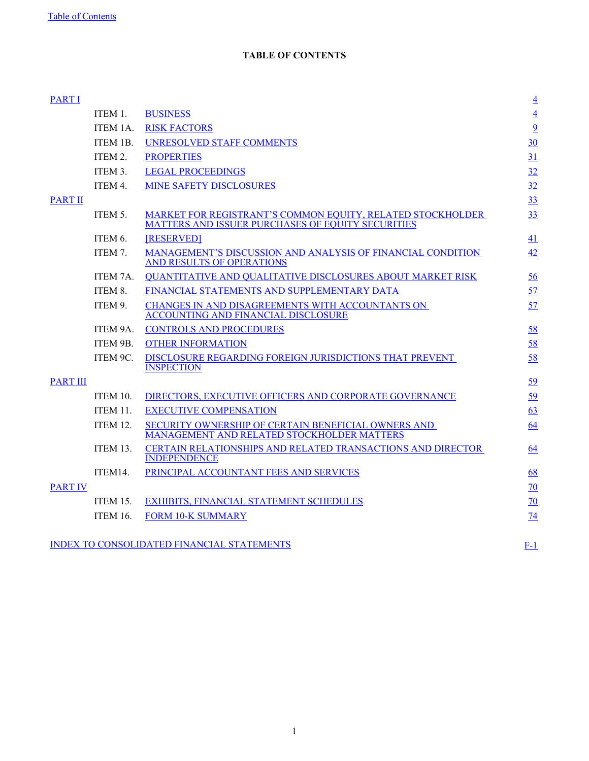# TABLE OF CONTENTS

| | | | |
|---|---|---|---|
| PART I | | | 4 |
| | ITEM 1. | BUSINESS | 4 |
| | ITEM 1A. | RISK FACTORS | 9 |
| | ITEM 1B. | UNRESOLVED STAFF COMMENTS | 30 |
| | ITEM 2. | PROPERTIES | 31 |
| | ITEM 3. | LEGAL PROCEEDINGS | 32 |
| | ITEM 4. | MINE SAFETY DISCLOSURES | 32 |
| PART II | | | 33 |
| | ITEM 5. | MARKET FOR REGISTRANT'S COMMON EQUITY, RELATED STOCKHOLDER MATTERS AND ISSUER PURCHASES OF EQUITY SECURITIES | 33 |
| | ITEM 6. | [RESERVED] | 41 |
| | ITEM 7. | MANAGEMENT'S DISCUSSION AND ANALYSIS OF FINANCIAL CONDITION AND RESULTS OF OPERATIONS | 42 |
| | ITEM 7A. | QUANTITATIVE AND QUALITATIVE DISCLOSURES ABOUT MARKET RISK | 56 |
| | ITEM 8. | FINANCIAL STATEMENTS AND SUPPLEMENTARY DATA | 57 |
| | ITEM 9. | CHANGES IN AND DISAGREEMENTS WITH ACCOUNTANTS ON ACCOUNTING AND FINANCIAL DISCLOSURE | 57 |
| | ITEM 9A. | CONTROLS AND PROCEDURES | 58 |
| | ITEM 9B. | OTHER INFORMATION | 58 |
| | ITEM 9C. | DISCLOSURE REGARDING FOREIGN JURISDICTIONS THAT PREVENT INSPECTION | 58 |
| PART III | | | 59 |
| | ITEM 10. | DIRECTORS, EXECUTIVE OFFICERS AND CORPORATE GOVERNANCE | 59 |
| | ITEM 11. | EXECUTIVE COMPENSATION | 63 |
| | ITEM 12. | SECURITY OWNERSHIP OF CERTAIN BENEFICIAL OWNERS AND MANAGEMENT AND RELATED STOCKHOLDER MATTERS | 64 |
| | ITEM 13. | CERTAIN RELATIONSHIPS AND RELATED TRANSACTIONS AND DIRECTOR INDEPENDENCE | 64 |
| | ITEM14. | PRINCIPAL ACCOUNTANT FEES AND SERVICES | 68 |
| PART IV | | | 70 |
| | ITEM 15. | EXHIBITS, FINANCIAL STATEMENT SCHEDULES | 70 |
| | ITEM 16. | FORM 10-K SUMMARY | 74 |
| INDEX TO CONSOLIDATED FINANCIAL STATEMENTS | | | F-1 |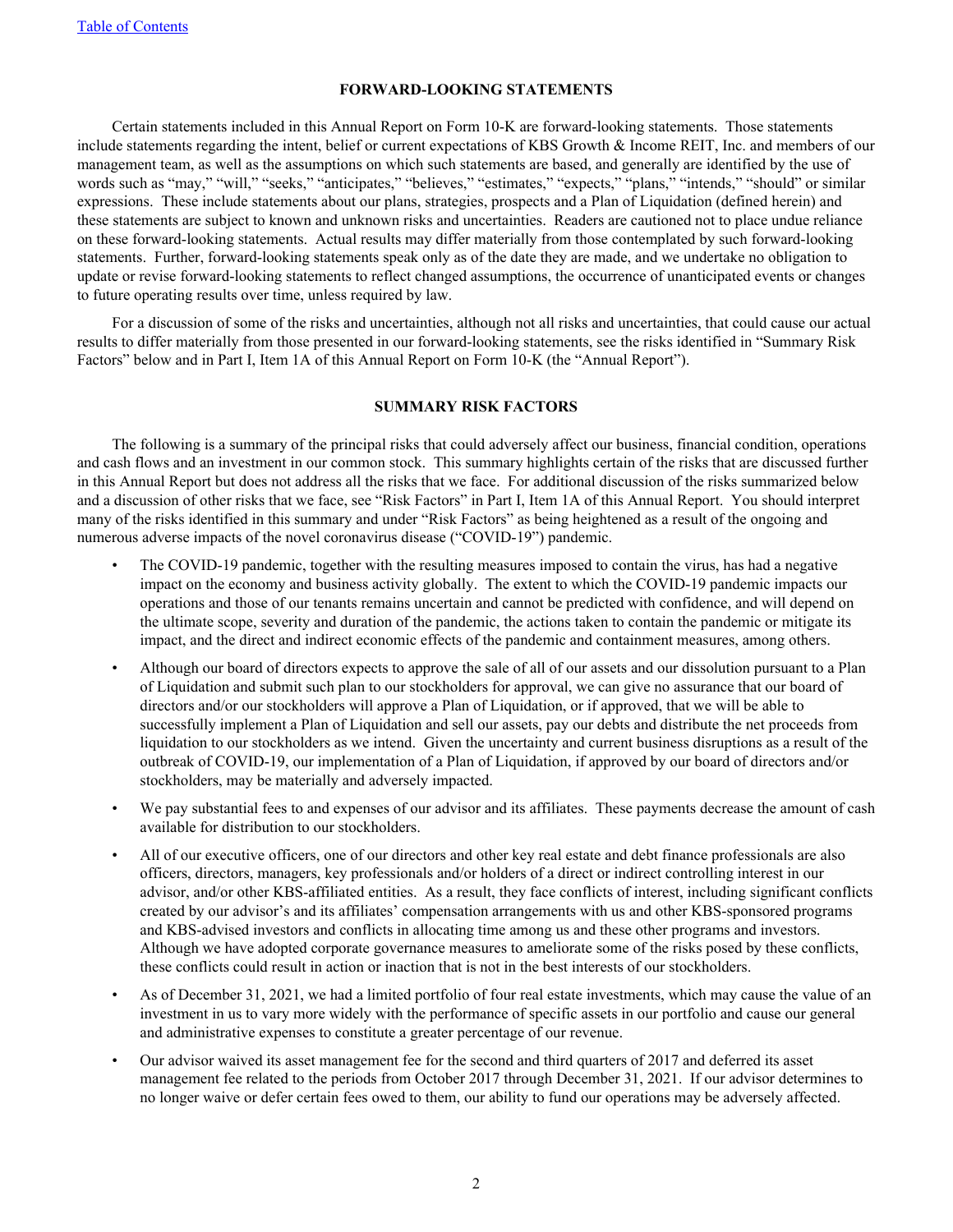## FORWARD-LOOKING STATEMENTS

Certain statements included in this Annual Report on Form 10-K are forward-looking statements. Those statements include statements regarding the intent, belief or current expectations of KBS Growth & Income REIT, Inc. and members of our management team, as well as the assumptions on which such statements are based, and generally are identified by the use of words such as "may," "will," "seeks," "anticipates," "believes," "estimates," "expects," "plans," "intends," "should" or similar expressions. These include statements about our plans, strategies, prospects and a Plan of Liquidation (defined herein) and these statements are subject to known and unknown risks and uncertainties. Readers are cautioned not to place undue reliance on these forward-looking statements. Actual results may differ materially from those contemplated by such forward-looking statements. Further, forward-looking statements speak only as of the date they are made, and we undertake no obligation to update or revise forward-looking statements to reflect changed assumptions, the occurrence of unanticipated events or changes to future operating results over time, unless required by law.

For a discussion of some of the risks and uncertainties, although not all risks and uncertainties, that could cause our actual results to differ materially from those presented in our forward-looking statements, see the risks identified in "Summary Risk Factors" below and in Part I, Item 1A of this Annual Report on Form 10-K (the "Annual Report").

## SUMMARY RISK FACTORS

The following is a summary of the principal risks that could adversely affect our business, financial condition, operations and cash flows and an investment in our common stock. This summary highlights certain of the risks that are discussed further in this Annual Report but does not address all the risks that we face. For additional discussion of the risks summarized below and a discussion of other risks that we face, see "Risk Factors" in Part I, Item 1A of this Annual Report. You should interpret many of the risks identified in this summary and under "Risk Factors" as being heightened as a result of the ongoing and numerous adverse impacts of the novel coronavirus disease ("COVID-19") pandemic.

- The COVID-19 pandemic, together with the resulting measures imposed to contain the virus, has had a negative impact on the economy and business activity globally. The extent to which the COVID-19 pandemic impacts our operations and those of our tenants remains uncertain and cannot be predicted with confidence, and will depend on the ultimate scope, severity and duration of the pandemic, the actions taken to contain the pandemic or mitigate its impact, and the direct and indirect economic effects of the pandemic and containment measures, among others.
- Although our board of directors expects to approve the sale of all of our assets and our dissolution pursuant to a Plan of Liquidation and submit such plan to our stockholders for approval, we can give no assurance that our board of directors and/or our stockholders will approve a Plan of Liquidation, or if approved, that we will be able to successfully implement a Plan of Liquidation and sell our assets, pay our debts and distribute the net proceeds from liquidation to our stockholders as we intend. Given the uncertainty and current business disruptions as a result of the outbreak of COVID-19, our implementation of a Plan of Liquidation, if approved by our board of directors and/or stockholders, may be materially and adversely impacted.
- We pay substantial fees to and expenses of our advisor and its affiliates. These payments decrease the amount of cash available for distribution to our stockholders.
- All of our executive officers, one of our directors and other key real estate and debt finance professionals are also officers, directors, managers, key professionals and/or holders of a direct or indirect controlling interest in our advisor, and/or other KBS-affiliated entities. As a result, they face conflicts of interest, including significant conflicts created by our advisor's and its affiliates' compensation arrangements with us and other KBS-sponsored programs and KBS-advised investors and conflicts in allocating time among us and these other programs and investors. Although we have adopted corporate governance measures to ameliorate some of the risks posed by these conflicts, these conflicts could result in action or inaction that is not in the best interests of our stockholders.
- As of December 31, 2021, we had a limited portfolio of four real estate investments, which may cause the value of an investment in us to vary more widely with the performance of specific assets in our portfolio and cause our general and administrative expenses to constitute a greater percentage of our revenue.
- Our advisor waived its asset management fee for the second and third quarters of 2017 and deferred its asset management fee related to the periods from October 2017 through December 31, 2021. If our advisor determines to no longer waive or defer certain fees owed to them, our ability to fund our operations may be adversely affected.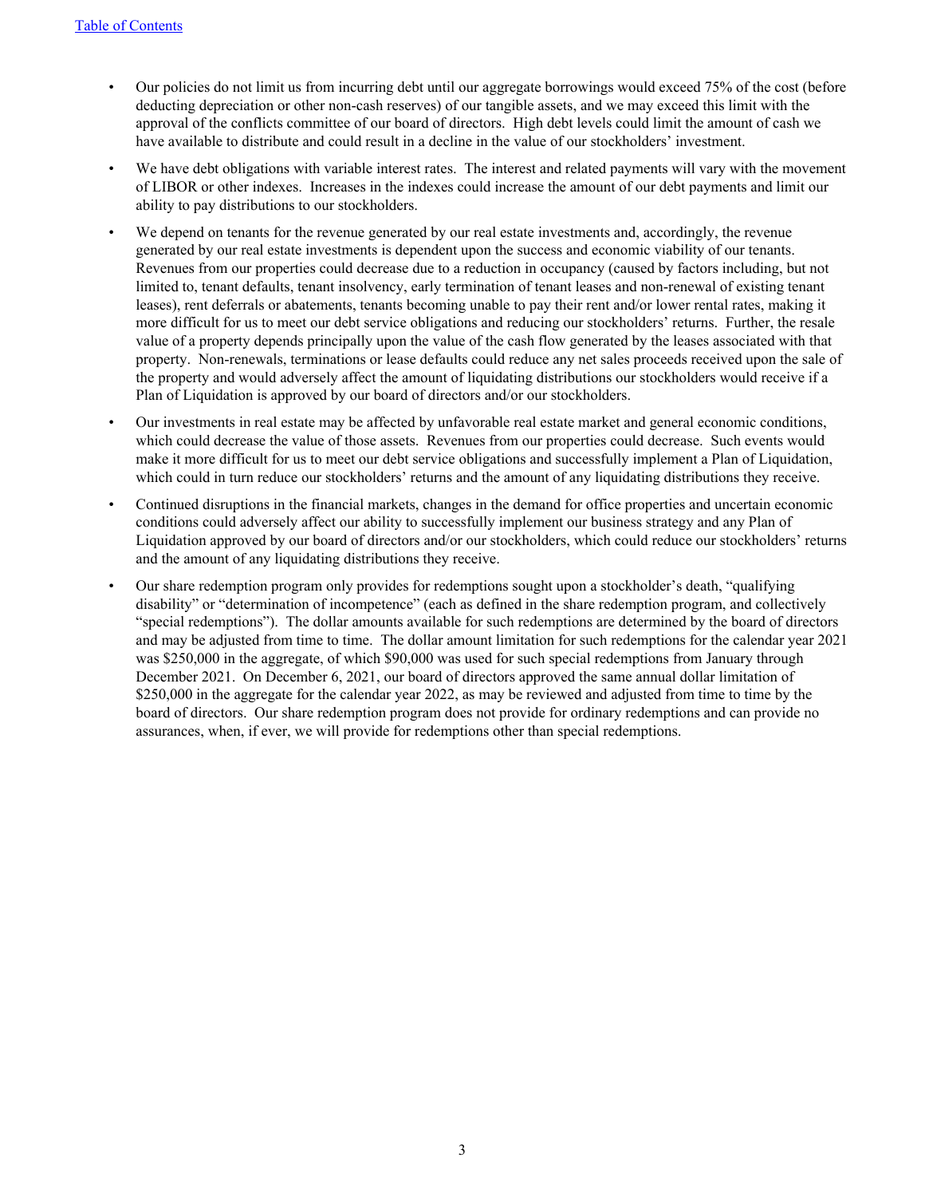- Our policies do not limit us from incurring debt until our aggregate borrowings would exceed 75% of the cost (before deducting depreciation or other non-cash reserves) of our tangible assets, and we may exceed this limit with the approval of the conflicts committee of our board of directors. High debt levels could limit the amount of cash we have available to distribute and could result in a decline in the value of our stockholders' investment.
- We have debt obligations with variable interest rates. The interest and related payments will vary with the movement of LIBOR or other indexes. Increases in the indexes could increase the amount of our debt payments and limit our ability to pay distributions to our stockholders.
- We depend on tenants for the revenue generated by our real estate investments and, accordingly, the revenue generated by our real estate investments is dependent upon the success and economic viability of our tenants. Revenues from our properties could decrease due to a reduction in occupancy (caused by factors including, but not limited to, tenant defaults, tenant insolvency, early termination of tenant leases and non-renewal of existing tenant leases), rent deferrals or abatements, tenants becoming unable to pay their rent and/or lower rental rates, making it more difficult for us to meet our debt service obligations and reducing our stockholders' returns. Further, the resale value of a property depends principally upon the value of the cash flow generated by the leases associated with that property. Non-renewals, terminations or lease defaults could reduce any net sales proceeds received upon the sale of the property and would adversely affect the amount of liquidating distributions our stockholders would receive if a Plan of Liquidation is approved by our board of directors and/or our stockholders.
- Our investments in real estate may be affected by unfavorable real estate market and general economic conditions, which could decrease the value of those assets. Revenues from our properties could decrease. Such events would make it more difficult for us to meet our debt service obligations and successfully implement a Plan of Liquidation, which could in turn reduce our stockholders' returns and the amount of any liquidating distributions they receive.
- Continued disruptions in the financial markets, changes in the demand for office properties and uncertain economic conditions could adversely affect our ability to successfully implement our business strategy and any Plan of Liquidation approved by our board of directors and/or our stockholders, which could reduce our stockholders' returns and the amount of any liquidating distributions they receive.
- Our share redemption program only provides for redemptions sought upon a stockholder's death, "qualifying disability" or "determination of incompetence" (each as defined in the share redemption program, and collectively "special redemptions"). The dollar amounts available for such redemptions are determined by the board of directors and may be adjusted from time to time. The dollar amount limitation for such redemptions for the calendar year 2021 was $250,000 in the aggregate, of which $90,000 was used for such special redemptions from January through December 2021. On December 6, 2021, our board of directors approved the same annual dollar limitation of $250,000 in the aggregate for the calendar year 2022, as may be reviewed and adjusted from time to time by the board of directors. Our share redemption program does not provide for ordinary redemptions and can provide no assurances, when, if ever, we will provide for redemptions other than special redemptions.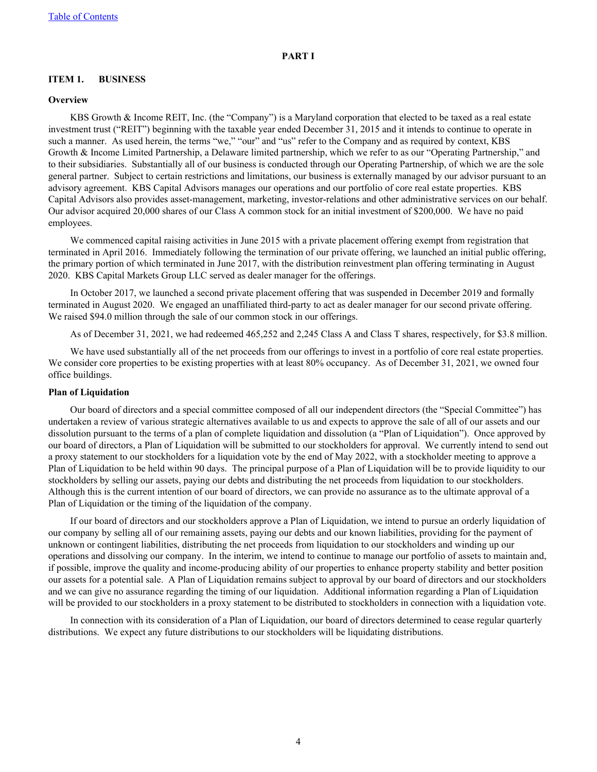# PART I

## ITEM 1. BUSINESS

### Overview

KBS Growth & Income REIT, Inc. (the "Company") is a Maryland corporation that elected to be taxed as a real estate investment trust ("REIT") beginning with the taxable year ended December 31, 2015 and it intends to continue to operate in such a manner. As used herein, the terms "we," "our" and "us" refer to the Company and as required by context, KBS Growth & Income Limited Partnership, a Delaware limited partnership, which we refer to as our "Operating Partnership," and to their subsidiaries. Substantially all of our business is conducted through our Operating Partnership, of which we are the sole general partner. Subject to certain restrictions and limitations, our business is externally managed by our advisor pursuant to an advisory agreement. KBS Capital Advisors manages our operations and our portfolio of core real estate properties. KBS Capital Advisors also provides asset-management, marketing, investor-relations and other administrative services on our behalf. Our advisor acquired 20,000 shares of our Class A common stock for an initial investment of $200,000. We have no paid employees.

We commenced capital raising activities in June 2015 with a private placement offering exempt from registration that terminated in April 2016. Immediately following the termination of our private offering, we launched an initial public offering, the primary portion of which terminated in June 2017, with the distribution reinvestment plan offering terminating in August 2020. KBS Capital Markets Group LLC served as dealer manager for the offerings.

In October 2017, we launched a second private placement offering that was suspended in December 2019 and formally terminated in August 2020. We engaged an unaffiliated third-party to act as dealer manager for our second private offering. We raised $94.0 million through the sale of our common stock in our offerings.

As of December 31, 2021, we had redeemed 465,252 and 2,245 Class A and Class T shares, respectively, for $3.8 million.

We have used substantially all of the net proceeds from our offerings to invest in a portfolio of core real estate properties. We consider core properties to be existing properties with at least 80% occupancy. As of December 31, 2021, we owned four office buildings.

### Plan of Liquidation

Our board of directors and a special committee composed of all our independent directors (the "Special Committee") has undertaken a review of various strategic alternatives available to us and expects to approve the sale of all of our assets and our dissolution pursuant to the terms of a plan of complete liquidation and dissolution (a "Plan of Liquidation"). Once approved by our board of directors, a Plan of Liquidation will be submitted to our stockholders for approval. We currently intend to send out a proxy statement to our stockholders for a liquidation vote by the end of May 2022, with a stockholder meeting to approve a Plan of Liquidation to be held within 90 days. The principal purpose of a Plan of Liquidation will be to provide liquidity to our stockholders by selling our assets, paying our debts and distributing the net proceeds from liquidation to our stockholders. Although this is the current intention of our board of directors, we can provide no assurance as to the ultimate approval of a Plan of Liquidation or the timing of the liquidation of the company.

If our board of directors and our stockholders approve a Plan of Liquidation, we intend to pursue an orderly liquidation of our company by selling all of our remaining assets, paying our debts and our known liabilities, providing for the payment of unknown or contingent liabilities, distributing the net proceeds from liquidation to our stockholders and winding up our operations and dissolving our company. In the interim, we intend to continue to manage our portfolio of assets to maintain and, if possible, improve the quality and income-producing ability of our properties to enhance property stability and better position our assets for a potential sale. A Plan of Liquidation remains subject to approval by our board of directors and our stockholders and we can give no assurance regarding the timing of our liquidation. Additional information regarding a Plan of Liquidation will be provided to our stockholders in a proxy statement to be distributed to stockholders in connection with a liquidation vote.

In connection with its consideration of a Plan of Liquidation, our board of directors determined to cease regular quarterly distributions. We expect any future distributions to our stockholders will be liquidating distributions.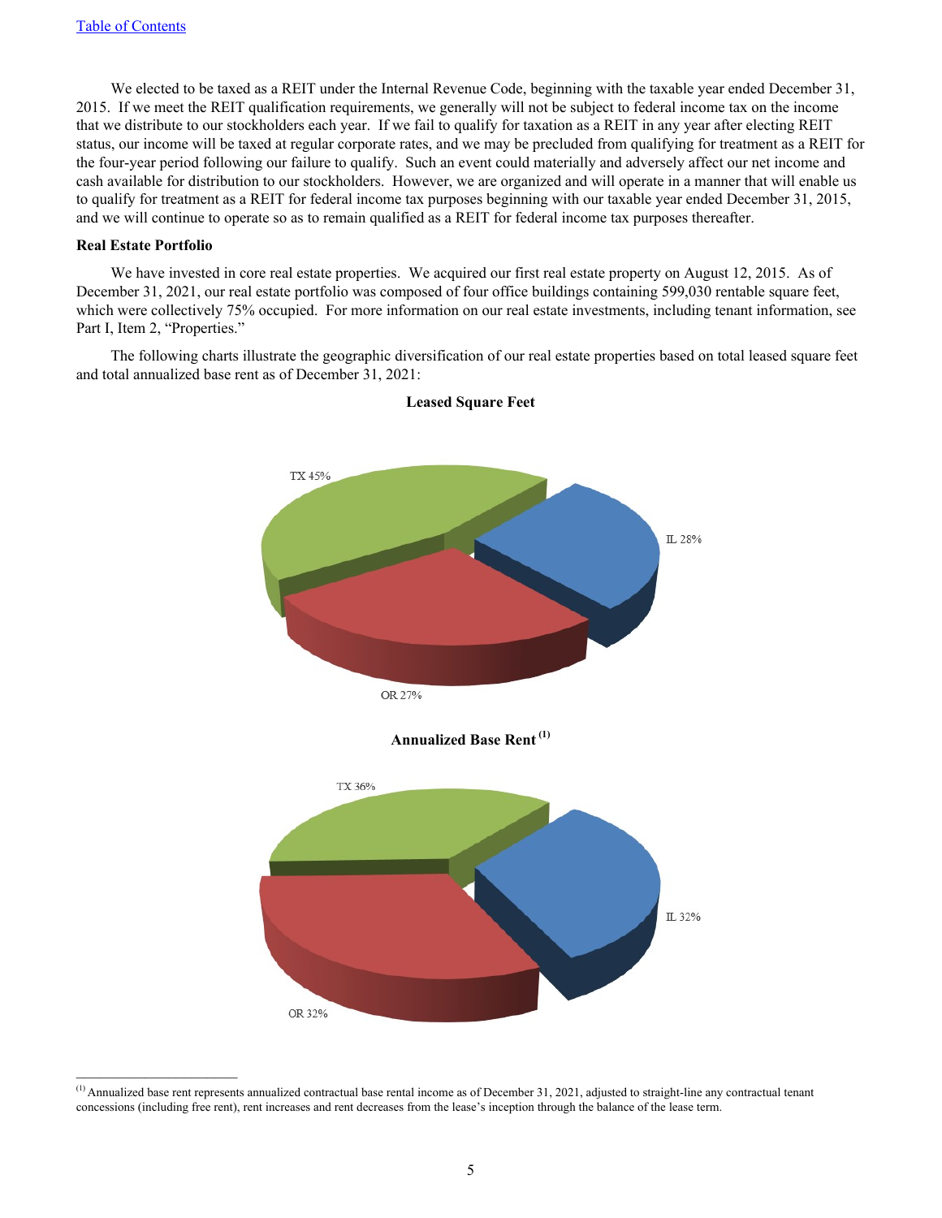We elected to be taxed as a REIT under the Internal Revenue Code, beginning with the taxable year ended December 31, 2015. If we meet the REIT qualification requirements, we generally will not be subject to federal income tax on the income that we distribute to our stockholders each year. If we fail to qualify for taxation as a REIT in any year after electing REIT status, our income will be taxed at regular corporate rates, and we may be precluded from qualifying for treatment as a REIT for the four-year period following our failure to qualify. Such an event could materially and adversely affect our net income and cash available for distribution to our stockholders. However, we are organized and will operate in a manner that will enable us to qualify for treatment as a REIT for federal income tax purposes beginning with our taxable year ended December 31, 2015, and we will continue to operate so as to remain qualified as a REIT for federal income tax purposes thereafter.

**Real Estate Portfolio**

We have invested in core real estate properties. We acquired our first real estate property on August 12, 2015. As of December 31, 2021, our real estate portfolio was composed of four office buildings containing 599,030 rentable square feet, which were collectively 75% occupied. For more information on our real estate investments, including tenant information, see Part I, Item 2, "Properties."

The following charts illustrate the geographic diversification of our real estate properties based on total leased square feet and total annualized base rent as of December 31, 2021:

**Leased Square Feet**

TX 45%

IL 28%

OR 27%

**Annualized Base Rent [(1)]**

TX 36%

IL 32%

OR 32%

---

[(1)] Annualized base rent represents annualized contractual base rental income as of December 31, 2021, adjusted to straight-line any contractual tenant concessions (including free rent), rent increases and rent decreases from the lease's inception through the balance of the lease term.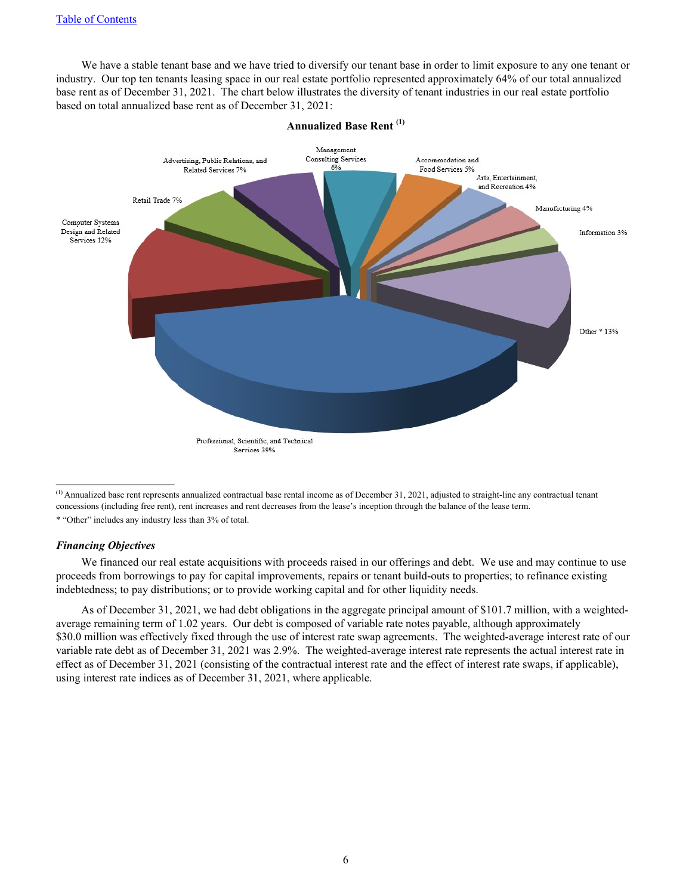We have a stable tenant base and we have tried to diversify our tenant base in order to limit exposure to any one tenant or industry. Our top ten tenants leasing space in our real estate portfolio represented approximately 64% of our total annualized base rent as of December 31, 2021. The chart below illustrates the diversity of tenant industries in our real estate portfolio based on total annualized base rent as of December 31, 2021:

**Annualized Base Rent [(1)]**

| Industry | Percentage |
|---|---|
| Professional, Scientific, and Technical Services | 39% |
| Computer Systems Design and Related Services | 12% |
| Retail Trade | 7% |
| Advertising, Public Relations, and Related Services | 7% |
| Management Consulting Services | 6% |
| Accommodation and Food Services | 5% |
| Arts, Entertainment, and Recreation | 4% |
| Manufacturing | 4% |
| Information | 3% |
| Other * | 13% |

---

[(1)] Annualized base rent represents annualized contractual base rental income as of December 31, 2021, adjusted to straight-line any contractual tenant concessions (including free rent), rent increases and rent decreases from the lease's inception through the balance of the lease term.

* "Other" includes any industry less than 3% of total.

***Financing Objectives***

We financed our real estate acquisitions with proceeds raised in our offerings and debt. We use and may continue to use proceeds from borrowings to pay for capital improvements, repairs or tenant build-outs to properties; to refinance existing indebtedness; to pay distributions; or to provide working capital and for other liquidity needs.

As of December 31, 2021, we had debt obligations in the aggregate principal amount of $101.7 million, with a weighted-average remaining term of 1.02 years. Our debt is composed of variable rate notes payable, although approximately $30.0 million was effectively fixed through the use of interest rate swap agreements. The weighted-average interest rate of our variable rate debt as of December 31, 2021 was 2.9%. The weighted-average interest rate represents the actual interest rate in effect as of December 31, 2021 (consisting of the contractual interest rate and the effect of interest rate swaps, if applicable), using interest rate indices as of December 31, 2021, where applicable.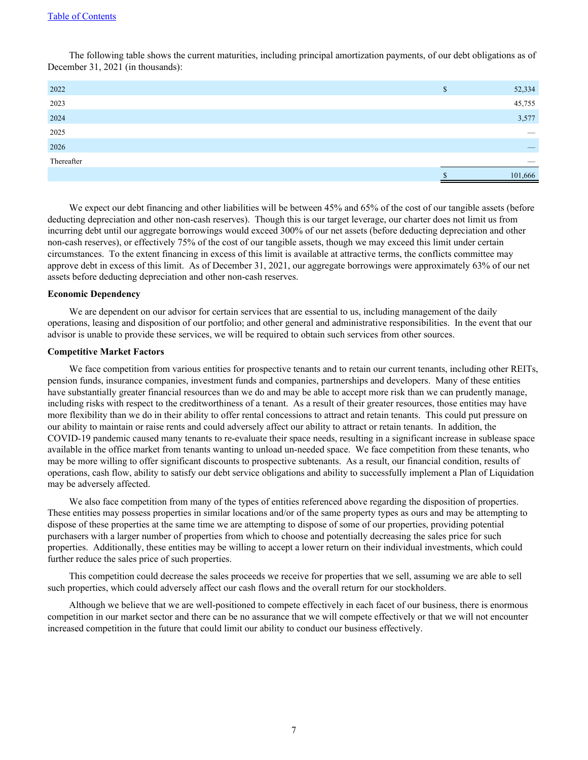The following table shows the current maturities, including principal amortization payments, of our debt obligations as of December 31, 2021 (in thousands):

| | |
|---|---|
| 2022 | $ 52,334 |
| 2023 | 45,755 |
| 2024 | 3,577 |
| 2025 | — |
| 2026 | — |
| Thereafter | — |
| | $ 101,666 |

We expect our debt financing and other liabilities will be between 45% and 65% of the cost of our tangible assets (before deducting depreciation and other non-cash reserves). Though this is our target leverage, our charter does not limit us from incurring debt until our aggregate borrowings would exceed 300% of our net assets (before deducting depreciation and other non-cash reserves), or effectively 75% of the cost of our tangible assets, though we may exceed this limit under certain circumstances. To the extent financing in excess of this limit is available at attractive terms, the conflicts committee may approve debt in excess of this limit. As of December 31, 2021, our aggregate borrowings were approximately 63% of our net assets before deducting depreciation and other non-cash reserves.

**Economic Dependency**

We are dependent on our advisor for certain services that are essential to us, including management of the daily operations, leasing and disposition of our portfolio; and other general and administrative responsibilities. In the event that our advisor is unable to provide these services, we will be required to obtain such services from other sources.

**Competitive Market Factors**

We face competition from various entities for prospective tenants and to retain our current tenants, including other REITs, pension funds, insurance companies, investment funds and companies, partnerships and developers. Many of these entities have substantially greater financial resources than we do and may be able to accept more risk than we can prudently manage, including risks with respect to the creditworthiness of a tenant. As a result of their greater resources, those entities may have more flexibility than we do in their ability to offer rental concessions to attract and retain tenants. This could put pressure on our ability to maintain or raise rents and could adversely affect our ability to attract or retain tenants. In addition, the COVID-19 pandemic caused many tenants to re-evaluate their space needs, resulting in a significant increase in sublease space available in the office market from tenants wanting to unload un-needed space. We face competition from these tenants, who may be more willing to offer significant discounts to prospective subtenants. As a result, our financial condition, results of operations, cash flow, ability to satisfy our debt service obligations and ability to successfully implement a Plan of Liquidation may be adversely affected.

We also face competition from many of the types of entities referenced above regarding the disposition of properties. These entities may possess properties in similar locations and/or of the same property types as ours and may be attempting to dispose of these properties at the same time we are attempting to dispose of some of our properties, providing potential purchasers with a larger number of properties from which to choose and potentially decreasing the sales price for such properties. Additionally, these entities may be willing to accept a lower return on their individual investments, which could further reduce the sales price of such properties.

This competition could decrease the sales proceeds we receive for properties that we sell, assuming we are able to sell such properties, which could adversely affect our cash flows and the overall return for our stockholders.

Although we believe that we are well-positioned to compete effectively in each facet of our business, there is enormous competition in our market sector and there can be no assurance that we will compete effectively or that we will not encounter increased competition in the future that could limit our ability to conduct our business effectively.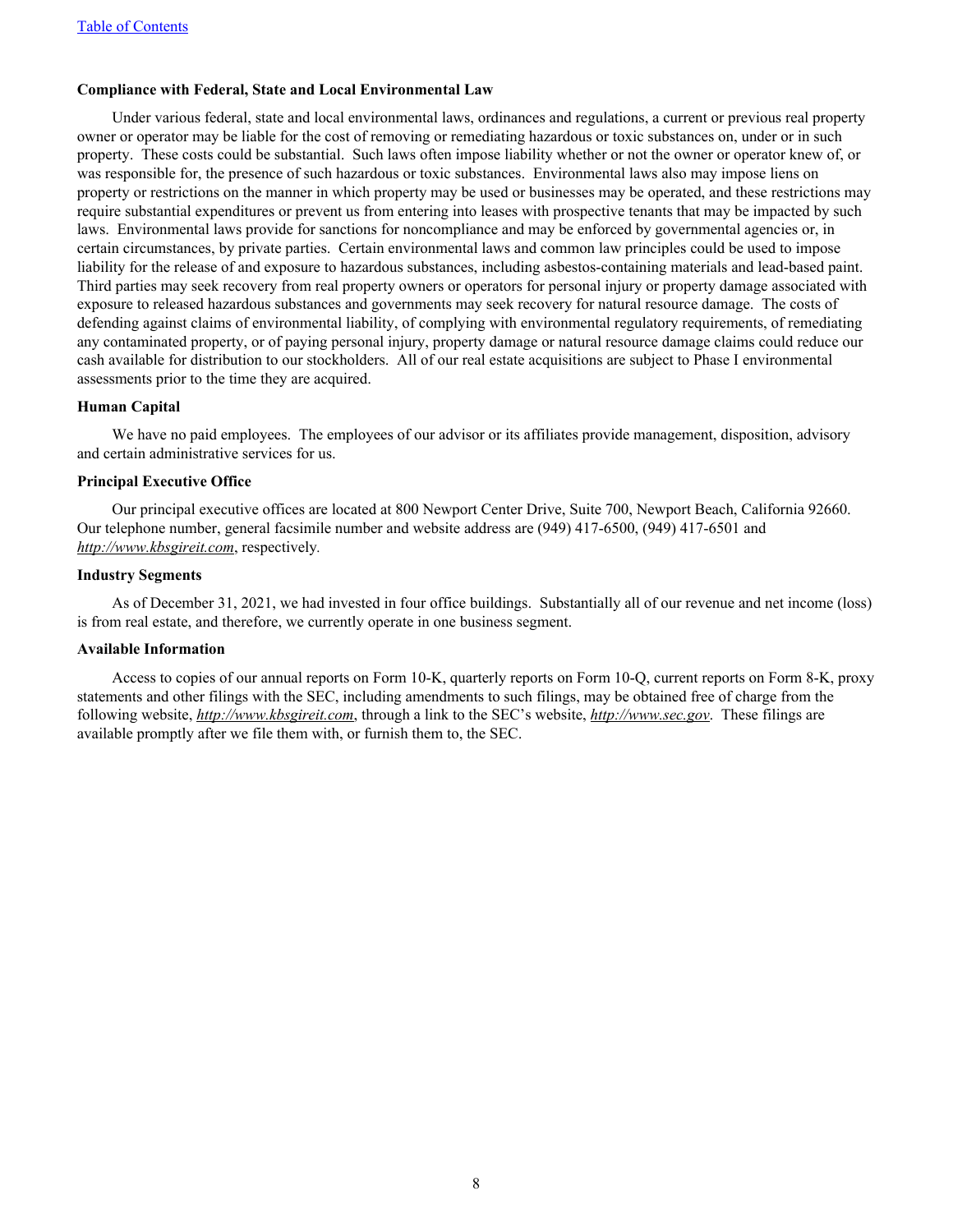**Compliance with Federal, State and Local Environmental Law**

Under various federal, state and local environmental laws, ordinances and regulations, a current or previous real property owner or operator may be liable for the cost of removing or remediating hazardous or toxic substances on, under or in such property. These costs could be substantial. Such laws often impose liability whether or not the owner or operator knew of, or was responsible for, the presence of such hazardous or toxic substances. Environmental laws also may impose liens on property or restrictions on the manner in which property may be used or businesses may be operated, and these restrictions may require substantial expenditures or prevent us from entering into leases with prospective tenants that may be impacted by such laws. Environmental laws provide for sanctions for noncompliance and may be enforced by governmental agencies or, in certain circumstances, by private parties. Certain environmental laws and common law principles could be used to impose liability for the release of and exposure to hazardous substances, including asbestos-containing materials and lead-based paint. Third parties may seek recovery from real property owners or operators for personal injury or property damage associated with exposure to released hazardous substances and governments may seek recovery for natural resource damage. The costs of defending against claims of environmental liability, of complying with environmental regulatory requirements, of remediating any contaminated property, or of paying personal injury, property damage or natural resource damage claims could reduce our cash available for distribution to our stockholders. All of our real estate acquisitions are subject to Phase I environmental assessments prior to the time they are acquired.

**Human Capital**

We have no paid employees. The employees of our advisor or its affiliates provide management, disposition, advisory and certain administrative services for us.

**Principal Executive Office**

Our principal executive offices are located at 800 Newport Center Drive, Suite 700, Newport Beach, California 92660. Our telephone number, general facsimile number and website address are (949) 417-6500, (949) 417-6501 and *http://www.kbsgireit.com*, respectively.

**Industry Segments**

As of December 31, 2021, we had invested in four office buildings. Substantially all of our revenue and net income (loss) is from real estate, and therefore, we currently operate in one business segment.

**Available Information**

Access to copies of our annual reports on Form 10-K, quarterly reports on Form 10-Q, current reports on Form 8-K, proxy statements and other filings with the SEC, including amendments to such filings, may be obtained free of charge from the following website, *http://www.kbsgireit.com*, through a link to the SEC's website, *http://www.sec.gov*. These filings are available promptly after we file them with, or furnish them to, the SEC.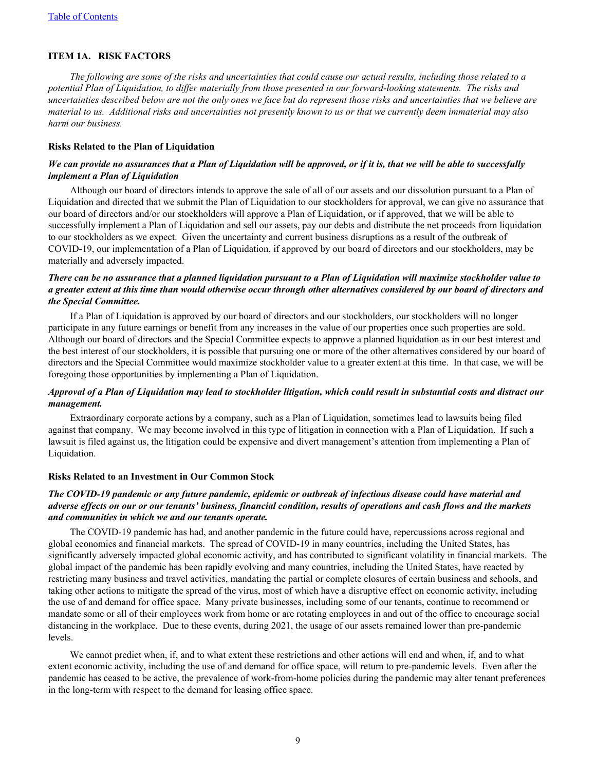## ITEM 1A. RISK FACTORS

*The following are some of the risks and uncertainties that could cause our actual results, including those related to a potential Plan of Liquidation, to differ materially from those presented in our forward-looking statements. The risks and uncertainties described below are not the only ones we face but do represent those risks and uncertainties that we believe are material to us. Additional risks and uncertainties not presently known to us or that we currently deem immaterial may also harm our business.*

### Risks Related to the Plan of Liquidation

***We can provide no assurances that a Plan of Liquidation will be approved, or if it is, that we will be able to successfully implement a Plan of Liquidation***

Although our board of directors intends to approve the sale of all of our assets and our dissolution pursuant to a Plan of Liquidation and directed that we submit the Plan of Liquidation to our stockholders for approval, we can give no assurance that our board of directors and/or our stockholders will approve a Plan of Liquidation, or if approved, that we will be able to successfully implement a Plan of Liquidation and sell our assets, pay our debts and distribute the net proceeds from liquidation to our stockholders as we expect. Given the uncertainty and current business disruptions as a result of the outbreak of COVID-19, our implementation of a Plan of Liquidation, if approved by our board of directors and our stockholders, may be materially and adversely impacted.

***There can be no assurance that a planned liquidation pursuant to a Plan of Liquidation will maximize stockholder value to a greater extent at this time than would otherwise occur through other alternatives considered by our board of directors and the Special Committee.***

If a Plan of Liquidation is approved by our board of directors and our stockholders, our stockholders will no longer participate in any future earnings or benefit from any increases in the value of our properties once such properties are sold. Although our board of directors and the Special Committee expects to approve a planned liquidation as in our best interest and the best interest of our stockholders, it is possible that pursuing one or more of the other alternatives considered by our board of directors and the Special Committee would maximize stockholder value to a greater extent at this time. In that case, we will be foregoing those opportunities by implementing a Plan of Liquidation.

***Approval of a Plan of Liquidation may lead to stockholder litigation, which could result in substantial costs and distract our management.***

Extraordinary corporate actions by a company, such as a Plan of Liquidation, sometimes lead to lawsuits being filed against that company. We may become involved in this type of litigation in connection with a Plan of Liquidation. If such a lawsuit is filed against us, the litigation could be expensive and divert management's attention from implementing a Plan of Liquidation.

### Risks Related to an Investment in Our Common Stock

***The COVID-19 pandemic or any future pandemic, epidemic or outbreak of infectious disease could have material and adverse effects on our or our tenants' business, financial condition, results of operations and cash flows and the markets and communities in which we and our tenants operate.***

The COVID-19 pandemic has had, and another pandemic in the future could have, repercussions across regional and global economies and financial markets. The spread of COVID-19 in many countries, including the United States, has significantly adversely impacted global economic activity, and has contributed to significant volatility in financial markets. The global impact of the pandemic has been rapidly evolving and many countries, including the United States, have reacted by restricting many business and travel activities, mandating the partial or complete closures of certain business and schools, and taking other actions to mitigate the spread of the virus, most of which have a disruptive effect on economic activity, including the use of and demand for office space. Many private businesses, including some of our tenants, continue to recommend or mandate some or all of their employees work from home or are rotating employees in and out of the office to encourage social distancing in the workplace. Due to these events, during 2021, the usage of our assets remained lower than pre-pandemic levels.

We cannot predict when, if, and to what extent these restrictions and other actions will end and when, if, and to what extent economic activity, including the use of and demand for office space, will return to pre-pandemic levels. Even after the pandemic has ceased to be active, the prevalence of work-from-home policies during the pandemic may alter tenant preferences in the long-term with respect to the demand for leasing office space.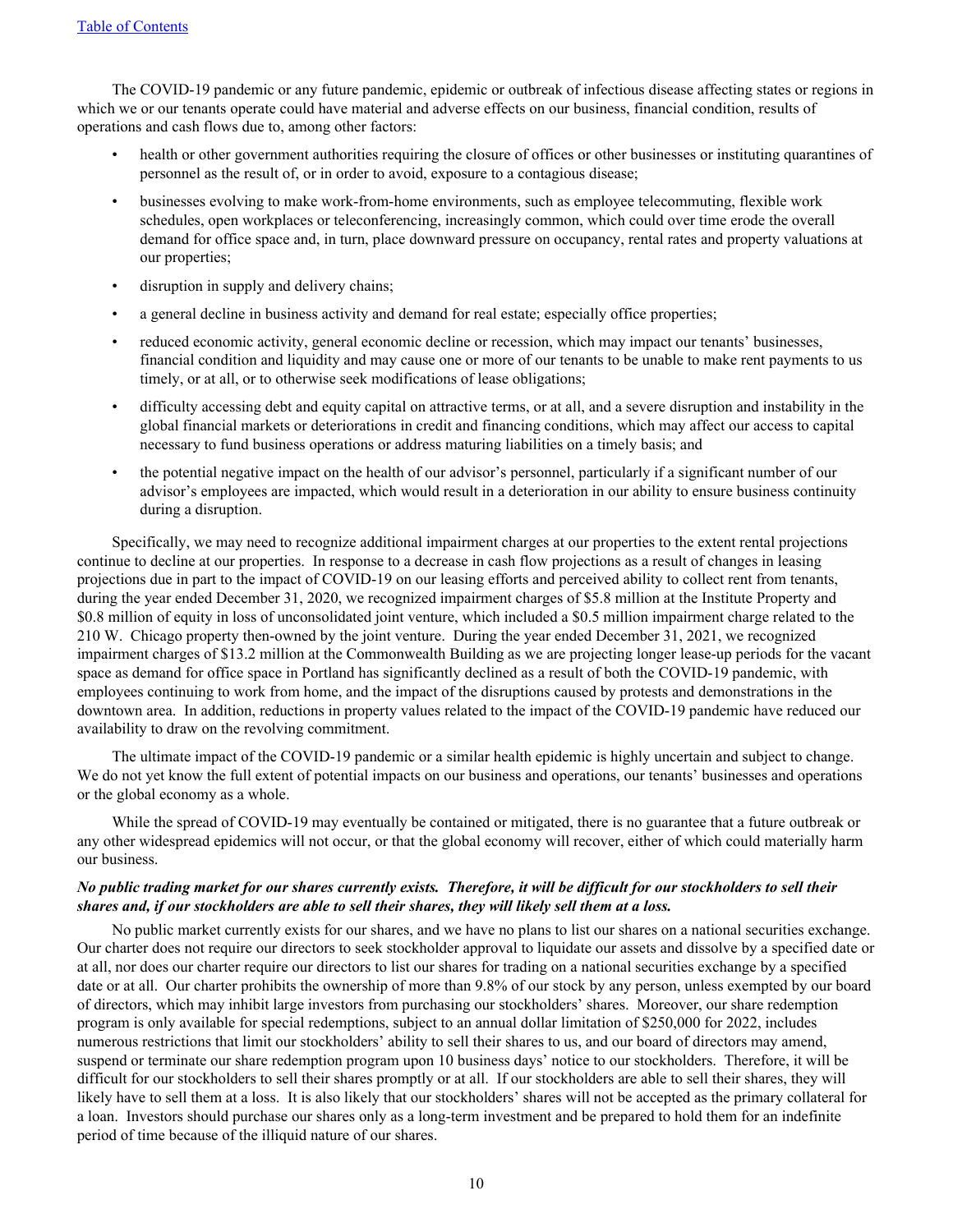The COVID-19 pandemic or any future pandemic, epidemic or outbreak of infectious disease affecting states or regions in which we or our tenants operate could have material and adverse effects on our business, financial condition, results of operations and cash flows due to, among other factors:

- health or other government authorities requiring the closure of offices or other businesses or instituting quarantines of personnel as the result of, or in order to avoid, exposure to a contagious disease;
- businesses evolving to make work-from-home environments, such as employee telecommuting, flexible work schedules, open workplaces or teleconferencing, increasingly common, which could over time erode the overall demand for office space and, in turn, place downward pressure on occupancy, rental rates and property valuations at our properties;
- disruption in supply and delivery chains;
- a general decline in business activity and demand for real estate; especially office properties;
- reduced economic activity, general economic decline or recession, which may impact our tenants' businesses, financial condition and liquidity and may cause one or more of our tenants to be unable to make rent payments to us timely, or at all, or to otherwise seek modifications of lease obligations;
- difficulty accessing debt and equity capital on attractive terms, or at all, and a severe disruption and instability in the global financial markets or deteriorations in credit and financing conditions, which may affect our access to capital necessary to fund business operations or address maturing liabilities on a timely basis; and
- the potential negative impact on the health of our advisor's personnel, particularly if a significant number of our advisor's employees are impacted, which would result in a deterioration in our ability to ensure business continuity during a disruption.

Specifically, we may need to recognize additional impairment charges at our properties to the extent rental projections continue to decline at our properties. In response to a decrease in cash flow projections as a result of changes in leasing projections due in part to the impact of COVID-19 on our leasing efforts and perceived ability to collect rent from tenants, during the year ended December 31, 2020, we recognized impairment charges of $5.8 million at the Institute Property and $0.8 million of equity in loss of unconsolidated joint venture, which included a $0.5 million impairment charge related to the 210 W. Chicago property then-owned by the joint venture. During the year ended December 31, 2021, we recognized impairment charges of $13.2 million at the Commonwealth Building as we are projecting longer lease-up periods for the vacant space as demand for office space in Portland has significantly declined as a result of both the COVID-19 pandemic, with employees continuing to work from home, and the impact of the disruptions caused by protests and demonstrations in the downtown area. In addition, reductions in property values related to the impact of the COVID-19 pandemic have reduced our availability to draw on the revolving commitment.

The ultimate impact of the COVID-19 pandemic or a similar health epidemic is highly uncertain and subject to change. We do not yet know the full extent of potential impacts on our business and operations, our tenants' businesses and operations or the global economy as a whole.

While the spread of COVID-19 may eventually be contained or mitigated, there is no guarantee that a future outbreak or any other widespread epidemics will not occur, or that the global economy will recover, either of which could materially harm our business.

***No public trading market for our shares currently exists. Therefore, it will be difficult for our stockholders to sell their shares and, if our stockholders are able to sell their shares, they will likely sell them at a loss.***

No public market currently exists for our shares, and we have no plans to list our shares on a national securities exchange. Our charter does not require our directors to seek stockholder approval to liquidate our assets and dissolve by a specified date or at all, nor does our charter require our directors to list our shares for trading on a national securities exchange by a specified date or at all. Our charter prohibits the ownership of more than 9.8% of our stock by any person, unless exempted by our board of directors, which may inhibit large investors from purchasing our stockholders' shares. Moreover, our share redemption program is only available for special redemptions, subject to an annual dollar limitation of $250,000 for 2022, includes numerous restrictions that limit our stockholders' ability to sell their shares to us, and our board of directors may amend, suspend or terminate our share redemption program upon 10 business days' notice to our stockholders. Therefore, it will be difficult for our stockholders to sell their shares promptly or at all. If our stockholders are able to sell their shares, they will likely have to sell them at a loss. It is also likely that our stockholders' shares will not be accepted as the primary collateral for a loan. Investors should purchase our shares only as a long-term investment and be prepared to hold them for an indefinite period of time because of the illiquid nature of our shares.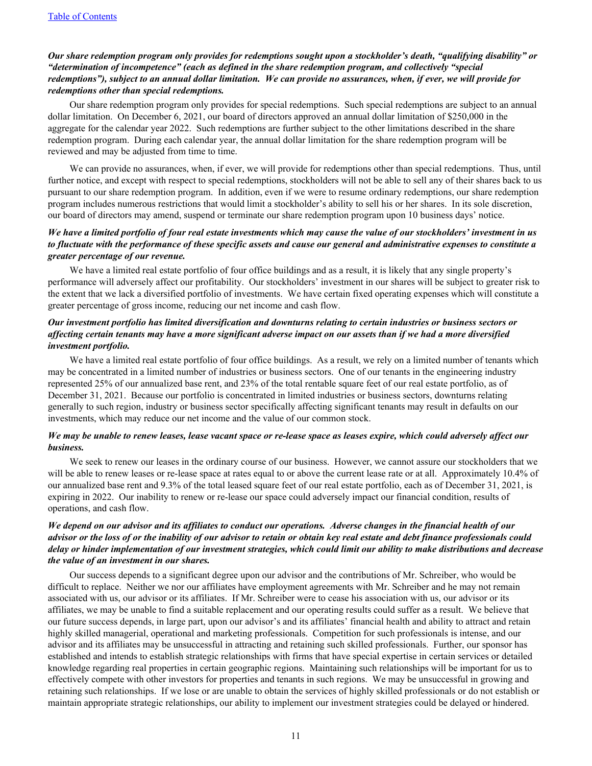***Our share redemption program only provides for redemptions sought upon a stockholder's death, "qualifying disability" or "determination of incompetence" (each as defined in the share redemption program, and collectively "special redemptions"), subject to an annual dollar limitation. We can provide no assurances, when, if ever, we will provide for redemptions other than special redemptions.***

Our share redemption program only provides for special redemptions. Such special redemptions are subject to an annual dollar limitation. On December 6, 2021, our board of directors approved an annual dollar limitation of $250,000 in the aggregate for the calendar year 2022. Such redemptions are further subject to the other limitations described in the share redemption program. During each calendar year, the annual dollar limitation for the share redemption program will be reviewed and may be adjusted from time to time.

We can provide no assurances, when, if ever, we will provide for redemptions other than special redemptions. Thus, until further notice, and except with respect to special redemptions, stockholders will not be able to sell any of their shares back to us pursuant to our share redemption program. In addition, even if we were to resume ordinary redemptions, our share redemption program includes numerous restrictions that would limit a stockholder's ability to sell his or her shares. In its sole discretion, our board of directors may amend, suspend or terminate our share redemption program upon 10 business days' notice.

***We have a limited portfolio of four real estate investments which may cause the value of our stockholders' investment in us to fluctuate with the performance of these specific assets and cause our general and administrative expenses to constitute a greater percentage of our revenue.***

We have a limited real estate portfolio of four office buildings and as a result, it is likely that any single property's performance will adversely affect our profitability. Our stockholders' investment in our shares will be subject to greater risk to the extent that we lack a diversified portfolio of investments. We have certain fixed operating expenses which will constitute a greater percentage of gross income, reducing our net income and cash flow.

***Our investment portfolio has limited diversification and downturns relating to certain industries or business sectors or affecting certain tenants may have a more significant adverse impact on our assets than if we had a more diversified investment portfolio.***

We have a limited real estate portfolio of four office buildings. As a result, we rely on a limited number of tenants which may be concentrated in a limited number of industries or business sectors. One of our tenants in the engineering industry represented 25% of our annualized base rent, and 23% of the total rentable square feet of our real estate portfolio, as of December 31, 2021. Because our portfolio is concentrated in limited industries or business sectors, downturns relating generally to such region, industry or business sector specifically affecting significant tenants may result in defaults on our investments, which may reduce our net income and the value of our common stock.

***We may be unable to renew leases, lease vacant space or re-lease space as leases expire, which could adversely affect our business.***

We seek to renew our leases in the ordinary course of our business. However, we cannot assure our stockholders that we will be able to renew leases or re-lease space at rates equal to or above the current lease rate or at all. Approximately 10.4% of our annualized base rent and 9.3% of the total leased square feet of our real estate portfolio, each as of December 31, 2021, is expiring in 2022. Our inability to renew or re-lease our space could adversely impact our financial condition, results of operations, and cash flow.

***We depend on our advisor and its affiliates to conduct our operations. Adverse changes in the financial health of our advisor or the loss of or the inability of our advisor to retain or obtain key real estate and debt finance professionals could delay or hinder implementation of our investment strategies, which could limit our ability to make distributions and decrease the value of an investment in our shares.***

Our success depends to a significant degree upon our advisor and the contributions of Mr. Schreiber, who would be difficult to replace. Neither we nor our affiliates have employment agreements with Mr. Schreiber and he may not remain associated with us, our advisor or its affiliates. If Mr. Schreiber were to cease his association with us, our advisor or its affiliates, we may be unable to find a suitable replacement and our operating results could suffer as a result. We believe that our future success depends, in large part, upon our advisor's and its affiliates' financial health and ability to attract and retain highly skilled managerial, operational and marketing professionals. Competition for such professionals is intense, and our advisor and its affiliates may be unsuccessful in attracting and retaining such skilled professionals. Further, our sponsor has established and intends to establish strategic relationships with firms that have special expertise in certain services or detailed knowledge regarding real properties in certain geographic regions. Maintaining such relationships will be important for us to effectively compete with other investors for properties and tenants in such regions. We may be unsuccessful in growing and retaining such relationships. If we lose or are unable to obtain the services of highly skilled professionals or do not establish or maintain appropriate strategic relationships, our ability to implement our investment strategies could be delayed or hindered.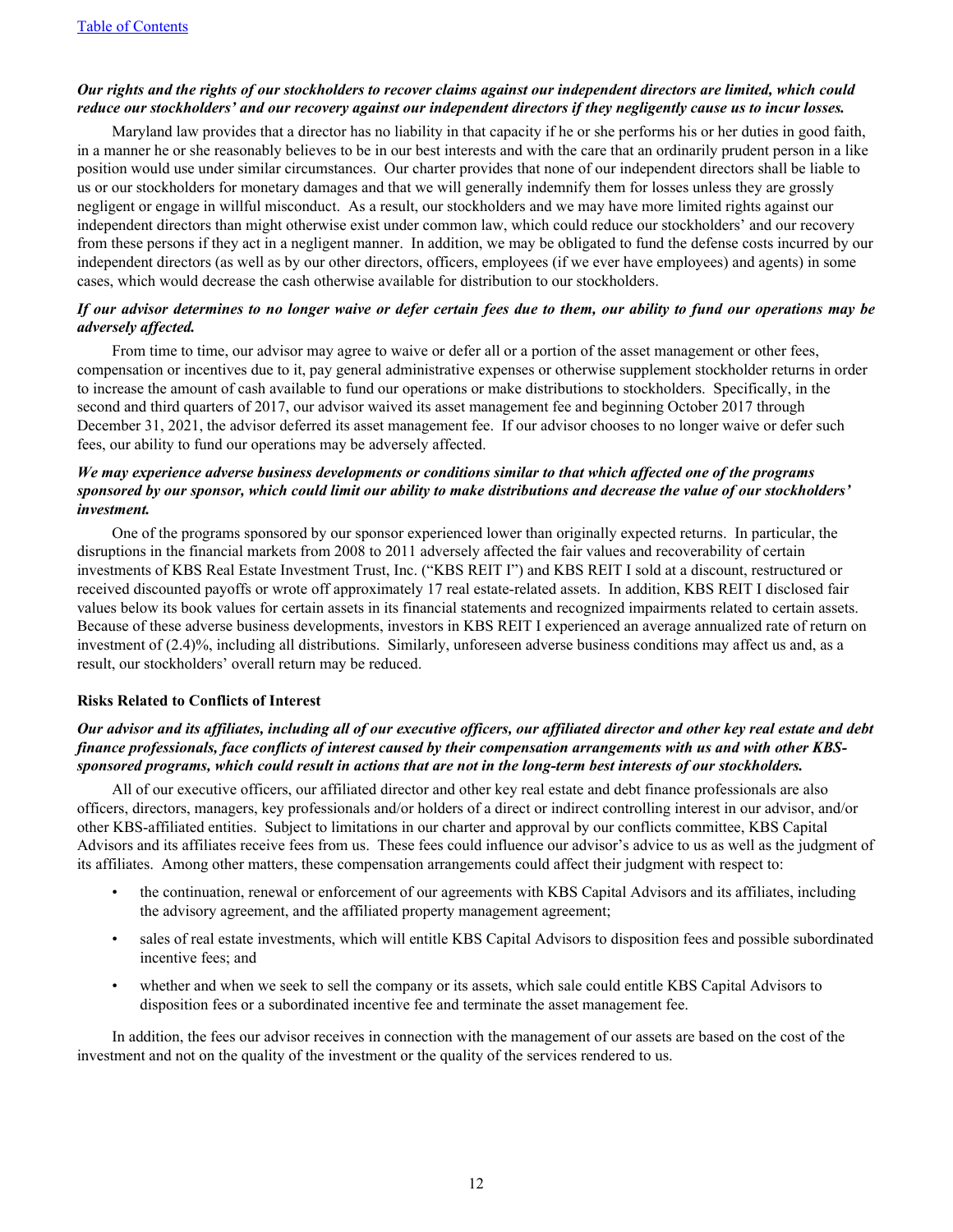***Our rights and the rights of our stockholders to recover claims against our independent directors are limited, which could reduce our stockholders' and our recovery against our independent directors if they negligently cause us to incur losses.***

Maryland law provides that a director has no liability in that capacity if he or she performs his or her duties in good faith, in a manner he or she reasonably believes to be in our best interests and with the care that an ordinarily prudent person in a like position would use under similar circumstances. Our charter provides that none of our independent directors shall be liable to us or our stockholders for monetary damages and that we will generally indemnify them for losses unless they are grossly negligent or engage in willful misconduct. As a result, our stockholders and we may have more limited rights against our independent directors than might otherwise exist under common law, which could reduce our stockholders' and our recovery from these persons if they act in a negligent manner. In addition, we may be obligated to fund the defense costs incurred by our independent directors (as well as by our other directors, officers, employees (if we ever have employees) and agents) in some cases, which would decrease the cash otherwise available for distribution to our stockholders.

***If our advisor determines to no longer waive or defer certain fees due to them, our ability to fund our operations may be adversely affected.***

From time to time, our advisor may agree to waive or defer all or a portion of the asset management or other fees, compensation or incentives due to it, pay general administrative expenses or otherwise supplement stockholder returns in order to increase the amount of cash available to fund our operations or make distributions to stockholders. Specifically, in the second and third quarters of 2017, our advisor waived its asset management fee and beginning October 2017 through December 31, 2021, the advisor deferred its asset management fee. If our advisor chooses to no longer waive or defer such fees, our ability to fund our operations may be adversely affected.

***We may experience adverse business developments or conditions similar to that which affected one of the programs sponsored by our sponsor, which could limit our ability to make distributions and decrease the value of our stockholders' investment.***

One of the programs sponsored by our sponsor experienced lower than originally expected returns. In particular, the disruptions in the financial markets from 2008 to 2011 adversely affected the fair values and recoverability of certain investments of KBS Real Estate Investment Trust, Inc. ("KBS REIT I") and KBS REIT I sold at a discount, restructured or received discounted payoffs or wrote off approximately 17 real estate-related assets. In addition, KBS REIT I disclosed fair values below its book values for certain assets in its financial statements and recognized impairments related to certain assets. Because of these adverse business developments, investors in KBS REIT I experienced an average annualized rate of return on investment of (2.4)%, including all distributions. Similarly, unforeseen adverse business conditions may affect us and, as a result, our stockholders' overall return may be reduced.

**Risks Related to Conflicts of Interest**

***Our advisor and its affiliates, including all of our executive officers, our affiliated director and other key real estate and debt finance professionals, face conflicts of interest caused by their compensation arrangements with us and with other KBS-sponsored programs, which could result in actions that are not in the long-term best interests of our stockholders.***

All of our executive officers, our affiliated director and other key real estate and debt finance professionals are also officers, directors, managers, key professionals and/or holders of a direct or indirect controlling interest in our advisor, and/or other KBS-affiliated entities. Subject to limitations in our charter and approval by our conflicts committee, KBS Capital Advisors and its affiliates receive fees from us. These fees could influence our advisor's advice to us as well as the judgment of its affiliates. Among other matters, these compensation arrangements could affect their judgment with respect to:

- the continuation, renewal or enforcement of our agreements with KBS Capital Advisors and its affiliates, including the advisory agreement, and the affiliated property management agreement;
- sales of real estate investments, which will entitle KBS Capital Advisors to disposition fees and possible subordinated incentive fees; and
- whether and when we seek to sell the company or its assets, which sale could entitle KBS Capital Advisors to disposition fees or a subordinated incentive fee and terminate the asset management fee.

In addition, the fees our advisor receives in connection with the management of our assets are based on the cost of the investment and not on the quality of the investment or the quality of the services rendered to us.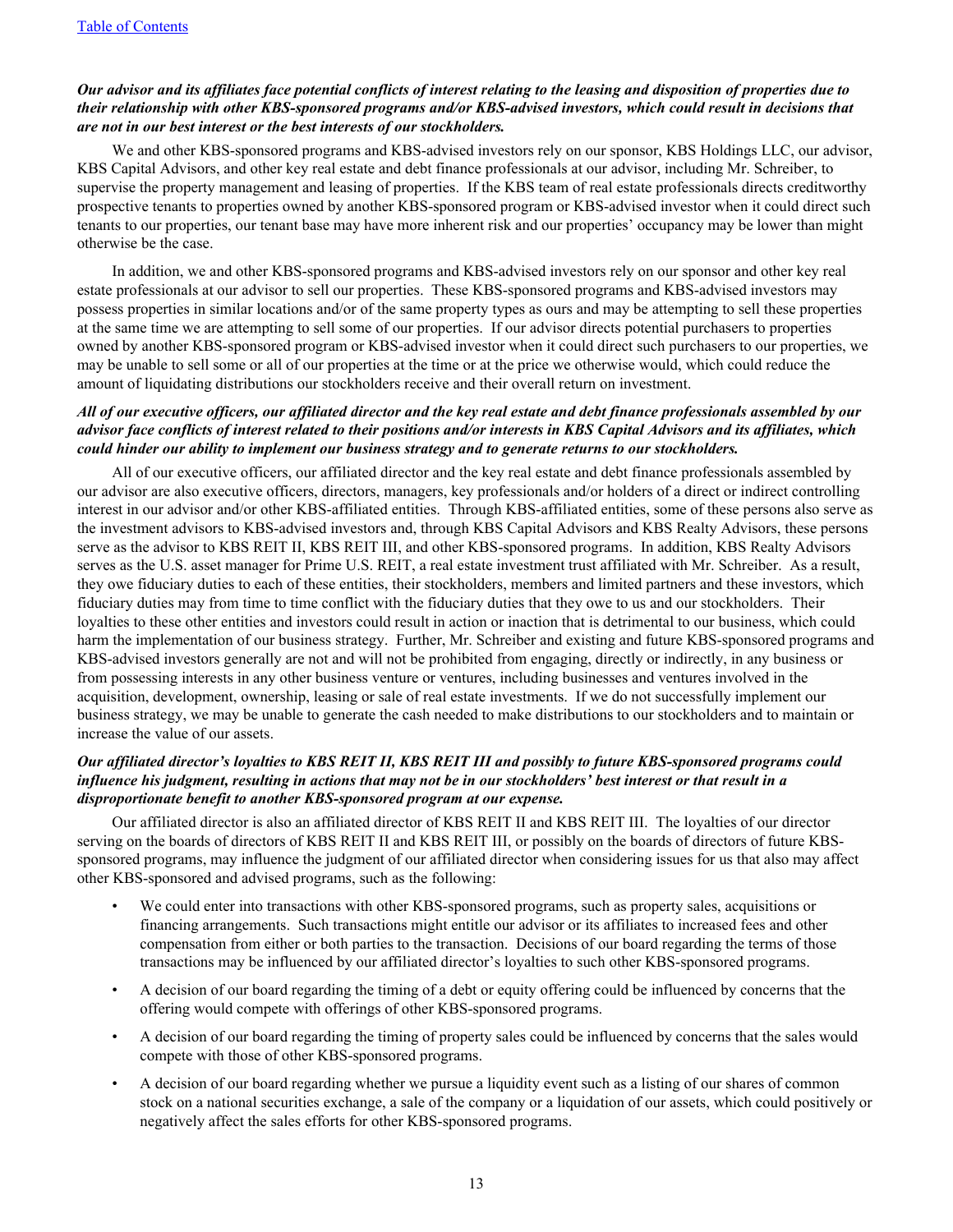***Our advisor and its affiliates face potential conflicts of interest relating to the leasing and disposition of properties due to their relationship with other KBS-sponsored programs and/or KBS-advised investors, which could result in decisions that are not in our best interest or the best interests of our stockholders.***

We and other KBS-sponsored programs and KBS-advised investors rely on our sponsor, KBS Holdings LLC, our advisor, KBS Capital Advisors, and other key real estate and debt finance professionals at our advisor, including Mr. Schreiber, to supervise the property management and leasing of properties. If the KBS team of real estate professionals directs creditworthy prospective tenants to properties owned by another KBS-sponsored program or KBS-advised investor when it could direct such tenants to our properties, our tenant base may have more inherent risk and our properties' occupancy may be lower than might otherwise be the case.

In addition, we and other KBS-sponsored programs and KBS-advised investors rely on our sponsor and other key real estate professionals at our advisor to sell our properties. These KBS-sponsored programs and KBS-advised investors may possess properties in similar locations and/or of the same property types as ours and may be attempting to sell these properties at the same time we are attempting to sell some of our properties. If our advisor directs potential purchasers to properties owned by another KBS-sponsored program or KBS-advised investor when it could direct such purchasers to our properties, we may be unable to sell some or all of our properties at the time or at the price we otherwise would, which could reduce the amount of liquidating distributions our stockholders receive and their overall return on investment.

***All of our executive officers, our affiliated director and the key real estate and debt finance professionals assembled by our advisor face conflicts of interest related to their positions and/or interests in KBS Capital Advisors and its affiliates, which could hinder our ability to implement our business strategy and to generate returns to our stockholders.***

All of our executive officers, our affiliated director and the key real estate and debt finance professionals assembled by our advisor are also executive officers, directors, managers, key professionals and/or holders of a direct or indirect controlling interest in our advisor and/or other KBS-affiliated entities. Through KBS-affiliated entities, some of these persons also serve as the investment advisors to KBS-advised investors and, through KBS Capital Advisors and KBS Realty Advisors, these persons serve as the advisor to KBS REIT II, KBS REIT III, and other KBS-sponsored programs. In addition, KBS Realty Advisors serves as the U.S. asset manager for Prime U.S. REIT, a real estate investment trust affiliated with Mr. Schreiber. As a result, they owe fiduciary duties to each of these entities, their stockholders, members and limited partners and these investors, which fiduciary duties may from time to time conflict with the fiduciary duties that they owe to us and our stockholders. Their loyalties to these other entities and investors could result in action or inaction that is detrimental to our business, which could harm the implementation of our business strategy. Further, Mr. Schreiber and existing and future KBS-sponsored programs and KBS-advised investors generally are not and will not be prohibited from engaging, directly or indirectly, in any business or from possessing interests in any other business venture or ventures, including businesses and ventures involved in the acquisition, development, ownership, leasing or sale of real estate investments. If we do not successfully implement our business strategy, we may be unable to generate the cash needed to make distributions to our stockholders and to maintain or increase the value of our assets.

***Our affiliated director's loyalties to KBS REIT II, KBS REIT III and possibly to future KBS-sponsored programs could influence his judgment, resulting in actions that may not be in our stockholders' best interest or that result in a disproportionate benefit to another KBS-sponsored program at our expense.***

Our affiliated director is also an affiliated director of KBS REIT II and KBS REIT III. The loyalties of our director serving on the boards of directors of KBS REIT II and KBS REIT III, or possibly on the boards of directors of future KBS-sponsored programs, may influence the judgment of our affiliated director when considering issues for us that also may affect other KBS-sponsored and advised programs, such as the following:

- We could enter into transactions with other KBS-sponsored programs, such as property sales, acquisitions or financing arrangements. Such transactions might entitle our advisor or its affiliates to increased fees and other compensation from either or both parties to the transaction. Decisions of our board regarding the terms of those transactions may be influenced by our affiliated director's loyalties to such other KBS-sponsored programs.
- A decision of our board regarding the timing of a debt or equity offering could be influenced by concerns that the offering would compete with offerings of other KBS-sponsored programs.
- A decision of our board regarding the timing of property sales could be influenced by concerns that the sales would compete with those of other KBS-sponsored programs.
- A decision of our board regarding whether we pursue a liquidity event such as a listing of our shares of common stock on a national securities exchange, a sale of the company or a liquidation of our assets, which could positively or negatively affect the sales efforts for other KBS-sponsored programs.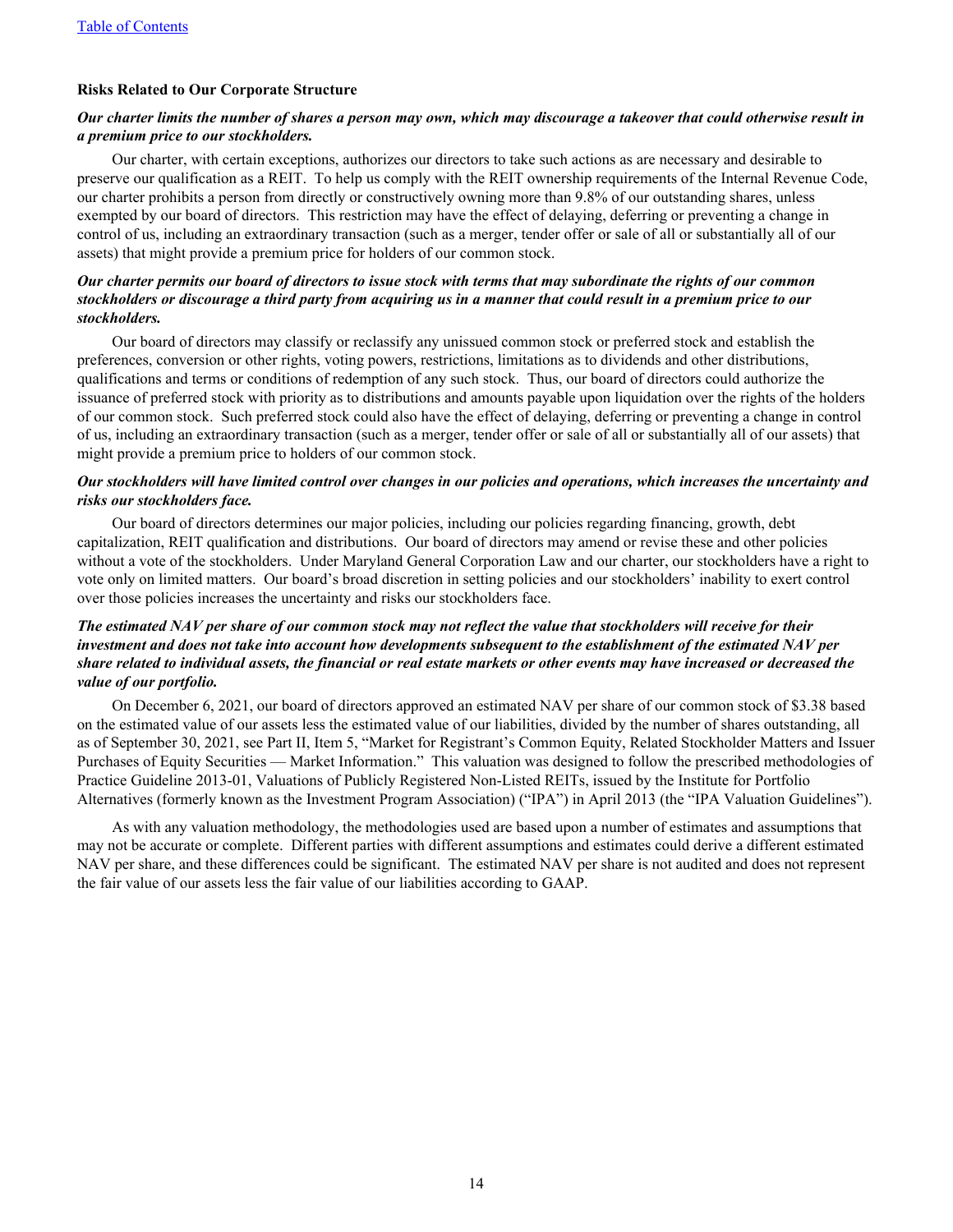### Risks Related to Our Corporate Structure

***Our charter limits the number of shares a person may own, which may discourage a takeover that could otherwise result in a premium price to our stockholders.***

Our charter, with certain exceptions, authorizes our directors to take such actions as are necessary and desirable to preserve our qualification as a REIT. To help us comply with the REIT ownership requirements of the Internal Revenue Code, our charter prohibits a person from directly or constructively owning more than 9.8% of our outstanding shares, unless exempted by our board of directors. This restriction may have the effect of delaying, deferring or preventing a change in control of us, including an extraordinary transaction (such as a merger, tender offer or sale of all or substantially all of our assets) that might provide a premium price for holders of our common stock.

***Our charter permits our board of directors to issue stock with terms that may subordinate the rights of our common stockholders or discourage a third party from acquiring us in a manner that could result in a premium price to our stockholders.***

Our board of directors may classify or reclassify any unissued common stock or preferred stock and establish the preferences, conversion or other rights, voting powers, restrictions, limitations as to dividends and other distributions, qualifications and terms or conditions of redemption of any such stock. Thus, our board of directors could authorize the issuance of preferred stock with priority as to distributions and amounts payable upon liquidation over the rights of the holders of our common stock. Such preferred stock could also have the effect of delaying, deferring or preventing a change in control of us, including an extraordinary transaction (such as a merger, tender offer or sale of all or substantially all of our assets) that might provide a premium price to holders of our common stock.

***Our stockholders will have limited control over changes in our policies and operations, which increases the uncertainty and risks our stockholders face.***

Our board of directors determines our major policies, including our policies regarding financing, growth, debt capitalization, REIT qualification and distributions. Our board of directors may amend or revise these and other policies without a vote of the stockholders. Under Maryland General Corporation Law and our charter, our stockholders have a right to vote only on limited matters. Our board's broad discretion in setting policies and our stockholders' inability to exert control over those policies increases the uncertainty and risks our stockholders face.

***The estimated NAV per share of our common stock may not reflect the value that stockholders will receive for their investment and does not take into account how developments subsequent to the establishment of the estimated NAV per share related to individual assets, the financial or real estate markets or other events may have increased or decreased the value of our portfolio.***

On December 6, 2021, our board of directors approved an estimated NAV per share of our common stock of $3.38 based on the estimated value of our assets less the estimated value of our liabilities, divided by the number of shares outstanding, all as of September 30, 2021, see Part II, Item 5, "Market for Registrant's Common Equity, Related Stockholder Matters and Issuer Purchases of Equity Securities — Market Information." This valuation was designed to follow the prescribed methodologies of Practice Guideline 2013-01, Valuations of Publicly Registered Non-Listed REITs, issued by the Institute for Portfolio Alternatives (formerly known as the Investment Program Association) ("IPA") in April 2013 (the "IPA Valuation Guidelines").

As with any valuation methodology, the methodologies used are based upon a number of estimates and assumptions that may not be accurate or complete. Different parties with different assumptions and estimates could derive a different estimated NAV per share, and these differences could be significant. The estimated NAV per share is not audited and does not represent the fair value of our assets less the fair value of our liabilities according to GAAP.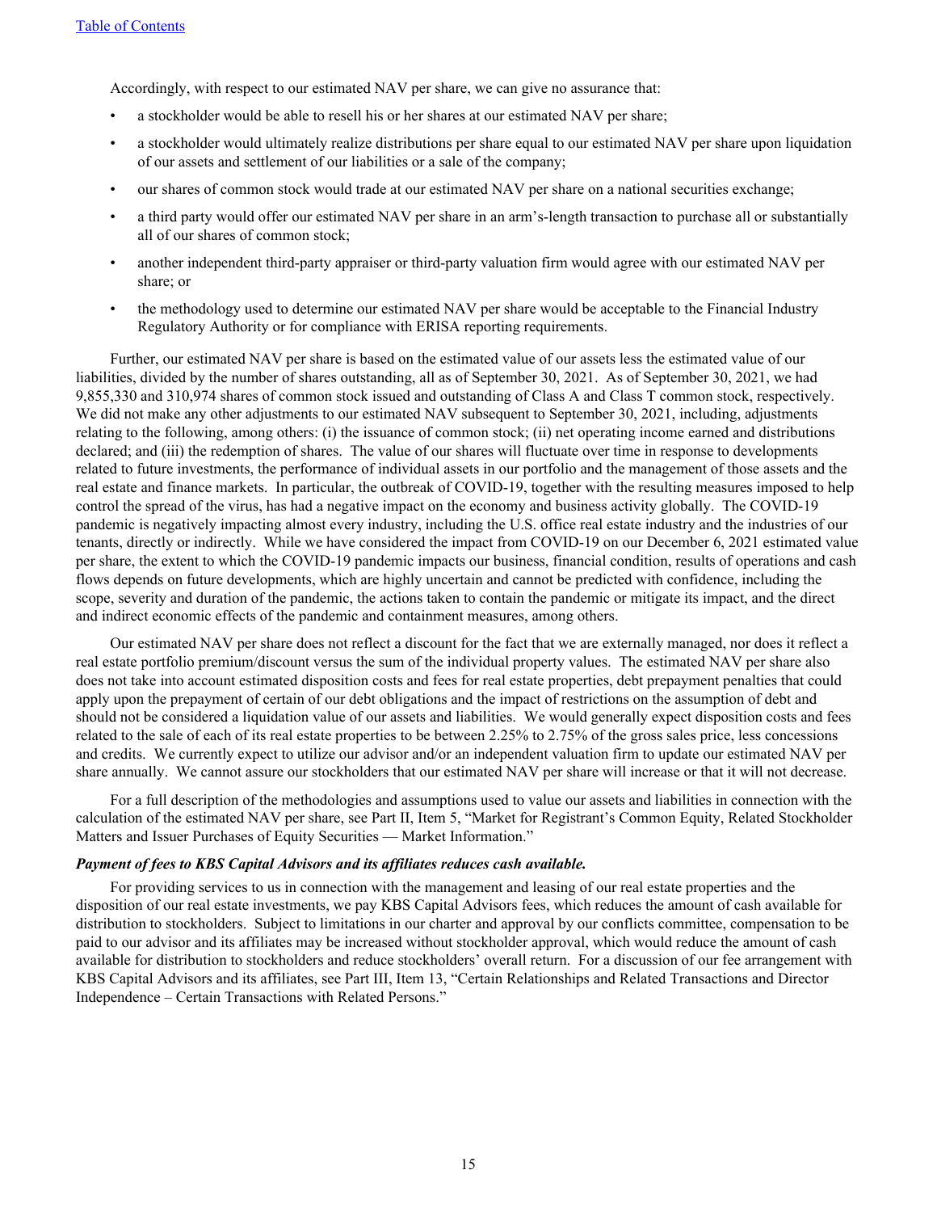Accordingly, with respect to our estimated NAV per share, we can give no assurance that:

- a stockholder would be able to resell his or her shares at our estimated NAV per share;
- a stockholder would ultimately realize distributions per share equal to our estimated NAV per share upon liquidation of our assets and settlement of our liabilities or a sale of the company;
- our shares of common stock would trade at our estimated NAV per share on a national securities exchange;
- a third party would offer our estimated NAV per share in an arm's-length transaction to purchase all or substantially all of our shares of common stock;
- another independent third-party appraiser or third-party valuation firm would agree with our estimated NAV per share; or
- the methodology used to determine our estimated NAV per share would be acceptable to the Financial Industry Regulatory Authority or for compliance with ERISA reporting requirements.

Further, our estimated NAV per share is based on the estimated value of our assets less the estimated value of our liabilities, divided by the number of shares outstanding, all as of September 30, 2021. As of September 30, 2021, we had 9,855,330 and 310,974 shares of common stock issued and outstanding of Class A and Class T common stock, respectively. We did not make any other adjustments to our estimated NAV subsequent to September 30, 2021, including, adjustments relating to the following, among others: (i) the issuance of common stock; (ii) net operating income earned and distributions declared; and (iii) the redemption of shares. The value of our shares will fluctuate over time in response to developments related to future investments, the performance of individual assets in our portfolio and the management of those assets and the real estate and finance markets. In particular, the outbreak of COVID-19, together with the resulting measures imposed to help control the spread of the virus, has had a negative impact on the economy and business activity globally. The COVID-19 pandemic is negatively impacting almost every industry, including the U.S. office real estate industry and the industries of our tenants, directly or indirectly. While we have considered the impact from COVID-19 on our December 6, 2021 estimated value per share, the extent to which the COVID-19 pandemic impacts our business, financial condition, results of operations and cash flows depends on future developments, which are highly uncertain and cannot be predicted with confidence, including the scope, severity and duration of the pandemic, the actions taken to contain the pandemic or mitigate its impact, and the direct and indirect economic effects of the pandemic and containment measures, among others.

Our estimated NAV per share does not reflect a discount for the fact that we are externally managed, nor does it reflect a real estate portfolio premium/discount versus the sum of the individual property values. The estimated NAV per share also does not take into account estimated disposition costs and fees for real estate properties, debt prepayment penalties that could apply upon the prepayment of certain of our debt obligations and the impact of restrictions on the assumption of debt and should not be considered a liquidation value of our assets and liabilities. We would generally expect disposition costs and fees related to the sale of each of its real estate properties to be between 2.25% to 2.75% of the gross sales price, less concessions and credits. We currently expect to utilize our advisor and/or an independent valuation firm to update our estimated NAV per share annually. We cannot assure our stockholders that our estimated NAV per share will increase or that it will not decrease.

For a full description of the methodologies and assumptions used to value our assets and liabilities in connection with the calculation of the estimated NAV per share, see Part II, Item 5, "Market for Registrant's Common Equity, Related Stockholder Matters and Issuer Purchases of Equity Securities — Market Information."

***Payment of fees to KBS Capital Advisors and its affiliates reduces cash available.***

For providing services to us in connection with the management and leasing of our real estate properties and the disposition of our real estate investments, we pay KBS Capital Advisors fees, which reduces the amount of cash available for distribution to stockholders. Subject to limitations in our charter and approval by our conflicts committee, compensation to be paid to our advisor and its affiliates may be increased without stockholder approval, which would reduce the amount of cash available for distribution to stockholders and reduce stockholders' overall return. For a discussion of our fee arrangement with KBS Capital Advisors and its affiliates, see Part III, Item 13, "Certain Relationships and Related Transactions and Director Independence – Certain Transactions with Related Persons."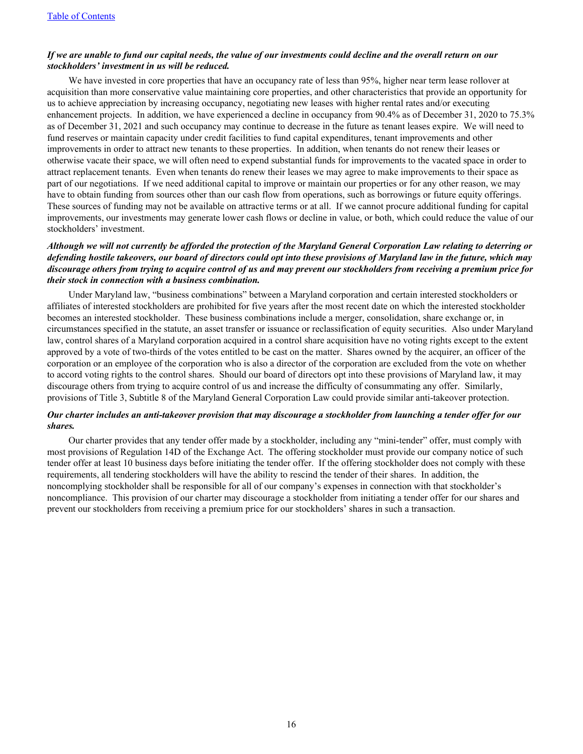***If we are unable to fund our capital needs, the value of our investments could decline and the overall return on our stockholders' investment in us will be reduced.***

We have invested in core properties that have an occupancy rate of less than 95%, higher near term lease rollover at acquisition than more conservative value maintaining core properties, and other characteristics that provide an opportunity for us to achieve appreciation by increasing occupancy, negotiating new leases with higher rental rates and/or executing enhancement projects. In addition, we have experienced a decline in occupancy from 90.4% as of December 31, 2020 to 75.3% as of December 31, 2021 and such occupancy may continue to decrease in the future as tenant leases expire. We will need to fund reserves or maintain capacity under credit facilities to fund capital expenditures, tenant improvements and other improvements in order to attract new tenants to these properties. In addition, when tenants do not renew their leases or otherwise vacate their space, we will often need to expend substantial funds for improvements to the vacated space in order to attract replacement tenants. Even when tenants do renew their leases we may agree to make improvements to their space as part of our negotiations. If we need additional capital to improve or maintain our properties or for any other reason, we may have to obtain funding from sources other than our cash flow from operations, such as borrowings or future equity offerings. These sources of funding may not be available on attractive terms or at all. If we cannot procure additional funding for capital improvements, our investments may generate lower cash flows or decline in value, or both, which could reduce the value of our stockholders' investment.

***Although we will not currently be afforded the protection of the Maryland General Corporation Law relating to deterring or defending hostile takeovers, our board of directors could opt into these provisions of Maryland law in the future, which may discourage others from trying to acquire control of us and may prevent our stockholders from receiving a premium price for their stock in connection with a business combination.***

Under Maryland law, "business combinations" between a Maryland corporation and certain interested stockholders or affiliates of interested stockholders are prohibited for five years after the most recent date on which the interested stockholder becomes an interested stockholder. These business combinations include a merger, consolidation, share exchange or, in circumstances specified in the statute, an asset transfer or issuance or reclassification of equity securities. Also under Maryland law, control shares of a Maryland corporation acquired in a control share acquisition have no voting rights except to the extent approved by a vote of two-thirds of the votes entitled to be cast on the matter. Shares owned by the acquirer, an officer of the corporation or an employee of the corporation who is also a director of the corporation are excluded from the vote on whether to accord voting rights to the control shares. Should our board of directors opt into these provisions of Maryland law, it may discourage others from trying to acquire control of us and increase the difficulty of consummating any offer. Similarly, provisions of Title 3, Subtitle 8 of the Maryland General Corporation Law could provide similar anti-takeover protection.

***Our charter includes an anti-takeover provision that may discourage a stockholder from launching a tender offer for our shares.***

Our charter provides that any tender offer made by a stockholder, including any "mini-tender" offer, must comply with most provisions of Regulation 14D of the Exchange Act. The offering stockholder must provide our company notice of such tender offer at least 10 business days before initiating the tender offer. If the offering stockholder does not comply with these requirements, all tendering stockholders will have the ability to rescind the tender of their shares. In addition, the noncomplying stockholder shall be responsible for all of our company's expenses in connection with that stockholder's noncompliance. This provision of our charter may discourage a stockholder from initiating a tender offer for our shares and prevent our stockholders from receiving a premium price for our stockholders' shares in such a transaction.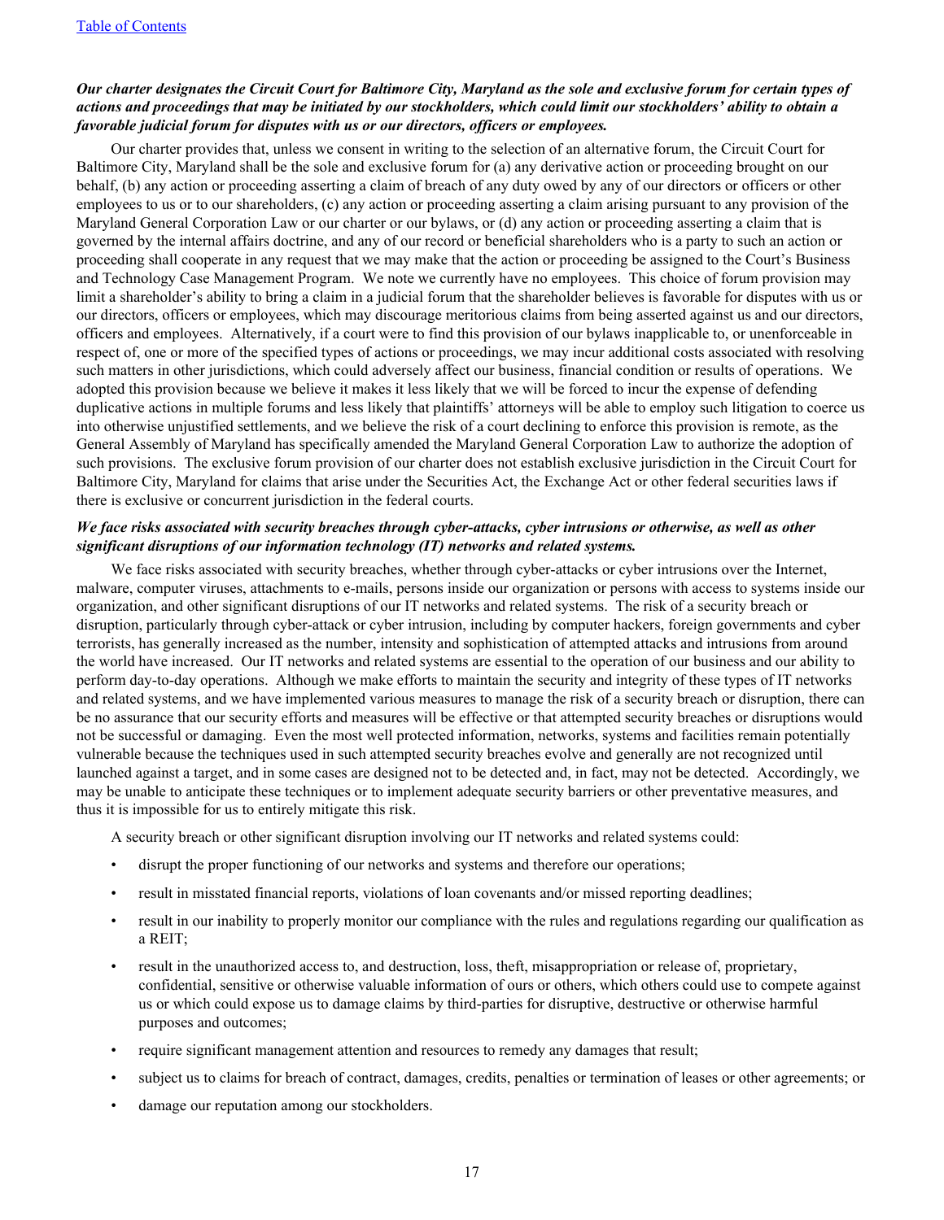***Our charter designates the Circuit Court for Baltimore City, Maryland as the sole and exclusive forum for certain types of actions and proceedings that may be initiated by our stockholders, which could limit our stockholders' ability to obtain a favorable judicial forum for disputes with us or our directors, officers or employees.***

Our charter provides that, unless we consent in writing to the selection of an alternative forum, the Circuit Court for Baltimore City, Maryland shall be the sole and exclusive forum for (a) any derivative action or proceeding brought on our behalf, (b) any action or proceeding asserting a claim of breach of any duty owed by any of our directors or officers or other employees to us or to our shareholders, (c) any action or proceeding asserting a claim arising pursuant to any provision of the Maryland General Corporation Law or our charter or our bylaws, or (d) any action or proceeding asserting a claim that is governed by the internal affairs doctrine, and any of our record or beneficial shareholders who is a party to such an action or proceeding shall cooperate in any request that we may make that the action or proceeding be assigned to the Court's Business and Technology Case Management Program. We note we currently have no employees. This choice of forum provision may limit a shareholder's ability to bring a claim in a judicial forum that the shareholder believes is favorable for disputes with us or our directors, officers or employees, which may discourage meritorious claims from being asserted against us and our directors, officers and employees. Alternatively, if a court were to find this provision of our bylaws inapplicable to, or unenforceable in respect of, one or more of the specified types of actions or proceedings, we may incur additional costs associated with resolving such matters in other jurisdictions, which could adversely affect our business, financial condition or results of operations. We adopted this provision because we believe it makes it less likely that we will be forced to incur the expense of defending duplicative actions in multiple forums and less likely that plaintiffs' attorneys will be able to employ such litigation to coerce us into otherwise unjustified settlements, and we believe the risk of a court declining to enforce this provision is remote, as the General Assembly of Maryland has specifically amended the Maryland General Corporation Law to authorize the adoption of such provisions. The exclusive forum provision of our charter does not establish exclusive jurisdiction in the Circuit Court for Baltimore City, Maryland for claims that arise under the Securities Act, the Exchange Act or other federal securities laws if there is exclusive or concurrent jurisdiction in the federal courts.

***We face risks associated with security breaches through cyber-attacks, cyber intrusions or otherwise, as well as other significant disruptions of our information technology (IT) networks and related systems.***

We face risks associated with security breaches, whether through cyber-attacks or cyber intrusions over the Internet, malware, computer viruses, attachments to e-mails, persons inside our organization or persons with access to systems inside our organization, and other significant disruptions of our IT networks and related systems. The risk of a security breach or disruption, particularly through cyber-attack or cyber intrusion, including by computer hackers, foreign governments and cyber terrorists, has generally increased as the number, intensity and sophistication of attempted attacks and intrusions from around the world have increased. Our IT networks and related systems are essential to the operation of our business and our ability to perform day-to-day operations. Although we make efforts to maintain the security and integrity of these types of IT networks and related systems, and we have implemented various measures to manage the risk of a security breach or disruption, there can be no assurance that our security efforts and measures will be effective or that attempted security breaches or disruptions would not be successful or damaging. Even the most well protected information, networks, systems and facilities remain potentially vulnerable because the techniques used in such attempted security breaches evolve and generally are not recognized until launched against a target, and in some cases are designed not to be detected and, in fact, may not be detected. Accordingly, we may be unable to anticipate these techniques or to implement adequate security barriers or other preventative measures, and thus it is impossible for us to entirely mitigate this risk.

A security breach or other significant disruption involving our IT networks and related systems could:

- disrupt the proper functioning of our networks and systems and therefore our operations;
- result in misstated financial reports, violations of loan covenants and/or missed reporting deadlines;
- result in our inability to properly monitor our compliance with the rules and regulations regarding our qualification as a REIT;
- result in the unauthorized access to, and destruction, loss, theft, misappropriation or release of, proprietary, confidential, sensitive or otherwise valuable information of ours or others, which others could use to compete against us or which could expose us to damage claims by third-parties for disruptive, destructive or otherwise harmful purposes and outcomes;
- require significant management attention and resources to remedy any damages that result;
- subject us to claims for breach of contract, damages, credits, penalties or termination of leases or other agreements; or
- damage our reputation among our stockholders.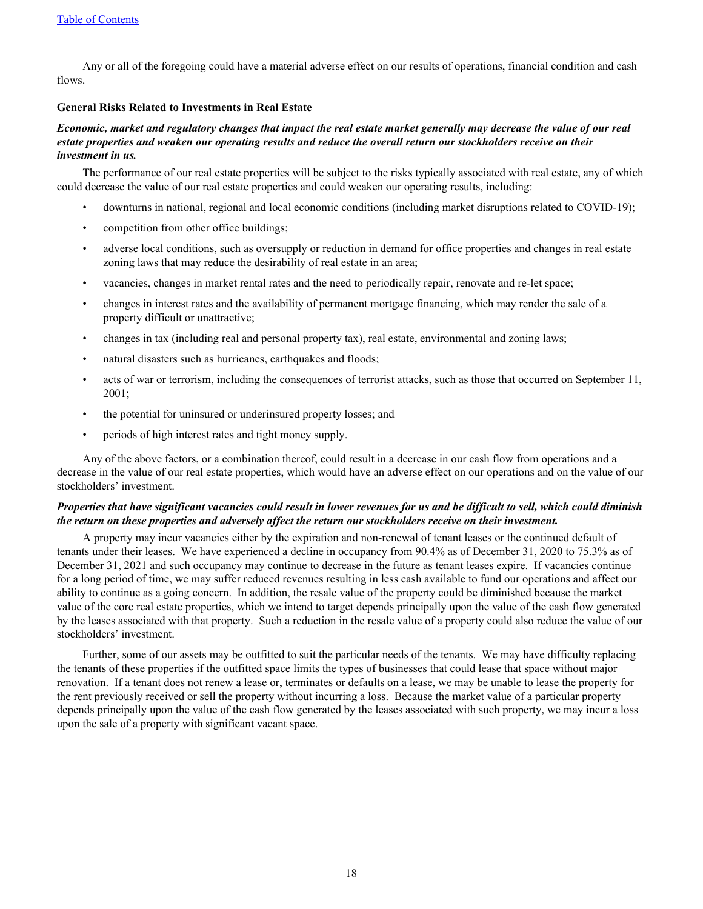Any or all of the foregoing could have a material adverse effect on our results of operations, financial condition and cash flows.

**General Risks Related to Investments in Real Estate**

***Economic, market and regulatory changes that impact the real estate market generally may decrease the value of our real estate properties and weaken our operating results and reduce the overall return our stockholders receive on their investment in us.***

The performance of our real estate properties will be subject to the risks typically associated with real estate, any of which could decrease the value of our real estate properties and could weaken our operating results, including:

- downturns in national, regional and local economic conditions (including market disruptions related to COVID-19);
- competition from other office buildings;
- adverse local conditions, such as oversupply or reduction in demand for office properties and changes in real estate zoning laws that may reduce the desirability of real estate in an area;
- vacancies, changes in market rental rates and the need to periodically repair, renovate and re-let space;
- changes in interest rates and the availability of permanent mortgage financing, which may render the sale of a property difficult or unattractive;
- changes in tax (including real and personal property tax), real estate, environmental and zoning laws;
- natural disasters such as hurricanes, earthquakes and floods;
- acts of war or terrorism, including the consequences of terrorist attacks, such as those that occurred on September 11, 2001;
- the potential for uninsured or underinsured property losses; and
- periods of high interest rates and tight money supply.

Any of the above factors, or a combination thereof, could result in a decrease in our cash flow from operations and a decrease in the value of our real estate properties, which would have an adverse effect on our operations and on the value of our stockholders' investment.

***Properties that have significant vacancies could result in lower revenues for us and be difficult to sell, which could diminish the return on these properties and adversely affect the return our stockholders receive on their investment.***

A property may incur vacancies either by the expiration and non-renewal of tenant leases or the continued default of tenants under their leases. We have experienced a decline in occupancy from 90.4% as of December 31, 2020 to 75.3% as of December 31, 2021 and such occupancy may continue to decrease in the future as tenant leases expire. If vacancies continue for a long period of time, we may suffer reduced revenues resulting in less cash available to fund our operations and affect our ability to continue as a going concern. In addition, the resale value of the property could be diminished because the market value of the core real estate properties, which we intend to target depends principally upon the value of the cash flow generated by the leases associated with that property. Such a reduction in the resale value of a property could also reduce the value of our stockholders' investment.

Further, some of our assets may be outfitted to suit the particular needs of the tenants. We may have difficulty replacing the tenants of these properties if the outfitted space limits the types of businesses that could lease that space without major renovation. If a tenant does not renew a lease or, terminates or defaults on a lease, we may be unable to lease the property for the rent previously received or sell the property without incurring a loss. Because the market value of a particular property depends principally upon the value of the cash flow generated by the leases associated with such property, we may incur a loss upon the sale of a property with significant vacant space.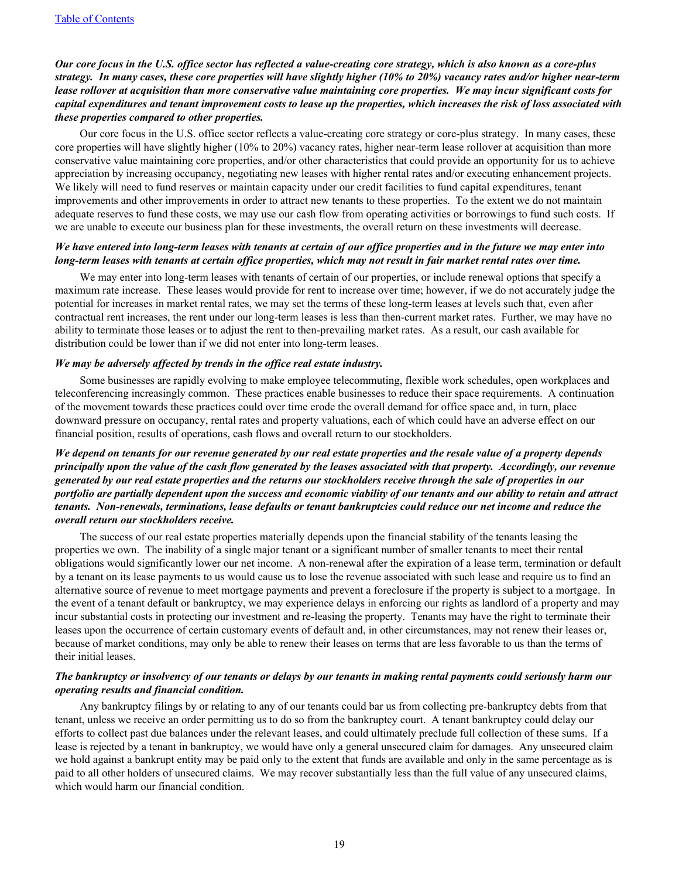***Our core focus in the U.S. office sector has reflected a value-creating core strategy, which is also known as a core-plus strategy. In many cases, these core properties will have slightly higher (10% to 20%) vacancy rates and/or higher near-term lease rollover at acquisition than more conservative value maintaining core properties. We may incur significant costs for capital expenditures and tenant improvement costs to lease up the properties, which increases the risk of loss associated with these properties compared to other properties.***

Our core focus in the U.S. office sector reflects a value-creating core strategy or core-plus strategy. In many cases, these core properties will have slightly higher (10% to 20%) vacancy rates, higher near-term lease rollover at acquisition than more conservative value maintaining core properties, and/or other characteristics that could provide an opportunity for us to achieve appreciation by increasing occupancy, negotiating new leases with higher rental rates and/or executing enhancement projects. We likely will need to fund reserves or maintain capacity under our credit facilities to fund capital expenditures, tenant improvements and other improvements in order to attract new tenants to these properties. To the extent we do not maintain adequate reserves to fund these costs, we may use our cash flow from operating activities or borrowings to fund such costs. If we are unable to execute our business plan for these investments, the overall return on these investments will decrease.

***We have entered into long-term leases with tenants at certain of our office properties and in the future we may enter into long-term leases with tenants at certain office properties, which may not result in fair market rental rates over time.***

We may enter into long-term leases with tenants of certain of our properties, or include renewal options that specify a maximum rate increase. These leases would provide for rent to increase over time; however, if we do not accurately judge the potential for increases in market rental rates, we may set the terms of these long-term leases at levels such that, even after contractual rent increases, the rent under our long-term leases is less than then-current market rates. Further, we may have no ability to terminate those leases or to adjust the rent to then-prevailing market rates. As a result, our cash available for distribution could be lower than if we did not enter into long-term leases.

***We may be adversely affected by trends in the office real estate industry.***

Some businesses are rapidly evolving to make employee telecommuting, flexible work schedules, open workplaces and teleconferencing increasingly common. These practices enable businesses to reduce their space requirements. A continuation of the movement towards these practices could over time erode the overall demand for office space and, in turn, place downward pressure on occupancy, rental rates and property valuations, each of which could have an adverse effect on our financial position, results of operations, cash flows and overall return to our stockholders.

***We depend on tenants for our revenue generated by our real estate properties and the resale value of a property depends principally upon the value of the cash flow generated by the leases associated with that property. Accordingly, our revenue generated by our real estate properties and the returns our stockholders receive through the sale of properties in our portfolio are partially dependent upon the success and economic viability of our tenants and our ability to retain and attract tenants. Non-renewals, terminations, lease defaults or tenant bankruptcies could reduce our net income and reduce the overall return our stockholders receive.***

The success of our real estate properties materially depends upon the financial stability of the tenants leasing the properties we own. The inability of a single major tenant or a significant number of smaller tenants to meet their rental obligations would significantly lower our net income. A non-renewal after the expiration of a lease term, termination or default by a tenant on its lease payments to us would cause us to lose the revenue associated with such lease and require us to find an alternative source of revenue to meet mortgage payments and prevent a foreclosure if the property is subject to a mortgage. In the event of a tenant default or bankruptcy, we may experience delays in enforcing our rights as landlord of a property and may incur substantial costs in protecting our investment and re-leasing the property. Tenants may have the right to terminate their leases upon the occurrence of certain customary events of default and, in other circumstances, may not renew their leases or, because of market conditions, may only be able to renew their leases on terms that are less favorable to us than the terms of their initial leases.

***The bankruptcy or insolvency of our tenants or delays by our tenants in making rental payments could seriously harm our operating results and financial condition.***

Any bankruptcy filings by or relating to any of our tenants could bar us from collecting pre-bankruptcy debts from that tenant, unless we receive an order permitting us to do so from the bankruptcy court. A tenant bankruptcy could delay our efforts to collect past due balances under the relevant leases, and could ultimately preclude full collection of these sums. If a lease is rejected by a tenant in bankruptcy, we would have only a general unsecured claim for damages. Any unsecured claim we hold against a bankrupt entity may be paid only to the extent that funds are available and only in the same percentage as is paid to all other holders of unsecured claims. We may recover substantially less than the full value of any unsecured claims, which would harm our financial condition.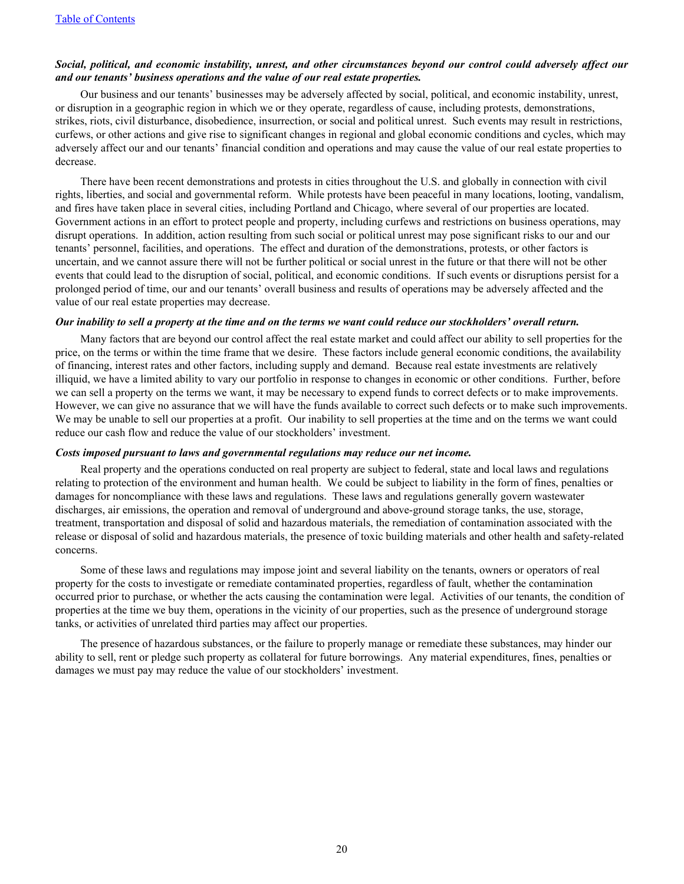***Social, political, and economic instability, unrest, and other circumstances beyond our control could adversely affect our and our tenants' business operations and the value of our real estate properties.***

Our business and our tenants' businesses may be adversely affected by social, political, and economic instability, unrest, or disruption in a geographic region in which we or they operate, regardless of cause, including protests, demonstrations, strikes, riots, civil disturbance, disobedience, insurrection, or social and political unrest. Such events may result in restrictions, curfews, or other actions and give rise to significant changes in regional and global economic conditions and cycles, which may adversely affect our and our tenants' financial condition and operations and may cause the value of our real estate properties to decrease.

There have been recent demonstrations and protests in cities throughout the U.S. and globally in connection with civil rights, liberties, and social and governmental reform. While protests have been peaceful in many locations, looting, vandalism, and fires have taken place in several cities, including Portland and Chicago, where several of our properties are located. Government actions in an effort to protect people and property, including curfews and restrictions on business operations, may disrupt operations. In addition, action resulting from such social or political unrest may pose significant risks to our and our tenants' personnel, facilities, and operations. The effect and duration of the demonstrations, protests, or other factors is uncertain, and we cannot assure there will not be further political or social unrest in the future or that there will not be other events that could lead to the disruption of social, political, and economic conditions. If such events or disruptions persist for a prolonged period of time, our and our tenants' overall business and results of operations may be adversely affected and the value of our real estate properties may decrease.

***Our inability to sell a property at the time and on the terms we want could reduce our stockholders' overall return.***

Many factors that are beyond our control affect the real estate market and could affect our ability to sell properties for the price, on the terms or within the time frame that we desire. These factors include general economic conditions, the availability of financing, interest rates and other factors, including supply and demand. Because real estate investments are relatively illiquid, we have a limited ability to vary our portfolio in response to changes in economic or other conditions. Further, before we can sell a property on the terms we want, it may be necessary to expend funds to correct defects or to make improvements. However, we can give no assurance that we will have the funds available to correct such defects or to make such improvements. We may be unable to sell our properties at a profit. Our inability to sell properties at the time and on the terms we want could reduce our cash flow and reduce the value of our stockholders' investment.

***Costs imposed pursuant to laws and governmental regulations may reduce our net income.***

Real property and the operations conducted on real property are subject to federal, state and local laws and regulations relating to protection of the environment and human health. We could be subject to liability in the form of fines, penalties or damages for noncompliance with these laws and regulations. These laws and regulations generally govern wastewater discharges, air emissions, the operation and removal of underground and above-ground storage tanks, the use, storage, treatment, transportation and disposal of solid and hazardous materials, the remediation of contamination associated with the release or disposal of solid and hazardous materials, the presence of toxic building materials and other health and safety-related concerns.

Some of these laws and regulations may impose joint and several liability on the tenants, owners or operators of real property for the costs to investigate or remediate contaminated properties, regardless of fault, whether the contamination occurred prior to purchase, or whether the acts causing the contamination were legal. Activities of our tenants, the condition of properties at the time we buy them, operations in the vicinity of our properties, such as the presence of underground storage tanks, or activities of unrelated third parties may affect our properties.

The presence of hazardous substances, or the failure to properly manage or remediate these substances, may hinder our ability to sell, rent or pledge such property as collateral for future borrowings. Any material expenditures, fines, penalties or damages we must pay may reduce the value of our stockholders' investment.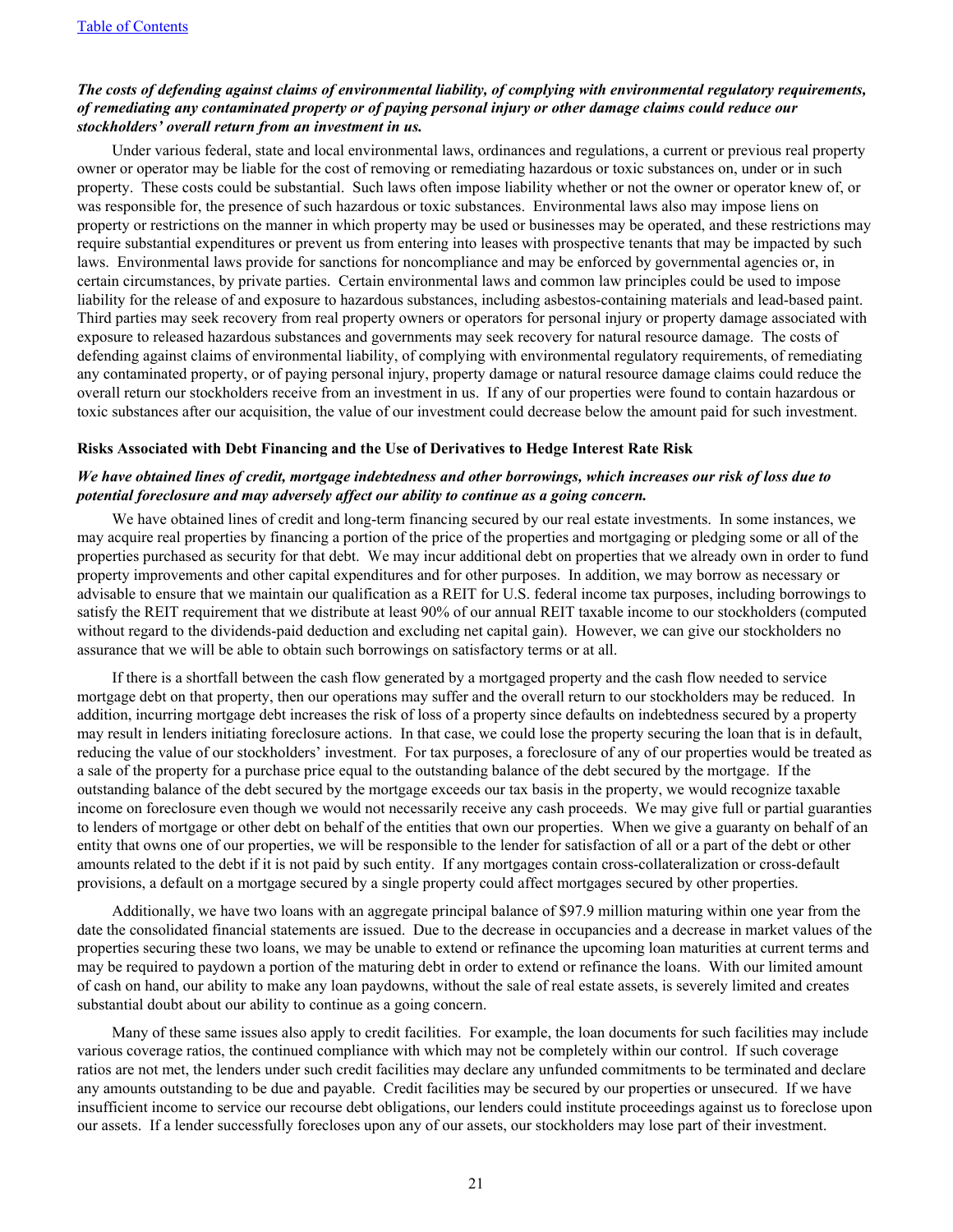***The costs of defending against claims of environmental liability, of complying with environmental regulatory requirements, of remediating any contaminated property or of paying personal injury or other damage claims could reduce our stockholders' overall return from an investment in us.***

Under various federal, state and local environmental laws, ordinances and regulations, a current or previous real property owner or operator may be liable for the cost of removing or remediating hazardous or toxic substances on, under or in such property. These costs could be substantial. Such laws often impose liability whether or not the owner or operator knew of, or was responsible for, the presence of such hazardous or toxic substances. Environmental laws also may impose liens on property or restrictions on the manner in which property may be used or businesses may be operated, and these restrictions may require substantial expenditures or prevent us from entering into leases with prospective tenants that may be impacted by such laws. Environmental laws provide for sanctions for noncompliance and may be enforced by governmental agencies or, in certain circumstances, by private parties. Certain environmental laws and common law principles could be used to impose liability for the release of and exposure to hazardous substances, including asbestos-containing materials and lead-based paint. Third parties may seek recovery from real property owners or operators for personal injury or property damage associated with exposure to released hazardous substances and governments may seek recovery for natural resource damage. The costs of defending against claims of environmental liability, of complying with environmental regulatory requirements, of remediating any contaminated property, or of paying personal injury, property damage or natural resource damage claims could reduce the overall return our stockholders receive from an investment in us. If any of our properties were found to contain hazardous or toxic substances after our acquisition, the value of our investment could decrease below the amount paid for such investment.

**Risks Associated with Debt Financing and the Use of Derivatives to Hedge Interest Rate Risk**

***We have obtained lines of credit, mortgage indebtedness and other borrowings, which increases our risk of loss due to potential foreclosure and may adversely affect our ability to continue as a going concern.***

We have obtained lines of credit and long-term financing secured by our real estate investments. In some instances, we may acquire real properties by financing a portion of the price of the properties and mortgaging or pledging some or all of the properties purchased as security for that debt. We may incur additional debt on properties that we already own in order to fund property improvements and other capital expenditures and for other purposes. In addition, we may borrow as necessary or advisable to ensure that we maintain our qualification as a REIT for U.S. federal income tax purposes, including borrowings to satisfy the REIT requirement that we distribute at least 90% of our annual REIT taxable income to our stockholders (computed without regard to the dividends-paid deduction and excluding net capital gain). However, we can give our stockholders no assurance that we will be able to obtain such borrowings on satisfactory terms or at all.

If there is a shortfall between the cash flow generated by a mortgaged property and the cash flow needed to service mortgage debt on that property, then our operations may suffer and the overall return to our stockholders may be reduced. In addition, incurring mortgage debt increases the risk of loss of a property since defaults on indebtedness secured by a property may result in lenders initiating foreclosure actions. In that case, we could lose the property securing the loan that is in default, reducing the value of our stockholders' investment. For tax purposes, a foreclosure of any of our properties would be treated as a sale of the property for a purchase price equal to the outstanding balance of the debt secured by the mortgage. If the outstanding balance of the debt secured by the mortgage exceeds our tax basis in the property, we would recognize taxable income on foreclosure even though we would not necessarily receive any cash proceeds. We may give full or partial guaranties to lenders of mortgage or other debt on behalf of the entities that own our properties. When we give a guaranty on behalf of an entity that owns one of our properties, we will be responsible to the lender for satisfaction of all or a part of the debt or other amounts related to the debt if it is not paid by such entity. If any mortgages contain cross-collateralization or cross-default provisions, a default on a mortgage secured by a single property could affect mortgages secured by other properties.

Additionally, we have two loans with an aggregate principal balance of $97.9 million maturing within one year from the date the consolidated financial statements are issued. Due to the decrease in occupancies and a decrease in market values of the properties securing these two loans, we may be unable to extend or refinance the upcoming loan maturities at current terms and may be required to paydown a portion of the maturing debt in order to extend or refinance the loans. With our limited amount of cash on hand, our ability to make any loan paydowns, without the sale of real estate assets, is severely limited and creates substantial doubt about our ability to continue as a going concern.

Many of these same issues also apply to credit facilities. For example, the loan documents for such facilities may include various coverage ratios, the continued compliance with which may not be completely within our control. If such coverage ratios are not met, the lenders under such credit facilities may declare any unfunded commitments to be terminated and declare any amounts outstanding to be due and payable. Credit facilities may be secured by our properties or unsecured. If we have insufficient income to service our recourse debt obligations, our lenders could institute proceedings against us to foreclose upon our assets. If a lender successfully forecloses upon any of our assets, our stockholders may lose part of their investment.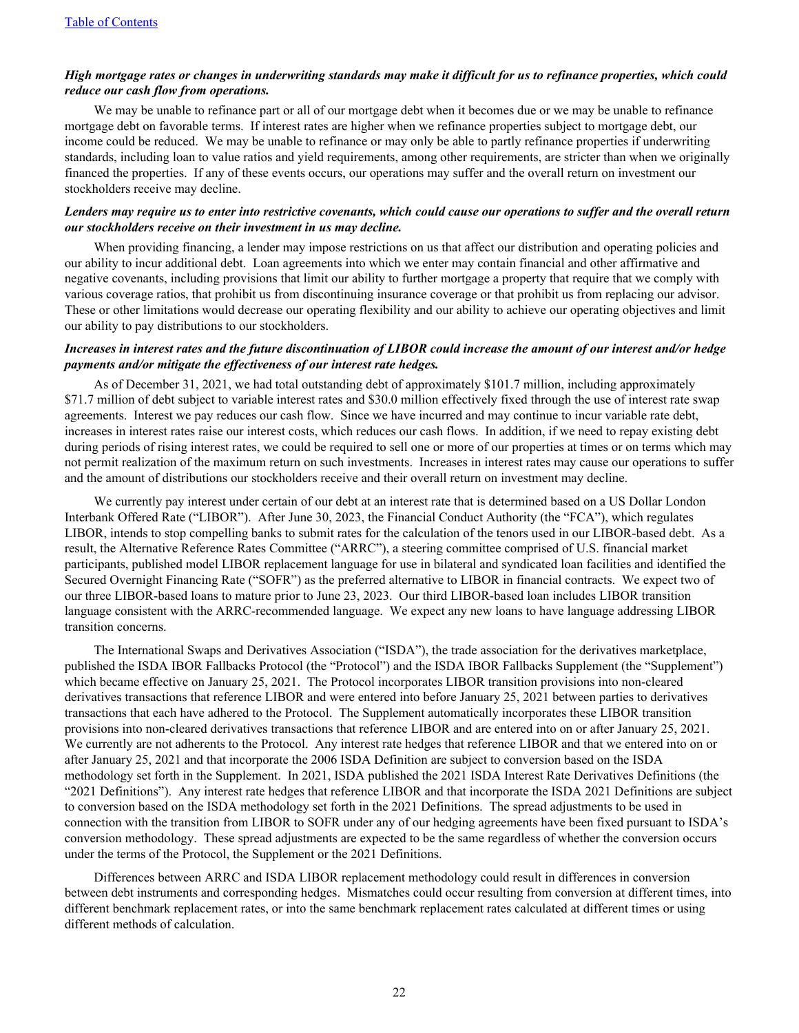*High mortgage rates or changes in underwriting standards may make it difficult for us to refinance properties, which could reduce our cash flow from operations.*

We may be unable to refinance part or all of our mortgage debt when it becomes due or we may be unable to refinance mortgage debt on favorable terms. If interest rates are higher when we refinance properties subject to mortgage debt, our income could be reduced. We may be unable to refinance or may only be able to partly refinance properties if underwriting standards, including loan to value ratios and yield requirements, among other requirements, are stricter than when we originally financed the properties. If any of these events occurs, our operations may suffer and the overall return on investment our stockholders receive may decline.

*Lenders may require us to enter into restrictive covenants, which could cause our operations to suffer and the overall return our stockholders receive on their investment in us may decline.*

When providing financing, a lender may impose restrictions on us that affect our distribution and operating policies and our ability to incur additional debt. Loan agreements into which we enter may contain financial and other affirmative and negative covenants, including provisions that limit our ability to further mortgage a property that require that we comply with various coverage ratios, that prohibit us from discontinuing insurance coverage or that prohibit us from replacing our advisor. These or other limitations would decrease our operating flexibility and our ability to achieve our operating objectives and limit our ability to pay distributions to our stockholders.

*Increases in interest rates and the future discontinuation of LIBOR could increase the amount of our interest and/or hedge payments and/or mitigate the effectiveness of our interest rate hedges.*

As of December 31, 2021, we had total outstanding debt of approximately $101.7 million, including approximately $71.7 million of debt subject to variable interest rates and $30.0 million effectively fixed through the use of interest rate swap agreements. Interest we pay reduces our cash flow. Since we have incurred and may continue to incur variable rate debt, increases in interest rates raise our interest costs, which reduces our cash flows. In addition, if we need to repay existing debt during periods of rising interest rates, we could be required to sell one or more of our properties at times or on terms which may not permit realization of the maximum return on such investments. Increases in interest rates may cause our operations to suffer and the amount of distributions our stockholders receive and their overall return on investment may decline.

We currently pay interest under certain of our debt at an interest rate that is determined based on a US Dollar London Interbank Offered Rate ("LIBOR"). After June 30, 2023, the Financial Conduct Authority (the "FCA"), which regulates LIBOR, intends to stop compelling banks to submit rates for the calculation of the tenors used in our LIBOR-based debt. As a result, the Alternative Reference Rates Committee ("ARRC"), a steering committee comprised of U.S. financial market participants, published model LIBOR replacement language for use in bilateral and syndicated loan facilities and identified the Secured Overnight Financing Rate ("SOFR") as the preferred alternative to LIBOR in financial contracts. We expect two of our three LIBOR-based loans to mature prior to June 23, 2023. Our third LIBOR-based loan includes LIBOR transition language consistent with the ARRC-recommended language. We expect any new loans to have language addressing LIBOR transition concerns.

The International Swaps and Derivatives Association ("ISDA"), the trade association for the derivatives marketplace, published the ISDA IBOR Fallbacks Protocol (the "Protocol") and the ISDA IBOR Fallbacks Supplement (the "Supplement") which became effective on January 25, 2021. The Protocol incorporates LIBOR transition provisions into non-cleared derivatives transactions that reference LIBOR and were entered into before January 25, 2021 between parties to derivatives transactions that each have adhered to the Protocol. The Supplement automatically incorporates these LIBOR transition provisions into non-cleared derivatives transactions that reference LIBOR and are entered into on or after January 25, 2021. We currently are not adherents to the Protocol. Any interest rate hedges that reference LIBOR and that we entered into on or after January 25, 2021 and that incorporate the 2006 ISDA Definition are subject to conversion based on the ISDA methodology set forth in the Supplement. In 2021, ISDA published the 2021 ISDA Interest Rate Derivatives Definitions (the "2021 Definitions"). Any interest rate hedges that reference LIBOR and that incorporate the ISDA 2021 Definitions are subject to conversion based on the ISDA methodology set forth in the 2021 Definitions. The spread adjustments to be used in connection with the transition from LIBOR to SOFR under any of our hedging agreements have been fixed pursuant to ISDA's conversion methodology. These spread adjustments are expected to be the same regardless of whether the conversion occurs under the terms of the Protocol, the Supplement or the 2021 Definitions.

Differences between ARRC and ISDA LIBOR replacement methodology could result in differences in conversion between debt instruments and corresponding hedges. Mismatches could occur resulting from conversion at different times, into different benchmark replacement rates, or into the same benchmark replacement rates calculated at different times or using different methods of calculation.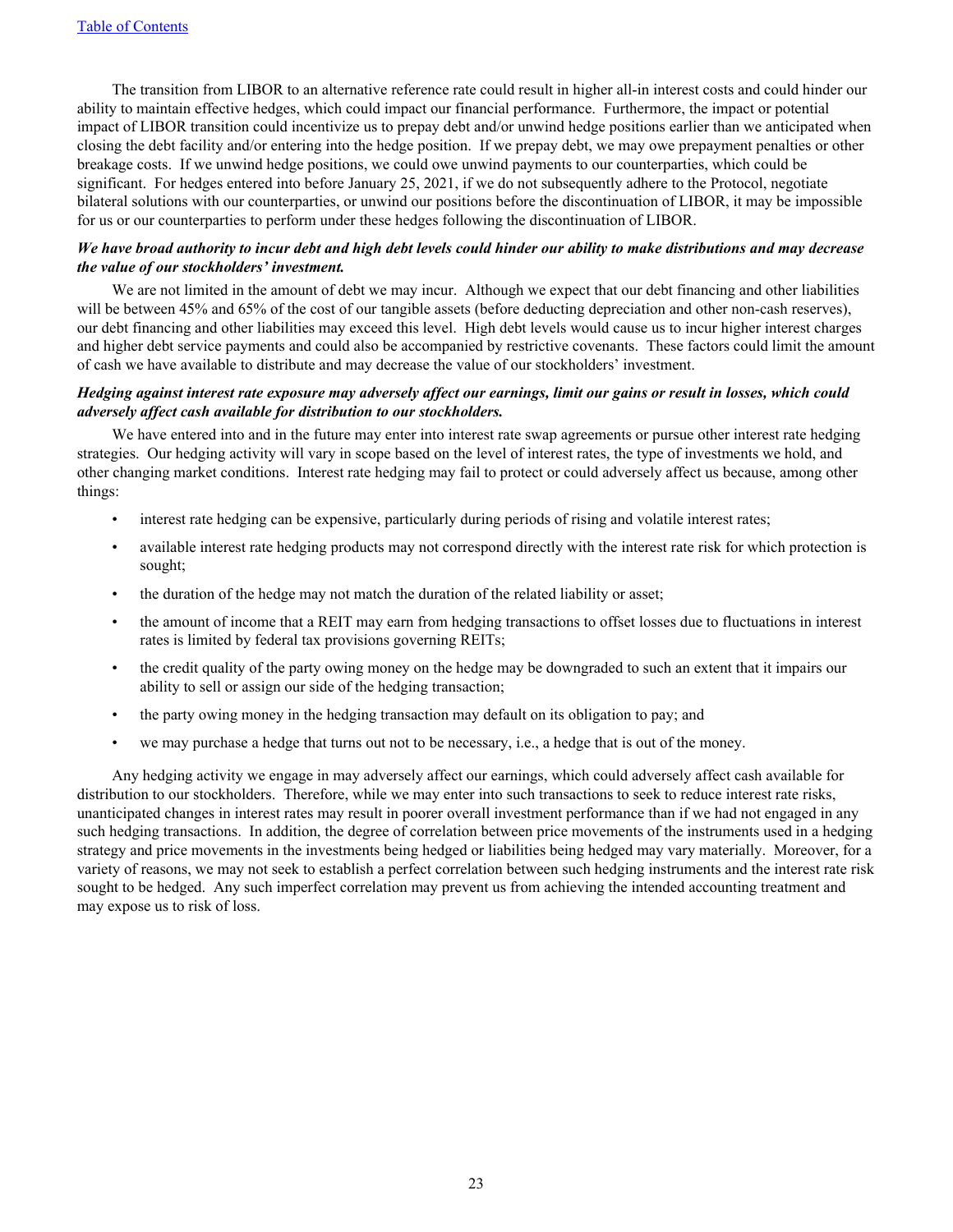The transition from LIBOR to an alternative reference rate could result in higher all-in interest costs and could hinder our ability to maintain effective hedges, which could impact our financial performance. Furthermore, the impact or potential impact of LIBOR transition could incentivize us to prepay debt and/or unwind hedge positions earlier than we anticipated when closing the debt facility and/or entering into the hedge position. If we prepay debt, we may owe prepayment penalties or other breakage costs. If we unwind hedge positions, we could owe unwind payments to our counterparties, which could be significant. For hedges entered into before January 25, 2021, if we do not subsequently adhere to the Protocol, negotiate bilateral solutions with our counterparties, or unwind our positions before the discontinuation of LIBOR, it may be impossible for us or our counterparties to perform under these hedges following the discontinuation of LIBOR.

***We have broad authority to incur debt and high debt levels could hinder our ability to make distributions and may decrease the value of our stockholders' investment.***

We are not limited in the amount of debt we may incur. Although we expect that our debt financing and other liabilities will be between 45% and 65% of the cost of our tangible assets (before deducting depreciation and other non-cash reserves), our debt financing and other liabilities may exceed this level. High debt levels would cause us to incur higher interest charges and higher debt service payments and could also be accompanied by restrictive covenants. These factors could limit the amount of cash we have available to distribute and may decrease the value of our stockholders' investment.

***Hedging against interest rate exposure may adversely affect our earnings, limit our gains or result in losses, which could adversely affect cash available for distribution to our stockholders.***

We have entered into and in the future may enter into interest rate swap agreements or pursue other interest rate hedging strategies. Our hedging activity will vary in scope based on the level of interest rates, the type of investments we hold, and other changing market conditions. Interest rate hedging may fail to protect or could adversely affect us because, among other things:

- interest rate hedging can be expensive, particularly during periods of rising and volatile interest rates;
- available interest rate hedging products may not correspond directly with the interest rate risk for which protection is sought;
- the duration of the hedge may not match the duration of the related liability or asset;
- the amount of income that a REIT may earn from hedging transactions to offset losses due to fluctuations in interest rates is limited by federal tax provisions governing REITs;
- the credit quality of the party owing money on the hedge may be downgraded to such an extent that it impairs our ability to sell or assign our side of the hedging transaction;
- the party owing money in the hedging transaction may default on its obligation to pay; and
- we may purchase a hedge that turns out not to be necessary, i.e., a hedge that is out of the money.

Any hedging activity we engage in may adversely affect our earnings, which could adversely affect cash available for distribution to our stockholders. Therefore, while we may enter into such transactions to seek to reduce interest rate risks, unanticipated changes in interest rates may result in poorer overall investment performance than if we had not engaged in any such hedging transactions. In addition, the degree of correlation between price movements of the instruments used in a hedging strategy and price movements in the investments being hedged or liabilities being hedged may vary materially. Moreover, for a variety of reasons, we may not seek to establish a perfect correlation between such hedging instruments and the interest rate risk sought to be hedged. Any such imperfect correlation may prevent us from achieving the intended accounting treatment and may expose us to risk of loss.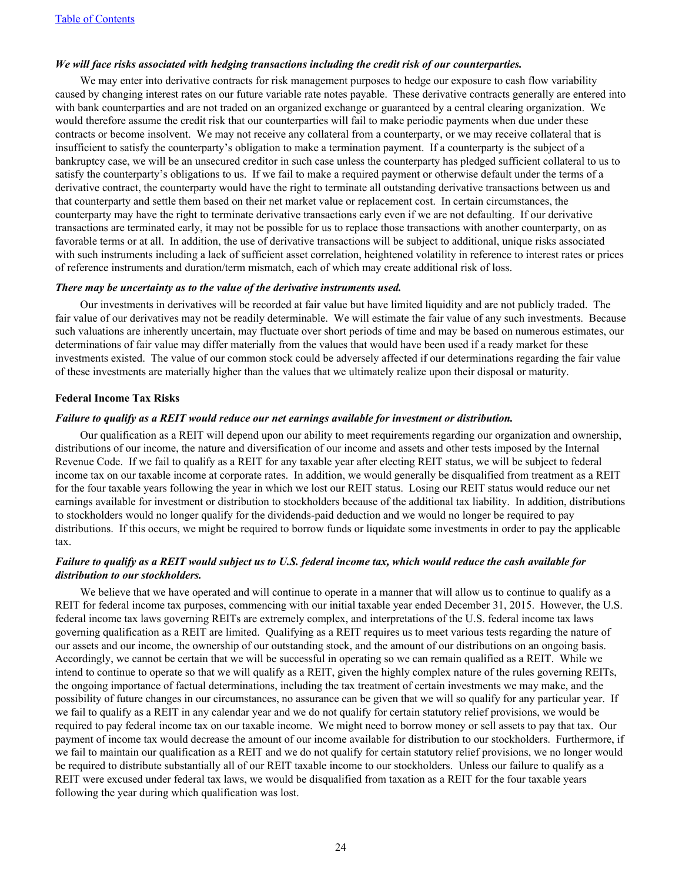***We will face risks associated with hedging transactions including the credit risk of our counterparties.***

We may enter into derivative contracts for risk management purposes to hedge our exposure to cash flow variability caused by changing interest rates on our future variable rate notes payable. These derivative contracts generally are entered into with bank counterparties and are not traded on an organized exchange or guaranteed by a central clearing organization. We would therefore assume the credit risk that our counterparties will fail to make periodic payments when due under these contracts or become insolvent. We may not receive any collateral from a counterparty, or we may receive collateral that is insufficient to satisfy the counterparty's obligation to make a termination payment. If a counterparty is the subject of a bankruptcy case, we will be an unsecured creditor in such case unless the counterparty has pledged sufficient collateral to us to satisfy the counterparty's obligations to us. If we fail to make a required payment or otherwise default under the terms of a derivative contract, the counterparty would have the right to terminate all outstanding derivative transactions between us and that counterparty and settle them based on their net market value or replacement cost. In certain circumstances, the counterparty may have the right to terminate derivative transactions early even if we are not defaulting. If our derivative transactions are terminated early, it may not be possible for us to replace those transactions with another counterparty, on as favorable terms or at all. In addition, the use of derivative transactions will be subject to additional, unique risks associated with such instruments including a lack of sufficient asset correlation, heightened volatility in reference to interest rates or prices of reference instruments and duration/term mismatch, each of which may create additional risk of loss.

***There may be uncertainty as to the value of the derivative instruments used.***

Our investments in derivatives will be recorded at fair value but have limited liquidity and are not publicly traded. The fair value of our derivatives may not be readily determinable. We will estimate the fair value of any such investments. Because such valuations are inherently uncertain, may fluctuate over short periods of time and may be based on numerous estimates, our determinations of fair value may differ materially from the values that would have been used if a ready market for these investments existed. The value of our common stock could be adversely affected if our determinations regarding the fair value of these investments are materially higher than the values that we ultimately realize upon their disposal or maturity.

**Federal Income Tax Risks**

***Failure to qualify as a REIT would reduce our net earnings available for investment or distribution.***

Our qualification as a REIT will depend upon our ability to meet requirements regarding our organization and ownership, distributions of our income, the nature and diversification of our income and assets and other tests imposed by the Internal Revenue Code. If we fail to qualify as a REIT for any taxable year after electing REIT status, we will be subject to federal income tax on our taxable income at corporate rates. In addition, we would generally be disqualified from treatment as a REIT for the four taxable years following the year in which we lost our REIT status. Losing our REIT status would reduce our net earnings available for investment or distribution to stockholders because of the additional tax liability. In addition, distributions to stockholders would no longer qualify for the dividends-paid deduction and we would no longer be required to pay distributions. If this occurs, we might be required to borrow funds or liquidate some investments in order to pay the applicable tax.

***Failure to qualify as a REIT would subject us to U.S. federal income tax, which would reduce the cash available for distribution to our stockholders.***

We believe that we have operated and will continue to operate in a manner that will allow us to continue to qualify as a REIT for federal income tax purposes, commencing with our initial taxable year ended December 31, 2015. However, the U.S. federal income tax laws governing REITs are extremely complex, and interpretations of the U.S. federal income tax laws governing qualification as a REIT are limited. Qualifying as a REIT requires us to meet various tests regarding the nature of our assets and our income, the ownership of our outstanding stock, and the amount of our distributions on an ongoing basis. Accordingly, we cannot be certain that we will be successful in operating so we can remain qualified as a REIT. While we intend to continue to operate so that we will qualify as a REIT, given the highly complex nature of the rules governing REITs, the ongoing importance of factual determinations, including the tax treatment of certain investments we may make, and the possibility of future changes in our circumstances, no assurance can be given that we will so qualify for any particular year. If we fail to qualify as a REIT in any calendar year and we do not qualify for certain statutory relief provisions, we would be required to pay federal income tax on our taxable income. We might need to borrow money or sell assets to pay that tax. Our payment of income tax would decrease the amount of our income available for distribution to our stockholders. Furthermore, if we fail to maintain our qualification as a REIT and we do not qualify for certain statutory relief provisions, we no longer would be required to distribute substantially all of our REIT taxable income to our stockholders. Unless our failure to qualify as a REIT were excused under federal tax laws, we would be disqualified from taxation as a REIT for the four taxable years following the year during which qualification was lost.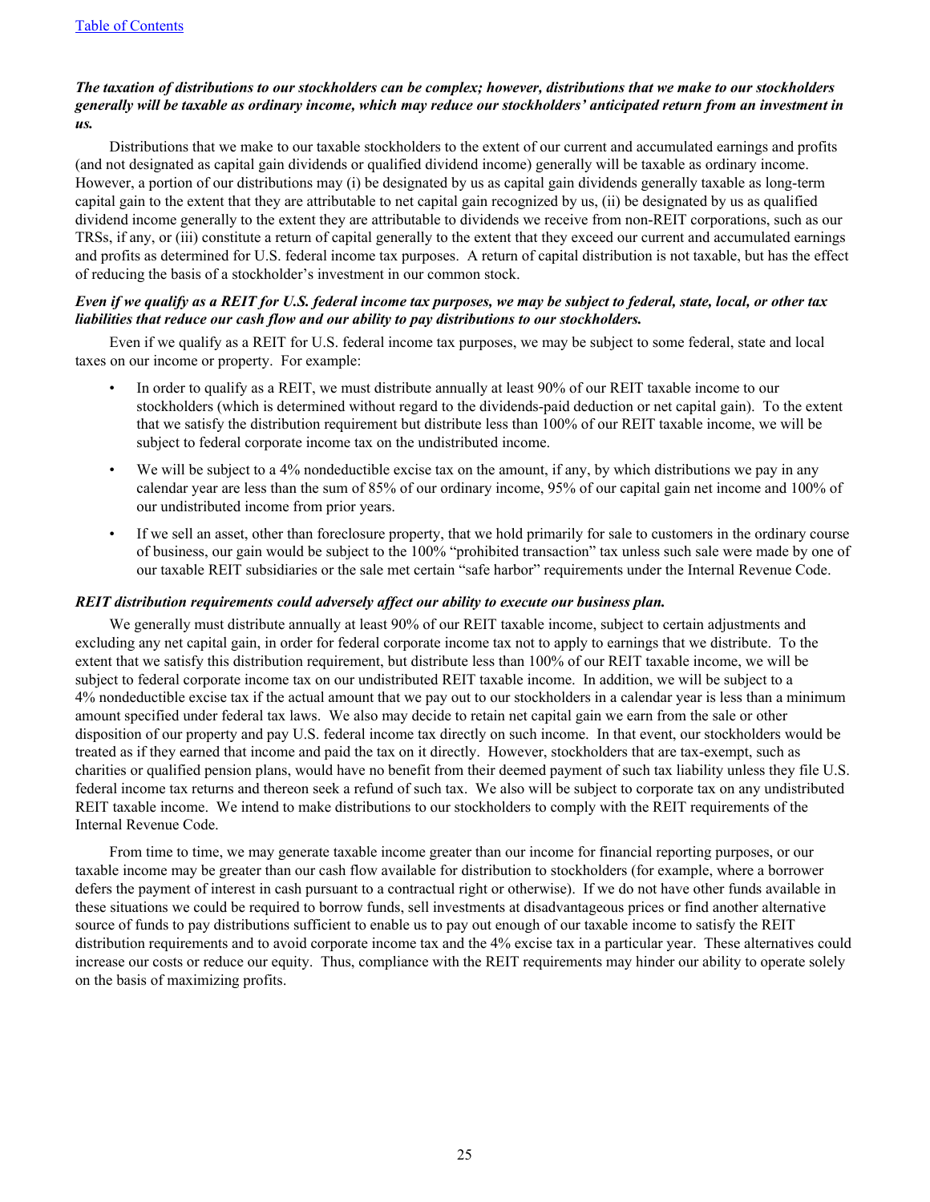***The taxation of distributions to our stockholders can be complex; however, distributions that we make to our stockholders generally will be taxable as ordinary income, which may reduce our stockholders' anticipated return from an investment in us.***

Distributions that we make to our taxable stockholders to the extent of our current and accumulated earnings and profits (and not designated as capital gain dividends or qualified dividend income) generally will be taxable as ordinary income. However, a portion of our distributions may (i) be designated by us as capital gain dividends generally taxable as long-term capital gain to the extent that they are attributable to net capital gain recognized by us, (ii) be designated by us as qualified dividend income generally to the extent they are attributable to dividends we receive from non-REIT corporations, such as our TRSs, if any, or (iii) constitute a return of capital generally to the extent that they exceed our current and accumulated earnings and profits as determined for U.S. federal income tax purposes. A return of capital distribution is not taxable, but has the effect of reducing the basis of a stockholder's investment in our common stock.

***Even if we qualify as a REIT for U.S. federal income tax purposes, we may be subject to federal, state, local, or other tax liabilities that reduce our cash flow and our ability to pay distributions to our stockholders.***

Even if we qualify as a REIT for U.S. federal income tax purposes, we may be subject to some federal, state and local taxes on our income or property. For example:

- In order to qualify as a REIT, we must distribute annually at least 90% of our REIT taxable income to our stockholders (which is determined without regard to the dividends-paid deduction or net capital gain). To the extent that we satisfy the distribution requirement but distribute less than 100% of our REIT taxable income, we will be subject to federal corporate income tax on the undistributed income.
- We will be subject to a 4% nondeductible excise tax on the amount, if any, by which distributions we pay in any calendar year are less than the sum of 85% of our ordinary income, 95% of our capital gain net income and 100% of our undistributed income from prior years.
- If we sell an asset, other than foreclosure property, that we hold primarily for sale to customers in the ordinary course of business, our gain would be subject to the 100% "prohibited transaction" tax unless such sale were made by one of our taxable REIT subsidiaries or the sale met certain "safe harbor" requirements under the Internal Revenue Code.

***REIT distribution requirements could adversely affect our ability to execute our business plan.***

We generally must distribute annually at least 90% of our REIT taxable income, subject to certain adjustments and excluding any net capital gain, in order for federal corporate income tax not to apply to earnings that we distribute. To the extent that we satisfy this distribution requirement, but distribute less than 100% of our REIT taxable income, we will be subject to federal corporate income tax on our undistributed REIT taxable income. In addition, we will be subject to a 4% nondeductible excise tax if the actual amount that we pay out to our stockholders in a calendar year is less than a minimum amount specified under federal tax laws. We also may decide to retain net capital gain we earn from the sale or other disposition of our property and pay U.S. federal income tax directly on such income. In that event, our stockholders would be treated as if they earned that income and paid the tax on it directly. However, stockholders that are tax-exempt, such as charities or qualified pension plans, would have no benefit from their deemed payment of such tax liability unless they file U.S. federal income tax returns and thereon seek a refund of such tax. We also will be subject to corporate tax on any undistributed REIT taxable income. We intend to make distributions to our stockholders to comply with the REIT requirements of the Internal Revenue Code.

From time to time, we may generate taxable income greater than our income for financial reporting purposes, or our taxable income may be greater than our cash flow available for distribution to stockholders (for example, where a borrower defers the payment of interest in cash pursuant to a contractual right or otherwise). If we do not have other funds available in these situations we could be required to borrow funds, sell investments at disadvantageous prices or find another alternative source of funds to pay distributions sufficient to enable us to pay out enough of our taxable income to satisfy the REIT distribution requirements and to avoid corporate income tax and the 4% excise tax in a particular year. These alternatives could increase our costs or reduce our equity. Thus, compliance with the REIT requirements may hinder our ability to operate solely on the basis of maximizing profits.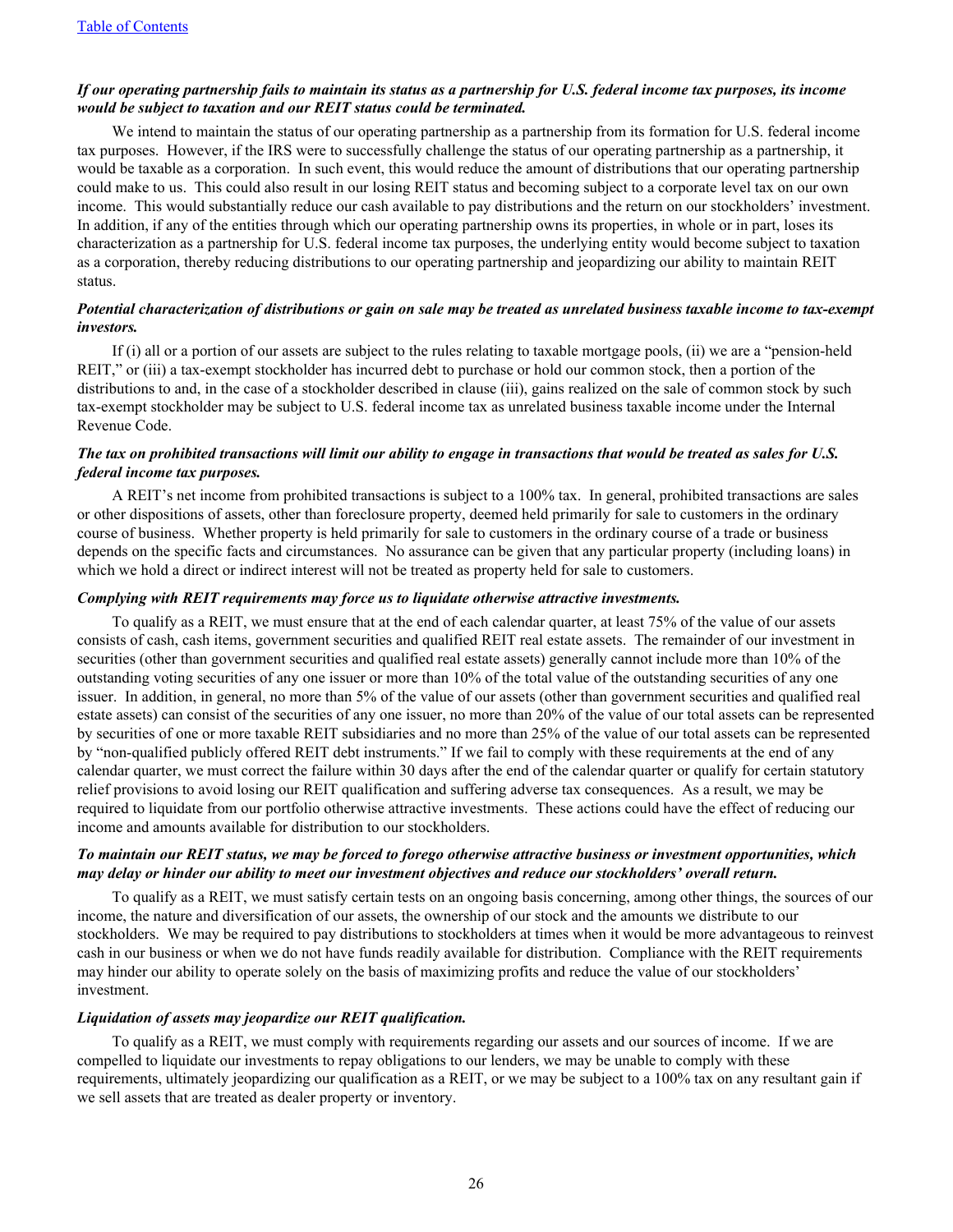***If our operating partnership fails to maintain its status as a partnership for U.S. federal income tax purposes, its income would be subject to taxation and our REIT status could be terminated.***

We intend to maintain the status of our operating partnership as a partnership from its formation for U.S. federal income tax purposes. However, if the IRS were to successfully challenge the status of our operating partnership as a partnership, it would be taxable as a corporation. In such event, this would reduce the amount of distributions that our operating partnership could make to us. This could also result in our losing REIT status and becoming subject to a corporate level tax on our own income. This would substantially reduce our cash available to pay distributions and the return on our stockholders' investment. In addition, if any of the entities through which our operating partnership owns its properties, in whole or in part, loses its characterization as a partnership for U.S. federal income tax purposes, the underlying entity would become subject to taxation as a corporation, thereby reducing distributions to our operating partnership and jeopardizing our ability to maintain REIT status.

***Potential characterization of distributions or gain on sale may be treated as unrelated business taxable income to tax-exempt investors.***

If (i) all or a portion of our assets are subject to the rules relating to taxable mortgage pools, (ii) we are a "pension-held REIT," or (iii) a tax-exempt stockholder has incurred debt to purchase or hold our common stock, then a portion of the distributions to and, in the case of a stockholder described in clause (iii), gains realized on the sale of common stock by such tax-exempt stockholder may be subject to U.S. federal income tax as unrelated business taxable income under the Internal Revenue Code.

***The tax on prohibited transactions will limit our ability to engage in transactions that would be treated as sales for U.S. federal income tax purposes.***

A REIT's net income from prohibited transactions is subject to a 100% tax. In general, prohibited transactions are sales or other dispositions of assets, other than foreclosure property, deemed held primarily for sale to customers in the ordinary course of business. Whether property is held primarily for sale to customers in the ordinary course of a trade or business depends on the specific facts and circumstances. No assurance can be given that any particular property (including loans) in which we hold a direct or indirect interest will not be treated as property held for sale to customers.

***Complying with REIT requirements may force us to liquidate otherwise attractive investments.***

To qualify as a REIT, we must ensure that at the end of each calendar quarter, at least 75% of the value of our assets consists of cash, cash items, government securities and qualified REIT real estate assets. The remainder of our investment in securities (other than government securities and qualified real estate assets) generally cannot include more than 10% of the outstanding voting securities of any one issuer or more than 10% of the total value of the outstanding securities of any one issuer. In addition, in general, no more than 5% of the value of our assets (other than government securities and qualified real estate assets) can consist of the securities of any one issuer, no more than 20% of the value of our total assets can be represented by securities of one or more taxable REIT subsidiaries and no more than 25% of the value of our total assets can be represented by "non-qualified publicly offered REIT debt instruments." If we fail to comply with these requirements at the end of any calendar quarter, we must correct the failure within 30 days after the end of the calendar quarter or qualify for certain statutory relief provisions to avoid losing our REIT qualification and suffering adverse tax consequences. As a result, we may be required to liquidate from our portfolio otherwise attractive investments. These actions could have the effect of reducing our income and amounts available for distribution to our stockholders.

***To maintain our REIT status, we may be forced to forego otherwise attractive business or investment opportunities, which may delay or hinder our ability to meet our investment objectives and reduce our stockholders' overall return.***

To qualify as a REIT, we must satisfy certain tests on an ongoing basis concerning, among other things, the sources of our income, the nature and diversification of our assets, the ownership of our stock and the amounts we distribute to our stockholders. We may be required to pay distributions to stockholders at times when it would be more advantageous to reinvest cash in our business or when we do not have funds readily available for distribution. Compliance with the REIT requirements may hinder our ability to operate solely on the basis of maximizing profits and reduce the value of our stockholders' investment.

***Liquidation of assets may jeopardize our REIT qualification.***

To qualify as a REIT, we must comply with requirements regarding our assets and our sources of income. If we are compelled to liquidate our investments to repay obligations to our lenders, we may be unable to comply with these requirements, ultimately jeopardizing our qualification as a REIT, or we may be subject to a 100% tax on any resultant gain if we sell assets that are treated as dealer property or inventory.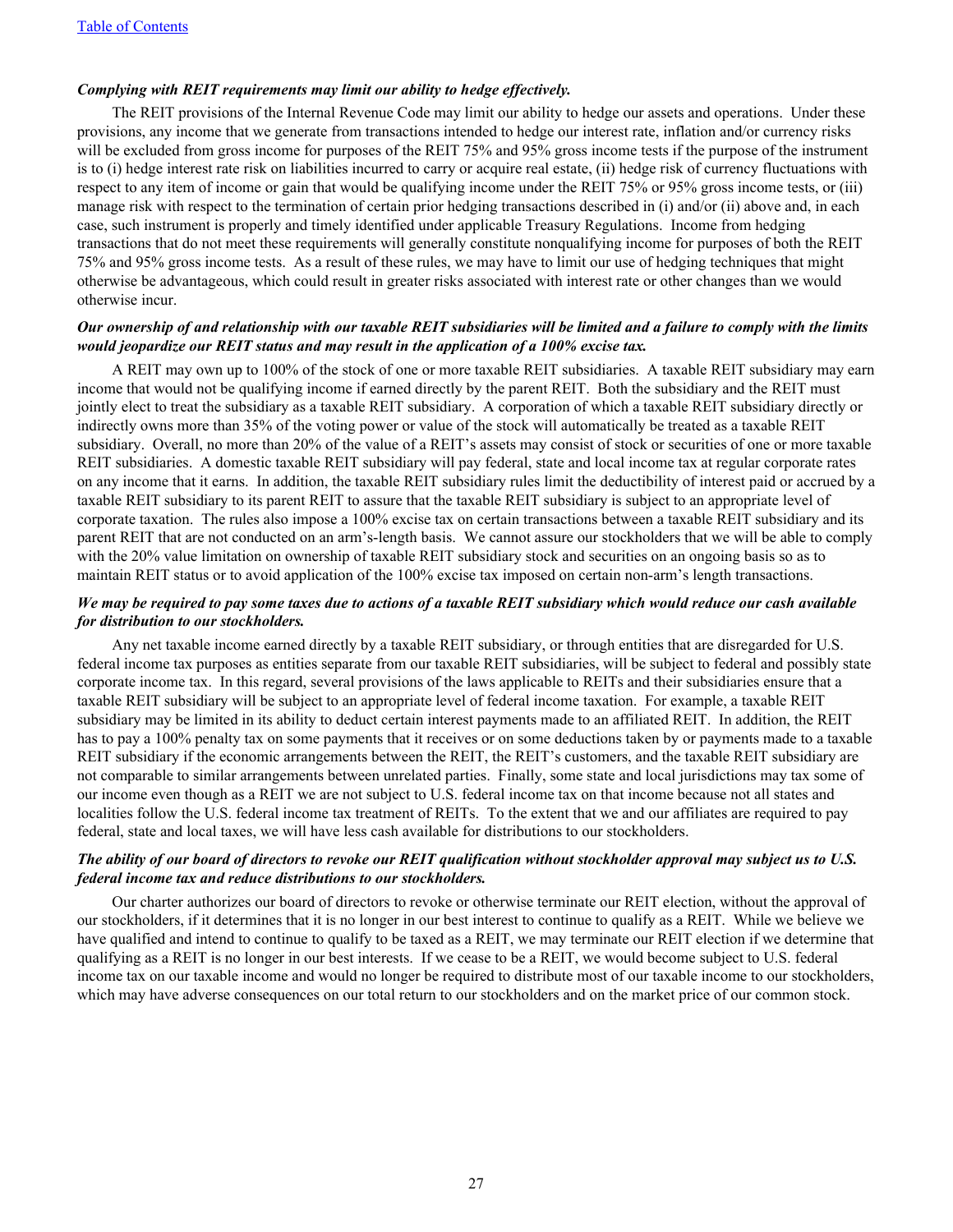***Complying with REIT requirements may limit our ability to hedge effectively.***

The REIT provisions of the Internal Revenue Code may limit our ability to hedge our assets and operations. Under these provisions, any income that we generate from transactions intended to hedge our interest rate, inflation and/or currency risks will be excluded from gross income for purposes of the REIT 75% and 95% gross income tests if the purpose of the instrument is to (i) hedge interest rate risk on liabilities incurred to carry or acquire real estate, (ii) hedge risk of currency fluctuations with respect to any item of income or gain that would be qualifying income under the REIT 75% or 95% gross income tests, or (iii) manage risk with respect to the termination of certain prior hedging transactions described in (i) and/or (ii) above and, in each case, such instrument is properly and timely identified under applicable Treasury Regulations. Income from hedging transactions that do not meet these requirements will generally constitute nonqualifying income for purposes of both the REIT 75% and 95% gross income tests. As a result of these rules, we may have to limit our use of hedging techniques that might otherwise be advantageous, which could result in greater risks associated with interest rate or other changes than we would otherwise incur.

***Our ownership of and relationship with our taxable REIT subsidiaries will be limited and a failure to comply with the limits would jeopardize our REIT status and may result in the application of a 100% excise tax.***

A REIT may own up to 100% of the stock of one or more taxable REIT subsidiaries. A taxable REIT subsidiary may earn income that would not be qualifying income if earned directly by the parent REIT. Both the subsidiary and the REIT must jointly elect to treat the subsidiary as a taxable REIT subsidiary. A corporation of which a taxable REIT subsidiary directly or indirectly owns more than 35% of the voting power or value of the stock will automatically be treated as a taxable REIT subsidiary. Overall, no more than 20% of the value of a REIT's assets may consist of stock or securities of one or more taxable REIT subsidiaries. A domestic taxable REIT subsidiary will pay federal, state and local income tax at regular corporate rates on any income that it earns. In addition, the taxable REIT subsidiary rules limit the deductibility of interest paid or accrued by a taxable REIT subsidiary to its parent REIT to assure that the taxable REIT subsidiary is subject to an appropriate level of corporate taxation. The rules also impose a 100% excise tax on certain transactions between a taxable REIT subsidiary and its parent REIT that are not conducted on an arm's-length basis. We cannot assure our stockholders that we will be able to comply with the 20% value limitation on ownership of taxable REIT subsidiary stock and securities on an ongoing basis so as to maintain REIT status or to avoid application of the 100% excise tax imposed on certain non-arm's length transactions.

***We may be required to pay some taxes due to actions of a taxable REIT subsidiary which would reduce our cash available for distribution to our stockholders.***

Any net taxable income earned directly by a taxable REIT subsidiary, or through entities that are disregarded for U.S. federal income tax purposes as entities separate from our taxable REIT subsidiaries, will be subject to federal and possibly state corporate income tax. In this regard, several provisions of the laws applicable to REITs and their subsidiaries ensure that a taxable REIT subsidiary will be subject to an appropriate level of federal income taxation. For example, a taxable REIT subsidiary may be limited in its ability to deduct certain interest payments made to an affiliated REIT. In addition, the REIT has to pay a 100% penalty tax on some payments that it receives or on some deductions taken by or payments made to a taxable REIT subsidiary if the economic arrangements between the REIT, the REIT's customers, and the taxable REIT subsidiary are not comparable to similar arrangements between unrelated parties. Finally, some state and local jurisdictions may tax some of our income even though as a REIT we are not subject to U.S. federal income tax on that income because not all states and localities follow the U.S. federal income tax treatment of REITs. To the extent that we and our affiliates are required to pay federal, state and local taxes, we will have less cash available for distributions to our stockholders.

***The ability of our board of directors to revoke our REIT qualification without stockholder approval may subject us to U.S. federal income tax and reduce distributions to our stockholders.***

Our charter authorizes our board of directors to revoke or otherwise terminate our REIT election, without the approval of our stockholders, if it determines that it is no longer in our best interest to continue to qualify as a REIT. While we believe we have qualified and intend to continue to qualify to be taxed as a REIT, we may terminate our REIT election if we determine that qualifying as a REIT is no longer in our best interests. If we cease to be a REIT, we would become subject to U.S. federal income tax on our taxable income and would no longer be required to distribute most of our taxable income to our stockholders, which may have adverse consequences on our total return to our stockholders and on the market price of our common stock.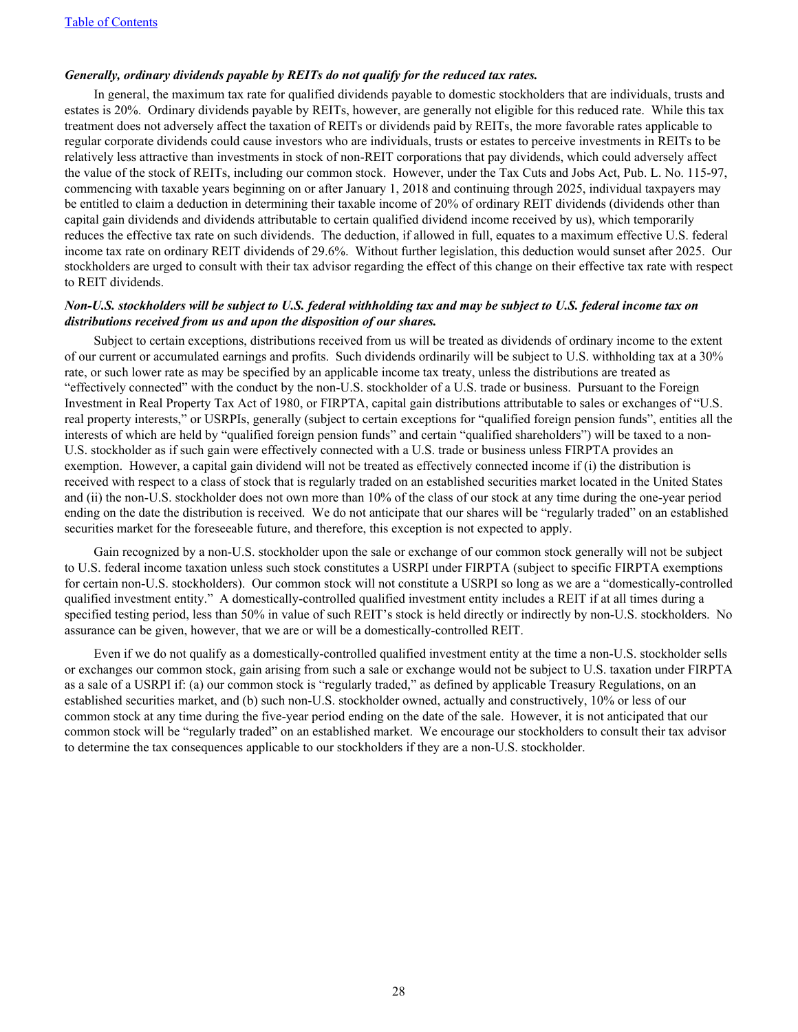***Generally, ordinary dividends payable by REITs do not qualify for the reduced tax rates.***

In general, the maximum tax rate for qualified dividends payable to domestic stockholders that are individuals, trusts and estates is 20%. Ordinary dividends payable by REITs, however, are generally not eligible for this reduced rate. While this tax treatment does not adversely affect the taxation of REITs or dividends paid by REITs, the more favorable rates applicable to regular corporate dividends could cause investors who are individuals, trusts or estates to perceive investments in REITs to be relatively less attractive than investments in stock of non-REIT corporations that pay dividends, which could adversely affect the value of the stock of REITs, including our common stock. However, under the Tax Cuts and Jobs Act, Pub. L. No. 115-97, commencing with taxable years beginning on or after January 1, 2018 and continuing through 2025, individual taxpayers may be entitled to claim a deduction in determining their taxable income of 20% of ordinary REIT dividends (dividends other than capital gain dividends and dividends attributable to certain qualified dividend income received by us), which temporarily reduces the effective tax rate on such dividends. The deduction, if allowed in full, equates to a maximum effective U.S. federal income tax rate on ordinary REIT dividends of 29.6%. Without further legislation, this deduction would sunset after 2025. Our stockholders are urged to consult with their tax advisor regarding the effect of this change on their effective tax rate with respect to REIT dividends.

***Non-U.S. stockholders will be subject to U.S. federal withholding tax and may be subject to U.S. federal income tax on distributions received from us and upon the disposition of our shares.***

Subject to certain exceptions, distributions received from us will be treated as dividends of ordinary income to the extent of our current or accumulated earnings and profits. Such dividends ordinarily will be subject to U.S. withholding tax at a 30% rate, or such lower rate as may be specified by an applicable income tax treaty, unless the distributions are treated as "effectively connected" with the conduct by the non-U.S. stockholder of a U.S. trade or business. Pursuant to the Foreign Investment in Real Property Tax Act of 1980, or FIRPTA, capital gain distributions attributable to sales or exchanges of "U.S. real property interests," or USRPIs, generally (subject to certain exceptions for "qualified foreign pension funds", entities all the interests of which are held by "qualified foreign pension funds" and certain "qualified shareholders") will be taxed to a non-U.S. stockholder as if such gain were effectively connected with a U.S. trade or business unless FIRPTA provides an exemption. However, a capital gain dividend will not be treated as effectively connected income if (i) the distribution is received with respect to a class of stock that is regularly traded on an established securities market located in the United States and (ii) the non-U.S. stockholder does not own more than 10% of the class of our stock at any time during the one-year period ending on the date the distribution is received. We do not anticipate that our shares will be "regularly traded" on an established securities market for the foreseeable future, and therefore, this exception is not expected to apply.

Gain recognized by a non-U.S. stockholder upon the sale or exchange of our common stock generally will not be subject to U.S. federal income taxation unless such stock constitutes a USRPI under FIRPTA (subject to specific FIRPTA exemptions for certain non-U.S. stockholders). Our common stock will not constitute a USRPI so long as we are a "domestically-controlled qualified investment entity." A domestically-controlled qualified investment entity includes a REIT if at all times during a specified testing period, less than 50% in value of such REIT's stock is held directly or indirectly by non-U.S. stockholders. No assurance can be given, however, that we are or will be a domestically-controlled REIT.

Even if we do not qualify as a domestically-controlled qualified investment entity at the time a non-U.S. stockholder sells or exchanges our common stock, gain arising from such a sale or exchange would not be subject to U.S. taxation under FIRPTA as a sale of a USRPI if: (a) our common stock is "regularly traded," as defined by applicable Treasury Regulations, on an established securities market, and (b) such non-U.S. stockholder owned, actually and constructively, 10% or less of our common stock at any time during the five-year period ending on the date of the sale. However, it is not anticipated that our common stock will be "regularly traded" on an established market. We encourage our stockholders to consult their tax advisor to determine the tax consequences applicable to our stockholders if they are a non-U.S. stockholder.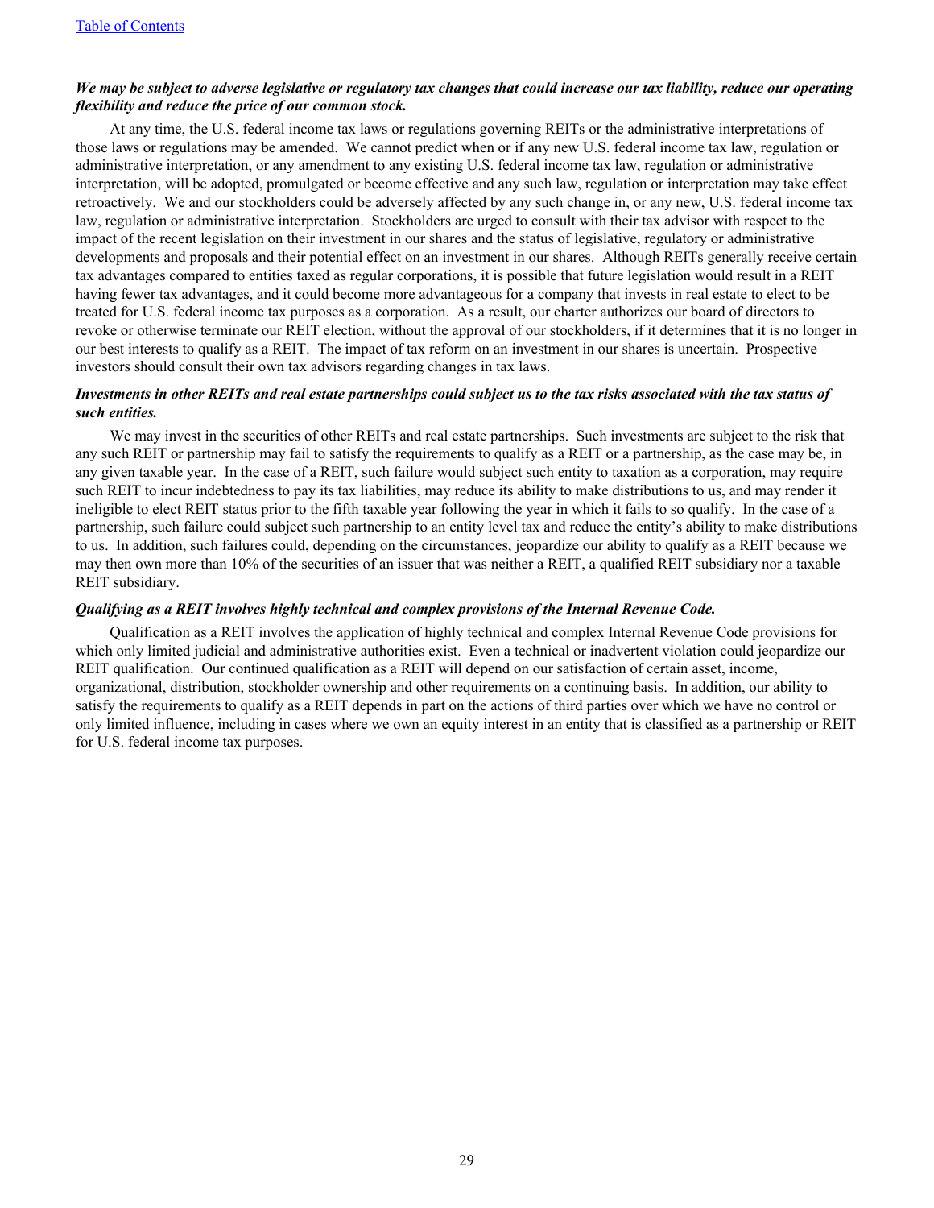***We may be subject to adverse legislative or regulatory tax changes that could increase our tax liability, reduce our operating flexibility and reduce the price of our common stock.***

At any time, the U.S. federal income tax laws or regulations governing REITs or the administrative interpretations of those laws or regulations may be amended. We cannot predict when or if any new U.S. federal income tax law, regulation or administrative interpretation, or any amendment to any existing U.S. federal income tax law, regulation or administrative interpretation, will be adopted, promulgated or become effective and any such law, regulation or interpretation may take effect retroactively. We and our stockholders could be adversely affected by any such change in, or any new, U.S. federal income tax law, regulation or administrative interpretation. Stockholders are urged to consult with their tax advisor with respect to the impact of the recent legislation on their investment in our shares and the status of legislative, regulatory or administrative developments and proposals and their potential effect on an investment in our shares. Although REITs generally receive certain tax advantages compared to entities taxed as regular corporations, it is possible that future legislation would result in a REIT having fewer tax advantages, and it could become more advantageous for a company that invests in real estate to elect to be treated for U.S. federal income tax purposes as a corporation. As a result, our charter authorizes our board of directors to revoke or otherwise terminate our REIT election, without the approval of our stockholders, if it determines that it is no longer in our best interests to qualify as a REIT. The impact of tax reform on an investment in our shares is uncertain. Prospective investors should consult their own tax advisors regarding changes in tax laws.

***Investments in other REITs and real estate partnerships could subject us to the tax risks associated with the tax status of such entities.***

We may invest in the securities of other REITs and real estate partnerships. Such investments are subject to the risk that any such REIT or partnership may fail to satisfy the requirements to qualify as a REIT or a partnership, as the case may be, in any given taxable year. In the case of a REIT, such failure would subject such entity to taxation as a corporation, may require such REIT to incur indebtedness to pay its tax liabilities, may reduce its ability to make distributions to us, and may render it ineligible to elect REIT status prior to the fifth taxable year following the year in which it fails to so qualify. In the case of a partnership, such failure could subject such partnership to an entity level tax and reduce the entity's ability to make distributions to us. In addition, such failures could, depending on the circumstances, jeopardize our ability to qualify as a REIT because we may then own more than 10% of the securities of an issuer that was neither a REIT, a qualified REIT subsidiary nor a taxable REIT subsidiary.

***Qualifying as a REIT involves highly technical and complex provisions of the Internal Revenue Code.***

Qualification as a REIT involves the application of highly technical and complex Internal Revenue Code provisions for which only limited judicial and administrative authorities exist. Even a technical or inadvertent violation could jeopardize our REIT qualification. Our continued qualification as a REIT will depend on our satisfaction of certain asset, income, organizational, distribution, stockholder ownership and other requirements on a continuing basis. In addition, our ability to satisfy the requirements to qualify as a REIT depends in part on the actions of third parties over which we have no control or only limited influence, including in cases where we own an equity interest in an entity that is classified as a partnership or REIT for U.S. federal income tax purposes.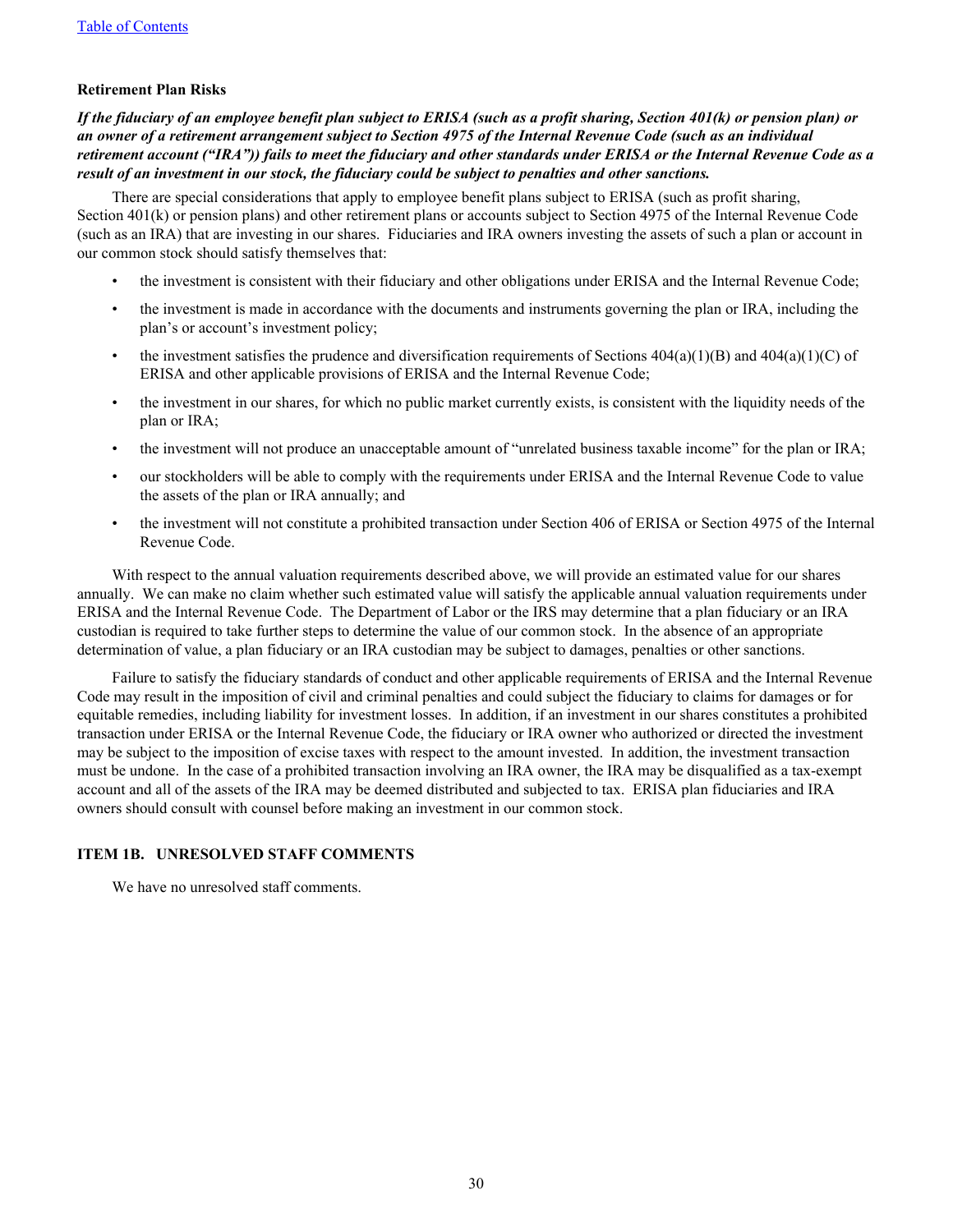**Retirement Plan Risks**

***If the fiduciary of an employee benefit plan subject to ERISA (such as a profit sharing, Section 401(k) or pension plan) or an owner of a retirement arrangement subject to Section 4975 of the Internal Revenue Code (such as an individual retirement account ("IRA")) fails to meet the fiduciary and other standards under ERISA or the Internal Revenue Code as a result of an investment in our stock, the fiduciary could be subject to penalties and other sanctions.***

There are special considerations that apply to employee benefit plans subject to ERISA (such as profit sharing, Section 401(k) or pension plans) and other retirement plans or accounts subject to Section 4975 of the Internal Revenue Code (such as an IRA) that are investing in our shares. Fiduciaries and IRA owners investing the assets of such a plan or account in our common stock should satisfy themselves that:

- the investment is consistent with their fiduciary and other obligations under ERISA and the Internal Revenue Code;
- the investment is made in accordance with the documents and instruments governing the plan or IRA, including the plan's or account's investment policy;
- the investment satisfies the prudence and diversification requirements of Sections 404(a)(1)(B) and 404(a)(1)(C) of ERISA and other applicable provisions of ERISA and the Internal Revenue Code;
- the investment in our shares, for which no public market currently exists, is consistent with the liquidity needs of the plan or IRA;
- the investment will not produce an unacceptable amount of "unrelated business taxable income" for the plan or IRA;
- our stockholders will be able to comply with the requirements under ERISA and the Internal Revenue Code to value the assets of the plan or IRA annually; and
- the investment will not constitute a prohibited transaction under Section 406 of ERISA or Section 4975 of the Internal Revenue Code.

With respect to the annual valuation requirements described above, we will provide an estimated value for our shares annually. We can make no claim whether such estimated value will satisfy the applicable annual valuation requirements under ERISA and the Internal Revenue Code. The Department of Labor or the IRS may determine that a plan fiduciary or an IRA custodian is required to take further steps to determine the value of our common stock. In the absence of an appropriate determination of value, a plan fiduciary or an IRA custodian may be subject to damages, penalties or other sanctions.

Failure to satisfy the fiduciary standards of conduct and other applicable requirements of ERISA and the Internal Revenue Code may result in the imposition of civil and criminal penalties and could subject the fiduciary to claims for damages or for equitable remedies, including liability for investment losses. In addition, if an investment in our shares constitutes a prohibited transaction under ERISA or the Internal Revenue Code, the fiduciary or IRA owner who authorized or directed the investment may be subject to the imposition of excise taxes with respect to the amount invested. In addition, the investment transaction must be undone. In the case of a prohibited transaction involving an IRA owner, the IRA may be disqualified as a tax-exempt account and all of the assets of the IRA may be deemed distributed and subjected to tax. ERISA plan fiduciaries and IRA owners should consult with counsel before making an investment in our common stock.

## ITEM 1B. UNRESOLVED STAFF COMMENTS

We have no unresolved staff comments.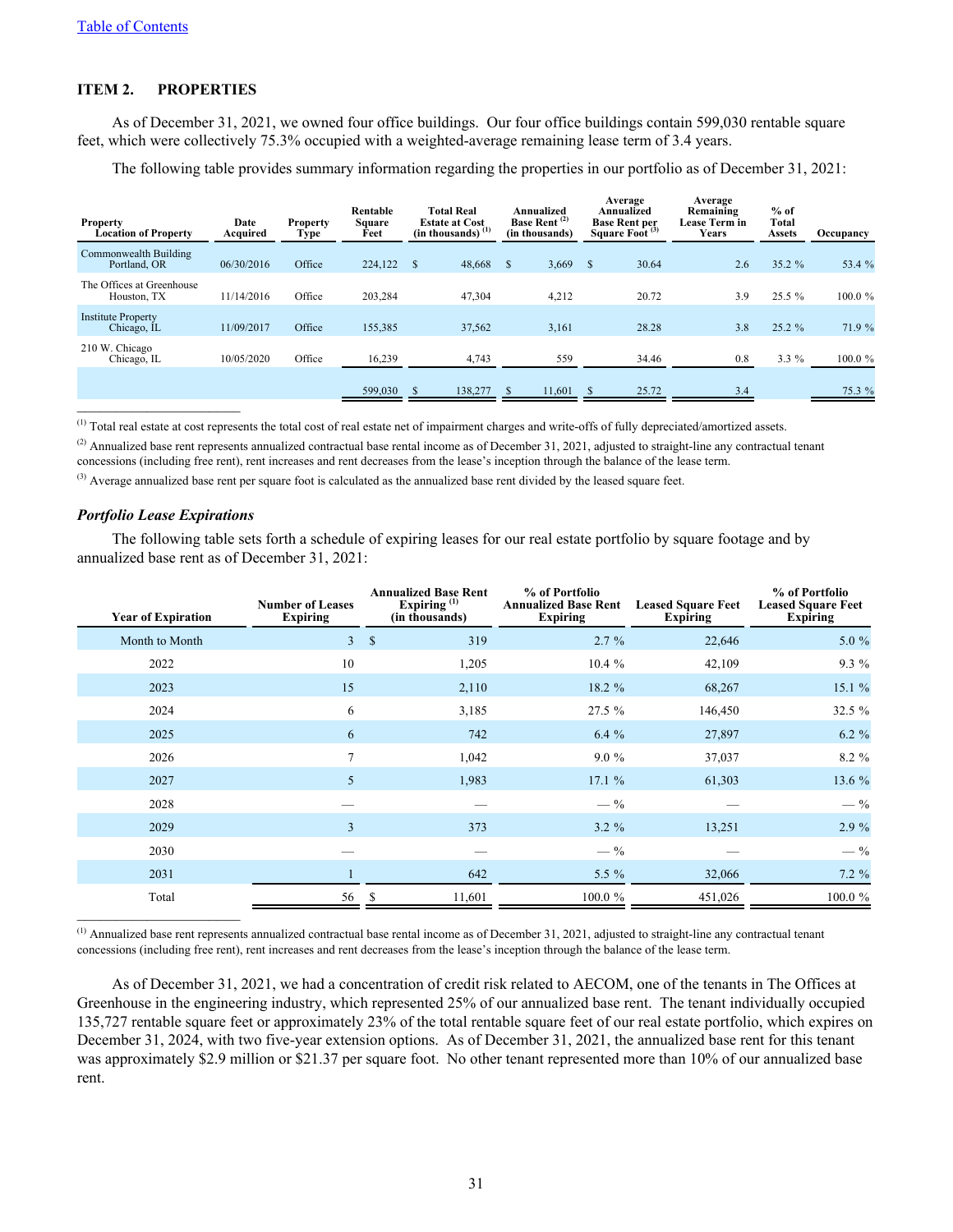[Table of Contents](#)

## ITEM 2. PROPERTIES

As of December 31, 2021, we owned four office buildings. Our four office buildings contain 599,030 rentable square feet, which were collectively 75.3% occupied with a weighted-average remaining lease term of 3.4 years.

The following table provides summary information regarding the properties in our portfolio as of December 31, 2021:

| Property<br>Location of Property | Date Acquired | Property Type | Rentable Square Feet | Total Real Estate at Cost (in thousands) [(1)] | Annualized Base Rent [(2)] (in thousands) | Average Annualized Base Rent per Square Foot [(3)] | Average Remaining Lease Term in Years | % of Total Assets | Occupancy |
|---|---|---|---|---|---|---|---|---|---|
| Commonwealth Building<br>Portland, OR | 06/30/2016 | Office | 224,122 | $ 48,668 | $ 3,669 | $ 30.64 | 2.6 | 35.2 % | 53.4 % |
| The Offices at Greenhouse<br>Houston, TX | 11/14/2016 | Office | 203,284 | 47,304 | 4,212 | 20.72 | 3.9 | 25.5 % | 100.0 % |
| Institute Property<br>Chicago, IL | 11/09/2017 | Office | 155,385 | 37,562 | 3,161 | 28.28 | 3.8 | 25.2 % | 71.9 % |
| 210 W. Chicago<br>Chicago, IL | 10/05/2020 | Office | 16,239 | 4,743 | 559 | 34.46 | 0.8 | 3.3 % | 100.0 % |
| | | | 599,030 | $ 138,277 | $ 11,601 | $ 25.72 | 3.4 | | 75.3 % |

[(1)] Total real estate at cost represents the total cost of real estate net of impairment charges and write-offs of fully depreciated/amortized assets.

[(2)] Annualized base rent represents annualized contractual base rental income as of December 31, 2021, adjusted to straight-line any contractual tenant concessions (including free rent), rent increases and rent decreases from the lease's inception through the balance of the lease term.

[(3)] Average annualized base rent per square foot is calculated as the annualized base rent divided by the leased square feet.

### *Portfolio Lease Expirations*

The following table sets forth a schedule of expiring leases for our real estate portfolio by square footage and by annualized base rent as of December 31, 2021:

| Year of Expiration | Number of Leases Expiring | Annualized Base Rent Expiring [(1)] (in thousands) | % of Portfolio Annualized Base Rent Expiring | Leased Square Feet Expiring | % of Portfolio Leased Square Feet Expiring |
|---|---|---|---|---|---|
| Month to Month | 3 | $ 319 | 2.7 % | 22,646 | 5.0 % |
| 2022 | 10 | 1,205 | 10.4 % | 42,109 | 9.3 % |
| 2023 | 15 | 2,110 | 18.2 % | 68,267 | 15.1 % |
| 2024 | 6 | 3,185 | 27.5 % | 146,450 | 32.5 % |
| 2025 | 6 | 742 | 6.4 % | 27,897 | 6.2 % |
| 2026 | 7 | 1,042 | 9.0 % | 37,037 | 8.2 % |
| 2027 | 5 | 1,983 | 17.1 % | 61,303 | 13.6 % |
| 2028 | — | — | — % | — | — % |
| 2029 | 3 | 373 | 3.2 % | 13,251 | 2.9 % |
| 2030 | — | — | — % | — | — % |
| 2031 | 1 | 642 | 5.5 % | 32,066 | 7.2 % |
| Total | 56 | $ 11,601 | 100.0 % | 451,026 | 100.0 % |

[(1)] Annualized base rent represents annualized contractual base rental income as of December 31, 2021, adjusted to straight-line any contractual tenant concessions (including free rent), rent increases and rent decreases from the lease's inception through the balance of the lease term.

As of December 31, 2021, we had a concentration of credit risk related to AECOM, one of the tenants in The Offices at Greenhouse in the engineering industry, which represented 25% of our annualized base rent. The tenant individually occupied 135,727 rentable square feet or approximately 23% of the total rentable square feet of our real estate portfolio, which expires on December 31, 2024, with two five-year extension options. As of December 31, 2021, the annualized base rent for this tenant was approximately $2.9 million or $21.37 per square foot. No other tenant represented more than 10% of our annualized base rent.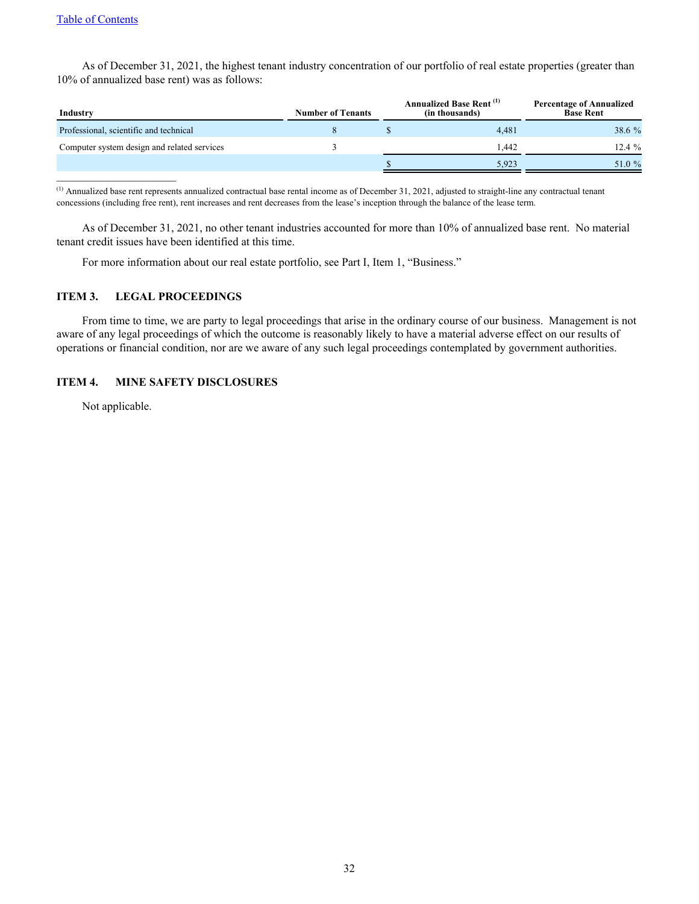As of December 31, 2021, the highest tenant industry concentration of our portfolio of real estate properties (greater than 10% of annualized base rent) was as follows:

| Industry | Number of Tenants | Annualized Base Rent [(1)] (in thousands) | Percentage of Annualized Base Rent |
|---|---|---|---|
| Professional, scientific and technical | 8 | $ 4,481 | 38.6 % |
| Computer system design and related services | 3 | 1,442 | 12.4 % |
| | | $ 5,923 | 51.0 % |

[(1)] Annualized base rent represents annualized contractual base rental income as of December 31, 2021, adjusted to straight-line any contractual tenant concessions (including free rent), rent increases and rent decreases from the lease's inception through the balance of the lease term.

As of December 31, 2021, no other tenant industries accounted for more than 10% of annualized base rent. No material tenant credit issues have been identified at this time.

For more information about our real estate portfolio, see Part I, Item 1, "Business."

## ITEM 3. LEGAL PROCEEDINGS

From time to time, we are party to legal proceedings that arise in the ordinary course of our business. Management is not aware of any legal proceedings of which the outcome is reasonably likely to have a material adverse effect on our results of operations or financial condition, nor are we aware of any such legal proceedings contemplated by government authorities.

## ITEM 4. MINE SAFETY DISCLOSURES

Not applicable.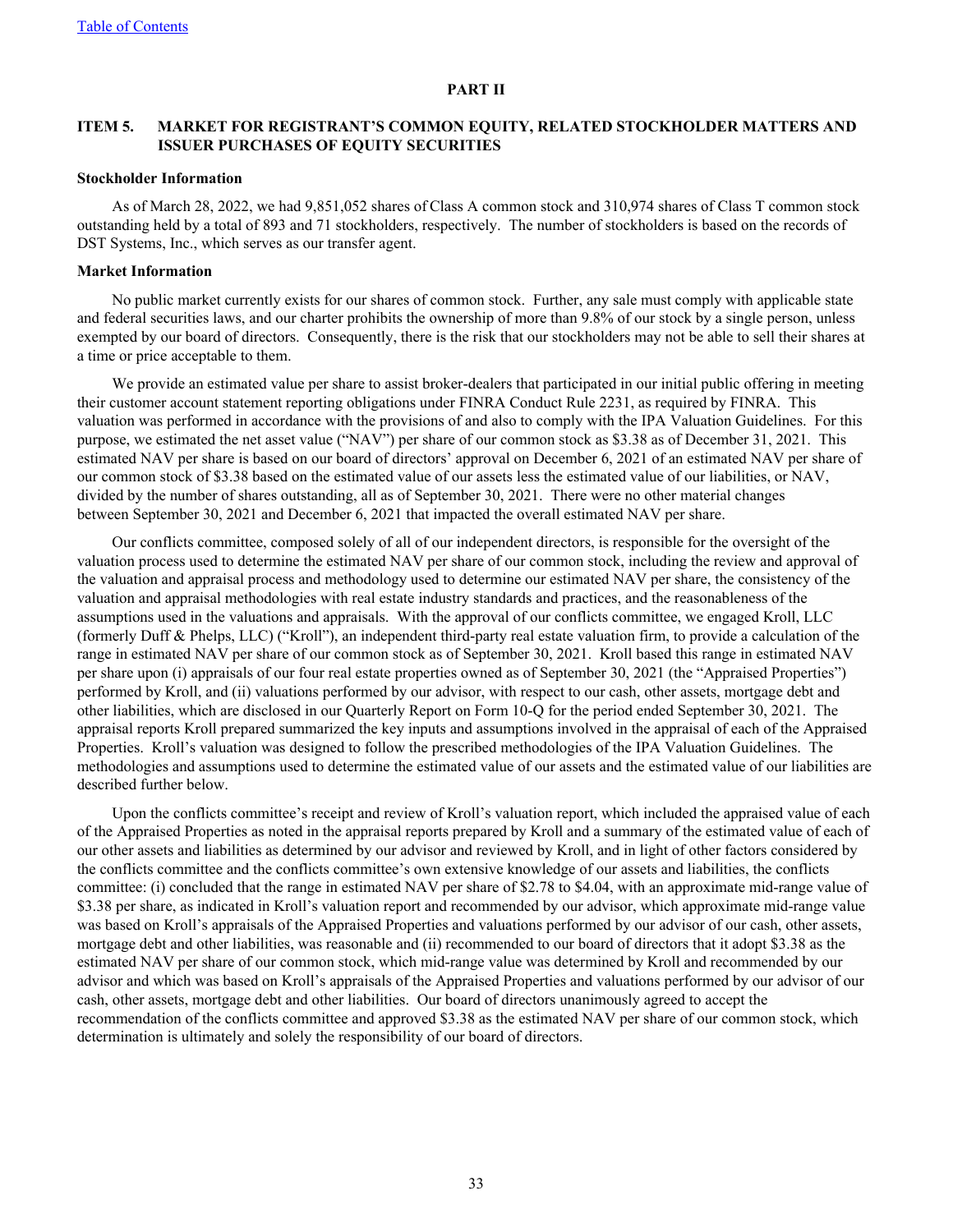# PART II

## ITEM 5. MARKET FOR REGISTRANT'S COMMON EQUITY, RELATED STOCKHOLDER MATTERS AND ISSUER PURCHASES OF EQUITY SECURITIES

**Stockholder Information**

As of March 28, 2022, we had 9,851,052 shares of Class A common stock and 310,974 shares of Class T common stock outstanding held by a total of 893 and 71 stockholders, respectively. The number of stockholders is based on the records of DST Systems, Inc., which serves as our transfer agent.

**Market Information**

No public market currently exists for our shares of common stock. Further, any sale must comply with applicable state and federal securities laws, and our charter prohibits the ownership of more than 9.8% of our stock by a single person, unless exempted by our board of directors. Consequently, there is the risk that our stockholders may not be able to sell their shares at a time or price acceptable to them.

We provide an estimated value per share to assist broker-dealers that participated in our initial public offering in meeting their customer account statement reporting obligations under FINRA Conduct Rule 2231, as required by FINRA. This valuation was performed in accordance with the provisions of and also to comply with the IPA Valuation Guidelines. For this purpose, we estimated the net asset value ("NAV") per share of our common stock as $3.38 as of December 31, 2021. This estimated NAV per share is based on our board of directors' approval on December 6, 2021 of an estimated NAV per share of our common stock of $3.38 based on the estimated value of our assets less the estimated value of our liabilities, or NAV, divided by the number of shares outstanding, all as of September 30, 2021. There were no other material changes between September 30, 2021 and December 6, 2021 that impacted the overall estimated NAV per share.

Our conflicts committee, composed solely of all of our independent directors, is responsible for the oversight of the valuation process used to determine the estimated NAV per share of our common stock, including the review and approval of the valuation and appraisal process and methodology used to determine our estimated NAV per share, the consistency of the valuation and appraisal methodologies with real estate industry standards and practices, and the reasonableness of the assumptions used in the valuations and appraisals. With the approval of our conflicts committee, we engaged Kroll, LLC (formerly Duff & Phelps, LLC) ("Kroll"), an independent third-party real estate valuation firm, to provide a calculation of the range in estimated NAV per share of our common stock as of September 30, 2021. Kroll based this range in estimated NAV per share upon (i) appraisals of our four real estate properties owned as of September 30, 2021 (the "Appraised Properties") performed by Kroll, and (ii) valuations performed by our advisor, with respect to our cash, other assets, mortgage debt and other liabilities, which are disclosed in our Quarterly Report on Form 10-Q for the period ended September 30, 2021. The appraisal reports Kroll prepared summarized the key inputs and assumptions involved in the appraisal of each of the Appraised Properties. Kroll's valuation was designed to follow the prescribed methodologies of the IPA Valuation Guidelines. The methodologies and assumptions used to determine the estimated value of our assets and the estimated value of our liabilities are described further below.

Upon the conflicts committee's receipt and review of Kroll's valuation report, which included the appraised value of each of the Appraised Properties as noted in the appraisal reports prepared by Kroll and a summary of the estimated value of each of our other assets and liabilities as determined by our advisor and reviewed by Kroll, and in light of other factors considered by the conflicts committee and the conflicts committee's own extensive knowledge of our assets and liabilities, the conflicts committee: (i) concluded that the range in estimated NAV per share of $2.78 to $4.04, with an approximate mid-range value of $3.38 per share, as indicated in Kroll's valuation report and recommended by our advisor, which approximate mid-range value was based on Kroll's appraisals of the Appraised Properties and valuations performed by our advisor of our cash, other assets, mortgage debt and other liabilities, was reasonable and (ii) recommended to our board of directors that it adopt $3.38 as the estimated NAV per share of our common stock, which mid-range value was determined by Kroll and recommended by our advisor and which was based on Kroll's appraisals of the Appraised Properties and valuations performed by our advisor of our cash, other assets, mortgage debt and other liabilities. Our board of directors unanimously agreed to accept the recommendation of the conflicts committee and approved $3.38 as the estimated NAV per share of our common stock, which determination is ultimately and solely the responsibility of our board of directors.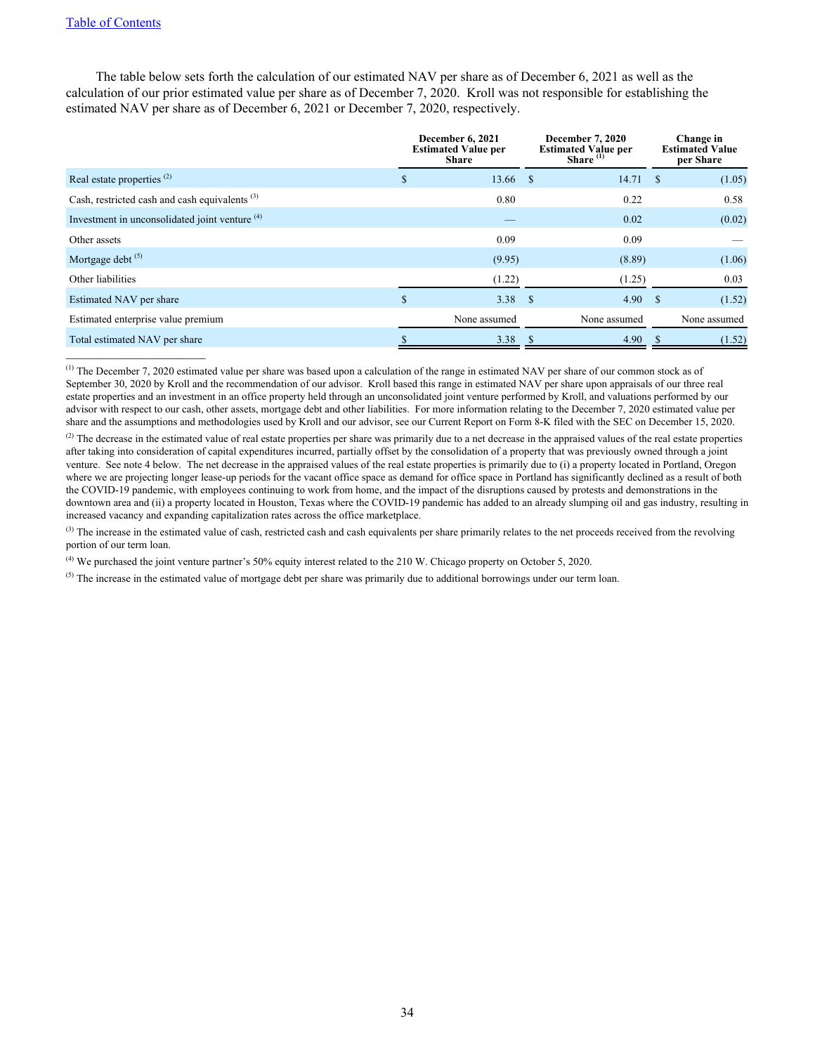The table below sets forth the calculation of our estimated NAV per share as of December 6, 2021 as well as the calculation of our prior estimated value per share as of December 7, 2020. Kroll was not responsible for establishing the estimated NAV per share as of December 6, 2021 or December 7, 2020, respectively.

| | December 6, 2021 Estimated Value per Share | December 7, 2020 Estimated Value per Share [(1)] | Change in Estimated Value per Share |
|---|---|---|---|
| Real estate properties [(2)] | $ 13.66 | $ 14.71 | $ (1.05) |
| Cash, restricted cash and cash equivalents [(3)] | 0.80 | 0.22 | 0.58 |
| Investment in unconsolidated joint venture [(4)] | — | 0.02 | (0.02) |
| Other assets | 0.09 | 0.09 | — |
| Mortgage debt [(5)] | (9.95) | (8.89) | (1.06) |
| Other liabilities | (1.22) | (1.25) | 0.03 |
| Estimated NAV per share | $ 3.38 | $ 4.90 | $ (1.52) |
| Estimated enterprise value premium | None assumed | None assumed | None assumed |
| Total estimated NAV per share | $ 3.38 | $ 4.90 | $ (1.52) |

---

(1) The December 7, 2020 estimated value per share was based upon a calculation of the range in estimated NAV per share of our common stock as of September 30, 2020 by Kroll and the recommendation of our advisor. Kroll based this range in estimated NAV per share upon appraisals of our three real estate properties and an investment in an office property held through an unconsolidated joint venture performed by Kroll, and valuations performed by our advisor with respect to our cash, other assets, mortgage debt and other liabilities. For more information relating to the December 7, 2020 estimated value per share and the assumptions and methodologies used by Kroll and our advisor, see our Current Report on Form 8-K filed with the SEC on December 15, 2020.

(2) The decrease in the estimated value of real estate properties per share was primarily due to a net decrease in the appraised values of the real estate properties after taking into consideration of capital expenditures incurred, partially offset by the consolidation of a property that was previously owned through a joint venture. See note 4 below. The net decrease in the appraised values of the real estate properties is primarily due to (i) a property located in Portland, Oregon where we are projecting longer lease-up periods for the vacant office space as demand for office space in Portland has significantly declined as a result of both the COVID-19 pandemic, with employees continuing to work from home, and the impact of the disruptions caused by protests and demonstrations in the downtown area and (ii) a property located in Houston, Texas where the COVID-19 pandemic has added to an already slumping oil and gas industry, resulting in increased vacancy and expanding capitalization rates across the office marketplace.

(3) The increase in the estimated value of cash, restricted cash and cash equivalents per share primarily relates to the net proceeds received from the revolving portion of our term loan.

(4) We purchased the joint venture partner's 50% equity interest related to the 210 W. Chicago property on October 5, 2020.

(5) The increase in the estimated value of mortgage debt per share was primarily due to additional borrowings under our term loan.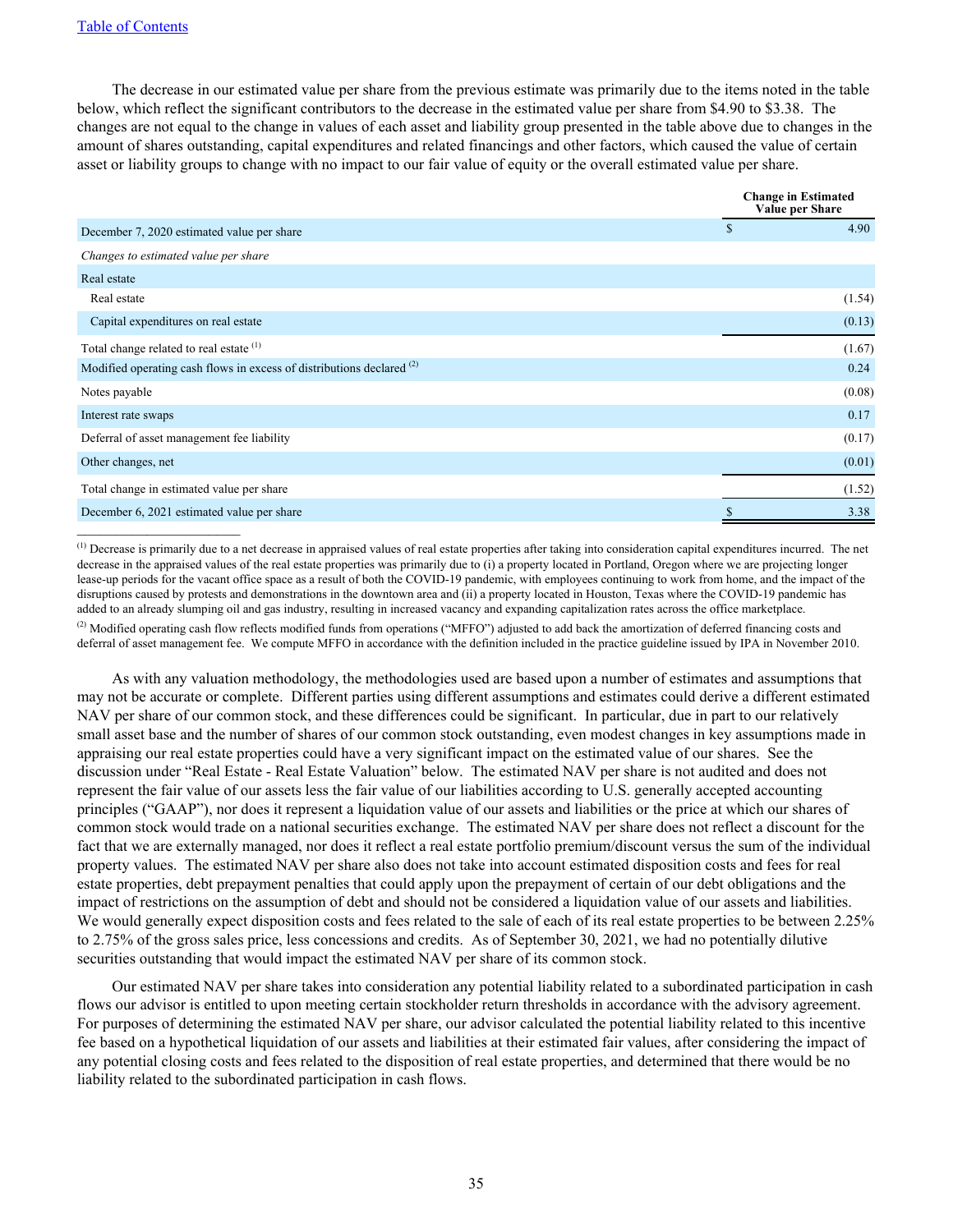The decrease in our estimated value per share from the previous estimate was primarily due to the items noted in the table below, which reflect the significant contributors to the decrease in the estimated value per share from $4.90 to $3.38. The changes are not equal to the change in values of each asset and liability group presented in the table above due to changes in the amount of shares outstanding, capital expenditures and related financings and other factors, which caused the value of certain asset or liability groups to change with no impact to our fair value of equity or the overall estimated value per share.

| | Change in Estimated Value per Share |
|---|---|
| December 7, 2020 estimated value per share | $ 4.90 |
| *Changes to estimated value per share* | |
| Real estate | |
| Real estate | (1.54) |
| Capital expenditures on real estate | (0.13) |
| Total change related to real estate [1] | (1.67) |
| Modified operating cash flows in excess of distributions declared [2] | 0.24 |
| Notes payable | (0.08) |
| Interest rate swaps | 0.17 |
| Deferral of asset management fee liability | (0.17) |
| Other changes, net | (0.01) |
| Total change in estimated value per share | (1.52) |
| December 6, 2021 estimated value per share | $ 3.38 |

[1] Decrease is primarily due to a net decrease in appraised values of real estate properties after taking into consideration capital expenditures incurred. The net decrease in the appraised values of the real estate properties was primarily due to (i) a property located in Portland, Oregon where we are projecting longer lease-up periods for the vacant office space as a result of both the COVID-19 pandemic, with employees continuing to work from home, and the impact of the disruptions caused by protests and demonstrations in the downtown area and (ii) a property located in Houston, Texas where the COVID-19 pandemic has added to an already slumping oil and gas industry, resulting in increased vacancy and expanding capitalization rates across the office marketplace.

[2] Modified operating cash flow reflects modified funds from operations ("MFFO") adjusted to add back the amortization of deferred financing costs and deferral of asset management fee. We compute MFFO in accordance with the definition included in the practice guideline issued by IPA in November 2010.

As with any valuation methodology, the methodologies used are based upon a number of estimates and assumptions that may not be accurate or complete. Different parties using different assumptions and estimates could derive a different estimated NAV per share of our common stock, and these differences could be significant. In particular, due in part to our relatively small asset base and the number of shares of our common stock outstanding, even modest changes in key assumptions made in appraising our real estate properties could have a very significant impact on the estimated value of our shares. See the discussion under "Real Estate - Real Estate Valuation" below. The estimated NAV per share is not audited and does not represent the fair value of our assets less the fair value of our liabilities according to U.S. generally accepted accounting principles ("GAAP"), nor does it represent a liquidation value of our assets and liabilities or the price at which our shares of common stock would trade on a national securities exchange. The estimated NAV per share does not reflect a discount for the fact that we are externally managed, nor does it reflect a real estate portfolio premium/discount versus the sum of the individual property values. The estimated NAV per share also does not take into account estimated disposition costs and fees for real estate properties, debt prepayment penalties that could apply upon the prepayment of certain of our debt obligations and the impact of restrictions on the assumption of debt and should not be considered a liquidation value of our assets and liabilities. We would generally expect disposition costs and fees related to the sale of each of its real estate properties to be between 2.25% to 2.75% of the gross sales price, less concessions and credits. As of September 30, 2021, we had no potentially dilutive securities outstanding that would impact the estimated NAV per share of its common stock.

Our estimated NAV per share takes into consideration any potential liability related to a subordinated participation in cash flows our advisor is entitled to upon meeting certain stockholder return thresholds in accordance with the advisory agreement. For purposes of determining the estimated NAV per share, our advisor calculated the potential liability related to this incentive fee based on a hypothetical liquidation of our assets and liabilities at their estimated fair values, after considering the impact of any potential closing costs and fees related to the disposition of real estate properties, and determined that there would be no liability related to the subordinated participation in cash flows.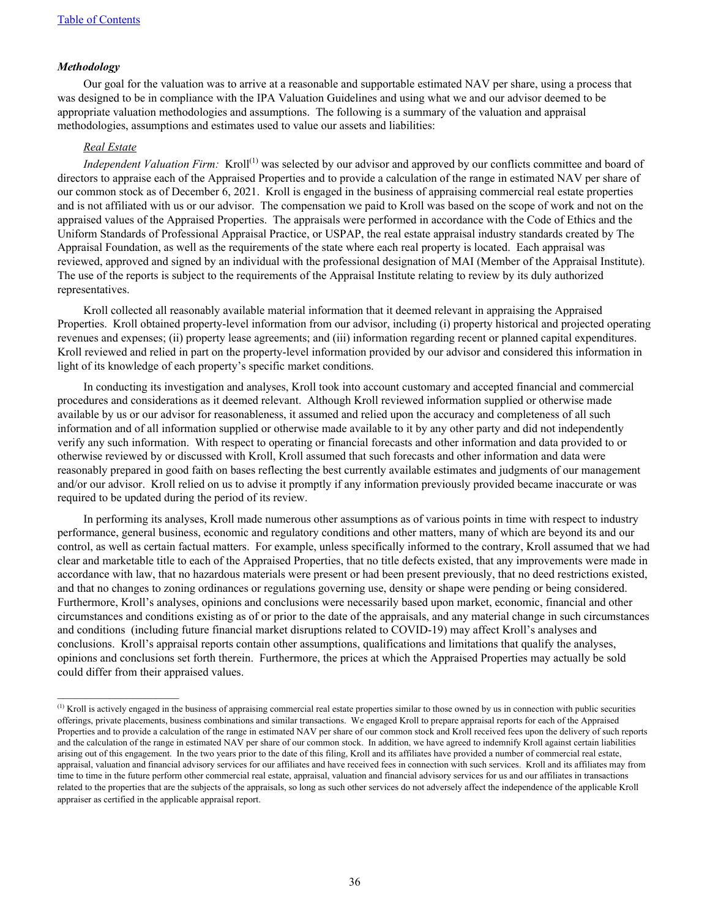### *Methodology*

Our goal for the valuation was to arrive at a reasonable and supportable estimated NAV per share, using a process that was designed to be in compliance with the IPA Valuation Guidelines and using what we and our advisor deemed to be appropriate valuation methodologies and assumptions. The following is a summary of the valuation and appraisal methodologies, assumptions and estimates used to value our assets and liabilities:

*Real Estate*

*Independent Valuation Firm:* Kroll[1] was selected by our advisor and approved by our conflicts committee and board of directors to appraise each of the Appraised Properties and to provide a calculation of the range in estimated NAV per share of our common stock as of December 6, 2021. Kroll is engaged in the business of appraising commercial real estate properties and is not affiliated with us or our advisor. The compensation we paid to Kroll was based on the scope of work and not on the appraised values of the Appraised Properties. The appraisals were performed in accordance with the Code of Ethics and the Uniform Standards of Professional Appraisal Practice, or USPAP, the real estate appraisal industry standards created by The Appraisal Foundation, as well as the requirements of the state where each real property is located. Each appraisal was reviewed, approved and signed by an individual with the professional designation of MAI (Member of the Appraisal Institute). The use of the reports is subject to the requirements of the Appraisal Institute relating to review by its duly authorized representatives.

Kroll collected all reasonably available material information that it deemed relevant in appraising the Appraised Properties. Kroll obtained property-level information from our advisor, including (i) property historical and projected operating revenues and expenses; (ii) property lease agreements; and (iii) information regarding recent or planned capital expenditures. Kroll reviewed and relied in part on the property-level information provided by our advisor and considered this information in light of its knowledge of each property's specific market conditions.

In conducting its investigation and analyses, Kroll took into account customary and accepted financial and commercial procedures and considerations as it deemed relevant. Although Kroll reviewed information supplied or otherwise made available by us or our advisor for reasonableness, it assumed and relied upon the accuracy and completeness of all such information and of all information supplied or otherwise made available to it by any other party and did not independently verify any such information. With respect to operating or financial forecasts and other information and data provided to or otherwise reviewed by or discussed with Kroll, Kroll assumed that such forecasts and other information and data were reasonably prepared in good faith on bases reflecting the best currently available estimates and judgments of our management and/or our advisor. Kroll relied on us to advise it promptly if any information previously provided became inaccurate or was required to be updated during the period of its review.

In performing its analyses, Kroll made numerous other assumptions as of various points in time with respect to industry performance, general business, economic and regulatory conditions and other matters, many of which are beyond its and our control, as well as certain factual matters. For example, unless specifically informed to the contrary, Kroll assumed that we had clear and marketable title to each of the Appraised Properties, that no title defects existed, that any improvements were made in accordance with law, that no hazardous materials were present or had been present previously, that no deed restrictions existed, and that no changes to zoning ordinances or regulations governing use, density or shape were pending or being considered. Furthermore, Kroll's analyses, opinions and conclusions were necessarily based upon market, economic, financial and other circumstances and conditions existing as of or prior to the date of the appraisals, and any material change in such circumstances and conditions (including future financial market disruptions related to COVID-19) may affect Kroll's analyses and conclusions. Kroll's appraisal reports contain other assumptions, qualifications and limitations that qualify the analyses, opinions and conclusions set forth therein. Furthermore, the prices at which the Appraised Properties may actually be sold could differ from their appraised values.

---

[1] Kroll is actively engaged in the business of appraising commercial real estate properties similar to those owned by us in connection with public securities offerings, private placements, business combinations and similar transactions. We engaged Kroll to prepare appraisal reports for each of the Appraised Properties and to provide a calculation of the range in estimated NAV per share of our common stock and Kroll received fees upon the delivery of such reports and the calculation of the range in estimated NAV per share of our common stock. In addition, we have agreed to indemnify Kroll against certain liabilities arising out of this engagement. In the two years prior to the date of this filing, Kroll and its affiliates have provided a number of commercial real estate, appraisal, valuation and financial advisory services for our affiliates and have received fees in connection with such services. Kroll and its affiliates may from time to time in the future perform other commercial real estate, appraisal, valuation and financial advisory services for us and our affiliates in transactions related to the properties that are the subjects of the appraisals, so long as such other services do not adversely affect the independence of the applicable Kroll appraiser as certified in the applicable appraisal report.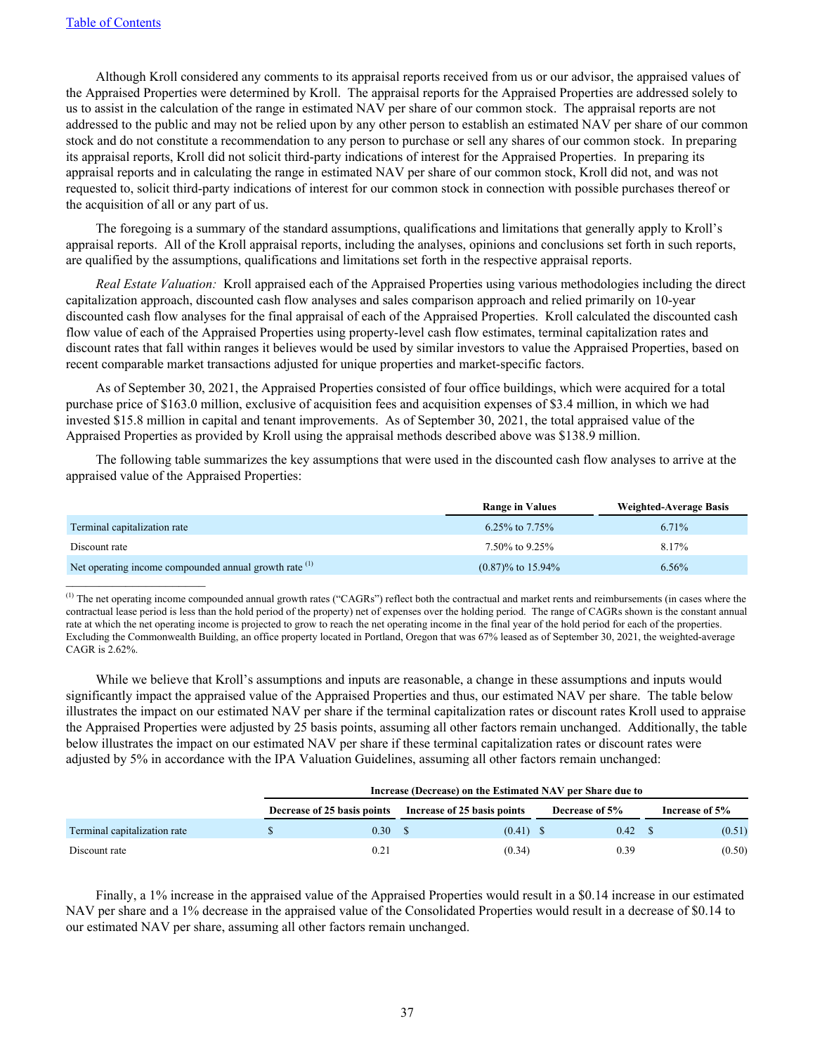Although Kroll considered any comments to its appraisal reports received from us or our advisor, the appraised values of the Appraised Properties were determined by Kroll. The appraisal reports for the Appraised Properties are addressed solely to us to assist in the calculation of the range in estimated NAV per share of our common stock. The appraisal reports are not addressed to the public and may not be relied upon by any other person to establish an estimated NAV per share of our common stock and do not constitute a recommendation to any person to purchase or sell any shares of our common stock. In preparing its appraisal reports, Kroll did not solicit third-party indications of interest for the Appraised Properties. In preparing its appraisal reports and in calculating the range in estimated NAV per share of our common stock, Kroll did not, and was not requested to, solicit third-party indications of interest for our common stock in connection with possible purchases thereof or the acquisition of all or any part of us.

The foregoing is a summary of the standard assumptions, qualifications and limitations that generally apply to Kroll's appraisal reports. All of the Kroll appraisal reports, including the analyses, opinions and conclusions set forth in such reports, are qualified by the assumptions, qualifications and limitations set forth in the respective appraisal reports.

*Real Estate Valuation:* Kroll appraised each of the Appraised Properties using various methodologies including the direct capitalization approach, discounted cash flow analyses and sales comparison approach and relied primarily on 10-year discounted cash flow analyses for the final appraisal of each of the Appraised Properties. Kroll calculated the discounted cash flow value of each of the Appraised Properties using property-level cash flow estimates, terminal capitalization rates and discount rates that fall within ranges it believes would be used by similar investors to value the Appraised Properties, based on recent comparable market transactions adjusted for unique properties and market-specific factors.

As of September 30, 2021, the Appraised Properties consisted of four office buildings, which were acquired for a total purchase price of $163.0 million, exclusive of acquisition fees and acquisition expenses of $3.4 million, in which we had invested $15.8 million in capital and tenant improvements. As of September 30, 2021, the total appraised value of the Appraised Properties as provided by Kroll using the appraisal methods described above was $138.9 million.

The following table summarizes the key assumptions that were used in the discounted cash flow analyses to arrive at the appraised value of the Appraised Properties:

| | Range in Values | Weighted-Average Basis |
|---|---|---|
| Terminal capitalization rate | 6.25% to 7.75% | 6.71% |
| Discount rate | 7.50% to 9.25% | 8.17% |
| Net operating income compounded annual growth rate [(1)] | (0.87)% to 15.94% | 6.56% |

[(1)] The net operating income compounded annual growth rates ("CAGRs") reflect both the contractual and market rents and reimbursements (in cases where the contractual lease period is less than the hold period of the property) net of expenses over the holding period. The range of CAGRs shown is the constant annual rate at which the net operating income is projected to grow to reach the net operating income in the final year of the hold period for each of the properties. Excluding the Commonwealth Building, an office property located in Portland, Oregon that was 67% leased as of September 30, 2021, the weighted-average CAGR is 2.62%.

While we believe that Kroll's assumptions and inputs are reasonable, a change in these assumptions and inputs would significantly impact the appraised value of the Appraised Properties and thus, our estimated NAV per share. The table below illustrates the impact on our estimated NAV per share if the terminal capitalization rates or discount rates Kroll used to appraise the Appraised Properties were adjusted by 25 basis points, assuming all other factors remain unchanged. Additionally, the table below illustrates the impact on our estimated NAV per share if these terminal capitalization rates or discount rates were adjusted by 5% in accordance with the IPA Valuation Guidelines, assuming all other factors remain unchanged:

| | Increase (Decrease) on the Estimated NAV per Share due to | | | |
|---|---|---|---|---|
| | Decrease of 25 basis points | Increase of 25 basis points | Decrease of 5% | Increase of 5% |
| Terminal capitalization rate | $ 0.30 | $ (0.41) | $ 0.42 | $ (0.51) |
| Discount rate | 0.21 | (0.34) | 0.39 | (0.50) |

Finally, a 1% increase in the appraised value of the Appraised Properties would result in a $0.14 increase in our estimated NAV per share and a 1% decrease in the appraised value of the Consolidated Properties would result in a decrease of $0.14 to our estimated NAV per share, assuming all other factors remain unchanged.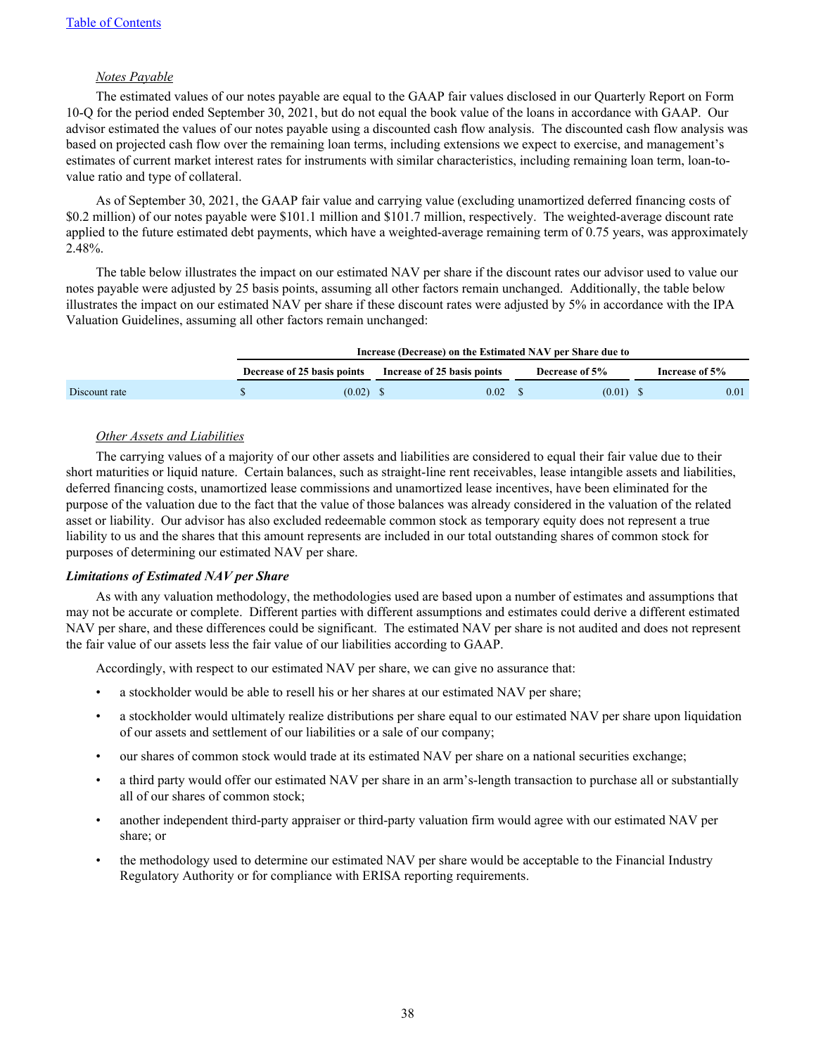*Notes Payable*

The estimated values of our notes payable are equal to the GAAP fair values disclosed in our Quarterly Report on Form 10-Q for the period ended September 30, 2021, but do not equal the book value of the loans in accordance with GAAP. Our advisor estimated the values of our notes payable using a discounted cash flow analysis. The discounted cash flow analysis was based on projected cash flow over the remaining loan terms, including extensions we expect to exercise, and management's estimates of current market interest rates for instruments with similar characteristics, including remaining loan term, loan-to-value ratio and type of collateral.

As of September 30, 2021, the GAAP fair value and carrying value (excluding unamortized deferred financing costs of $0.2 million) of our notes payable were $101.1 million and $101.7 million, respectively. The weighted-average discount rate applied to the future estimated debt payments, which have a weighted-average remaining term of 0.75 years, was approximately 2.48%.

The table below illustrates the impact on our estimated NAV per share if the discount rates our advisor used to value our notes payable were adjusted by 25 basis points, assuming all other factors remain unchanged. Additionally, the table below illustrates the impact on our estimated NAV per share if these discount rates were adjusted by 5% in accordance with the IPA Valuation Guidelines, assuming all other factors remain unchanged:

| | Increase (Decrease) on the Estimated NAV per Share due to | | | |
|---|---|---|---|---|
| | Decrease of 25 basis points | Increase of 25 basis points | Decrease of 5% | Increase of 5% |
| Discount rate | $ (0.02) | $ 0.02 | $ (0.01) | $ 0.01 |

*Other Assets and Liabilities*

The carrying values of a majority of our other assets and liabilities are considered to equal their fair value due to their short maturities or liquid nature. Certain balances, such as straight-line rent receivables, lease intangible assets and liabilities, deferred financing costs, unamortized lease commissions and unamortized lease incentives, have been eliminated for the purpose of the valuation due to the fact that the value of those balances was already considered in the valuation of the related asset or liability. Our advisor has also excluded redeemable common stock as temporary equity does not represent a true liability to us and the shares that this amount represents are included in our total outstanding shares of common stock for purposes of determining our estimated NAV per share.

***Limitations of Estimated NAV per Share***

As with any valuation methodology, the methodologies used are based upon a number of estimates and assumptions that may not be accurate or complete. Different parties with different assumptions and estimates could derive a different estimated NAV per share, and these differences could be significant. The estimated NAV per share is not audited and does not represent the fair value of our assets less the fair value of our liabilities according to GAAP.

Accordingly, with respect to our estimated NAV per share, we can give no assurance that:

- a stockholder would be able to resell his or her shares at our estimated NAV per share;
- a stockholder would ultimately realize distributions per share equal to our estimated NAV per share upon liquidation of our assets and settlement of our liabilities or a sale of our company;
- our shares of common stock would trade at its estimated NAV per share on a national securities exchange;
- a third party would offer our estimated NAV per share in an arm's-length transaction to purchase all or substantially all of our shares of common stock;
- another independent third-party appraiser or third-party valuation firm would agree with our estimated NAV per share; or
- the methodology used to determine our estimated NAV per share would be acceptable to the Financial Industry Regulatory Authority or for compliance with ERISA reporting requirements.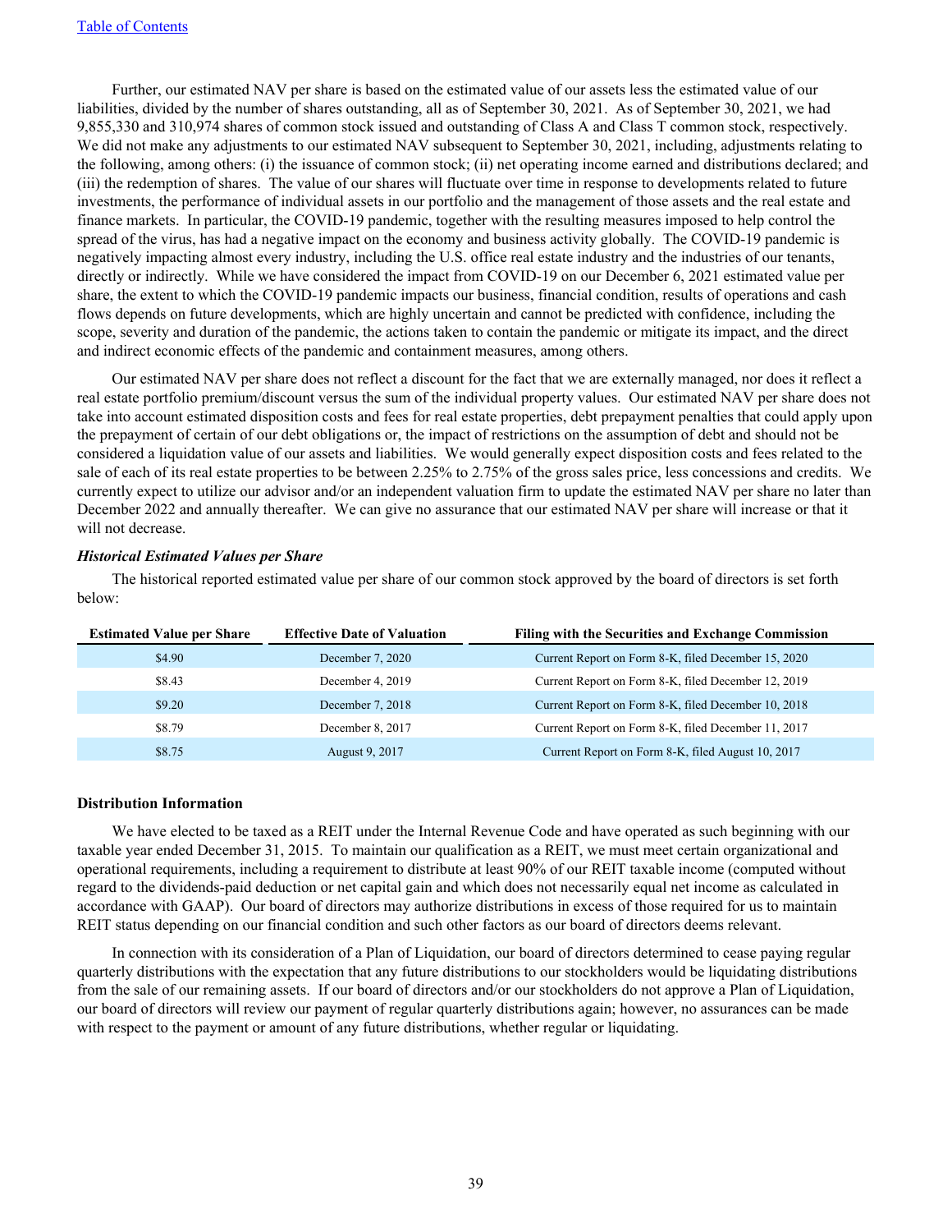Further, our estimated NAV per share is based on the estimated value of our assets less the estimated value of our liabilities, divided by the number of shares outstanding, all as of September 30, 2021. As of September 30, 2021, we had 9,855,330 and 310,974 shares of common stock issued and outstanding of Class A and Class T common stock, respectively. We did not make any adjustments to our estimated NAV subsequent to September 30, 2021, including, adjustments relating to the following, among others: (i) the issuance of common stock; (ii) net operating income earned and distributions declared; and (iii) the redemption of shares. The value of our shares will fluctuate over time in response to developments related to future investments, the performance of individual assets in our portfolio and the management of those assets and the real estate and finance markets. In particular, the COVID-19 pandemic, together with the resulting measures imposed to help control the spread of the virus, has had a negative impact on the economy and business activity globally. The COVID-19 pandemic is negatively impacting almost every industry, including the U.S. office real estate industry and the industries of our tenants, directly or indirectly. While we have considered the impact from COVID-19 on our December 6, 2021 estimated value per share, the extent to which the COVID-19 pandemic impacts our business, financial condition, results of operations and cash flows depends on future developments, which are highly uncertain and cannot be predicted with confidence, including the scope, severity and duration of the pandemic, the actions taken to contain the pandemic or mitigate its impact, and the direct and indirect economic effects of the pandemic and containment measures, among others.

Our estimated NAV per share does not reflect a discount for the fact that we are externally managed, nor does it reflect a real estate portfolio premium/discount versus the sum of the individual property values. Our estimated NAV per share does not take into account estimated disposition costs and fees for real estate properties, debt prepayment penalties that could apply upon the prepayment of certain of our debt obligations or, the impact of restrictions on the assumption of debt and should not be considered a liquidation value of our assets and liabilities. We would generally expect disposition costs and fees related to the sale of each of its real estate properties to be between 2.25% to 2.75% of the gross sales price, less concessions and credits. We currently expect to utilize our advisor and/or an independent valuation firm to update the estimated NAV per share no later than December 2022 and annually thereafter. We can give no assurance that our estimated NAV per share will increase or that it will not decrease.

***Historical Estimated Values per Share***

The historical reported estimated value per share of our common stock approved by the board of directors is set forth below:

| Estimated Value per Share | Effective Date of Valuation | Filing with the Securities and Exchange Commission |
|---|---|---|
| $4.90 | December 7, 2020 | Current Report on Form 8-K, filed December 15, 2020 |
| $8.43 | December 4, 2019 | Current Report on Form 8-K, filed December 12, 2019 |
| $9.20 | December 7, 2018 | Current Report on Form 8-K, filed December 10, 2018 |
| $8.79 | December 8, 2017 | Current Report on Form 8-K, filed December 11, 2017 |
| $8.75 | August 9, 2017 | Current Report on Form 8-K, filed August 10, 2017 |

**Distribution Information**

We have elected to be taxed as a REIT under the Internal Revenue Code and have operated as such beginning with our taxable year ended December 31, 2015. To maintain our qualification as a REIT, we must meet certain organizational and operational requirements, including a requirement to distribute at least 90% of our REIT taxable income (computed without regard to the dividends-paid deduction or net capital gain and which does not necessarily equal net income as calculated in accordance with GAAP). Our board of directors may authorize distributions in excess of those required for us to maintain REIT status depending on our financial condition and such other factors as our board of directors deems relevant.

In connection with its consideration of a Plan of Liquidation, our board of directors determined to cease paying regular quarterly distributions with the expectation that any future distributions to our stockholders would be liquidating distributions from the sale of our remaining assets. If our board of directors and/or our stockholders do not approve a Plan of Liquidation, our board of directors will review our payment of regular quarterly distributions again; however, no assurances can be made with respect to the payment or amount of any future distributions, whether regular or liquidating.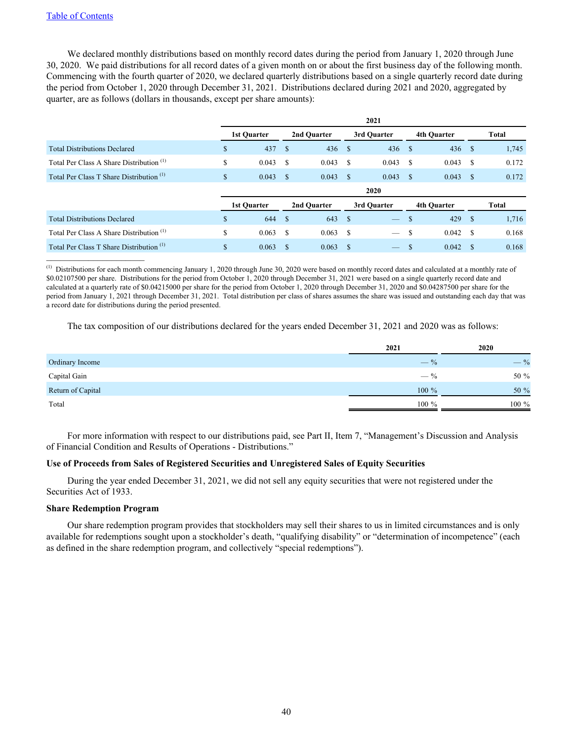We declared monthly distributions based on monthly record dates during the period from January 1, 2020 through June 30, 2020. We paid distributions for all record dates of a given month on or about the first business day of the following month. Commencing with the fourth quarter of 2020, we declared quarterly distributions based on a single quarterly record date during the period from October 1, 2020 through December 31, 2021. Distributions declared during 2021 and 2020, aggregated by quarter, are as follows (dollars in thousands, except per share amounts):

| | 2021 | | | | |
|---|---|---|---|---|---|
| | 1st Quarter | 2nd Quarter | 3rd Quarter | 4th Quarter | Total |
| Total Distributions Declared | $ 437 | $ 436 | $ 436 | $ 436 | $ 1,745 |
| Total Per Class A Share Distribution [(1)] | $ 0.043 | $ 0.043 | $ 0.043 | $ 0.043 | $ 0.172 |
| Total Per Class T Share Distribution [(1)] | $ 0.043 | $ 0.043 | $ 0.043 | $ 0.043 | $ 0.172 |
| | **2020** | | | | |
| | 1st Quarter | 2nd Quarter | 3rd Quarter | 4th Quarter | Total |
| Total Distributions Declared | $ 644 | $ 643 | $ — | $ 429 | $ 1,716 |
| Total Per Class A Share Distribution [(1)] | $ 0.063 | $ 0.063 | $ — | $ 0.042 | $ 0.168 |
| Total Per Class T Share Distribution [(1)] | $ 0.063 | $ 0.063 | $ — | $ 0.042 | $ 0.168 |

---

[(1)] Distributions for each month commencing January 1, 2020 through June 30, 2020 were based on monthly record dates and calculated at a monthly rate of $0.02107500 per share. Distributions for the period from October 1, 2020 through December 31, 2021 were based on a single quarterly record date and calculated at a quarterly rate of $0.04215000 per share for the period from October 1, 2020 through December 31, 2020 and $0.04287500 per share for the period from January 1, 2021 through December 31, 2021. Total distribution per class of shares assumes the share was issued and outstanding each day that was a record date for distributions during the period presented.

The tax composition of our distributions declared for the years ended December 31, 2021 and 2020 was as follows:

| | 2021 | 2020 |
|---|---|---|
| Ordinary Income | — % | — % |
| Capital Gain | — % | 50 % |
| Return of Capital | 100 % | 50 % |
| Total | 100 % | 100 % |

For more information with respect to our distributions paid, see Part II, Item 7, "Management's Discussion and Analysis of Financial Condition and Results of Operations - Distributions."

**Use of Proceeds from Sales of Registered Securities and Unregistered Sales of Equity Securities**

During the year ended December 31, 2021, we did not sell any equity securities that were not registered under the Securities Act of 1933.

**Share Redemption Program**

Our share redemption program provides that stockholders may sell their shares to us in limited circumstances and is only available for redemptions sought upon a stockholder's death, "qualifying disability" or "determination of incompetence" (each as defined in the share redemption program, and collectively "special redemptions").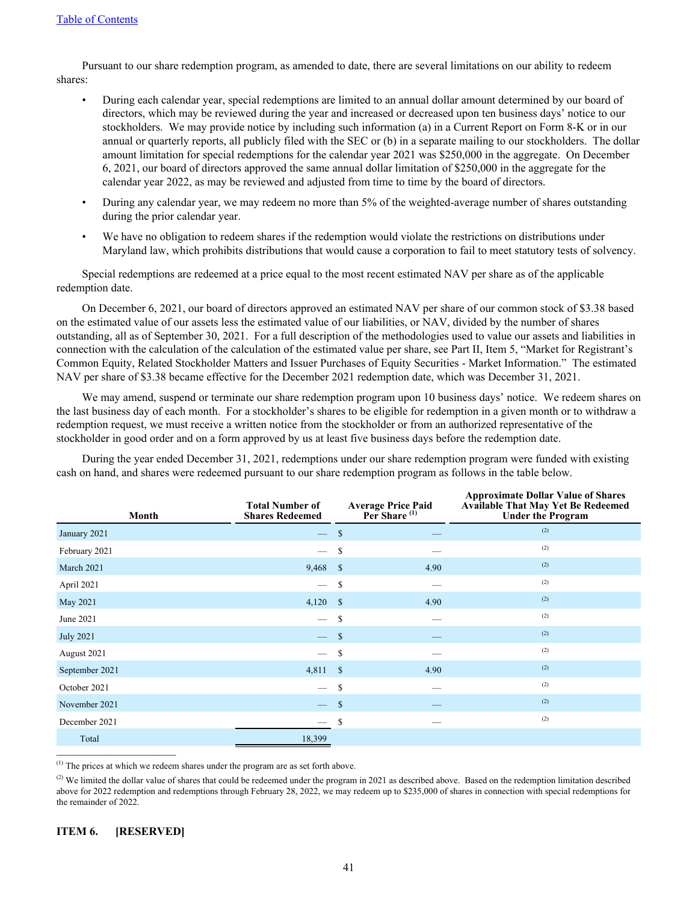Pursuant to our share redemption program, as amended to date, there are several limitations on our ability to redeem shares:

- During each calendar year, special redemptions are limited to an annual dollar amount determined by our board of directors, which may be reviewed during the year and increased or decreased upon ten business days' notice to our stockholders. We may provide notice by including such information (a) in a Current Report on Form 8-K or in our annual or quarterly reports, all publicly filed with the SEC or (b) in a separate mailing to our stockholders. The dollar amount limitation for special redemptions for the calendar year 2021 was $250,000 in the aggregate. On December 6, 2021, our board of directors approved the same annual dollar limitation of $250,000 in the aggregate for the calendar year 2022, as may be reviewed and adjusted from time to time by the board of directors.
- During any calendar year, we may redeem no more than 5% of the weighted-average number of shares outstanding during the prior calendar year.
- We have no obligation to redeem shares if the redemption would violate the restrictions on distributions under Maryland law, which prohibits distributions that would cause a corporation to fail to meet statutory tests of solvency.

Special redemptions are redeemed at a price equal to the most recent estimated NAV per share as of the applicable redemption date.

On December 6, 2021, our board of directors approved an estimated NAV per share of our common stock of $3.38 based on the estimated value of our assets less the estimated value of our liabilities, or NAV, divided by the number of shares outstanding, all as of September 30, 2021. For a full description of the methodologies used to value our assets and liabilities in connection with the calculation of the calculation of the estimated value per share, see Part II, Item 5, "Market for Registrant's Common Equity, Related Stockholder Matters and Issuer Purchases of Equity Securities - Market Information." The estimated NAV per share of $3.38 became effective for the December 2021 redemption date, which was December 31, 2021.

We may amend, suspend or terminate our share redemption program upon 10 business days' notice. We redeem shares on the last business day of each month. For a stockholder's shares to be eligible for redemption in a given month or to withdraw a redemption request, we must receive a written notice from the stockholder or from an authorized representative of the stockholder in good order and on a form approved by us at least five business days before the redemption date.

During the year ended December 31, 2021, redemptions under our share redemption program were funded with existing cash on hand, and shares were redeemed pursuant to our share redemption program as follows in the table below.

| Month | Total Number of Shares Redeemed | Average Price Paid Per Share [(1)] | Approximate Dollar Value of Shares Available That May Yet Be Redeemed Under the Program |
|---|---|---|---|
| January 2021 | — | $ — | [(2)] |
| February 2021 | — | $ — | [(2)] |
| March 2021 | 9,468 | $ 4.90 | [(2)] |
| April 2021 | — | $ — | [(2)] |
| May 2021 | 4,120 | $ 4.90 | [(2)] |
| June 2021 | — | $ — | [(2)] |
| July 2021 | — | $ — | [(2)] |
| August 2021 | — | $ — | [(2)] |
| September 2021 | 4,811 | $ 4.90 | [(2)] |
| October 2021 | — | $ — | [(2)] |
| November 2021 | — | $ — | [(2)] |
| December 2021 | — | $ — | [(2)] |
| Total | 18,399 | | |

[(1)] The prices at which we redeem shares under the program are as set forth above.

[(2)] We limited the dollar value of shares that could be redeemed under the program in 2021 as described above. Based on the redemption limitation described above for 2022 redemption and redemptions through February 28, 2022, we may redeem up to $235,000 of shares in connection with special redemptions for the remainder of 2022.

## ITEM 6. [RESERVED]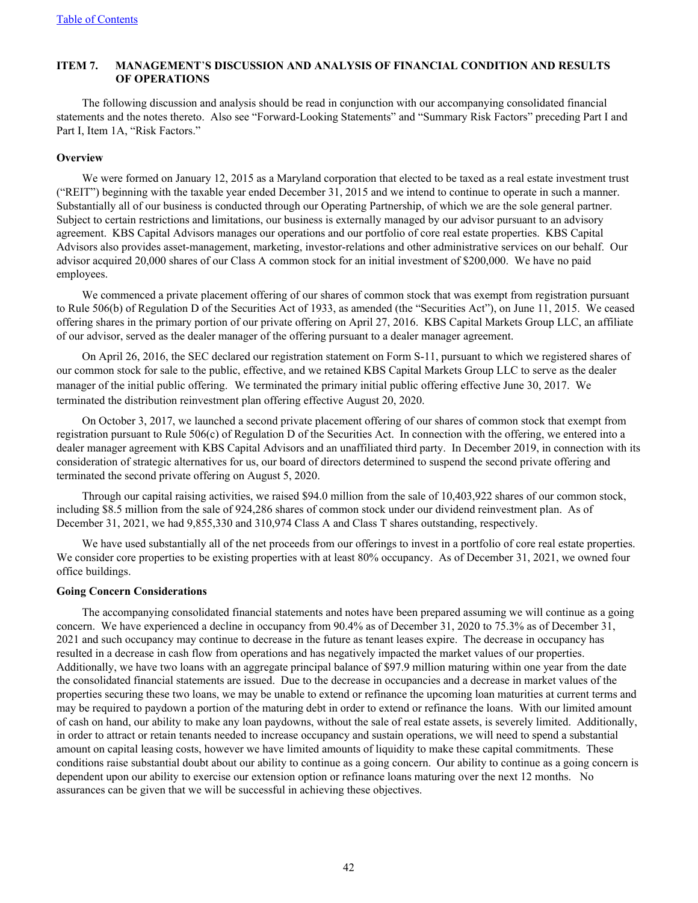## ITEM 7. MANAGEMENT'S DISCUSSION AND ANALYSIS OF FINANCIAL CONDITION AND RESULTS OF OPERATIONS

The following discussion and analysis should be read in conjunction with our accompanying consolidated financial statements and the notes thereto. Also see "Forward-Looking Statements" and "Summary Risk Factors" preceding Part I and Part I, Item 1A, "Risk Factors."

**Overview**

We were formed on January 12, 2015 as a Maryland corporation that elected to be taxed as a real estate investment trust ("REIT") beginning with the taxable year ended December 31, 2015 and we intend to continue to operate in such a manner. Substantially all of our business is conducted through our Operating Partnership, of which we are the sole general partner. Subject to certain restrictions and limitations, our business is externally managed by our advisor pursuant to an advisory agreement. KBS Capital Advisors manages our operations and our portfolio of core real estate properties. KBS Capital Advisors also provides asset-management, marketing, investor-relations and other administrative services on our behalf. Our advisor acquired 20,000 shares of our Class A common stock for an initial investment of $200,000. We have no paid employees.

We commenced a private placement offering of our shares of common stock that was exempt from registration pursuant to Rule 506(b) of Regulation D of the Securities Act of 1933, as amended (the "Securities Act"), on June 11, 2015. We ceased offering shares in the primary portion of our private offering on April 27, 2016. KBS Capital Markets Group LLC, an affiliate of our advisor, served as the dealer manager of the offering pursuant to a dealer manager agreement.

On April 26, 2016, the SEC declared our registration statement on Form S-11, pursuant to which we registered shares of our common stock for sale to the public, effective, and we retained KBS Capital Markets Group LLC to serve as the dealer manager of the initial public offering. We terminated the primary initial public offering effective June 30, 2017. We terminated the distribution reinvestment plan offering effective August 20, 2020.

On October 3, 2017, we launched a second private placement offering of our shares of common stock that exempt from registration pursuant to Rule 506(c) of Regulation D of the Securities Act. In connection with the offering, we entered into a dealer manager agreement with KBS Capital Advisors and an unaffiliated third party. In December 2019, in connection with its consideration of strategic alternatives for us, our board of directors determined to suspend the second private offering and terminated the second private offering on August 5, 2020.

Through our capital raising activities, we raised $94.0 million from the sale of 10,403,922 shares of our common stock, including $8.5 million from the sale of 924,286 shares of common stock under our dividend reinvestment plan. As of December 31, 2021, we had 9,855,330 and 310,974 Class A and Class T shares outstanding, respectively.

We have used substantially all of the net proceeds from our offerings to invest in a portfolio of core real estate properties. We consider core properties to be existing properties with at least 80% occupancy. As of December 31, 2021, we owned four office buildings.

**Going Concern Considerations**

The accompanying consolidated financial statements and notes have been prepared assuming we will continue as a going concern. We have experienced a decline in occupancy from 90.4% as of December 31, 2020 to 75.3% as of December 31, 2021 and such occupancy may continue to decrease in the future as tenant leases expire. The decrease in occupancy has resulted in a decrease in cash flow from operations and has negatively impacted the market values of our properties. Additionally, we have two loans with an aggregate principal balance of $97.9 million maturing within one year from the date the consolidated financial statements are issued. Due to the decrease in occupancies and a decrease in market values of the properties securing these two loans, we may be unable to extend or refinance the upcoming loan maturities at current terms and may be required to paydown a portion of the maturing debt in order to extend or refinance the loans. With our limited amount of cash on hand, our ability to make any loan paydowns, without the sale of real estate assets, is severely limited. Additionally, in order to attract or retain tenants needed to increase occupancy and sustain operations, we will need to spend a substantial amount on capital leasing costs, however we have limited amounts of liquidity to make these capital commitments. These conditions raise substantial doubt about our ability to continue as a going concern. Our ability to continue as a going concern is dependent upon our ability to exercise our extension option or refinance loans maturing over the next 12 months. No assurances can be given that we will be successful in achieving these objectives.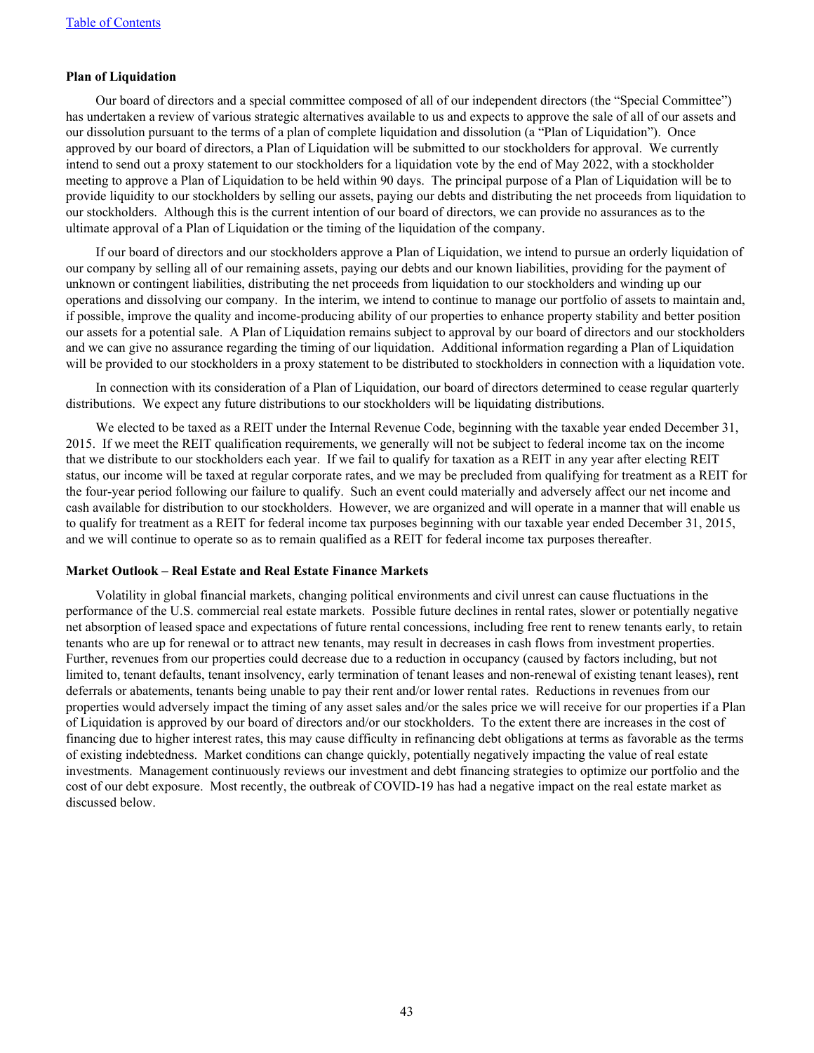**Plan of Liquidation**

Our board of directors and a special committee composed of all of our independent directors (the "Special Committee") has undertaken a review of various strategic alternatives available to us and expects to approve the sale of all of our assets and our dissolution pursuant to the terms of a plan of complete liquidation and dissolution (a "Plan of Liquidation"). Once approved by our board of directors, a Plan of Liquidation will be submitted to our stockholders for approval. We currently intend to send out a proxy statement to our stockholders for a liquidation vote by the end of May 2022, with a stockholder meeting to approve a Plan of Liquidation to be held within 90 days. The principal purpose of a Plan of Liquidation will be to provide liquidity to our stockholders by selling our assets, paying our debts and distributing the net proceeds from liquidation to our stockholders. Although this is the current intention of our board of directors, we can provide no assurances as to the ultimate approval of a Plan of Liquidation or the timing of the liquidation of the company.

If our board of directors and our stockholders approve a Plan of Liquidation, we intend to pursue an orderly liquidation of our company by selling all of our remaining assets, paying our debts and our known liabilities, providing for the payment of unknown or contingent liabilities, distributing the net proceeds from liquidation to our stockholders and winding up our operations and dissolving our company. In the interim, we intend to continue to manage our portfolio of assets to maintain and, if possible, improve the quality and income-producing ability of our properties to enhance property stability and better position our assets for a potential sale. A Plan of Liquidation remains subject to approval by our board of directors and our stockholders and we can give no assurance regarding the timing of our liquidation. Additional information regarding a Plan of Liquidation will be provided to our stockholders in a proxy statement to be distributed to stockholders in connection with a liquidation vote.

In connection with its consideration of a Plan of Liquidation, our board of directors determined to cease regular quarterly distributions. We expect any future distributions to our stockholders will be liquidating distributions.

We elected to be taxed as a REIT under the Internal Revenue Code, beginning with the taxable year ended December 31, 2015. If we meet the REIT qualification requirements, we generally will not be subject to federal income tax on the income that we distribute to our stockholders each year. If we fail to qualify for taxation as a REIT in any year after electing REIT status, our income will be taxed at regular corporate rates, and we may be precluded from qualifying for treatment as a REIT for the four-year period following our failure to qualify. Such an event could materially and adversely affect our net income and cash available for distribution to our stockholders. However, we are organized and will operate in a manner that will enable us to qualify for treatment as a REIT for federal income tax purposes beginning with our taxable year ended December 31, 2015, and we will continue to operate so as to remain qualified as a REIT for federal income tax purposes thereafter.

**Market Outlook – Real Estate and Real Estate Finance Markets**

Volatility in global financial markets, changing political environments and civil unrest can cause fluctuations in the performance of the U.S. commercial real estate markets. Possible future declines in rental rates, slower or potentially negative net absorption of leased space and expectations of future rental concessions, including free rent to renew tenants early, to retain tenants who are up for renewal or to attract new tenants, may result in decreases in cash flows from investment properties. Further, revenues from our properties could decrease due to a reduction in occupancy (caused by factors including, but not limited to, tenant defaults, tenant insolvency, early termination of tenant leases and non-renewal of existing tenant leases), rent deferrals or abatements, tenants being unable to pay their rent and/or lower rental rates. Reductions in revenues from our properties would adversely impact the timing of any asset sales and/or the sales price we will receive for our properties if a Plan of Liquidation is approved by our board of directors and/or our stockholders. To the extent there are increases in the cost of financing due to higher interest rates, this may cause difficulty in refinancing debt obligations at terms as favorable as the terms of existing indebtedness. Market conditions can change quickly, potentially negatively impacting the value of real estate investments. Management continuously reviews our investment and debt financing strategies to optimize our portfolio and the cost of our debt exposure. Most recently, the outbreak of COVID-19 has had a negative impact on the real estate market as discussed below.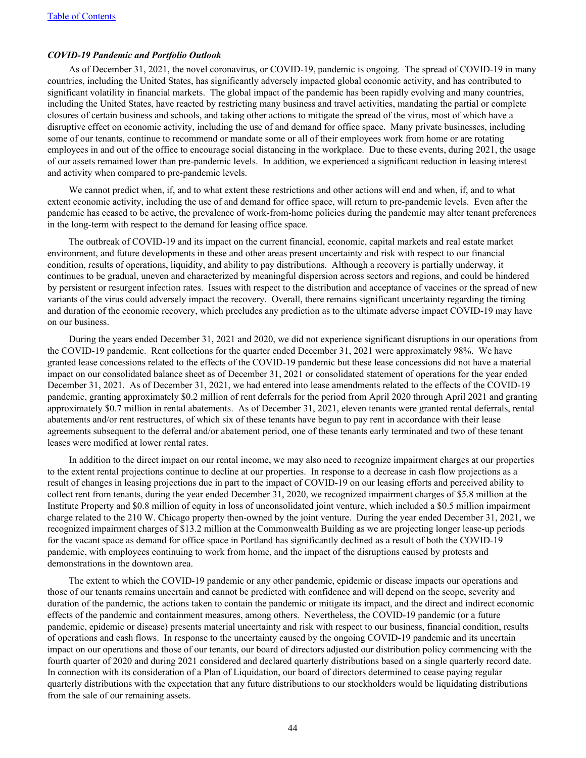### *COVID-19 Pandemic and Portfolio Outlook*

As of December 31, 2021, the novel coronavirus, or COVID-19, pandemic is ongoing. The spread of COVID-19 in many countries, including the United States, has significantly adversely impacted global economic activity, and has contributed to significant volatility in financial markets. The global impact of the pandemic has been rapidly evolving and many countries, including the United States, have reacted by restricting many business and travel activities, mandating the partial or complete closures of certain business and schools, and taking other actions to mitigate the spread of the virus, most of which have a disruptive effect on economic activity, including the use of and demand for office space. Many private businesses, including some of our tenants, continue to recommend or mandate some or all of their employees work from home or are rotating employees in and out of the office to encourage social distancing in the workplace. Due to these events, during 2021, the usage of our assets remained lower than pre-pandemic levels. In addition, we experienced a significant reduction in leasing interest and activity when compared to pre-pandemic levels.

We cannot predict when, if, and to what extent these restrictions and other actions will end and when, if, and to what extent economic activity, including the use of and demand for office space, will return to pre-pandemic levels. Even after the pandemic has ceased to be active, the prevalence of work-from-home policies during the pandemic may alter tenant preferences in the long-term with respect to the demand for leasing office space.

The outbreak of COVID-19 and its impact on the current financial, economic, capital markets and real estate market environment, and future developments in these and other areas present uncertainty and risk with respect to our financial condition, results of operations, liquidity, and ability to pay distributions. Although a recovery is partially underway, it continues to be gradual, uneven and characterized by meaningful dispersion across sectors and regions, and could be hindered by persistent or resurgent infection rates. Issues with respect to the distribution and acceptance of vaccines or the spread of new variants of the virus could adversely impact the recovery. Overall, there remains significant uncertainty regarding the timing and duration of the economic recovery, which precludes any prediction as to the ultimate adverse impact COVID-19 may have on our business.

During the years ended December 31, 2021 and 2020, we did not experience significant disruptions in our operations from the COVID-19 pandemic. Rent collections for the quarter ended December 31, 2021 were approximately 98%. We have granted lease concessions related to the effects of the COVID-19 pandemic but these lease concessions did not have a material impact on our consolidated balance sheet as of December 31, 2021 or consolidated statement of operations for the year ended December 31, 2021. As of December 31, 2021, we had entered into lease amendments related to the effects of the COVID-19 pandemic, granting approximately $0.2 million of rent deferrals for the period from April 2020 through April 2021 and granting approximately $0.7 million in rental abatements. As of December 31, 2021, eleven tenants were granted rental deferrals, rental abatements and/or rent restructures, of which six of these tenants have begun to pay rent in accordance with their lease agreements subsequent to the deferral and/or abatement period, one of these tenants early terminated and two of these tenant leases were modified at lower rental rates.

In addition to the direct impact on our rental income, we may also need to recognize impairment charges at our properties to the extent rental projections continue to decline at our properties. In response to a decrease in cash flow projections as a result of changes in leasing projections due in part to the impact of COVID-19 on our leasing efforts and perceived ability to collect rent from tenants, during the year ended December 31, 2020, we recognized impairment charges of $5.8 million at the Institute Property and $0.8 million of equity in loss of unconsolidated joint venture, which included a $0.5 million impairment charge related to the 210 W. Chicago property then-owned by the joint venture. During the year ended December 31, 2021, we recognized impairment charges of $13.2 million at the Commonwealth Building as we are projecting longer lease-up periods for the vacant space as demand for office space in Portland has significantly declined as a result of both the COVID-19 pandemic, with employees continuing to work from home, and the impact of the disruptions caused by protests and demonstrations in the downtown area.

The extent to which the COVID-19 pandemic or any other pandemic, epidemic or disease impacts our operations and those of our tenants remains uncertain and cannot be predicted with confidence and will depend on the scope, severity and duration of the pandemic, the actions taken to contain the pandemic or mitigate its impact, and the direct and indirect economic effects of the pandemic and containment measures, among others. Nevertheless, the COVID-19 pandemic (or a future pandemic, epidemic or disease) presents material uncertainty and risk with respect to our business, financial condition, results of operations and cash flows. In response to the uncertainty caused by the ongoing COVID-19 pandemic and its uncertain impact on our operations and those of our tenants, our board of directors adjusted our distribution policy commencing with the fourth quarter of 2020 and during 2021 considered and declared quarterly distributions based on a single quarterly record date. In connection with its consideration of a Plan of Liquidation, our board of directors determined to cease paying regular quarterly distributions with the expectation that any future distributions to our stockholders would be liquidating distributions from the sale of our remaining assets.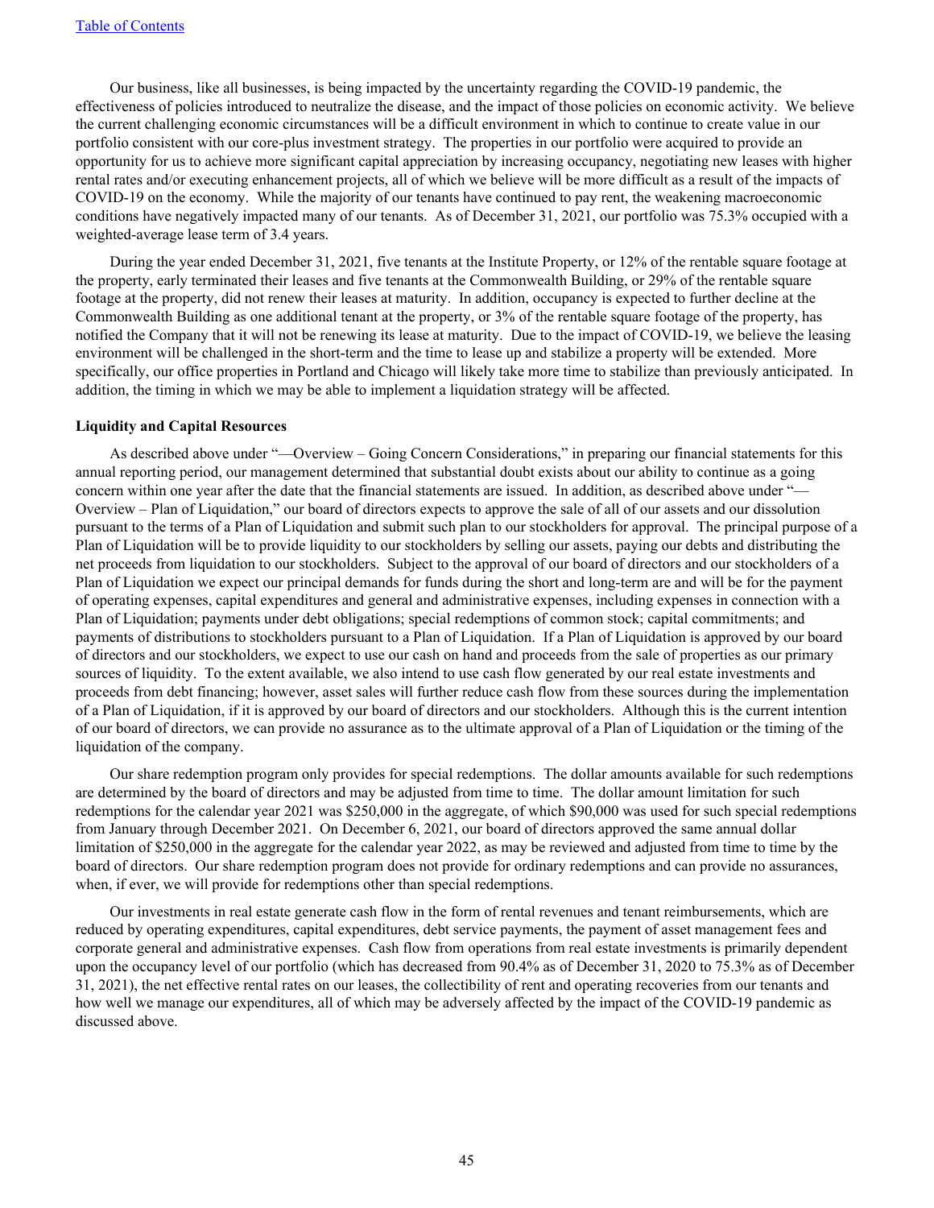Our business, like all businesses, is being impacted by the uncertainty regarding the COVID-19 pandemic, the effectiveness of policies introduced to neutralize the disease, and the impact of those policies on economic activity. We believe the current challenging economic circumstances will be a difficult environment in which to continue to create value in our portfolio consistent with our core-plus investment strategy. The properties in our portfolio were acquired to provide an opportunity for us to achieve more significant capital appreciation by increasing occupancy, negotiating new leases with higher rental rates and/or executing enhancement projects, all of which we believe will be more difficult as a result of the impacts of COVID-19 on the economy. While the majority of our tenants have continued to pay rent, the weakening macroeconomic conditions have negatively impacted many of our tenants. As of December 31, 2021, our portfolio was 75.3% occupied with a weighted-average lease term of 3.4 years.

During the year ended December 31, 2021, five tenants at the Institute Property, or 12% of the rentable square footage at the property, early terminated their leases and five tenants at the Commonwealth Building, or 29% of the rentable square footage at the property, did not renew their leases at maturity. In addition, occupancy is expected to further decline at the Commonwealth Building as one additional tenant at the property, or 3% of the rentable square footage of the property, has notified the Company that it will not be renewing its lease at maturity. Due to the impact of COVID-19, we believe the leasing environment will be challenged in the short-term and the time to lease up and stabilize a property will be extended. More specifically, our office properties in Portland and Chicago will likely take more time to stabilize than previously anticipated. In addition, the timing in which we may be able to implement a liquidation strategy will be affected.

**Liquidity and Capital Resources**

As described above under "—Overview – Going Concern Considerations," in preparing our financial statements for this annual reporting period, our management determined that substantial doubt exists about our ability to continue as a going concern within one year after the date that the financial statements are issued. In addition, as described above under "—Overview – Plan of Liquidation," our board of directors expects to approve the sale of all of our assets and our dissolution pursuant to the terms of a Plan of Liquidation and submit such plan to our stockholders for approval. The principal purpose of a Plan of Liquidation will be to provide liquidity to our stockholders by selling our assets, paying our debts and distributing the net proceeds from liquidation to our stockholders. Subject to the approval of our board of directors and our stockholders of a Plan of Liquidation we expect our principal demands for funds during the short and long-term are and will be for the payment of operating expenses, capital expenditures and general and administrative expenses, including expenses in connection with a Plan of Liquidation; payments under debt obligations; special redemptions of common stock; capital commitments; and payments of distributions to stockholders pursuant to a Plan of Liquidation. If a Plan of Liquidation is approved by our board of directors and our stockholders, we expect to use our cash on hand and proceeds from the sale of properties as our primary sources of liquidity. To the extent available, we also intend to use cash flow generated by our real estate investments and proceeds from debt financing; however, asset sales will further reduce cash flow from these sources during the implementation of a Plan of Liquidation, if it is approved by our board of directors and our stockholders. Although this is the current intention of our board of directors, we can provide no assurance as to the ultimate approval of a Plan of Liquidation or the timing of the liquidation of the company.

Our share redemption program only provides for special redemptions. The dollar amounts available for such redemptions are determined by the board of directors and may be adjusted from time to time. The dollar amount limitation for such redemptions for the calendar year 2021 was $250,000 in the aggregate, of which $90,000 was used for such special redemptions from January through December 2021. On December 6, 2021, our board of directors approved the same annual dollar limitation of $250,000 in the aggregate for the calendar year 2022, as may be reviewed and adjusted from time to time by the board of directors. Our share redemption program does not provide for ordinary redemptions and can provide no assurances, when, if ever, we will provide for redemptions other than special redemptions.

Our investments in real estate generate cash flow in the form of rental revenues and tenant reimbursements, which are reduced by operating expenditures, capital expenditures, debt service payments, the payment of asset management fees and corporate general and administrative expenses. Cash flow from operations from real estate investments is primarily dependent upon the occupancy level of our portfolio (which has decreased from 90.4% as of December 31, 2020 to 75.3% as of December 31, 2021), the net effective rental rates on our leases, the collectibility of rent and operating recoveries from our tenants and how well we manage our expenditures, all of which may be adversely affected by the impact of the COVID-19 pandemic as discussed above.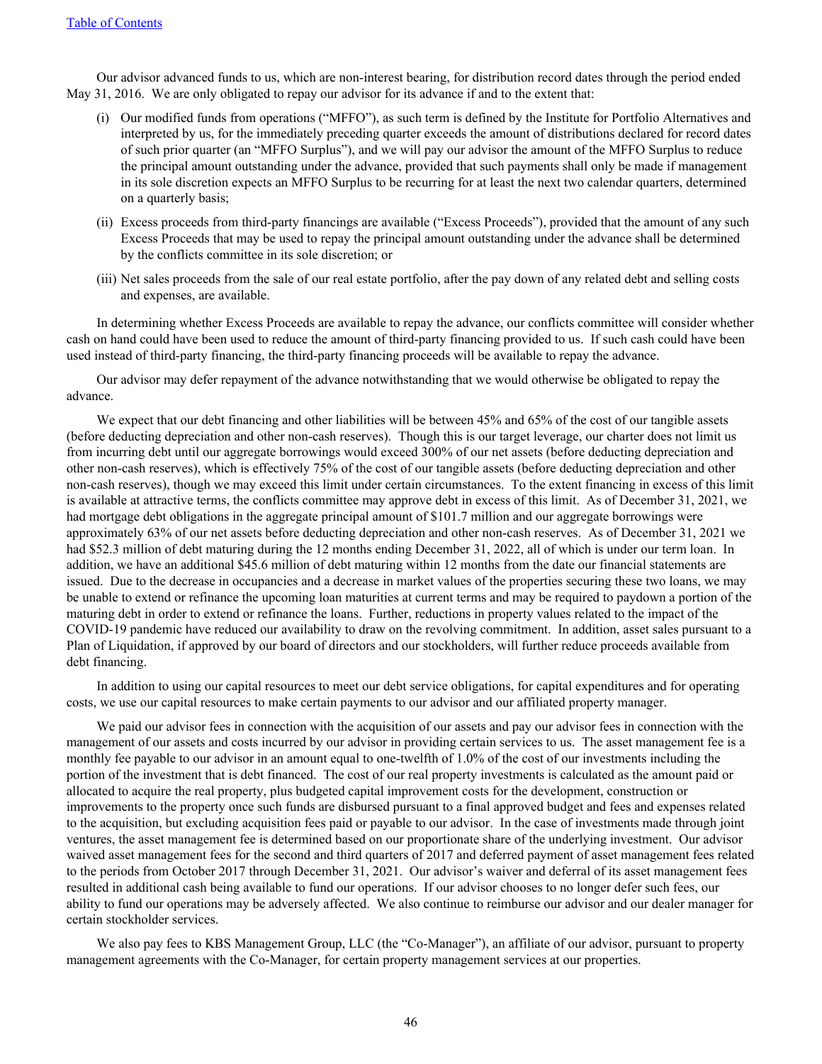Our advisor advanced funds to us, which are non-interest bearing, for distribution record dates through the period ended May 31, 2016. We are only obligated to repay our advisor for its advance if and to the extent that:

(i) Our modified funds from operations ("MFFO"), as such term is defined by the Institute for Portfolio Alternatives and interpreted by us, for the immediately preceding quarter exceeds the amount of distributions declared for record dates of such prior quarter (an "MFFO Surplus"), and we will pay our advisor the amount of the MFFO Surplus to reduce the principal amount outstanding under the advance, provided that such payments shall only be made if management in its sole discretion expects an MFFO Surplus to be recurring for at least the next two calendar quarters, determined on a quarterly basis;

(ii) Excess proceeds from third-party financings are available ("Excess Proceeds"), provided that the amount of any such Excess Proceeds that may be used to repay the principal amount outstanding under the advance shall be determined by the conflicts committee in its sole discretion; or

(iii) Net sales proceeds from the sale of our real estate portfolio, after the pay down of any related debt and selling costs and expenses, are available.

In determining whether Excess Proceeds are available to repay the advance, our conflicts committee will consider whether cash on hand could have been used to reduce the amount of third-party financing provided to us. If such cash could have been used instead of third-party financing, the third-party financing proceeds will be available to repay the advance.

Our advisor may defer repayment of the advance notwithstanding that we would otherwise be obligated to repay the advance.

We expect that our debt financing and other liabilities will be between 45% and 65% of the cost of our tangible assets (before deducting depreciation and other non-cash reserves). Though this is our target leverage, our charter does not limit us from incurring debt until our aggregate borrowings would exceed 300% of our net assets (before deducting depreciation and other non-cash reserves), which is effectively 75% of the cost of our tangible assets (before deducting depreciation and other non-cash reserves), though we may exceed this limit under certain circumstances. To the extent financing in excess of this limit is available at attractive terms, the conflicts committee may approve debt in excess of this limit. As of December 31, 2021, we had mortgage debt obligations in the aggregate principal amount of $101.7 million and our aggregate borrowings were approximately 63% of our net assets before deducting depreciation and other non-cash reserves. As of December 31, 2021 we had $52.3 million of debt maturing during the 12 months ending December 31, 2022, all of which is under our term loan. In addition, we have an additional $45.6 million of debt maturing within 12 months from the date our financial statements are issued. Due to the decrease in occupancies and a decrease in market values of the properties securing these two loans, we may be unable to extend or refinance the upcoming loan maturities at current terms and may be required to paydown a portion of the maturing debt in order to extend or refinance the loans. Further, reductions in property values related to the impact of the COVID-19 pandemic have reduced our availability to draw on the revolving commitment. In addition, asset sales pursuant to a Plan of Liquidation, if approved by our board of directors and our stockholders, will further reduce proceeds available from debt financing.

In addition to using our capital resources to meet our debt service obligations, for capital expenditures and for operating costs, we use our capital resources to make certain payments to our advisor and our affiliated property manager.

We paid our advisor fees in connection with the acquisition of our assets and pay our advisor fees in connection with the management of our assets and costs incurred by our advisor in providing certain services to us. The asset management fee is a monthly fee payable to our advisor in an amount equal to one-twelfth of 1.0% of the cost of our investments including the portion of the investment that is debt financed. The cost of our real property investments is calculated as the amount paid or allocated to acquire the real property, plus budgeted capital improvement costs for the development, construction or improvements to the property once such funds are disbursed pursuant to a final approved budget and fees and expenses related to the acquisition, but excluding acquisition fees paid or payable to our advisor. In the case of investments made through joint ventures, the asset management fee is determined based on our proportionate share of the underlying investment. Our advisor waived asset management fees for the second and third quarters of 2017 and deferred payment of asset management fees related to the periods from October 2017 through December 31, 2021. Our advisor's waiver and deferral of its asset management fees resulted in additional cash being available to fund our operations. If our advisor chooses to no longer defer such fees, our ability to fund our operations may be adversely affected. We also continue to reimburse our advisor and our dealer manager for certain stockholder services.

We also pay fees to KBS Management Group, LLC (the "Co-Manager"), an affiliate of our advisor, pursuant to property management agreements with the Co-Manager, for certain property management services at our properties.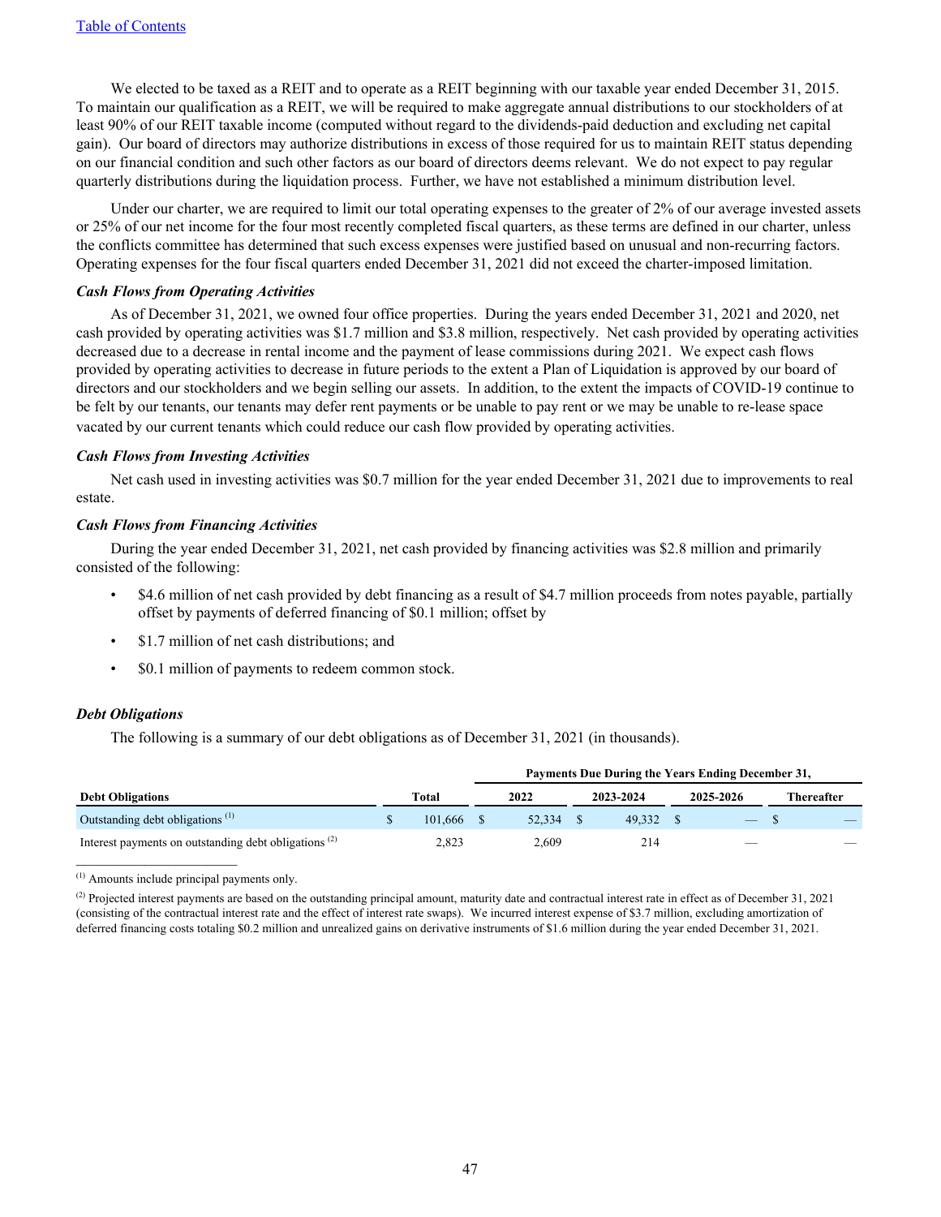We elected to be taxed as a REIT and to operate as a REIT beginning with our taxable year ended December 31, 2015. To maintain our qualification as a REIT, we will be required to make aggregate annual distributions to our stockholders of at least 90% of our REIT taxable income (computed without regard to the dividends-paid deduction and excluding net capital gain). Our board of directors may authorize distributions in excess of those required for us to maintain REIT status depending on our financial condition and such other factors as our board of directors deems relevant. We do not expect to pay regular quarterly distributions during the liquidation process. Further, we have not established a minimum distribution level.

Under our charter, we are required to limit our total operating expenses to the greater of 2% of our average invested assets or 25% of our net income for the four most recently completed fiscal quarters, as these terms are defined in our charter, unless the conflicts committee has determined that such excess expenses were justified based on unusual and non-recurring factors. Operating expenses for the four fiscal quarters ended December 31, 2021 did not exceed the charter-imposed limitation.

***Cash Flows from Operating Activities***

As of December 31, 2021, we owned four office properties. During the years ended December 31, 2021 and 2020, net cash provided by operating activities was $1.7 million and $3.8 million, respectively. Net cash provided by operating activities decreased due to a decrease in rental income and the payment of lease commissions during 2021. We expect cash flows provided by operating activities to decrease in future periods to the extent a Plan of Liquidation is approved by our board of directors and our stockholders and we begin selling our assets. In addition, to the extent the impacts of COVID-19 continue to be felt by our tenants, our tenants may defer rent payments or be unable to pay rent or we may be unable to re-lease space vacated by our current tenants which could reduce our cash flow provided by operating activities.

***Cash Flows from Investing Activities***

Net cash used in investing activities was $0.7 million for the year ended December 31, 2021 due to improvements to real estate.

***Cash Flows from Financing Activities***

During the year ended December 31, 2021, net cash provided by financing activities was $2.8 million and primarily consisted of the following:

- $4.6 million of net cash provided by debt financing as a result of $4.7 million proceeds from notes payable, partially offset by payments of deferred financing of $0.1 million; offset by
- $1.7 million of net cash distributions; and
- $0.1 million of payments to redeem common stock.

***Debt Obligations***

The following is a summary of our debt obligations as of December 31, 2021 (in thousands).

| | | Payments Due During the Years Ending December 31, | | | |
|---|---|---|---|---|---|
| **Debt Obligations** | **Total** | **2022** | **2023-2024** | **2025-2026** | **Thereafter** |
| Outstanding debt obligations [(1)] | $ 101,666 | $ 52,334 | $ 49,332 | $ — | $ — |
| Interest payments on outstanding debt obligations [(2)] | 2,823 | 2,609 | 214 | — | — |

[(1)] Amounts include principal payments only.

[(2)] Projected interest payments are based on the outstanding principal amount, maturity date and contractual interest rate in effect as of December 31, 2021 (consisting of the contractual interest rate and the effect of interest rate swaps). We incurred interest expense of $3.7 million, excluding amortization of deferred financing costs totaling $0.2 million and unrealized gains on derivative instruments of $1.6 million during the year ended December 31, 2021.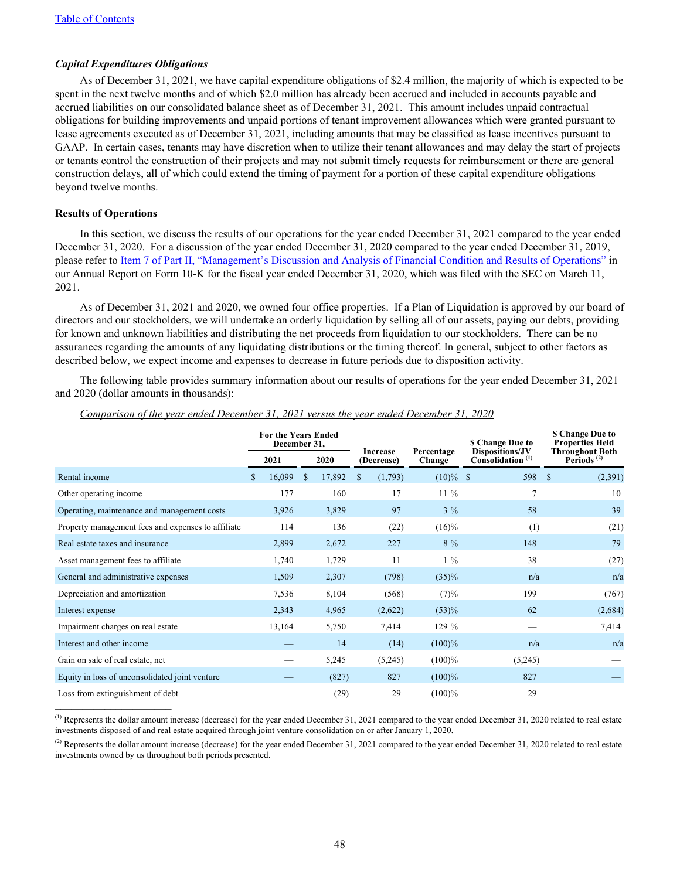[Table of Contents](#)

***Capital Expenditures Obligations***

As of December 31, 2021, we have capital expenditure obligations of $2.4 million, the majority of which is expected to be spent in the next twelve months and of which $2.0 million has already been accrued and included in accounts payable and accrued liabilities on our consolidated balance sheet as of December 31, 2021. This amount includes unpaid contractual obligations for building improvements and unpaid portions of tenant improvement allowances which were granted pursuant to lease agreements executed as of December 31, 2021, including amounts that may be classified as lease incentives pursuant to GAAP. In certain cases, tenants may have discretion when to utilize their tenant allowances and may delay the start of projects or tenants control the construction of their projects and may not submit timely requests for reimbursement or there are general construction delays, all of which could extend the timing of payment for a portion of these capital expenditure obligations beyond twelve months.

**Results of Operations**

In this section, we discuss the results of our operations for the year ended December 31, 2021 compared to the year ended December 31, 2020. For a discussion of the year ended December 31, 2020 compared to the year ended December 31, 2019, please refer to Item 7 of Part II, "Management's Discussion and Analysis of Financial Condition and Results of Operations" in our Annual Report on Form 10-K for the fiscal year ended December 31, 2020, which was filed with the SEC on March 11, 2021.

As of December 31, 2021 and 2020, we owned four office properties. If a Plan of Liquidation is approved by our board of directors and our stockholders, we will undertake an orderly liquidation by selling all of our assets, paying our debts, providing for known and unknown liabilities and distributing the net proceeds from liquidation to our stockholders. There can be no assurances regarding the amounts of any liquidating distributions or the timing thereof. In general, subject to other factors as described below, we expect income and expenses to decrease in future periods due to disposition activity.

The following table provides summary information about our results of operations for the year ended December 31, 2021 and 2020 (dollar amounts in thousands):

*Comparison of the year ended December 31, 2021 versus the year ended December 31, 2020*

| | For the Years Ended December 31, | | Increase (Decrease) | Percentage Change | $ Change Due to Dispositions/JV Consolidation [1] | $ Change Due to Properties Held Throughout Both Periods [2] |
|---|---|---|---|---|---|---|
| | 2021 | 2020 | | | | |
| Rental income | $ 16,099 | $ 17,892 | $ (1,793) | (10)% | $ 598 | $ (2,391) |
| Other operating income | 177 | 160 | 17 | 11 % | 7 | 10 |
| Operating, maintenance and management costs | 3,926 | 3,829 | 97 | 3 % | 58 | 39 |
| Property management fees and expenses to affiliate | 114 | 136 | (22) | (16)% | (1) | (21) |
| Real estate taxes and insurance | 2,899 | 2,672 | 227 | 8 % | 148 | 79 |
| Asset management fees to affiliate | 1,740 | 1,729 | 11 | 1 % | 38 | (27) |
| General and administrative expenses | 1,509 | 2,307 | (798) | (35)% | n/a | n/a |
| Depreciation and amortization | 7,536 | 8,104 | (568) | (7)% | 199 | (767) |
| Interest expense | 2,343 | 4,965 | (2,622) | (53)% | 62 | (2,684) |
| Impairment charges on real estate | 13,164 | 5,750 | 7,414 | 129 % | — | 7,414 |
| Interest and other income | — | 14 | (14) | (100)% | n/a | n/a |
| Gain on sale of real estate, net | — | 5,245 | (5,245) | (100)% | (5,245) | — |
| Equity in loss of unconsolidated joint venture | — | (827) | 827 | (100)% | 827 | — |
| Loss from extinguishment of debt | — | (29) | 29 | (100)% | 29 | — |

[1] Represents the dollar amount increase (decrease) for the year ended December 31, 2021 compared to the year ended December 31, 2020 related to real estate investments disposed of and real estate acquired through joint venture consolidation on or after January 1, 2020.

[2] Represents the dollar amount increase (decrease) for the year ended December 31, 2021 compared to the year ended December 31, 2020 related to real estate investments owned by us throughout both periods presented.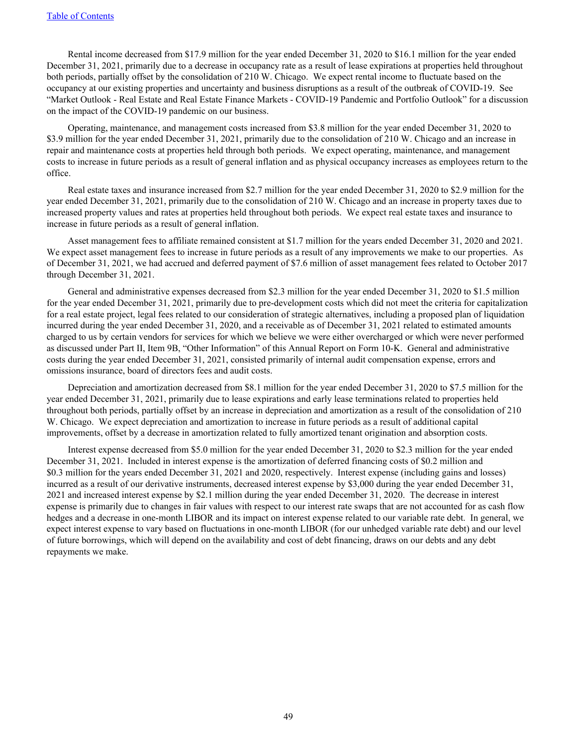Rental income decreased from $17.9 million for the year ended December 31, 2020 to $16.1 million for the year ended December 31, 2021, primarily due to a decrease in occupancy rate as a result of lease expirations at properties held throughout both periods, partially offset by the consolidation of 210 W. Chicago. We expect rental income to fluctuate based on the occupancy at our existing properties and uncertainty and business disruptions as a result of the outbreak of COVID-19. See "Market Outlook - Real Estate and Real Estate Finance Markets - COVID-19 Pandemic and Portfolio Outlook" for a discussion on the impact of the COVID-19 pandemic on our business.

Operating, maintenance, and management costs increased from $3.8 million for the year ended December 31, 2020 to $3.9 million for the year ended December 31, 2021, primarily due to the consolidation of 210 W. Chicago and an increase in repair and maintenance costs at properties held through both periods. We expect operating, maintenance, and management costs to increase in future periods as a result of general inflation and as physical occupancy increases as employees return to the office.

Real estate taxes and insurance increased from $2.7 million for the year ended December 31, 2020 to $2.9 million for the year ended December 31, 2021, primarily due to the consolidation of 210 W. Chicago and an increase in property taxes due to increased property values and rates at properties held throughout both periods. We expect real estate taxes and insurance to increase in future periods as a result of general inflation.

Asset management fees to affiliate remained consistent at $1.7 million for the years ended December 31, 2020 and 2021. We expect asset management fees to increase in future periods as a result of any improvements we make to our properties. As of December 31, 2021, we had accrued and deferred payment of $7.6 million of asset management fees related to October 2017 through December 31, 2021.

General and administrative expenses decreased from $2.3 million for the year ended December 31, 2020 to $1.5 million for the year ended December 31, 2021, primarily due to pre-development costs which did not meet the criteria for capitalization for a real estate project, legal fees related to our consideration of strategic alternatives, including a proposed plan of liquidation incurred during the year ended December 31, 2020, and a receivable as of December 31, 2021 related to estimated amounts charged to us by certain vendors for services for which we believe we were either overcharged or which were never performed as discussed under Part II, Item 9B, "Other Information" of this Annual Report on Form 10-K. General and administrative costs during the year ended December 31, 2021, consisted primarily of internal audit compensation expense, errors and omissions insurance, board of directors fees and audit costs.

Depreciation and amortization decreased from $8.1 million for the year ended December 31, 2020 to $7.5 million for the year ended December 31, 2021, primarily due to lease expirations and early lease terminations related to properties held throughout both periods, partially offset by an increase in depreciation and amortization as a result of the consolidation of 210 W. Chicago. We expect depreciation and amortization to increase in future periods as a result of additional capital improvements, offset by a decrease in amortization related to fully amortized tenant origination and absorption costs.

Interest expense decreased from $5.0 million for the year ended December 31, 2020 to $2.3 million for the year ended December 31, 2021. Included in interest expense is the amortization of deferred financing costs of $0.2 million and $0.3 million for the years ended December 31, 2021 and 2020, respectively. Interest expense (including gains and losses) incurred as a result of our derivative instruments, decreased interest expense by $3,000 during the year ended December 31, 2021 and increased interest expense by $2.1 million during the year ended December 31, 2020. The decrease in interest expense is primarily due to changes in fair values with respect to our interest rate swaps that are not accounted for as cash flow hedges and a decrease in one-month LIBOR and its impact on interest expense related to our variable rate debt. In general, we expect interest expense to vary based on fluctuations in one-month LIBOR (for our unhedged variable rate debt) and our level of future borrowings, which will depend on the availability and cost of debt financing, draws on our debts and any debt repayments we make.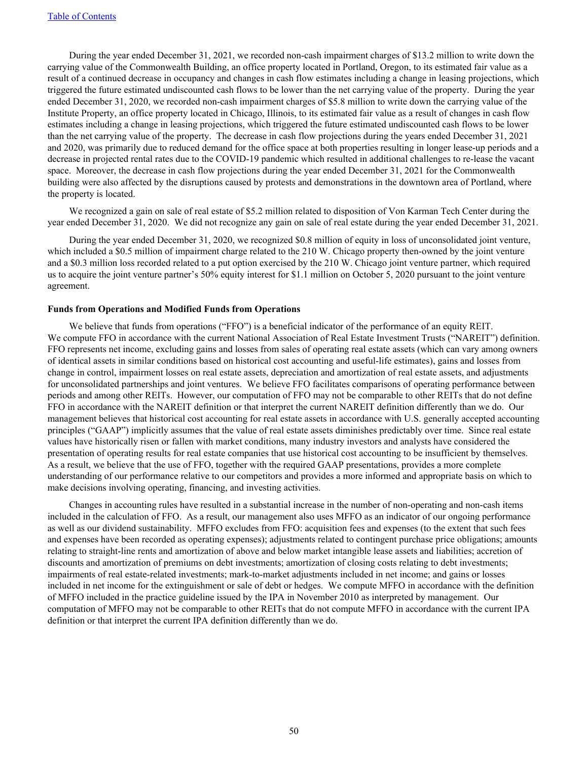During the year ended December 31, 2021, we recorded non-cash impairment charges of $13.2 million to write down the carrying value of the Commonwealth Building, an office property located in Portland, Oregon, to its estimated fair value as a result of a continued decrease in occupancy and changes in cash flow estimates including a change in leasing projections, which triggered the future estimated undiscounted cash flows to be lower than the net carrying value of the property. During the year ended December 31, 2020, we recorded non-cash impairment charges of $5.8 million to write down the carrying value of the Institute Property, an office property located in Chicago, Illinois, to its estimated fair value as a result of changes in cash flow estimates including a change in leasing projections, which triggered the future estimated undiscounted cash flows to be lower than the net carrying value of the property. The decrease in cash flow projections during the years ended December 31, 2021 and 2020, was primarily due to reduced demand for the office space at both properties resulting in longer lease-up periods and a decrease in projected rental rates due to the COVID-19 pandemic which resulted in additional challenges to re-lease the vacant space. Moreover, the decrease in cash flow projections during the year ended December 31, 2021 for the Commonwealth building were also affected by the disruptions caused by protests and demonstrations in the downtown area of Portland, where the property is located.

We recognized a gain on sale of real estate of $5.2 million related to disposition of Von Karman Tech Center during the year ended December 31, 2020. We did not recognize any gain on sale of real estate during the year ended December 31, 2021.

During the year ended December 31, 2020, we recognized $0.8 million of equity in loss of unconsolidated joint venture, which included a $0.5 million of impairment charge related to the 210 W. Chicago property then-owned by the joint venture and a $0.3 million loss recorded related to a put option exercised by the 210 W. Chicago joint venture partner, which required us to acquire the joint venture partner's 50% equity interest for $1.1 million on October 5, 2020 pursuant to the joint venture agreement.

**Funds from Operations and Modified Funds from Operations**

We believe that funds from operations ("FFO") is a beneficial indicator of the performance of an equity REIT. We compute FFO in accordance with the current National Association of Real Estate Investment Trusts ("NAREIT") definition. FFO represents net income, excluding gains and losses from sales of operating real estate assets (which can vary among owners of identical assets in similar conditions based on historical cost accounting and useful-life estimates), gains and losses from change in control, impairment losses on real estate assets, depreciation and amortization of real estate assets, and adjustments for unconsolidated partnerships and joint ventures. We believe FFO facilitates comparisons of operating performance between periods and among other REITs. However, our computation of FFO may not be comparable to other REITs that do not define FFO in accordance with the NAREIT definition or that interpret the current NAREIT definition differently than we do. Our management believes that historical cost accounting for real estate assets in accordance with U.S. generally accepted accounting principles ("GAAP") implicitly assumes that the value of real estate assets diminishes predictably over time. Since real estate values have historically risen or fallen with market conditions, many industry investors and analysts have considered the presentation of operating results for real estate companies that use historical cost accounting to be insufficient by themselves. As a result, we believe that the use of FFO, together with the required GAAP presentations, provides a more complete understanding of our performance relative to our competitors and provides a more informed and appropriate basis on which to make decisions involving operating, financing, and investing activities.

Changes in accounting rules have resulted in a substantial increase in the number of non-operating and non-cash items included in the calculation of FFO. As a result, our management also uses MFFO as an indicator of our ongoing performance as well as our dividend sustainability. MFFO excludes from FFO: acquisition fees and expenses (to the extent that such fees and expenses have been recorded as operating expenses); adjustments related to contingent purchase price obligations; amounts relating to straight-line rents and amortization of above and below market intangible lease assets and liabilities; accretion of discounts and amortization of premiums on debt investments; amortization of closing costs relating to debt investments; impairments of real estate-related investments; mark-to-market adjustments included in net income; and gains or losses included in net income for the extinguishment or sale of debt or hedges. We compute MFFO in accordance with the definition of MFFO included in the practice guideline issued by the IPA in November 2010 as interpreted by management. Our computation of MFFO may not be comparable to other REITs that do not compute MFFO in accordance with the current IPA definition or that interpret the current IPA definition differently than we do.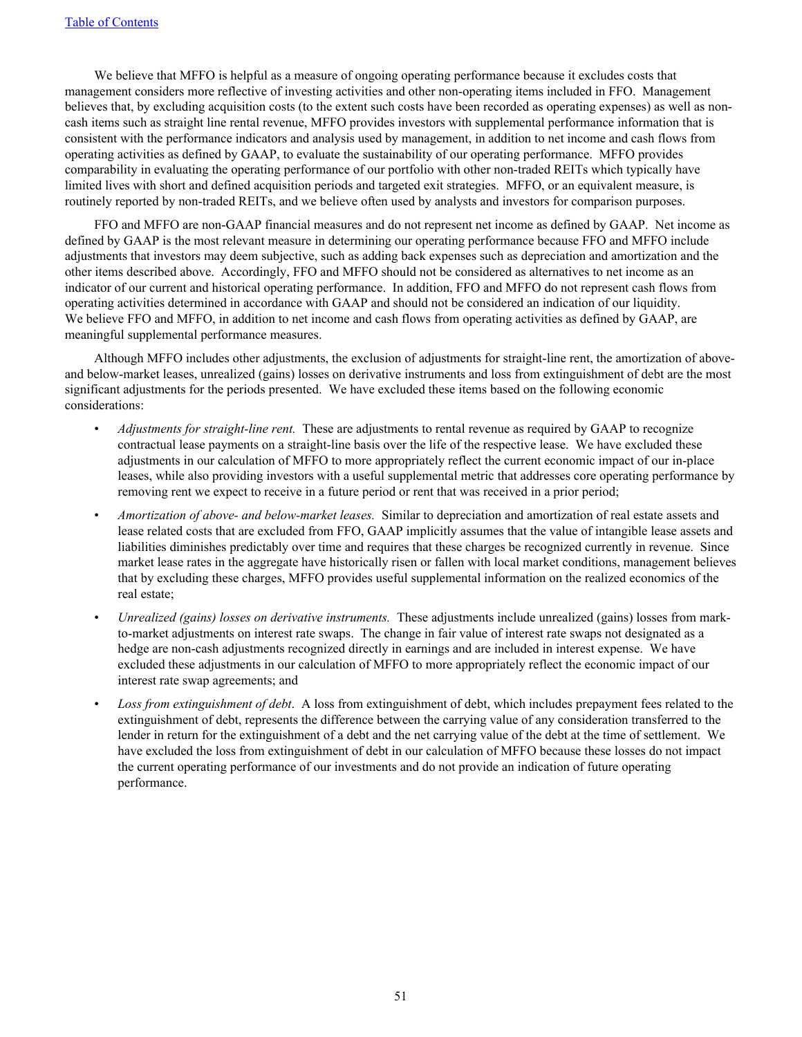We believe that MFFO is helpful as a measure of ongoing operating performance because it excludes costs that management considers more reflective of investing activities and other non-operating items included in FFO. Management believes that, by excluding acquisition costs (to the extent such costs have been recorded as operating expenses) as well as non-cash items such as straight line rental revenue, MFFO provides investors with supplemental performance information that is consistent with the performance indicators and analysis used by management, in addition to net income and cash flows from operating activities as defined by GAAP, to evaluate the sustainability of our operating performance. MFFO provides comparability in evaluating the operating performance of our portfolio with other non-traded REITs which typically have limited lives with short and defined acquisition periods and targeted exit strategies. MFFO, or an equivalent measure, is routinely reported by non-traded REITs, and we believe often used by analysts and investors for comparison purposes.

FFO and MFFO are non-GAAP financial measures and do not represent net income as defined by GAAP. Net income as defined by GAAP is the most relevant measure in determining our operating performance because FFO and MFFO include adjustments that investors may deem subjective, such as adding back expenses such as depreciation and amortization and the other items described above. Accordingly, FFO and MFFO should not be considered as alternatives to net income as an indicator of our current and historical operating performance. In addition, FFO and MFFO do not represent cash flows from operating activities determined in accordance with GAAP and should not be considered an indication of our liquidity. We believe FFO and MFFO, in addition to net income and cash flows from operating activities as defined by GAAP, are meaningful supplemental performance measures.

Although MFFO includes other adjustments, the exclusion of adjustments for straight-line rent, the amortization of above- and below-market leases, unrealized (gains) losses on derivative instruments and loss from extinguishment of debt are the most significant adjustments for the periods presented. We have excluded these items based on the following economic considerations:

- *Adjustments for straight-line rent.* These are adjustments to rental revenue as required by GAAP to recognize contractual lease payments on a straight-line basis over the life of the respective lease. We have excluded these adjustments in our calculation of MFFO to more appropriately reflect the current economic impact of our in-place leases, while also providing investors with a useful supplemental metric that addresses core operating performance by removing rent we expect to receive in a future period or rent that was received in a prior period;
- *Amortization of above- and below-market leases.* Similar to depreciation and amortization of real estate assets and lease related costs that are excluded from FFO, GAAP implicitly assumes that the value of intangible lease assets and liabilities diminishes predictably over time and requires that these charges be recognized currently in revenue. Since market lease rates in the aggregate have historically risen or fallen with local market conditions, management believes that by excluding these charges, MFFO provides useful supplemental information on the realized economics of the real estate;
- *Unrealized (gains) losses on derivative instruments.* These adjustments include unrealized (gains) losses from mark-to-market adjustments on interest rate swaps. The change in fair value of interest rate swaps not designated as a hedge are non-cash adjustments recognized directly in earnings and are included in interest expense. We have excluded these adjustments in our calculation of MFFO to more appropriately reflect the economic impact of our interest rate swap agreements; and
- *Loss from extinguishment of debt*. A loss from extinguishment of debt, which includes prepayment fees related to the extinguishment of debt, represents the difference between the carrying value of any consideration transferred to the lender in return for the extinguishment of a debt and the net carrying value of the debt at the time of settlement. We have excluded the loss from extinguishment of debt in our calculation of MFFO because these losses do not impact the current operating performance of our investments and do not provide an indication of future operating performance.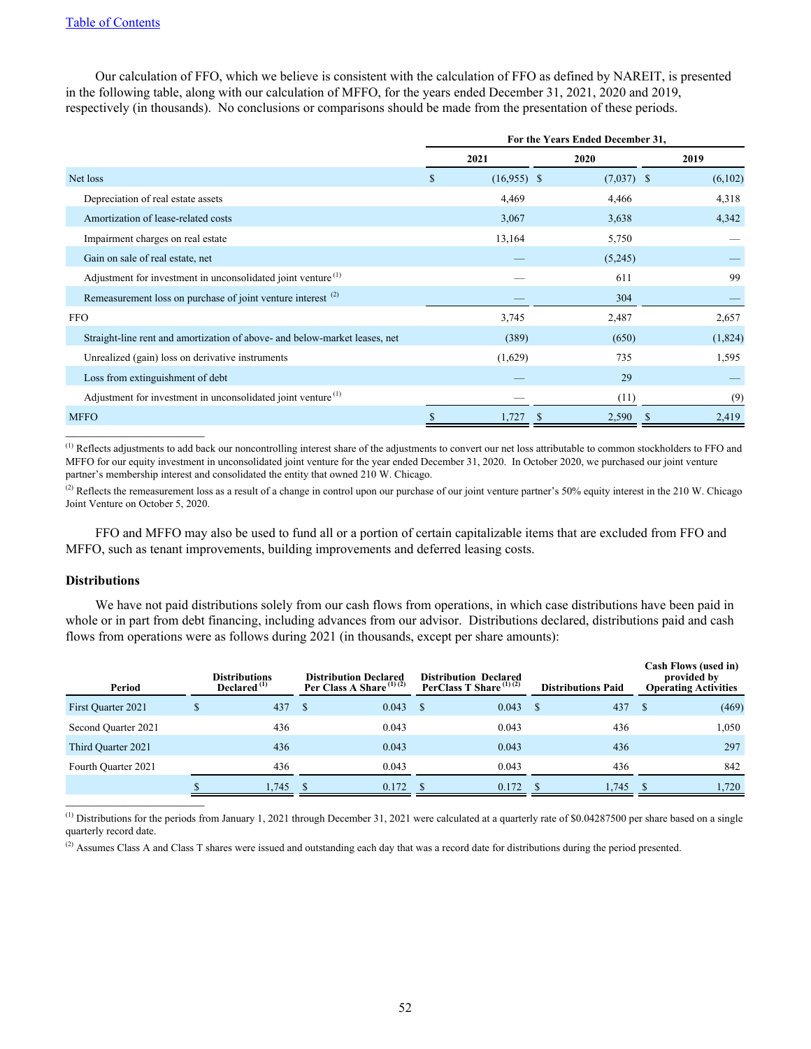Our calculation of FFO, which we believe is consistent with the calculation of FFO as defined by NAREIT, is presented in the following table, along with our calculation of MFFO, for the years ended December 31, 2021, 2020 and 2019, respectively (in thousands). No conclusions or comparisons should be made from the presentation of these periods.

| | For the Years Ended December 31, | | |
|---|---|---|---|
| | 2021 | 2020 | 2019 |
| Net loss | $ (16,955) | $ (7,037) | $ (6,102) |
| Depreciation of real estate assets | 4,469 | 4,466 | 4,318 |
| Amortization of lease-related costs | 3,067 | 3,638 | 4,342 |
| Impairment charges on real estate | 13,164 | 5,750 | — |
| Gain on sale of real estate, net | — | (5,245) | — |
| Adjustment for investment in unconsolidated joint venture [1] | — | 611 | 99 |
| Remeasurement loss on purchase of joint venture interest [2] | — | 304 | — |
| FFO | 3,745 | 2,487 | 2,657 |
| Straight-line rent and amortization of above- and below-market leases, net | (389) | (650) | (1,824) |
| Unrealized (gain) loss on derivative instruments | (1,629) | 735 | 1,595 |
| Loss from extinguishment of debt | — | 29 | — |
| Adjustment for investment in unconsolidated joint venture [1] | — | (11) | (9) |
| MFFO | $ 1,727 | $ 2,590 | $ 2,419 |

[1] Reflects adjustments to add back our noncontrolling interest share of the adjustments to convert our net loss attributable to common stockholders to FFO and MFFO for our equity investment in unconsolidated joint venture for the year ended December 31, 2020. In October 2020, we purchased our joint venture partner's membership interest and consolidated the entity that owned 210 W. Chicago.

[2] Reflects the remeasurement loss as a result of a change in control upon our purchase of our joint venture partner's 50% equity interest in the 210 W. Chicago Joint Venture on October 5, 2020.

FFO and MFFO may also be used to fund all or a portion of certain capitalizable items that are excluded from FFO and MFFO, such as tenant improvements, building improvements and deferred leasing costs.

### Distributions

We have not paid distributions solely from our cash flows from operations, in which case distributions have been paid in whole or in part from debt financing, including advances from our advisor. Distributions declared, distributions paid and cash flows from operations were as follows during 2021 (in thousands, except per share amounts):

| Period | Distributions Declared [1] | Distribution Declared Per Class A Share [1] [2] | Distribution Declared PerClass T Share [1] [2] | Distributions Paid | Cash Flows (used in) provided by Operating Activities |
|---|---|---|---|---|---|
| First Quarter 2021 | $ 437 | $ 0.043 | $ 0.043 | $ 437 | $ (469) |
| Second Quarter 2021 | 436 | 0.043 | 0.043 | 436 | 1,050 |
| Third Quarter 2021 | 436 | 0.043 | 0.043 | 436 | 297 |
| Fourth Quarter 2021 | 436 | 0.043 | 0.043 | 436 | 842 |
| | $ 1,745 | $ 0.172 | $ 0.172 | $ 1,745 | $ 1,720 |

[1] Distributions for the periods from January 1, 2021 through December 31, 2021 were calculated at a quarterly rate of $0.04287500 per share based on a single quarterly record date.

[2] Assumes Class A and Class T shares were issued and outstanding each day that was a record date for distributions during the period presented.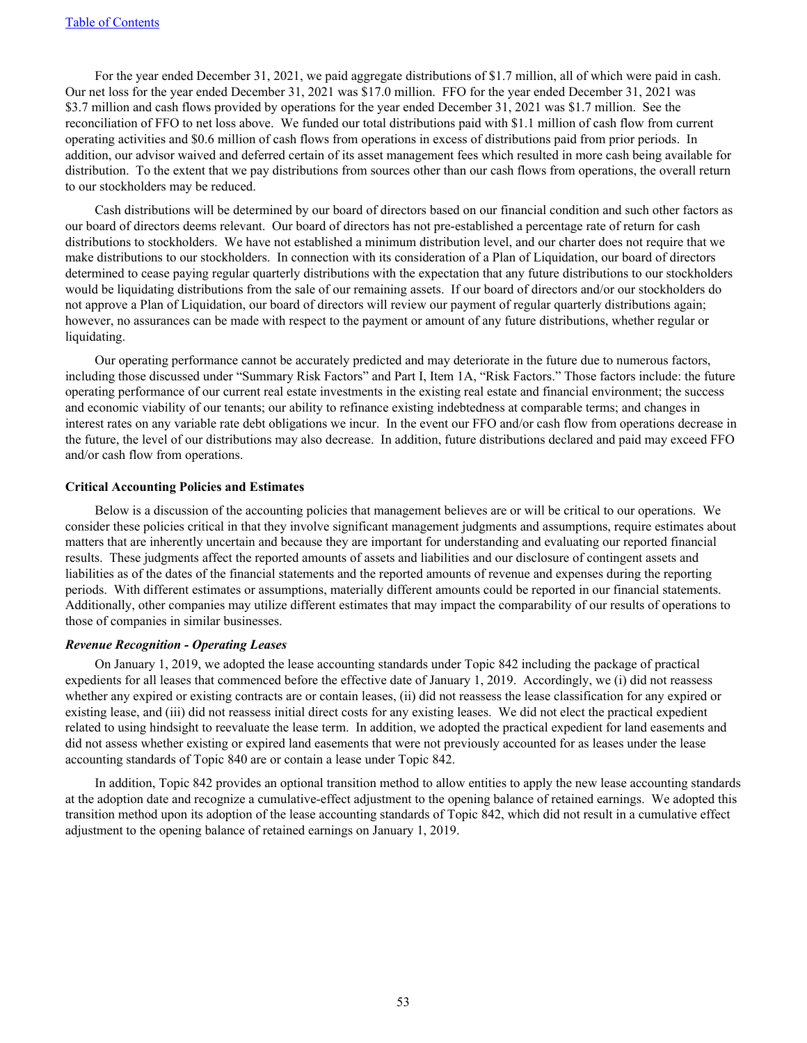For the year ended December 31, 2021, we paid aggregate distributions of $1.7 million, all of which were paid in cash. Our net loss for the year ended December 31, 2021 was $17.0 million. FFO for the year ended December 31, 2021 was $3.7 million and cash flows provided by operations for the year ended December 31, 2021 was $1.7 million. See the reconciliation of FFO to net loss above. We funded our total distributions paid with $1.1 million of cash flow from current operating activities and $0.6 million of cash flows from operations in excess of distributions paid from prior periods. In addition, our advisor waived and deferred certain of its asset management fees which resulted in more cash being available for distribution. To the extent that we pay distributions from sources other than our cash flows from operations, the overall return to our stockholders may be reduced.

Cash distributions will be determined by our board of directors based on our financial condition and such other factors as our board of directors deems relevant. Our board of directors has not pre-established a percentage rate of return for cash distributions to stockholders. We have not established a minimum distribution level, and our charter does not require that we make distributions to our stockholders. In connection with its consideration of a Plan of Liquidation, our board of directors determined to cease paying regular quarterly distributions with the expectation that any future distributions to our stockholders would be liquidating distributions from the sale of our remaining assets. If our board of directors and/or our stockholders do not approve a Plan of Liquidation, our board of directors will review our payment of regular quarterly distributions again; however, no assurances can be made with respect to the payment or amount of any future distributions, whether regular or liquidating.

Our operating performance cannot be accurately predicted and may deteriorate in the future due to numerous factors, including those discussed under "Summary Risk Factors" and Part I, Item 1A, "Risk Factors." Those factors include: the future operating performance of our current real estate investments in the existing real estate and financial environment; the success and economic viability of our tenants; our ability to refinance existing indebtedness at comparable terms; and changes in interest rates on any variable rate debt obligations we incur. In the event our FFO and/or cash flow from operations decrease in the future, the level of our distributions may also decrease. In addition, future distributions declared and paid may exceed FFO and/or cash flow from operations.

### Critical Accounting Policies and Estimates

Below is a discussion of the accounting policies that management believes are or will be critical to our operations. We consider these policies critical in that they involve significant management judgments and assumptions, require estimates about matters that are inherently uncertain and because they are important for understanding and evaluating our reported financial results. These judgments affect the reported amounts of assets and liabilities and our disclosure of contingent assets and liabilities as of the dates of the financial statements and the reported amounts of revenue and expenses during the reporting periods. With different estimates or assumptions, materially different amounts could be reported in our financial statements. Additionally, other companies may utilize different estimates that may impact the comparability of our results of operations to those of companies in similar businesses.

#### *Revenue Recognition - Operating Leases*

On January 1, 2019, we adopted the lease accounting standards under Topic 842 including the package of practical expedients for all leases that commenced before the effective date of January 1, 2019. Accordingly, we (i) did not reassess whether any expired or existing contracts are or contain leases, (ii) did not reassess the lease classification for any expired or existing lease, and (iii) did not reassess initial direct costs for any existing leases. We did not elect the practical expedient related to using hindsight to reevaluate the lease term. In addition, we adopted the practical expedient for land easements and did not assess whether existing or expired land easements that were not previously accounted for as leases under the lease accounting standards of Topic 840 are or contain a lease under Topic 842.

In addition, Topic 842 provides an optional transition method to allow entities to apply the new lease accounting standards at the adoption date and recognize a cumulative-effect adjustment to the opening balance of retained earnings. We adopted this transition method upon its adoption of the lease accounting standards of Topic 842, which did not result in a cumulative effect adjustment to the opening balance of retained earnings on January 1, 2019.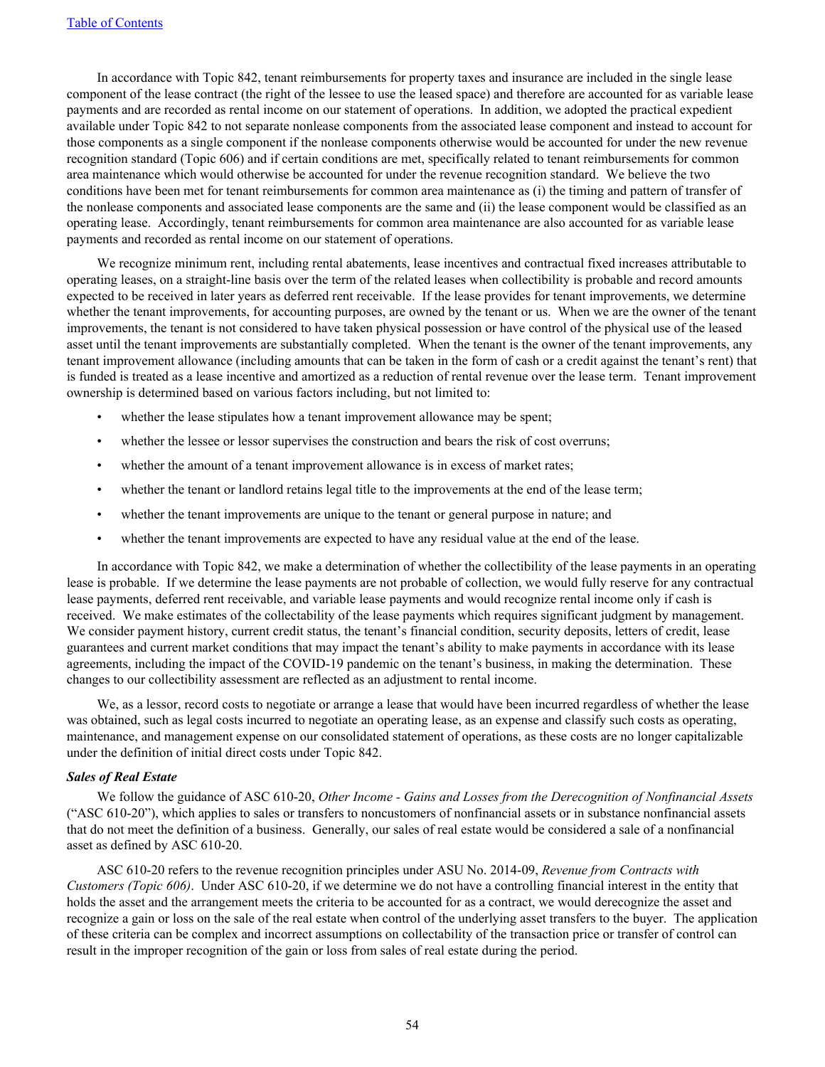In accordance with Topic 842, tenant reimbursements for property taxes and insurance are included in the single lease component of the lease contract (the right of the lessee to use the leased space) and therefore are accounted for as variable lease payments and are recorded as rental income on our statement of operations. In addition, we adopted the practical expedient available under Topic 842 to not separate nonlease components from the associated lease component and instead to account for those components as a single component if the nonlease components otherwise would be accounted for under the new revenue recognition standard (Topic 606) and if certain conditions are met, specifically related to tenant reimbursements for common area maintenance which would otherwise be accounted for under the revenue recognition standard. We believe the two conditions have been met for tenant reimbursements for common area maintenance as (i) the timing and pattern of transfer of the nonlease components and associated lease components are the same and (ii) the lease component would be classified as an operating lease. Accordingly, tenant reimbursements for common area maintenance are also accounted for as variable lease payments and recorded as rental income on our statement of operations.

We recognize minimum rent, including rental abatements, lease incentives and contractual fixed increases attributable to operating leases, on a straight-line basis over the term of the related leases when collectibility is probable and record amounts expected to be received in later years as deferred rent receivable. If the lease provides for tenant improvements, we determine whether the tenant improvements, for accounting purposes, are owned by the tenant or us. When we are the owner of the tenant improvements, the tenant is not considered to have taken physical possession or have control of the physical use of the leased asset until the tenant improvements are substantially completed. When the tenant is the owner of the tenant improvements, any tenant improvement allowance (including amounts that can be taken in the form of cash or a credit against the tenant's rent) that is funded is treated as a lease incentive and amortized as a reduction of rental revenue over the lease term. Tenant improvement ownership is determined based on various factors including, but not limited to:

- whether the lease stipulates how a tenant improvement allowance may be spent;
- whether the lessee or lessor supervises the construction and bears the risk of cost overruns;
- whether the amount of a tenant improvement allowance is in excess of market rates;
- whether the tenant or landlord retains legal title to the improvements at the end of the lease term;
- whether the tenant improvements are unique to the tenant or general purpose in nature; and
- whether the tenant improvements are expected to have any residual value at the end of the lease.

In accordance with Topic 842, we make a determination of whether the collectibility of the lease payments in an operating lease is probable. If we determine the lease payments are not probable of collection, we would fully reserve for any contractual lease payments, deferred rent receivable, and variable lease payments and would recognize rental income only if cash is received. We make estimates of the collectability of the lease payments which requires significant judgment by management. We consider payment history, current credit status, the tenant's financial condition, security deposits, letters of credit, lease guarantees and current market conditions that may impact the tenant's ability to make payments in accordance with its lease agreements, including the impact of the COVID-19 pandemic on the tenant's business, in making the determination. These changes to our collectibility assessment are reflected as an adjustment to rental income.

We, as a lessor, record costs to negotiate or arrange a lease that would have been incurred regardless of whether the lease was obtained, such as legal costs incurred to negotiate an operating lease, as an expense and classify such costs as operating, maintenance, and management expense on our consolidated statement of operations, as these costs are no longer capitalizable under the definition of initial direct costs under Topic 842.

***Sales of Real Estate***

We follow the guidance of ASC 610-20, *Other Income - Gains and Losses from the Derecognition of Nonfinancial Assets* ("ASC 610-20"), which applies to sales or transfers to noncustomers of nonfinancial assets or in substance nonfinancial assets that do not meet the definition of a business. Generally, our sales of real estate would be considered a sale of a nonfinancial asset as defined by ASC 610-20.

ASC 610-20 refers to the revenue recognition principles under ASU No. 2014-09, *Revenue from Contracts with Customers (Topic 606)*. Under ASC 610-20, if we determine we do not have a controlling financial interest in the entity that holds the asset and the arrangement meets the criteria to be accounted for as a contract, we would derecognize the asset and recognize a gain or loss on the sale of the real estate when control of the underlying asset transfers to the buyer. The application of these criteria can be complex and incorrect assumptions on collectability of the transaction price or transfer of control can result in the improper recognition of the gain or loss from sales of real estate during the period.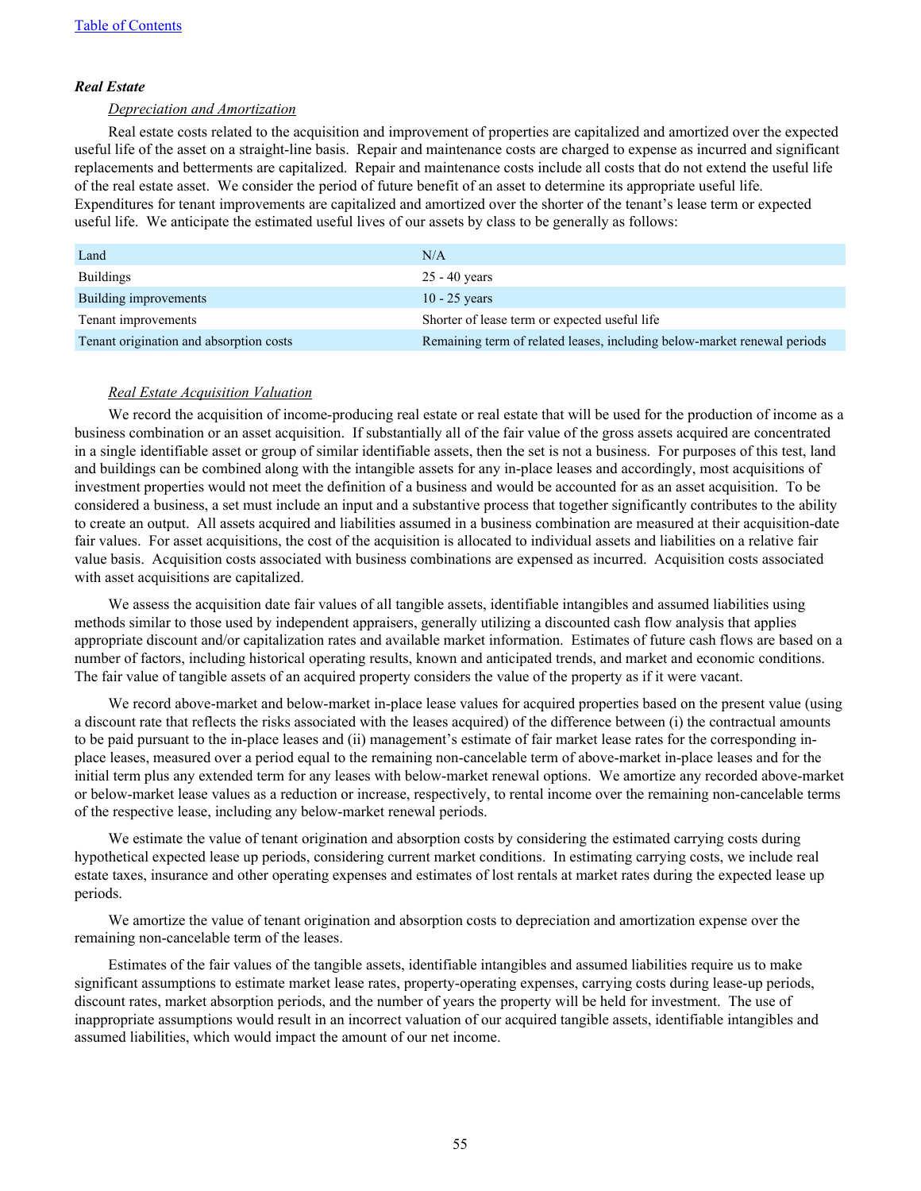### *Real Estate*

*Depreciation and Amortization*

Real estate costs related to the acquisition and improvement of properties are capitalized and amortized over the expected useful life of the asset on a straight-line basis. Repair and maintenance costs are charged to expense as incurred and significant replacements and betterments are capitalized. Repair and maintenance costs include all costs that do not extend the useful life of the real estate asset. We consider the period of future benefit of an asset to determine its appropriate useful life. Expenditures for tenant improvements are capitalized and amortized over the shorter of the tenant's lease term or expected useful life. We anticipate the estimated useful lives of our assets by class to be generally as follows:

| | |
|---|---|
| Land | N/A |
| Buildings | 25 - 40 years |
| Building improvements | 10 - 25 years |
| Tenant improvements | Shorter of lease term or expected useful life |
| Tenant origination and absorption costs | Remaining term of related leases, including below-market renewal periods |

*Real Estate Acquisition Valuation*

We record the acquisition of income-producing real estate or real estate that will be used for the production of income as a business combination or an asset acquisition. If substantially all of the fair value of the gross assets acquired are concentrated in a single identifiable asset or group of similar identifiable assets, then the set is not a business. For purposes of this test, land and buildings can be combined along with the intangible assets for any in-place leases and accordingly, most acquisitions of investment properties would not meet the definition of a business and would be accounted for as an asset acquisition. To be considered a business, a set must include an input and a substantive process that together significantly contributes to the ability to create an output. All assets acquired and liabilities assumed in a business combination are measured at their acquisition-date fair values. For asset acquisitions, the cost of the acquisition is allocated to individual assets and liabilities on a relative fair value basis. Acquisition costs associated with business combinations are expensed as incurred. Acquisition costs associated with asset acquisitions are capitalized.

We assess the acquisition date fair values of all tangible assets, identifiable intangibles and assumed liabilities using methods similar to those used by independent appraisers, generally utilizing a discounted cash flow analysis that applies appropriate discount and/or capitalization rates and available market information. Estimates of future cash flows are based on a number of factors, including historical operating results, known and anticipated trends, and market and economic conditions. The fair value of tangible assets of an acquired property considers the value of the property as if it were vacant.

We record above-market and below-market in-place lease values for acquired properties based on the present value (using a discount rate that reflects the risks associated with the leases acquired) of the difference between (i) the contractual amounts to be paid pursuant to the in-place leases and (ii) management's estimate of fair market lease rates for the corresponding in-place leases, measured over a period equal to the remaining non-cancelable term of above-market in-place leases and for the initial term plus any extended term for any leases with below-market renewal options. We amortize any recorded above-market or below-market lease values as a reduction or increase, respectively, to rental income over the remaining non-cancelable terms of the respective lease, including any below-market renewal periods.

We estimate the value of tenant origination and absorption costs by considering the estimated carrying costs during hypothetical expected lease up periods, considering current market conditions. In estimating carrying costs, we include real estate taxes, insurance and other operating expenses and estimates of lost rentals at market rates during the expected lease up periods.

We amortize the value of tenant origination and absorption costs to depreciation and amortization expense over the remaining non-cancelable term of the leases.

Estimates of the fair values of the tangible assets, identifiable intangibles and assumed liabilities require us to make significant assumptions to estimate market lease rates, property-operating expenses, carrying costs during lease-up periods, discount rates, market absorption periods, and the number of years the property will be held for investment. The use of inappropriate assumptions would result in an incorrect valuation of our acquired tangible assets, identifiable intangibles and assumed liabilities, which would impact the amount of our net income.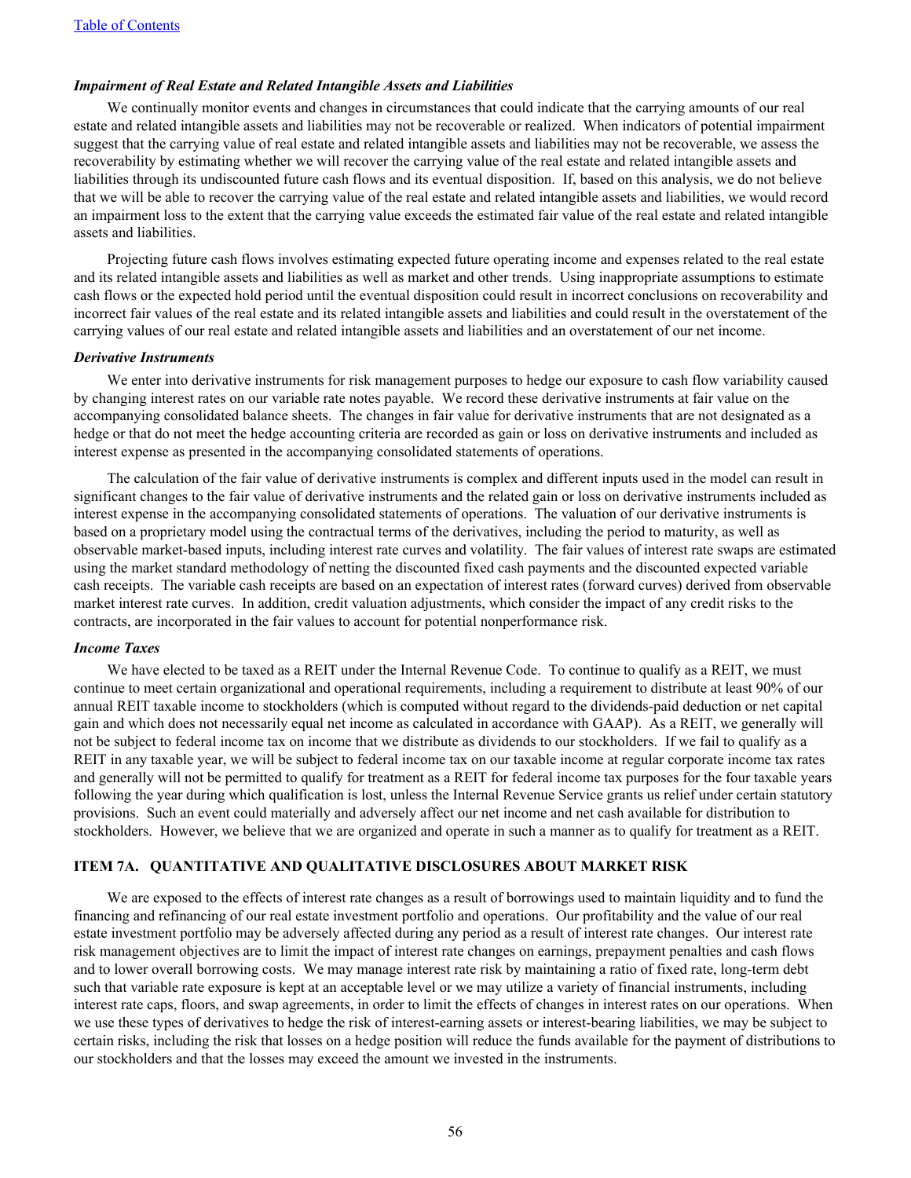*Impairment of Real Estate and Related Intangible Assets and Liabilities*

We continually monitor events and changes in circumstances that could indicate that the carrying amounts of our real estate and related intangible assets and liabilities may not be recoverable or realized. When indicators of potential impairment suggest that the carrying value of real estate and related intangible assets and liabilities may not be recoverable, we assess the recoverability by estimating whether we will recover the carrying value of the real estate and related intangible assets and liabilities through its undiscounted future cash flows and its eventual disposition. If, based on this analysis, we do not believe that we will be able to recover the carrying value of the real estate and related intangible assets and liabilities, we would record an impairment loss to the extent that the carrying value exceeds the estimated fair value of the real estate and related intangible assets and liabilities.

Projecting future cash flows involves estimating expected future operating income and expenses related to the real estate and its related intangible assets and liabilities as well as market and other trends. Using inappropriate assumptions to estimate cash flows or the expected hold period until the eventual disposition could result in incorrect conclusions on recoverability and incorrect fair values of the real estate and its related intangible assets and liabilities and could result in the overstatement of the carrying values of our real estate and related intangible assets and liabilities and an overstatement of our net income.

*Derivative Instruments*

We enter into derivative instruments for risk management purposes to hedge our exposure to cash flow variability caused by changing interest rates on our variable rate notes payable. We record these derivative instruments at fair value on the accompanying consolidated balance sheets. The changes in fair value for derivative instruments that are not designated as a hedge or that do not meet the hedge accounting criteria are recorded as gain or loss on derivative instruments and included as interest expense as presented in the accompanying consolidated statements of operations.

The calculation of the fair value of derivative instruments is complex and different inputs used in the model can result in significant changes to the fair value of derivative instruments and the related gain or loss on derivative instruments included as interest expense in the accompanying consolidated statements of operations. The valuation of our derivative instruments is based on a proprietary model using the contractual terms of the derivatives, including the period to maturity, as well as observable market-based inputs, including interest rate curves and volatility. The fair values of interest rate swaps are estimated using the market standard methodology of netting the discounted fixed cash payments and the discounted expected variable cash receipts. The variable cash receipts are based on an expectation of interest rates (forward curves) derived from observable market interest rate curves. In addition, credit valuation adjustments, which consider the impact of any credit risks to the contracts, are incorporated in the fair values to account for potential nonperformance risk.

*Income Taxes*

We have elected to be taxed as a REIT under the Internal Revenue Code. To continue to qualify as a REIT, we must continue to meet certain organizational and operational requirements, including a requirement to distribute at least 90% of our annual REIT taxable income to stockholders (which is computed without regard to the dividends-paid deduction or net capital gain and which does not necessarily equal net income as calculated in accordance with GAAP). As a REIT, we generally will not be subject to federal income tax on income that we distribute as dividends to our stockholders. If we fail to qualify as a REIT in any taxable year, we will be subject to federal income tax on our taxable income at regular corporate income tax rates and generally will not be permitted to qualify for treatment as a REIT for federal income tax purposes for the four taxable years following the year during which qualification is lost, unless the Internal Revenue Service grants us relief under certain statutory provisions. Such an event could materially and adversely affect our net income and net cash available for distribution to stockholders. However, we believe that we are organized and operate in such a manner as to qualify for treatment as a REIT.

## ITEM 7A. QUANTITATIVE AND QUALITATIVE DISCLOSURES ABOUT MARKET RISK

We are exposed to the effects of interest rate changes as a result of borrowings used to maintain liquidity and to fund the financing and refinancing of our real estate investment portfolio and operations. Our profitability and the value of our real estate investment portfolio may be adversely affected during any period as a result of interest rate changes. Our interest rate risk management objectives are to limit the impact of interest rate changes on earnings, prepayment penalties and cash flows and to lower overall borrowing costs. We may manage interest rate risk by maintaining a ratio of fixed rate, long-term debt such that variable rate exposure is kept at an acceptable level or we may utilize a variety of financial instruments, including interest rate caps, floors, and swap agreements, in order to limit the effects of changes in interest rates on our operations. When we use these types of derivatives to hedge the risk of interest-earning assets or interest-bearing liabilities, we may be subject to certain risks, including the risk that losses on a hedge position will reduce the funds available for the payment of distributions to our stockholders and that the losses may exceed the amount we invested in the instruments.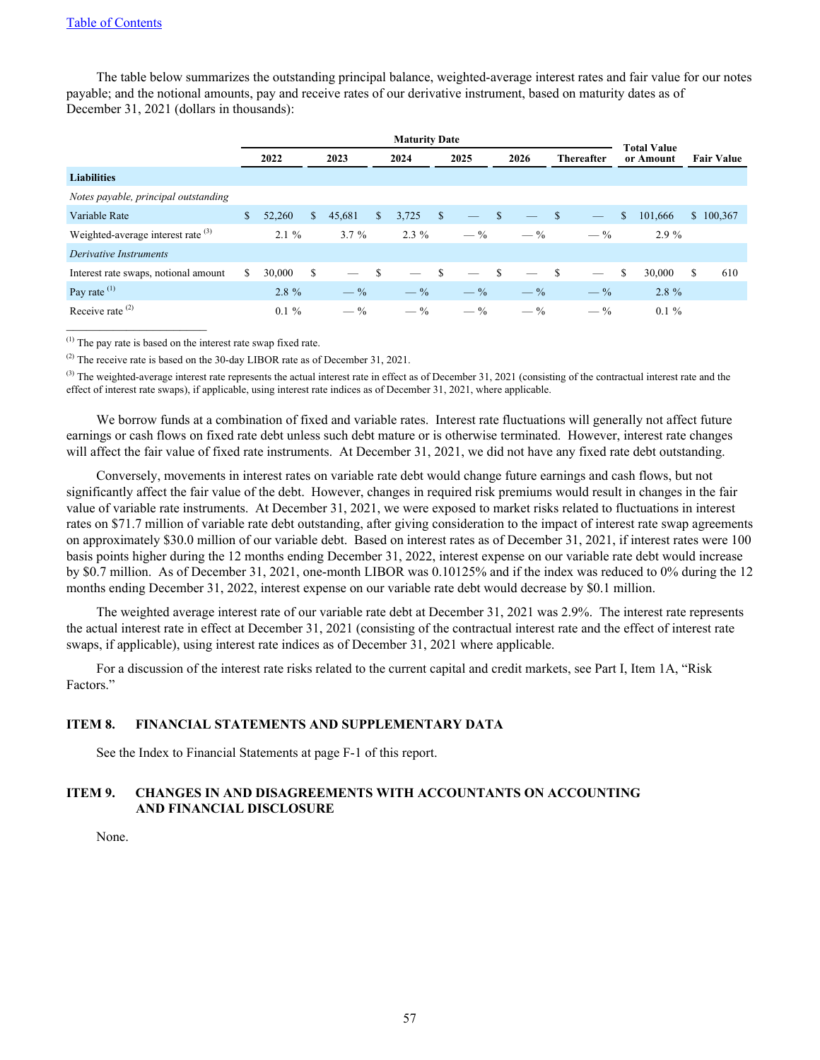[Table of Contents](#)

The table below summarizes the outstanding principal balance, weighted-average interest rates and fair value for our notes payable; and the notional amounts, pay and receive rates of our derivative instrument, based on maturity dates as of December 31, 2021 (dollars in thousands):

| | Maturity Date | | | | | | | |
|---|---|---|---|---|---|---|---|---|
| | 2022 | 2023 | 2024 | 2025 | 2026 | Thereafter | Total Value or Amount | Fair Value |
| **Liabilities** | | | | | | | | |
| *Notes payable, principal outstanding* | | | | | | | | |
| Variable Rate | $ 52,260 | $ 45,681 | $ 3,725 | $ — | $ — | $ — | $ 101,666 | $ 100,367 |
| Weighted-average interest rate [(3)] | 2.1 % | 3.7 % | 2.3 % | — % | — % | — % | 2.9 % | |
| *Derivative Instruments* | | | | | | | | |
| Interest rate swaps, notional amount | $ 30,000 | $ — | $ — | $ — | $ — | $ — | $ 30,000 | $ 610 |
| Pay rate [(1)] | 2.8 % | — % | — % | — % | — % | — % | 2.8 % | |
| Receive rate [(2)] | 0.1 % | — % | — % | — % | — % | — % | 0.1 % | |

[(1)] The pay rate is based on the interest rate swap fixed rate.

[(2)] The receive rate is based on the 30-day LIBOR rate as of December 31, 2021.

[(3)] The weighted-average interest rate represents the actual interest rate in effect as of December 31, 2021 (consisting of the contractual interest rate and the effect of interest rate swaps), if applicable, using interest rate indices as of December 31, 2021, where applicable.

We borrow funds at a combination of fixed and variable rates. Interest rate fluctuations will generally not affect future earnings or cash flows on fixed rate debt unless such debt mature or is otherwise terminated. However, interest rate changes will affect the fair value of fixed rate instruments. At December 31, 2021, we did not have any fixed rate debt outstanding.

Conversely, movements in interest rates on variable rate debt would change future earnings and cash flows, but not significantly affect the fair value of the debt. However, changes in required risk premiums would result in changes in the fair value of variable rate instruments. At December 31, 2021, we were exposed to market risks related to fluctuations in interest rates on $71.7 million of variable rate debt outstanding, after giving consideration to the impact of interest rate swap agreements on approximately $30.0 million of our variable debt. Based on interest rates as of December 31, 2021, if interest rates were 100 basis points higher during the 12 months ending December 31, 2022, interest expense on our variable rate debt would increase by $0.7 million. As of December 31, 2021, one-month LIBOR was 0.10125% and if the index was reduced to 0% during the 12 months ending December 31, 2022, interest expense on our variable rate debt would decrease by $0.1 million.

The weighted average interest rate of our variable rate debt at December 31, 2021 was 2.9%. The interest rate represents the actual interest rate in effect at December 31, 2021 (consisting of the contractual interest rate and the effect of interest rate swaps, if applicable), using interest rate indices as of December 31, 2021 where applicable.

For a discussion of the interest rate risks related to the current capital and credit markets, see Part I, Item 1A, "Risk Factors."

## ITEM 8. FINANCIAL STATEMENTS AND SUPPLEMENTARY DATA

See the Index to Financial Statements at page F-1 of this report.

## ITEM 9. CHANGES IN AND DISAGREEMENTS WITH ACCOUNTANTS ON ACCOUNTING AND FINANCIAL DISCLOSURE

None.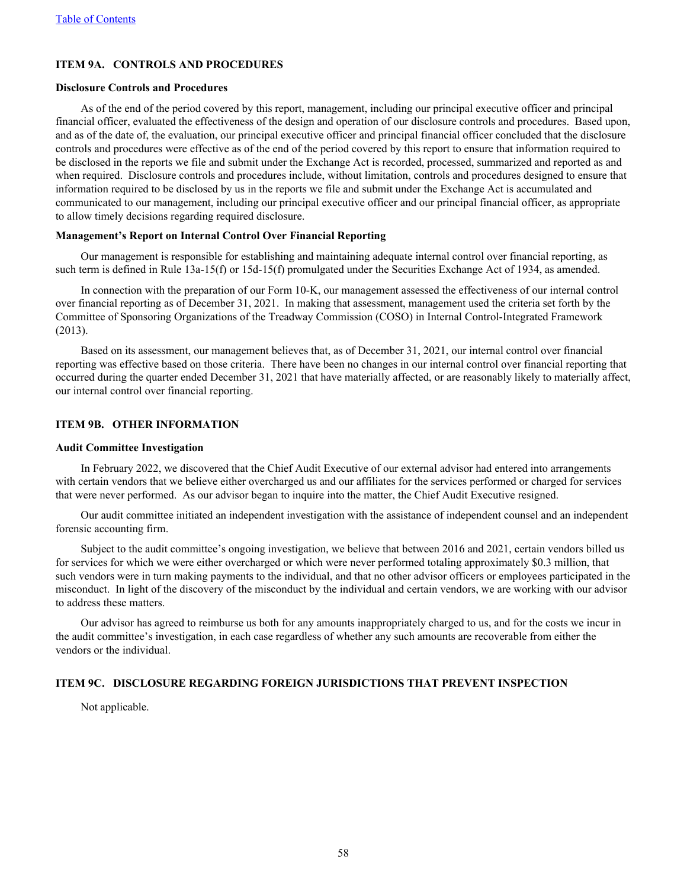## ITEM 9A. CONTROLS AND PROCEDURES

### Disclosure Controls and Procedures

As of the end of the period covered by this report, management, including our principal executive officer and principal financial officer, evaluated the effectiveness of the design and operation of our disclosure controls and procedures. Based upon, and as of the date of, the evaluation, our principal executive officer and principal financial officer concluded that the disclosure controls and procedures were effective as of the end of the period covered by this report to ensure that information required to be disclosed in the reports we file and submit under the Exchange Act is recorded, processed, summarized and reported as and when required. Disclosure controls and procedures include, without limitation, controls and procedures designed to ensure that information required to be disclosed by us in the reports we file and submit under the Exchange Act is accumulated and communicated to our management, including our principal executive officer and our principal financial officer, as appropriate to allow timely decisions regarding required disclosure.

### Management's Report on Internal Control Over Financial Reporting

Our management is responsible for establishing and maintaining adequate internal control over financial reporting, as such term is defined in Rule 13a-15(f) or 15d-15(f) promulgated under the Securities Exchange Act of 1934, as amended.

In connection with the preparation of our Form 10-K, our management assessed the effectiveness of our internal control over financial reporting as of December 31, 2021. In making that assessment, management used the criteria set forth by the Committee of Sponsoring Organizations of the Treadway Commission (COSO) in Internal Control-Integrated Framework (2013).

Based on its assessment, our management believes that, as of December 31, 2021, our internal control over financial reporting was effective based on those criteria. There have been no changes in our internal control over financial reporting that occurred during the quarter ended December 31, 2021 that have materially affected, or are reasonably likely to materially affect, our internal control over financial reporting.

## ITEM 9B. OTHER INFORMATION

### Audit Committee Investigation

In February 2022, we discovered that the Chief Audit Executive of our external advisor had entered into arrangements with certain vendors that we believe either overcharged us and our affiliates for the services performed or charged for services that were never performed. As our advisor began to inquire into the matter, the Chief Audit Executive resigned.

Our audit committee initiated an independent investigation with the assistance of independent counsel and an independent forensic accounting firm.

Subject to the audit committee's ongoing investigation, we believe that between 2016 and 2021, certain vendors billed us for services for which we were either overcharged or which were never performed totaling approximately $0.3 million, that such vendors were in turn making payments to the individual, and that no other advisor officers or employees participated in the misconduct. In light of the discovery of the misconduct by the individual and certain vendors, we are working with our advisor to address these matters.

Our advisor has agreed to reimburse us both for any amounts inappropriately charged to us, and for the costs we incur in the audit committee's investigation, in each case regardless of whether any such amounts are recoverable from either the vendors or the individual.

## ITEM 9C. DISCLOSURE REGARDING FOREIGN JURISDICTIONS THAT PREVENT INSPECTION

Not applicable.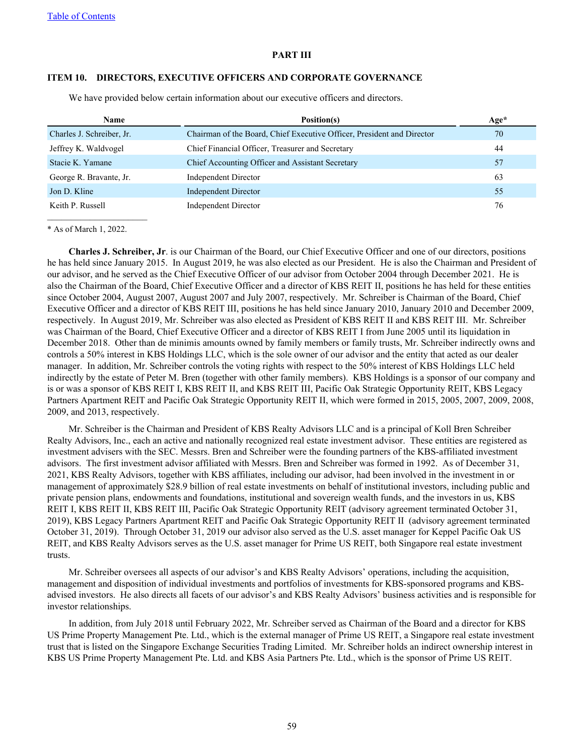## PART III

### ITEM 10. DIRECTORS, EXECUTIVE OFFICERS AND CORPORATE GOVERNANCE

We have provided below certain information about our executive officers and directors.

| Name | Position(s) | Age* |
|---|---|---|
| Charles J. Schreiber, Jr. | Chairman of the Board, Chief Executive Officer, President and Director | 70 |
| Jeffrey K. Waldvogel | Chief Financial Officer, Treasurer and Secretary | 44 |
| Stacie K. Yamane | Chief Accounting Officer and Assistant Secretary | 57 |
| George R. Bravante, Jr. | Independent Director | 63 |
| Jon D. Kline | Independent Director | 55 |
| Keith P. Russell | Independent Director | 76 |

\* As of March 1, 2022.

**Charles J. Schreiber, Jr**. is our Chairman of the Board, our Chief Executive Officer and one of our directors, positions he has held since January 2015. In August 2019, he was also elected as our President. He is also the Chairman and President of our advisor, and he served as the Chief Executive Officer of our advisor from October 2004 through December 2021. He is also the Chairman of the Board, Chief Executive Officer and a director of KBS REIT II, positions he has held for these entities since October 2004, August 2007, August 2007 and July 2007, respectively. Mr. Schreiber is Chairman of the Board, Chief Executive Officer and a director of KBS REIT III, positions he has held since January 2010, January 2010 and December 2009, respectively. In August 2019, Mr. Schreiber was also elected as President of KBS REIT II and KBS REIT III. Mr. Schreiber was Chairman of the Board, Chief Executive Officer and a director of KBS REIT I from June 2005 until its liquidation in December 2018. Other than de minimis amounts owned by family members or family trusts, Mr. Schreiber indirectly owns and controls a 50% interest in KBS Holdings LLC, which is the sole owner of our advisor and the entity that acted as our dealer manager. In addition, Mr. Schreiber controls the voting rights with respect to the 50% interest of KBS Holdings LLC held indirectly by the estate of Peter M. Bren (together with other family members). KBS Holdings is a sponsor of our company and is or was a sponsor of KBS REIT I, KBS REIT II, and KBS REIT III, Pacific Oak Strategic Opportunity REIT, KBS Legacy Partners Apartment REIT and Pacific Oak Strategic Opportunity REIT II, which were formed in 2015, 2005, 2007, 2009, 2008, 2009, and 2013, respectively.

Mr. Schreiber is the Chairman and President of KBS Realty Advisors LLC and is a principal of Koll Bren Schreiber Realty Advisors, Inc., each an active and nationally recognized real estate investment advisor. These entities are registered as investment advisers with the SEC. Messrs. Bren and Schreiber were the founding partners of the KBS-affiliated investment advisors. The first investment advisor affiliated with Messrs. Bren and Schreiber was formed in 1992. As of December 31, 2021, KBS Realty Advisors, together with KBS affiliates, including our advisor, had been involved in the investment in or management of approximately $28.9 billion of real estate investments on behalf of institutional investors, including public and private pension plans, endowments and foundations, institutional and sovereign wealth funds, and the investors in us, KBS REIT I, KBS REIT II, KBS REIT III, Pacific Oak Strategic Opportunity REIT (advisory agreement terminated October 31, 2019), KBS Legacy Partners Apartment REIT and Pacific Oak Strategic Opportunity REIT II (advisory agreement terminated October 31, 2019). Through October 31, 2019 our advisor also served as the U.S. asset manager for Keppel Pacific Oak US REIT, and KBS Realty Advisors serves as the U.S. asset manager for Prime US REIT, both Singapore real estate investment trusts.

Mr. Schreiber oversees all aspects of our advisor's and KBS Realty Advisors' operations, including the acquisition, management and disposition of individual investments and portfolios of investments for KBS-sponsored programs and KBS-advised investors. He also directs all facets of our advisor's and KBS Realty Advisors' business activities and is responsible for investor relationships.

In addition, from July 2018 until February 2022, Mr. Schreiber served as Chairman of the Board and a director for KBS US Prime Property Management Pte. Ltd., which is the external manager of Prime US REIT, a Singapore real estate investment trust that is listed on the Singapore Exchange Securities Trading Limited. Mr. Schreiber holds an indirect ownership interest in KBS US Prime Property Management Pte. Ltd. and KBS Asia Partners Pte. Ltd., which is the sponsor of Prime US REIT.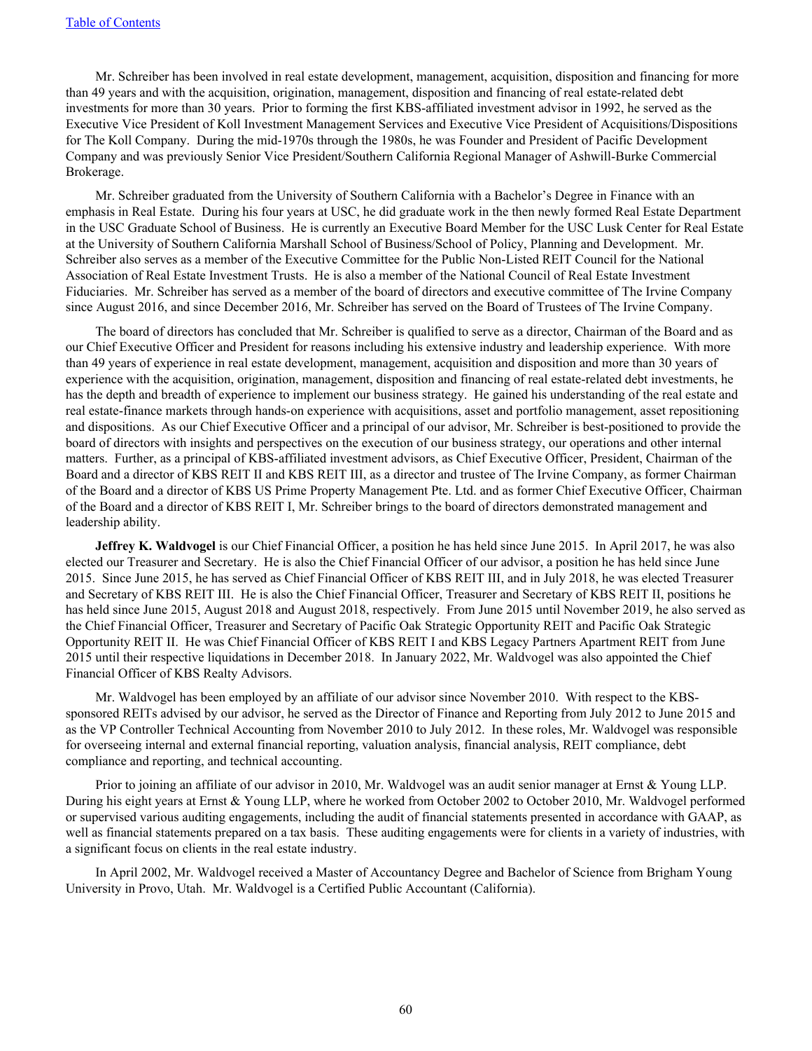Mr. Schreiber has been involved in real estate development, management, acquisition, disposition and financing for more than 49 years and with the acquisition, origination, management, disposition and financing of real estate-related debt investments for more than 30 years. Prior to forming the first KBS-affiliated investment advisor in 1992, he served as the Executive Vice President of Koll Investment Management Services and Executive Vice President of Acquisitions/Dispositions for The Koll Company. During the mid-1970s through the 1980s, he was Founder and President of Pacific Development Company and was previously Senior Vice President/Southern California Regional Manager of Ashwill-Burke Commercial Brokerage.

Mr. Schreiber graduated from the University of Southern California with a Bachelor's Degree in Finance with an emphasis in Real Estate. During his four years at USC, he did graduate work in the then newly formed Real Estate Department in the USC Graduate School of Business. He is currently an Executive Board Member for the USC Lusk Center for Real Estate at the University of Southern California Marshall School of Business/School of Policy, Planning and Development. Mr. Schreiber also serves as a member of the Executive Committee for the Public Non-Listed REIT Council for the National Association of Real Estate Investment Trusts. He is also a member of the National Council of Real Estate Investment Fiduciaries. Mr. Schreiber has served as a member of the board of directors and executive committee of The Irvine Company since August 2016, and since December 2016, Mr. Schreiber has served on the Board of Trustees of The Irvine Company.

The board of directors has concluded that Mr. Schreiber is qualified to serve as a director, Chairman of the Board and as our Chief Executive Officer and President for reasons including his extensive industry and leadership experience. With more than 49 years of experience in real estate development, management, acquisition and disposition and more than 30 years of experience with the acquisition, origination, management, disposition and financing of real estate-related debt investments, he has the depth and breadth of experience to implement our business strategy. He gained his understanding of the real estate and real estate-finance markets through hands-on experience with acquisitions, asset and portfolio management, asset repositioning and dispositions. As our Chief Executive Officer and a principal of our advisor, Mr. Schreiber is best-positioned to provide the board of directors with insights and perspectives on the execution of our business strategy, our operations and other internal matters. Further, as a principal of KBS-affiliated investment advisors, as Chief Executive Officer, President, Chairman of the Board and a director of KBS REIT II and KBS REIT III, as a director and trustee of The Irvine Company, as former Chairman of the Board and a director of KBS US Prime Property Management Pte. Ltd. and as former Chief Executive Officer, Chairman of the Board and a director of KBS REIT I, Mr. Schreiber brings to the board of directors demonstrated management and leadership ability.

**Jeffrey K. Waldvogel** is our Chief Financial Officer, a position he has held since June 2015. In April 2017, he was also elected our Treasurer and Secretary. He is also the Chief Financial Officer of our advisor, a position he has held since June 2015. Since June 2015, he has served as Chief Financial Officer of KBS REIT III, and in July 2018, he was elected Treasurer and Secretary of KBS REIT III. He is also the Chief Financial Officer, Treasurer and Secretary of KBS REIT II, positions he has held since June 2015, August 2018 and August 2018, respectively. From June 2015 until November 2019, he also served as the Chief Financial Officer, Treasurer and Secretary of Pacific Oak Strategic Opportunity REIT and Pacific Oak Strategic Opportunity REIT II. He was Chief Financial Officer of KBS REIT I and KBS Legacy Partners Apartment REIT from June 2015 until their respective liquidations in December 2018. In January 2022, Mr. Waldvogel was also appointed the Chief Financial Officer of KBS Realty Advisors.

Mr. Waldvogel has been employed by an affiliate of our advisor since November 2010. With respect to the KBS-sponsored REITs advised by our advisor, he served as the Director of Finance and Reporting from July 2012 to June 2015 and as the VP Controller Technical Accounting from November 2010 to July 2012. In these roles, Mr. Waldvogel was responsible for overseeing internal and external financial reporting, valuation analysis, financial analysis, REIT compliance, debt compliance and reporting, and technical accounting.

Prior to joining an affiliate of our advisor in 2010, Mr. Waldvogel was an audit senior manager at Ernst & Young LLP. During his eight years at Ernst & Young LLP, where he worked from October 2002 to October 2010, Mr. Waldvogel performed or supervised various auditing engagements, including the audit of financial statements presented in accordance with GAAP, as well as financial statements prepared on a tax basis. These auditing engagements were for clients in a variety of industries, with a significant focus on clients in the real estate industry.

In April 2002, Mr. Waldvogel received a Master of Accountancy Degree and Bachelor of Science from Brigham Young University in Provo, Utah. Mr. Waldvogel is a Certified Public Accountant (California).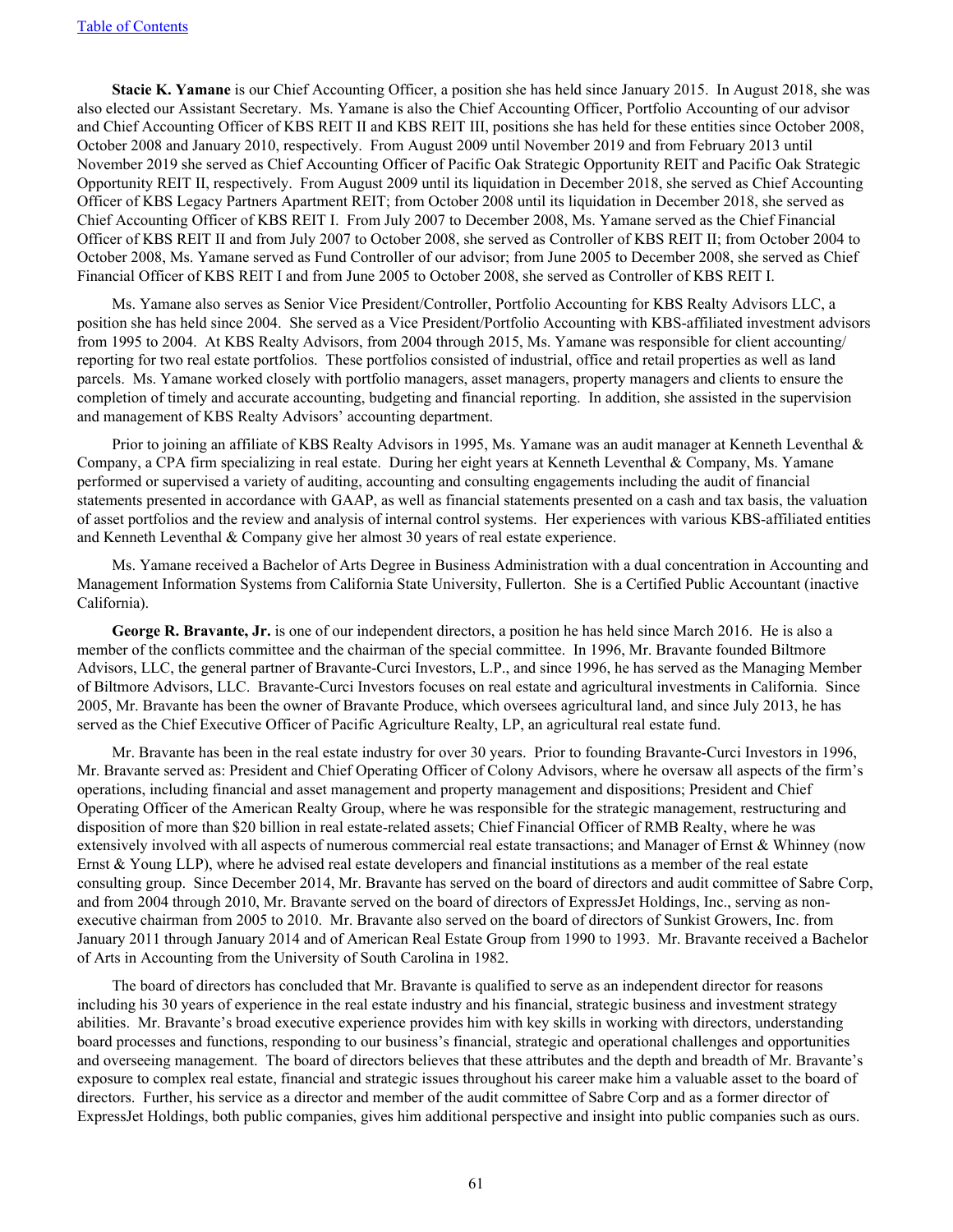**Stacie K. Yamane** is our Chief Accounting Officer, a position she has held since January 2015. In August 2018, she was also elected our Assistant Secretary. Ms. Yamane is also the Chief Accounting Officer, Portfolio Accounting of our advisor and Chief Accounting Officer of KBS REIT II and KBS REIT III, positions she has held for these entities since October 2008, October 2008 and January 2010, respectively. From August 2009 until November 2019 and from February 2013 until November 2019 she served as Chief Accounting Officer of Pacific Oak Strategic Opportunity REIT and Pacific Oak Strategic Opportunity REIT II, respectively. From August 2009 until its liquidation in December 2018, she served as Chief Accounting Officer of KBS Legacy Partners Apartment REIT; from October 2008 until its liquidation in December 2018, she served as Chief Accounting Officer of KBS REIT I. From July 2007 to December 2008, Ms. Yamane served as the Chief Financial Officer of KBS REIT II and from July 2007 to October 2008, she served as Controller of KBS REIT II; from October 2004 to October 2008, Ms. Yamane served as Fund Controller of our advisor; from June 2005 to December 2008, she served as Chief Financial Officer of KBS REIT I and from June 2005 to October 2008, she served as Controller of KBS REIT I.

Ms. Yamane also serves as Senior Vice President/Controller, Portfolio Accounting for KBS Realty Advisors LLC, a position she has held since 2004. She served as a Vice President/Portfolio Accounting with KBS-affiliated investment advisors from 1995 to 2004. At KBS Realty Advisors, from 2004 through 2015, Ms. Yamane was responsible for client accounting/reporting for two real estate portfolios. These portfolios consisted of industrial, office and retail properties as well as land parcels. Ms. Yamane worked closely with portfolio managers, asset managers, property managers and clients to ensure the completion of timely and accurate accounting, budgeting and financial reporting. In addition, she assisted in the supervision and management of KBS Realty Advisors' accounting department.

Prior to joining an affiliate of KBS Realty Advisors in 1995, Ms. Yamane was an audit manager at Kenneth Leventhal & Company, a CPA firm specializing in real estate. During her eight years at Kenneth Leventhal & Company, Ms. Yamane performed or supervised a variety of auditing, accounting and consulting engagements including the audit of financial statements presented in accordance with GAAP, as well as financial statements presented on a cash and tax basis, the valuation of asset portfolios and the review and analysis of internal control systems. Her experiences with various KBS-affiliated entities and Kenneth Leventhal & Company give her almost 30 years of real estate experience.

Ms. Yamane received a Bachelor of Arts Degree in Business Administration with a dual concentration in Accounting and Management Information Systems from California State University, Fullerton. She is a Certified Public Accountant (inactive California).

**George R. Bravante, Jr.** is one of our independent directors, a position he has held since March 2016. He is also a member of the conflicts committee and the chairman of the special committee. In 1996, Mr. Bravante founded Biltmore Advisors, LLC, the general partner of Bravante-Curci Investors, L.P., and since 1996, he has served as the Managing Member of Biltmore Advisors, LLC. Bravante-Curci Investors focuses on real estate and agricultural investments in California. Since 2005, Mr. Bravante has been the owner of Bravante Produce, which oversees agricultural land, and since July 2013, he has served as the Chief Executive Officer of Pacific Agriculture Realty, LP, an agricultural real estate fund.

Mr. Bravante has been in the real estate industry for over 30 years. Prior to founding Bravante-Curci Investors in 1996, Mr. Bravante served as: President and Chief Operating Officer of Colony Advisors, where he oversaw all aspects of the firm's operations, including financial and asset management and property management and dispositions; President and Chief Operating Officer of the American Realty Group, where he was responsible for the strategic management, restructuring and disposition of more than $20 billion in real estate-related assets; Chief Financial Officer of RMB Realty, where he was extensively involved with all aspects of numerous commercial real estate transactions; and Manager of Ernst & Whinney (now Ernst & Young LLP), where he advised real estate developers and financial institutions as a member of the real estate consulting group. Since December 2014, Mr. Bravante has served on the board of directors and audit committee of Sabre Corp, and from 2004 through 2010, Mr. Bravante served on the board of directors of ExpressJet Holdings, Inc., serving as non-executive chairman from 2005 to 2010. Mr. Bravante also served on the board of directors of Sunkist Growers, Inc. from January 2011 through January 2014 and of American Real Estate Group from 1990 to 1993. Mr. Bravante received a Bachelor of Arts in Accounting from the University of South Carolina in 1982.

The board of directors has concluded that Mr. Bravante is qualified to serve as an independent director for reasons including his 30 years of experience in the real estate industry and his financial, strategic business and investment strategy abilities. Mr. Bravante's broad executive experience provides him with key skills in working with directors, understanding board processes and functions, responding to our business's financial, strategic and operational challenges and opportunities and overseeing management. The board of directors believes that these attributes and the depth and breadth of Mr. Bravante's exposure to complex real estate, financial and strategic issues throughout his career make him a valuable asset to the board of directors. Further, his service as a director and member of the audit committee of Sabre Corp and as a former director of ExpressJet Holdings, both public companies, gives him additional perspective and insight into public companies such as ours.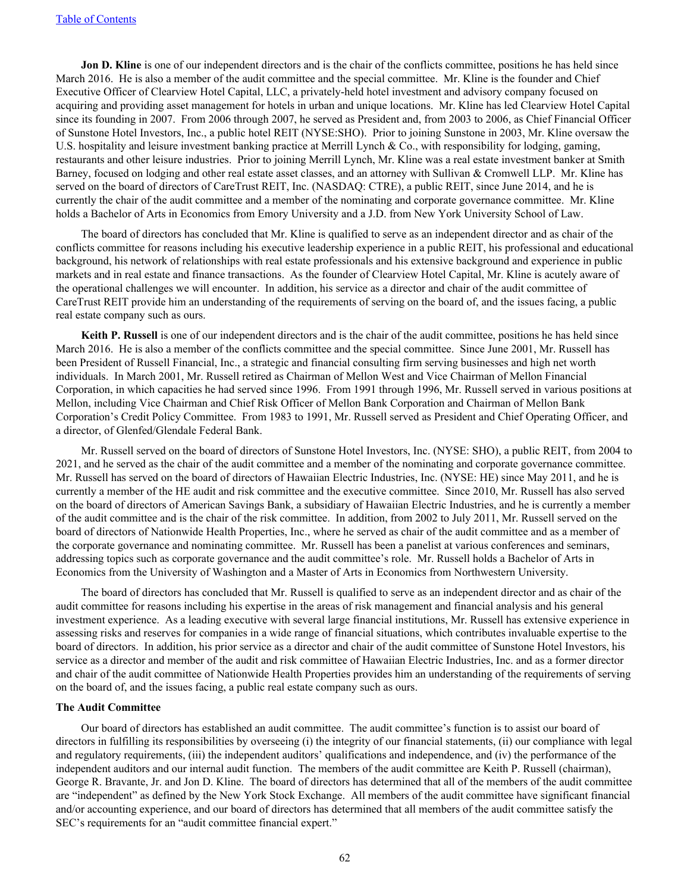**Jon D. Kline** is one of our independent directors and is the chair of the conflicts committee, positions he has held since March 2016. He is also a member of the audit committee and the special committee. Mr. Kline is the founder and Chief Executive Officer of Clearview Hotel Capital, LLC, a privately-held hotel investment and advisory company focused on acquiring and providing asset management for hotels in urban and unique locations. Mr. Kline has led Clearview Hotel Capital since its founding in 2007. From 2006 through 2007, he served as President and, from 2003 to 2006, as Chief Financial Officer of Sunstone Hotel Investors, Inc., a public hotel REIT (NYSE:SHO). Prior to joining Sunstone in 2003, Mr. Kline oversaw the U.S. hospitality and leisure investment banking practice at Merrill Lynch & Co., with responsibility for lodging, gaming, restaurants and other leisure industries. Prior to joining Merrill Lynch, Mr. Kline was a real estate investment banker at Smith Barney, focused on lodging and other real estate asset classes, and an attorney with Sullivan & Cromwell LLP. Mr. Kline has served on the board of directors of CareTrust REIT, Inc. (NASDAQ: CTRE), a public REIT, since June 2014, and he is currently the chair of the audit committee and a member of the nominating and corporate governance committee. Mr. Kline holds a Bachelor of Arts in Economics from Emory University and a J.D. from New York University School of Law.

The board of directors has concluded that Mr. Kline is qualified to serve as an independent director and as chair of the conflicts committee for reasons including his executive leadership experience in a public REIT, his professional and educational background, his network of relationships with real estate professionals and his extensive background and experience in public markets and in real estate and finance transactions. As the founder of Clearview Hotel Capital, Mr. Kline is acutely aware of the operational challenges we will encounter. In addition, his service as a director and chair of the audit committee of CareTrust REIT provide him an understanding of the requirements of serving on the board of, and the issues facing, a public real estate company such as ours.

**Keith P. Russell** is one of our independent directors and is the chair of the audit committee, positions he has held since March 2016. He is also a member of the conflicts committee and the special committee. Since June 2001, Mr. Russell has been President of Russell Financial, Inc., a strategic and financial consulting firm serving businesses and high net worth individuals. In March 2001, Mr. Russell retired as Chairman of Mellon West and Vice Chairman of Mellon Financial Corporation, in which capacities he had served since 1996. From 1991 through 1996, Mr. Russell served in various positions at Mellon, including Vice Chairman and Chief Risk Officer of Mellon Bank Corporation and Chairman of Mellon Bank Corporation's Credit Policy Committee. From 1983 to 1991, Mr. Russell served as President and Chief Operating Officer, and a director, of Glenfed/Glendale Federal Bank.

Mr. Russell served on the board of directors of Sunstone Hotel Investors, Inc. (NYSE: SHO), a public REIT, from 2004 to 2021, and he served as the chair of the audit committee and a member of the nominating and corporate governance committee. Mr. Russell has served on the board of directors of Hawaiian Electric Industries, Inc. (NYSE: HE) since May 2011, and he is currently a member of the HE audit and risk committee and the executive committee. Since 2010, Mr. Russell has also served on the board of directors of American Savings Bank, a subsidiary of Hawaiian Electric Industries, and he is currently a member of the audit committee and is the chair of the risk committee. In addition, from 2002 to July 2011, Mr. Russell served on the board of directors of Nationwide Health Properties, Inc., where he served as chair of the audit committee and as a member of the corporate governance and nominating committee. Mr. Russell has been a panelist at various conferences and seminars, addressing topics such as corporate governance and the audit committee's role. Mr. Russell holds a Bachelor of Arts in Economics from the University of Washington and a Master of Arts in Economics from Northwestern University.

The board of directors has concluded that Mr. Russell is qualified to serve as an independent director and as chair of the audit committee for reasons including his expertise in the areas of risk management and financial analysis and his general investment experience. As a leading executive with several large financial institutions, Mr. Russell has extensive experience in assessing risks and reserves for companies in a wide range of financial situations, which contributes invaluable expertise to the board of directors. In addition, his prior service as a director and chair of the audit committee of Sunstone Hotel Investors, his service as a director and member of the audit and risk committee of Hawaiian Electric Industries, Inc. and as a former director and chair of the audit committee of Nationwide Health Properties provides him an understanding of the requirements of serving on the board of, and the issues facing, a public real estate company such as ours.

### The Audit Committee

Our board of directors has established an audit committee. The audit committee's function is to assist our board of directors in fulfilling its responsibilities by overseeing (i) the integrity of our financial statements, (ii) our compliance with legal and regulatory requirements, (iii) the independent auditors' qualifications and independence, and (iv) the performance of the independent auditors and our internal audit function. The members of the audit committee are Keith P. Russell (chairman), George R. Bravante, Jr. and Jon D. Kline. The board of directors has determined that all of the members of the audit committee are "independent" as defined by the New York Stock Exchange. All members of the audit committee have significant financial and/or accounting experience, and our board of directors has determined that all members of the audit committee satisfy the SEC's requirements for an "audit committee financial expert."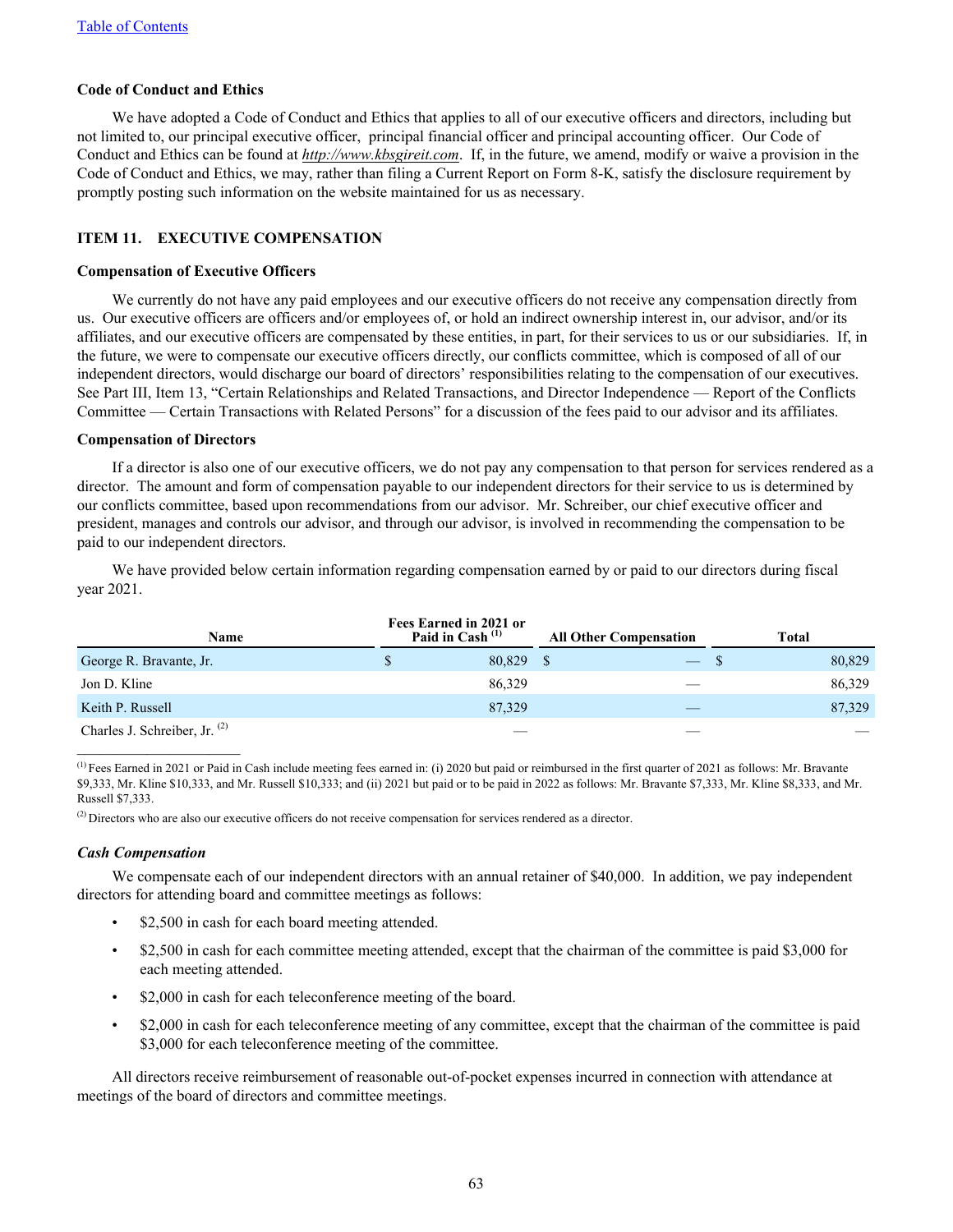### Code of Conduct and Ethics

We have adopted a Code of Conduct and Ethics that applies to all of our executive officers and directors, including but not limited to, our principal executive officer, principal financial officer and principal accounting officer. Our Code of Conduct and Ethics can be found at *http://www.kbsgireit.com*. If, in the future, we amend, modify or waive a provision in the Code of Conduct and Ethics, we may, rather than filing a Current Report on Form 8-K, satisfy the disclosure requirement by promptly posting such information on the website maintained for us as necessary.

## ITEM 11. EXECUTIVE COMPENSATION

### Compensation of Executive Officers

We currently do not have any paid employees and our executive officers do not receive any compensation directly from us. Our executive officers are officers and/or employees of, or hold an indirect ownership interest in, our advisor, and/or its affiliates, and our executive officers are compensated by these entities, in part, for their services to us or our subsidiaries. If, in the future, we were to compensate our executive officers directly, our conflicts committee, which is composed of all of our independent directors, would discharge our board of directors' responsibilities relating to the compensation of our executives. See Part III, Item 13, "Certain Relationships and Related Transactions, and Director Independence — Report of the Conflicts Committee — Certain Transactions with Related Persons" for a discussion of the fees paid to our advisor and its affiliates.

### Compensation of Directors

If a director is also one of our executive officers, we do not pay any compensation to that person for services rendered as a director. The amount and form of compensation payable to our independent directors for their service to us is determined by our conflicts committee, based upon recommendations from our advisor. Mr. Schreiber, our chief executive officer and president, manages and controls our advisor, and through our advisor, is involved in recommending the compensation to be paid to our independent directors.

We have provided below certain information regarding compensation earned by or paid to our directors during fiscal year 2021.

| Name | Fees Earned in 2021 or Paid in Cash [(1)] | All Other Compensation | Total |
|---|---|---|---|
| George R. Bravante, Jr. | $ 80,829 | $ — | $ 80,829 |
| Jon D. Kline | 86,329 | — | 86,329 |
| Keith P. Russell | 87,329 | — | 87,329 |
| Charles J. Schreiber, Jr. [(2)] | — | — | — |

(1) Fees Earned in 2021 or Paid in Cash include meeting fees earned in: (i) 2020 but paid or reimbursed in the first quarter of 2021 as follows: Mr. Bravante $9,333, Mr. Kline $10,333, and Mr. Russell $10,333; and (ii) 2021 but paid or to be paid in 2022 as follows: Mr. Bravante $7,333, Mr. Kline $8,333, and Mr. Russell $7,333.

(2) Directors who are also our executive officers do not receive compensation for services rendered as a director.

### *Cash Compensation*

We compensate each of our independent directors with an annual retainer of $40,000. In addition, we pay independent directors for attending board and committee meetings as follows:

- $2,500 in cash for each board meeting attended.
- $2,500 in cash for each committee meeting attended, except that the chairman of the committee is paid $3,000 for each meeting attended.
- $2,000 in cash for each teleconference meeting of the board.
- $2,000 in cash for each teleconference meeting of any committee, except that the chairman of the committee is paid $3,000 for each teleconference meeting of the committee.

All directors receive reimbursement of reasonable out-of-pocket expenses incurred in connection with attendance at meetings of the board of directors and committee meetings.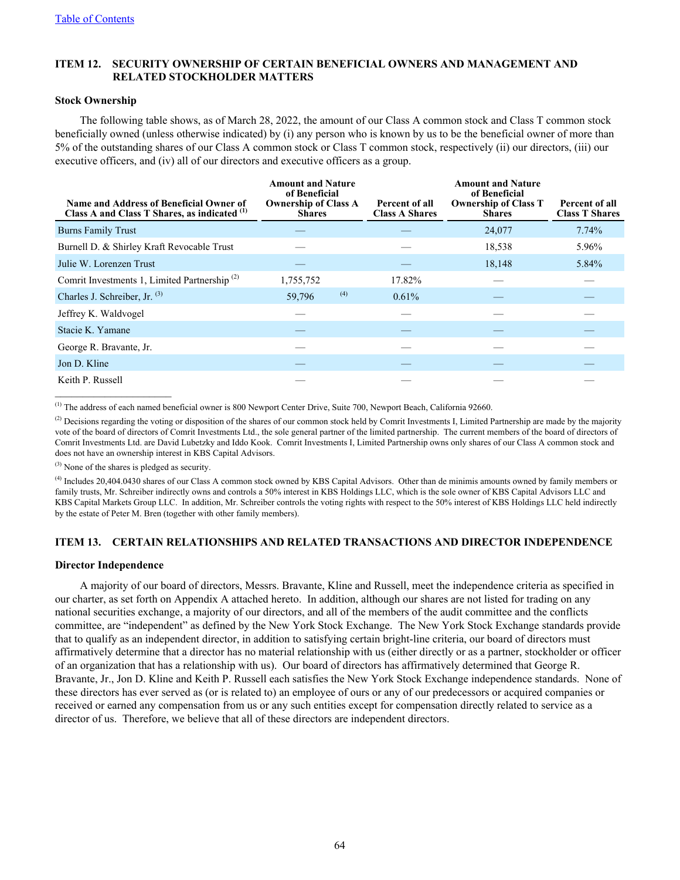[Table of Contents]

## ITEM 12. SECURITY OWNERSHIP OF CERTAIN BENEFICIAL OWNERS AND MANAGEMENT AND RELATED STOCKHOLDER MATTERS

### Stock Ownership

The following table shows, as of March 28, 2022, the amount of our Class A common stock and Class T common stock beneficially owned (unless otherwise indicated) by (i) any person who is known by us to be the beneficial owner of more than 5% of the outstanding shares of our Class A common stock or Class T common stock, respectively (ii) our directors, (iii) our executive officers, and (iv) all of our directors and executive officers as a group.

| Name and Address of Beneficial Owner of Class A and Class T Shares, as indicated [(1)] | Amount and Nature of Beneficial Ownership of Class A Shares | Percent of all Class A Shares | Amount and Nature of Beneficial Ownership of Class T Shares | Percent of all Class T Shares |
|---|---|---|---|---|
| Burns Family Trust | — | — | 24,077 | 7.74% |
| Burnell D. & Shirley Kraft Revocable Trust | — | — | 18,538 | 5.96% |
| Julie W. Lorenzen Trust | — | — | 18,148 | 5.84% |
| Comrit Investments 1, Limited Partnership [(2)] | 1,755,752 | 17.82% | — | — |
| Charles J. Schreiber, Jr. [(3)] | 59,796 [(4)] | 0.61% | — | — |
| Jeffrey K. Waldvogel | — | — | — | — |
| Stacie K. Yamane | — | — | — | — |
| George R. Bravante, Jr. | — | — | — | — |
| Jon D. Kline | — | — | — | — |
| Keith P. Russell | — | — | — | — |

[(1)] The address of each named beneficial owner is 800 Newport Center Drive, Suite 700, Newport Beach, California 92660.

[(2)] Decisions regarding the voting or disposition of the shares of our common stock held by Comrit Investments I, Limited Partnership are made by the majority vote of the board of directors of Comrit Investments Ltd., the sole general partner of the limited partnership. The current members of the board of directors of Comrit Investments Ltd. are David Lubetzky and Iddo Kook. Comrit Investments I, Limited Partnership owns only shares of our Class A common stock and does not have an ownership interest in KBS Capital Advisors.

[(3)] None of the shares is pledged as security.

[(4)] Includes 20,404.0430 shares of our Class A common stock owned by KBS Capital Advisors. Other than de minimis amounts owned by family members or family trusts, Mr. Schreiber indirectly owns and controls a 50% interest in KBS Holdings LLC, which is the sole owner of KBS Capital Advisors LLC and KBS Capital Markets Group LLC. In addition, Mr. Schreiber controls the voting rights with respect to the 50% interest of KBS Holdings LLC held indirectly by the estate of Peter M. Bren (together with other family members).

## ITEM 13. CERTAIN RELATIONSHIPS AND RELATED TRANSACTIONS AND DIRECTOR INDEPENDENCE

### Director Independence

A majority of our board of directors, Messrs. Bravante, Kline and Russell, meet the independence criteria as specified in our charter, as set forth on Appendix A attached hereto. In addition, although our shares are not listed for trading on any national securities exchange, a majority of our directors, and all of the members of the audit committee and the conflicts committee, are "independent" as defined by the New York Stock Exchange. The New York Stock Exchange standards provide that to qualify as an independent director, in addition to satisfying certain bright-line criteria, our board of directors must affirmatively determine that a director has no material relationship with us (either directly or as a partner, stockholder or officer of an organization that has a relationship with us). Our board of directors has affirmatively determined that George R. Bravante, Jr., Jon D. Kline and Keith P. Russell each satisfies the New York Stock Exchange independence standards. None of these directors has ever served as (or is related to) an employee of ours or any of our predecessors or acquired companies or received or earned any compensation from us or any such entities except for compensation directly related to service as a director of us. Therefore, we believe that all of these directors are independent directors.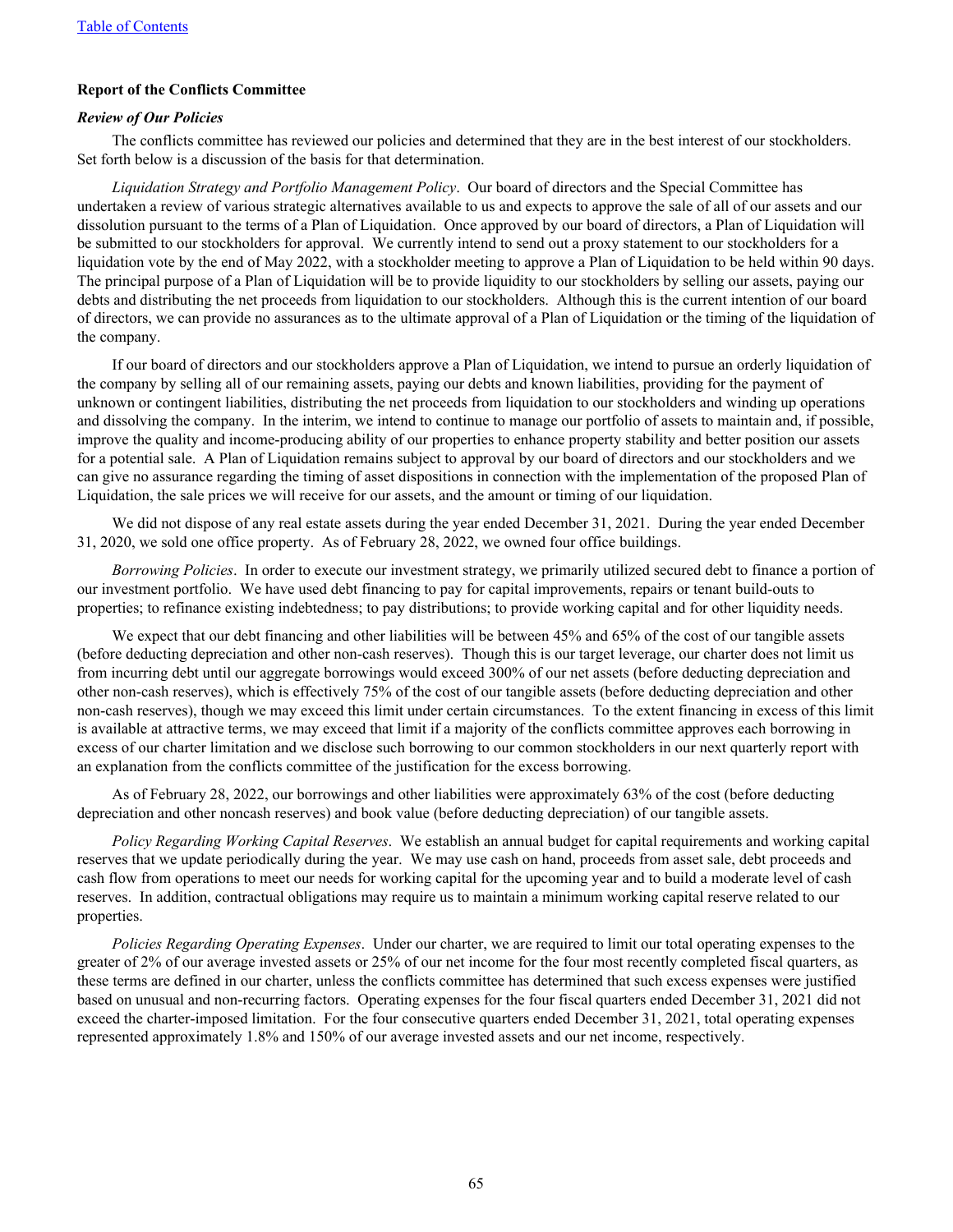**Report of the Conflicts Committee**

***Review of Our Policies***

The conflicts committee has reviewed our policies and determined that they are in the best interest of our stockholders. Set forth below is a discussion of the basis for that determination.

*Liquidation Strategy and Portfolio Management Policy*. Our board of directors and the Special Committee has undertaken a review of various strategic alternatives available to us and expects to approve the sale of all of our assets and our dissolution pursuant to the terms of a Plan of Liquidation. Once approved by our board of directors, a Plan of Liquidation will be submitted to our stockholders for approval. We currently intend to send out a proxy statement to our stockholders for a liquidation vote by the end of May 2022, with a stockholder meeting to approve a Plan of Liquidation to be held within 90 days. The principal purpose of a Plan of Liquidation will be to provide liquidity to our stockholders by selling our assets, paying our debts and distributing the net proceeds from liquidation to our stockholders. Although this is the current intention of our board of directors, we can provide no assurances as to the ultimate approval of a Plan of Liquidation or the timing of the liquidation of the company.

If our board of directors and our stockholders approve a Plan of Liquidation, we intend to pursue an orderly liquidation of the company by selling all of our remaining assets, paying our debts and known liabilities, providing for the payment of unknown or contingent liabilities, distributing the net proceeds from liquidation to our stockholders and winding up operations and dissolving the company. In the interim, we intend to continue to manage our portfolio of assets to maintain and, if possible, improve the quality and income-producing ability of our properties to enhance property stability and better position our assets for a potential sale. A Plan of Liquidation remains subject to approval by our board of directors and our stockholders and we can give no assurance regarding the timing of asset dispositions in connection with the implementation of the proposed Plan of Liquidation, the sale prices we will receive for our assets, and the amount or timing of our liquidation.

We did not dispose of any real estate assets during the year ended December 31, 2021. During the year ended December 31, 2020, we sold one office property. As of February 28, 2022, we owned four office buildings.

*Borrowing Policies*. In order to execute our investment strategy, we primarily utilized secured debt to finance a portion of our investment portfolio. We have used debt financing to pay for capital improvements, repairs or tenant build-outs to properties; to refinance existing indebtedness; to pay distributions; to provide working capital and for other liquidity needs.

We expect that our debt financing and other liabilities will be between 45% and 65% of the cost of our tangible assets (before deducting depreciation and other non-cash reserves). Though this is our target leverage, our charter does not limit us from incurring debt until our aggregate borrowings would exceed 300% of our net assets (before deducting depreciation and other non-cash reserves), which is effectively 75% of the cost of our tangible assets (before deducting depreciation and other non-cash reserves), though we may exceed this limit under certain circumstances. To the extent financing in excess of this limit is available at attractive terms, we may exceed that limit if a majority of the conflicts committee approves each borrowing in excess of our charter limitation and we disclose such borrowing to our common stockholders in our next quarterly report with an explanation from the conflicts committee of the justification for the excess borrowing.

As of February 28, 2022, our borrowings and other liabilities were approximately 63% of the cost (before deducting depreciation and other noncash reserves) and book value (before deducting depreciation) of our tangible assets.

*Policy Regarding Working Capital Reserves*. We establish an annual budget for capital requirements and working capital reserves that we update periodically during the year. We may use cash on hand, proceeds from asset sale, debt proceeds and cash flow from operations to meet our needs for working capital for the upcoming year and to build a moderate level of cash reserves. In addition, contractual obligations may require us to maintain a minimum working capital reserve related to our properties.

*Policies Regarding Operating Expenses*. Under our charter, we are required to limit our total operating expenses to the greater of 2% of our average invested assets or 25% of our net income for the four most recently completed fiscal quarters, as these terms are defined in our charter, unless the conflicts committee has determined that such excess expenses were justified based on unusual and non-recurring factors. Operating expenses for the four fiscal quarters ended December 31, 2021 did not exceed the charter-imposed limitation. For the four consecutive quarters ended December 31, 2021, total operating expenses represented approximately 1.8% and 150% of our average invested assets and our net income, respectively.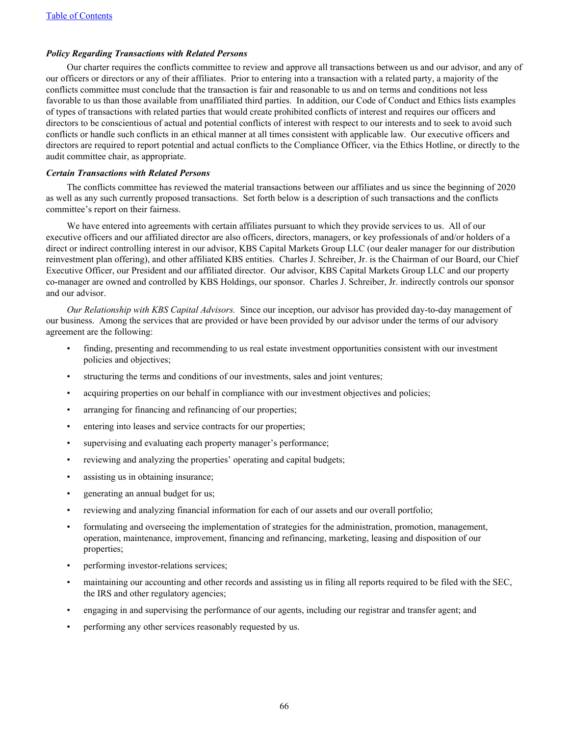***Policy Regarding Transactions with Related Persons***

Our charter requires the conflicts committee to review and approve all transactions between us and our advisor, and any of our officers or directors or any of their affiliates. Prior to entering into a transaction with a related party, a majority of the conflicts committee must conclude that the transaction is fair and reasonable to us and on terms and conditions not less favorable to us than those available from unaffiliated third parties. In addition, our Code of Conduct and Ethics lists examples of types of transactions with related parties that would create prohibited conflicts of interest and requires our officers and directors to be conscientious of actual and potential conflicts of interest with respect to our interests and to seek to avoid such conflicts or handle such conflicts in an ethical manner at all times consistent with applicable law. Our executive officers and directors are required to report potential and actual conflicts to the Compliance Officer, via the Ethics Hotline, or directly to the audit committee chair, as appropriate.

***Certain Transactions with Related Persons***

The conflicts committee has reviewed the material transactions between our affiliates and us since the beginning of 2020 as well as any such currently proposed transactions. Set forth below is a description of such transactions and the conflicts committee's report on their fairness.

We have entered into agreements with certain affiliates pursuant to which they provide services to us. All of our executive officers and our affiliated director are also officers, directors, managers, or key professionals of and/or holders of a direct or indirect controlling interest in our advisor, KBS Capital Markets Group LLC (our dealer manager for our distribution reinvestment plan offering), and other affiliated KBS entities. Charles J. Schreiber, Jr. is the Chairman of our Board, our Chief Executive Officer, our President and our affiliated director. Our advisor, KBS Capital Markets Group LLC and our property co-manager are owned and controlled by KBS Holdings, our sponsor. Charles J. Schreiber, Jr. indirectly controls our sponsor and our advisor.

*Our Relationship with KBS Capital Advisors.* Since our inception, our advisor has provided day-to-day management of our business. Among the services that are provided or have been provided by our advisor under the terms of our advisory agreement are the following:

- finding, presenting and recommending to us real estate investment opportunities consistent with our investment policies and objectives;
- structuring the terms and conditions of our investments, sales and joint ventures;
- acquiring properties on our behalf in compliance with our investment objectives and policies;
- arranging for financing and refinancing of our properties;
- entering into leases and service contracts for our properties;
- supervising and evaluating each property manager's performance;
- reviewing and analyzing the properties' operating and capital budgets;
- assisting us in obtaining insurance;
- generating an annual budget for us;
- reviewing and analyzing financial information for each of our assets and our overall portfolio;
- formulating and overseeing the implementation of strategies for the administration, promotion, management, operation, maintenance, improvement, financing and refinancing, marketing, leasing and disposition of our properties;
- performing investor-relations services;
- maintaining our accounting and other records and assisting us in filing all reports required to be filed with the SEC, the IRS and other regulatory agencies;
- engaging in and supervising the performance of our agents, including our registrar and transfer agent; and
- performing any other services reasonably requested by us.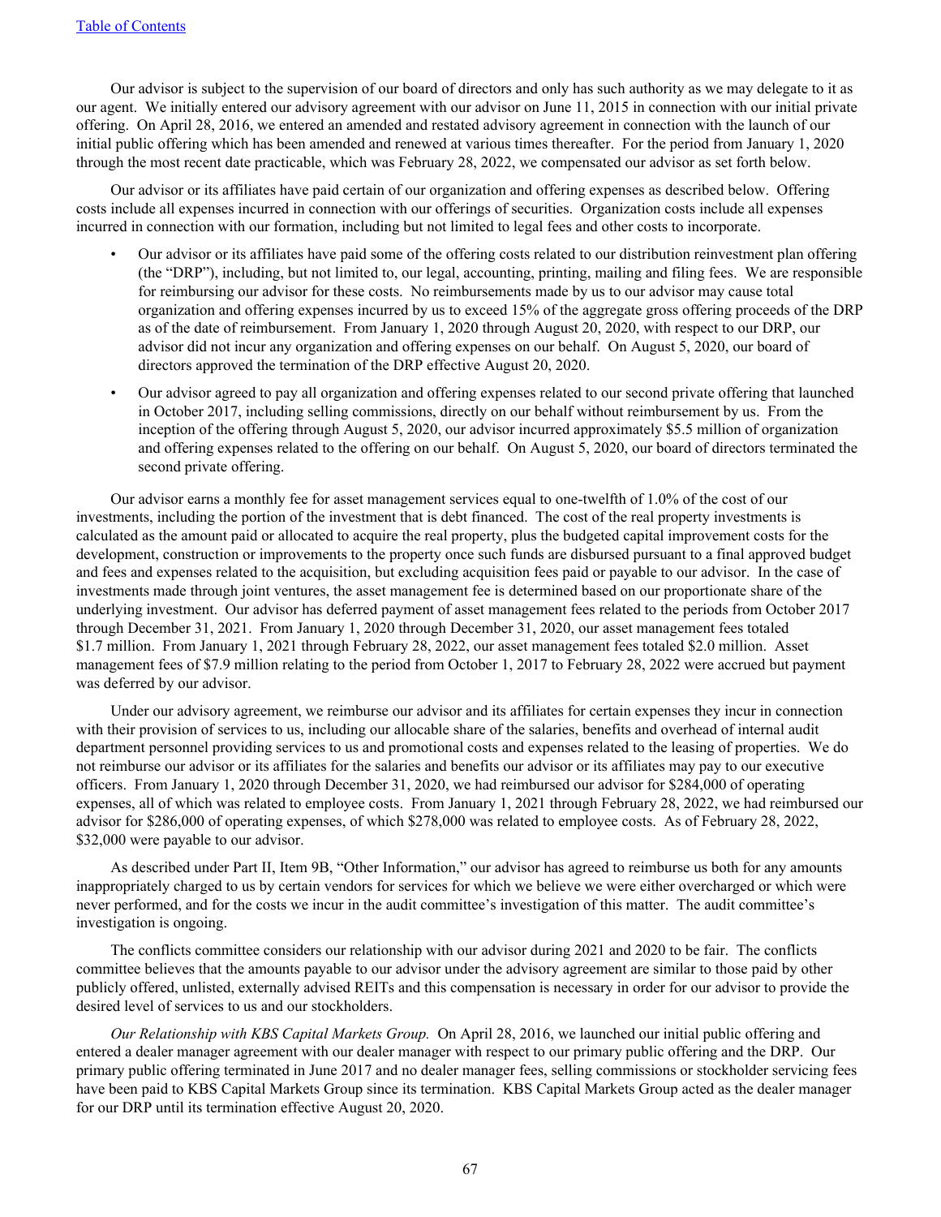Our advisor is subject to the supervision of our board of directors and only has such authority as we may delegate to it as our agent. We initially entered our advisory agreement with our advisor on June 11, 2015 in connection with our initial private offering. On April 28, 2016, we entered an amended and restated advisory agreement in connection with the launch of our initial public offering which has been amended and renewed at various times thereafter. For the period from January 1, 2020 through the most recent date practicable, which was February 28, 2022, we compensated our advisor as set forth below.

Our advisor or its affiliates have paid certain of our organization and offering expenses as described below. Offering costs include all expenses incurred in connection with our offerings of securities. Organization costs include all expenses incurred in connection with our formation, including but not limited to legal fees and other costs to incorporate.

- Our advisor or its affiliates have paid some of the offering costs related to our distribution reinvestment plan offering (the "DRP"), including, but not limited to, our legal, accounting, printing, mailing and filing fees. We are responsible for reimbursing our advisor for these costs. No reimbursements made by us to our advisor may cause total organization and offering expenses incurred by us to exceed 15% of the aggregate gross offering proceeds of the DRP as of the date of reimbursement. From January 1, 2020 through August 20, 2020, with respect to our DRP, our advisor did not incur any organization and offering expenses on our behalf. On August 5, 2020, our board of directors approved the termination of the DRP effective August 20, 2020.
- Our advisor agreed to pay all organization and offering expenses related to our second private offering that launched in October 2017, including selling commissions, directly on our behalf without reimbursement by us. From the inception of the offering through August 5, 2020, our advisor incurred approximately $5.5 million of organization and offering expenses related to the offering on our behalf. On August 5, 2020, our board of directors terminated the second private offering.

Our advisor earns a monthly fee for asset management services equal to one-twelfth of 1.0% of the cost of our investments, including the portion of the investment that is debt financed. The cost of the real property investments is calculated as the amount paid or allocated to acquire the real property, plus the budgeted capital improvement costs for the development, construction or improvements to the property once such funds are disbursed pursuant to a final approved budget and fees and expenses related to the acquisition, but excluding acquisition fees paid or payable to our advisor. In the case of investments made through joint ventures, the asset management fee is determined based on our proportionate share of the underlying investment. Our advisor has deferred payment of asset management fees related to the periods from October 2017 through December 31, 2021. From January 1, 2020 through December 31, 2020, our asset management fees totaled $1.7 million. From January 1, 2021 through February 28, 2022, our asset management fees totaled $2.0 million. Asset management fees of $7.9 million relating to the period from October 1, 2017 to February 28, 2022 were accrued but payment was deferred by our advisor.

Under our advisory agreement, we reimburse our advisor and its affiliates for certain expenses they incur in connection with their provision of services to us, including our allocable share of the salaries, benefits and overhead of internal audit department personnel providing services to us and promotional costs and expenses related to the leasing of properties. We do not reimburse our advisor or its affiliates for the salaries and benefits our advisor or its affiliates may pay to our executive officers. From January 1, 2020 through December 31, 2020, we had reimbursed our advisor for $284,000 of operating expenses, all of which was related to employee costs. From January 1, 2021 through February 28, 2022, we had reimbursed our advisor for $286,000 of operating expenses, of which $278,000 was related to employee costs. As of February 28, 2022, $32,000 were payable to our advisor.

As described under Part II, Item 9B, "Other Information," our advisor has agreed to reimburse us both for any amounts inappropriately charged to us by certain vendors for services for which we believe we were either overcharged or which were never performed, and for the costs we incur in the audit committee's investigation of this matter. The audit committee's investigation is ongoing.

The conflicts committee considers our relationship with our advisor during 2021 and 2020 to be fair. The conflicts committee believes that the amounts payable to our advisor under the advisory agreement are similar to those paid by other publicly offered, unlisted, externally advised REITs and this compensation is necessary in order for our advisor to provide the desired level of services to us and our stockholders.

*Our Relationship with KBS Capital Markets Group.* On April 28, 2016, we launched our initial public offering and entered a dealer manager agreement with our dealer manager with respect to our primary public offering and the DRP. Our primary public offering terminated in June 2017 and no dealer manager fees, selling commissions or stockholder servicing fees have been paid to KBS Capital Markets Group since its termination. KBS Capital Markets Group acted as the dealer manager for our DRP until its termination effective August 20, 2020.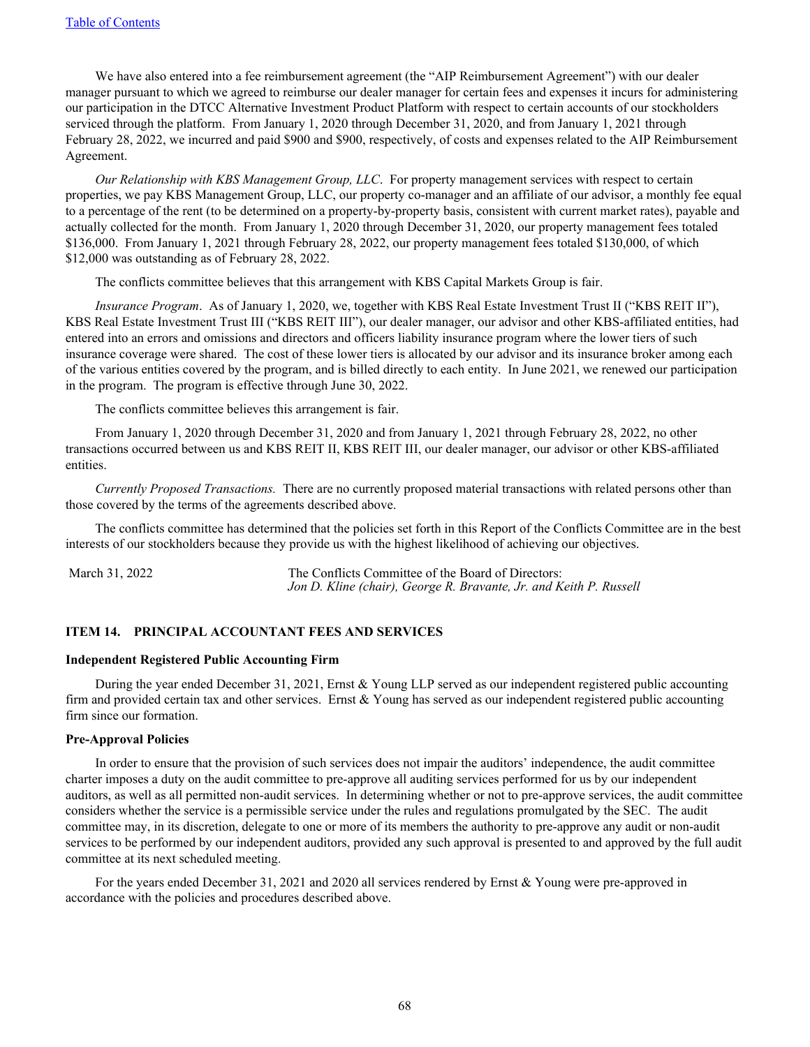We have also entered into a fee reimbursement agreement (the "AIP Reimbursement Agreement") with our dealer manager pursuant to which we agreed to reimburse our dealer manager for certain fees and expenses it incurs for administering our participation in the DTCC Alternative Investment Product Platform with respect to certain accounts of our stockholders serviced through the platform. From January 1, 2020 through December 31, 2020, and from January 1, 2021 through February 28, 2022, we incurred and paid $900 and $900, respectively, of costs and expenses related to the AIP Reimbursement Agreement.

*Our Relationship with KBS Management Group, LLC*. For property management services with respect to certain properties, we pay KBS Management Group, LLC, our property co-manager and an affiliate of our advisor, a monthly fee equal to a percentage of the rent (to be determined on a property-by-property basis, consistent with current market rates), payable and actually collected for the month. From January 1, 2020 through December 31, 2020, our property management fees totaled $136,000. From January 1, 2021 through February 28, 2022, our property management fees totaled $130,000, of which $12,000 was outstanding as of February 28, 2022.

The conflicts committee believes that this arrangement with KBS Capital Markets Group is fair.

*Insurance Program*. As of January 1, 2020, we, together with KBS Real Estate Investment Trust II ("KBS REIT II"), KBS Real Estate Investment Trust III ("KBS REIT III"), our dealer manager, our advisor and other KBS-affiliated entities, had entered into an errors and omissions and directors and officers liability insurance program where the lower tiers of such insurance coverage were shared. The cost of these lower tiers is allocated by our advisor and its insurance broker among each of the various entities covered by the program, and is billed directly to each entity. In June 2021, we renewed our participation in the program. The program is effective through June 30, 2022.

The conflicts committee believes this arrangement is fair.

From January 1, 2020 through December 31, 2020 and from January 1, 2021 through February 28, 2022, no other transactions occurred between us and KBS REIT II, KBS REIT III, our dealer manager, our advisor or other KBS-affiliated entities.

*Currently Proposed Transactions.* There are no currently proposed material transactions with related persons other than those covered by the terms of the agreements described above.

The conflicts committee has determined that the policies set forth in this Report of the Conflicts Committee are in the best interests of our stockholders because they provide us with the highest likelihood of achieving our objectives.

March 31, 2022

The Conflicts Committee of the Board of Directors:
*Jon D. Kline (chair), George R. Bravante, Jr. and Keith P. Russell*

## ITEM 14. PRINCIPAL ACCOUNTANT FEES AND SERVICES

### Independent Registered Public Accounting Firm

During the year ended December 31, 2021, Ernst & Young LLP served as our independent registered public accounting firm and provided certain tax and other services. Ernst & Young has served as our independent registered public accounting firm since our formation.

### Pre-Approval Policies

In order to ensure that the provision of such services does not impair the auditors' independence, the audit committee charter imposes a duty on the audit committee to pre-approve all auditing services performed for us by our independent auditors, as well as all permitted non-audit services. In determining whether or not to pre-approve services, the audit committee considers whether the service is a permissible service under the rules and regulations promulgated by the SEC. The audit committee may, in its discretion, delegate to one or more of its members the authority to pre-approve any audit or non-audit services to be performed by our independent auditors, provided any such approval is presented to and approved by the full audit committee at its next scheduled meeting.

For the years ended December 31, 2021 and 2020 all services rendered by Ernst & Young were pre-approved in accordance with the policies and procedures described above.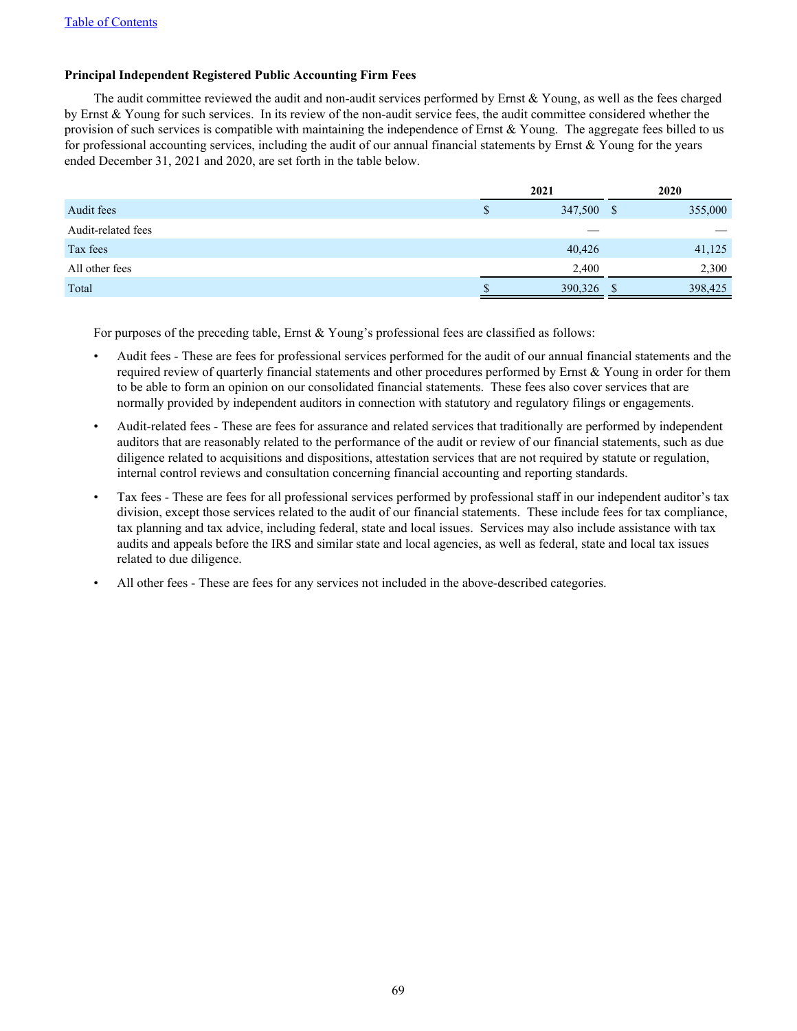### Principal Independent Registered Public Accounting Firm Fees

The audit committee reviewed the audit and non-audit services performed by Ernst & Young, as well as the fees charged by Ernst & Young for such services. In its review of the non-audit service fees, the audit committee considered whether the provision of such services is compatible with maintaining the independence of Ernst & Young. The aggregate fees billed to us for professional accounting services, including the audit of our annual financial statements by Ernst & Young for the years ended December 31, 2021 and 2020, are set forth in the table below.

| | 2021 | 2020 |
|---|---|---|
| Audit fees | $ 347,500 | $ 355,000 |
| Audit-related fees | — | — |
| Tax fees | 40,426 | 41,125 |
| All other fees | 2,400 | 2,300 |
| Total | $ 390,326 | $ 398,425 |

For purposes of the preceding table, Ernst & Young's professional fees are classified as follows:

- Audit fees - These are fees for professional services performed for the audit of our annual financial statements and the required review of quarterly financial statements and other procedures performed by Ernst & Young in order for them to be able to form an opinion on our consolidated financial statements. These fees also cover services that are normally provided by independent auditors in connection with statutory and regulatory filings or engagements.
- Audit-related fees - These are fees for assurance and related services that traditionally are performed by independent auditors that are reasonably related to the performance of the audit or review of our financial statements, such as due diligence related to acquisitions and dispositions, attestation services that are not required by statute or regulation, internal control reviews and consultation concerning financial accounting and reporting standards.
- Tax fees - These are fees for all professional services performed by professional staff in our independent auditor's tax division, except those services related to the audit of our financial statements. These include fees for tax compliance, tax planning and tax advice, including federal, state and local issues. Services may also include assistance with tax audits and appeals before the IRS and similar state and local agencies, as well as federal, state and local tax issues related to due diligence.
- All other fees - These are fees for any services not included in the above-described categories.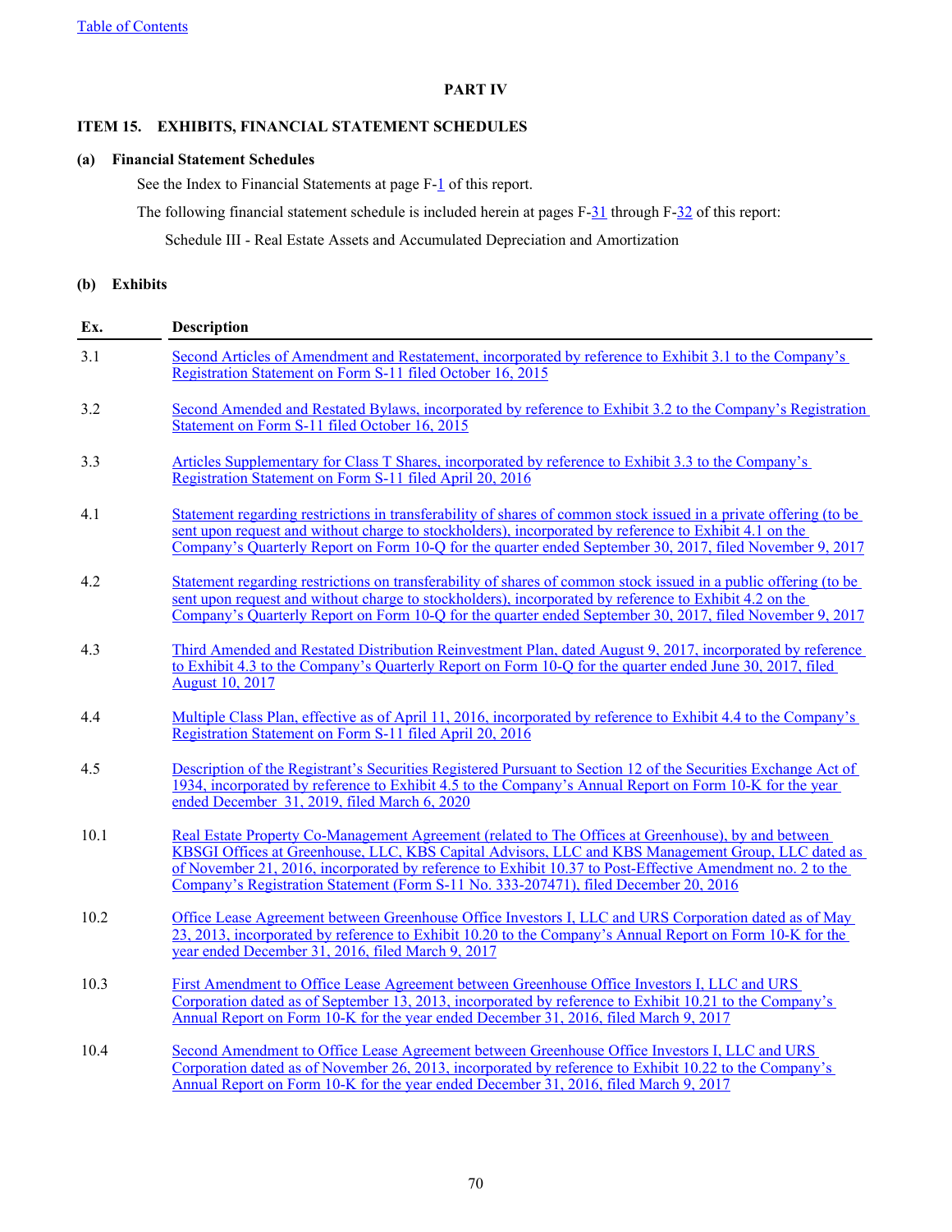[Table of Contents](#)

# PART IV

## ITEM 15. EXHIBITS, FINANCIAL STATEMENT SCHEDULES

### (a) Financial Statement Schedules

See the Index to Financial Statements at page F-1 of this report.

The following financial statement schedule is included herein at pages F-31 through F-32 of this report:

Schedule III - Real Estate Assets and Accumulated Depreciation and Amortization

### (b) Exhibits

| Ex. | Description |
|---|---|
| 3.1 | Second Articles of Amendment and Restatement, incorporated by reference to Exhibit 3.1 to the Company's Registration Statement on Form S-11 filed October 16, 2015 |
| 3.2 | Second Amended and Restated Bylaws, incorporated by reference to Exhibit 3.2 to the Company's Registration Statement on Form S-11 filed October 16, 2015 |
| 3.3 | Articles Supplementary for Class T Shares, incorporated by reference to Exhibit 3.3 to the Company's Registration Statement on Form S-11 filed April 20, 2016 |
| 4.1 | Statement regarding restrictions in transferability of shares of common stock issued in a private offering (to be sent upon request and without charge to stockholders), incorporated by reference to Exhibit 4.1 on the Company's Quarterly Report on Form 10-Q for the quarter ended September 30, 2017, filed November 9, 2017 |
| 4.2 | Statement regarding restrictions on transferability of shares of common stock issued in a public offering (to be sent upon request and without charge to stockholders), incorporated by reference to Exhibit 4.2 on the Company's Quarterly Report on Form 10-Q for the quarter ended September 30, 2017, filed November 9, 2017 |
| 4.3 | Third Amended and Restated Distribution Reinvestment Plan, dated August 9, 2017, incorporated by reference to Exhibit 4.3 to the Company's Quarterly Report on Form 10-Q for the quarter ended June 30, 2017, filed August 10, 2017 |
| 4.4 | Multiple Class Plan, effective as of April 11, 2016, incorporated by reference to Exhibit 4.4 to the Company's Registration Statement on Form S-11 filed April 20, 2016 |
| 4.5 | Description of the Registrant's Securities Registered Pursuant to Section 12 of the Securities Exchange Act of 1934, incorporated by reference to Exhibit 4.5 to the Company's Annual Report on Form 10-K for the year ended December 31, 2019, filed March 6, 2020 |
| 10.1 | Real Estate Property Co-Management Agreement (related to The Offices at Greenhouse), by and between KBSGI Offices at Greenhouse, LLC, KBS Capital Advisors, LLC and KBS Management Group, LLC dated as of November 21, 2016, incorporated by reference to Exhibit 10.37 to Post-Effective Amendment no. 2 to the Company's Registration Statement (Form S-11 No. 333-207471), filed December 20, 2016 |
| 10.2 | Office Lease Agreement between Greenhouse Office Investors I, LLC and URS Corporation dated as of May 23, 2013, incorporated by reference to Exhibit 10.20 to the Company's Annual Report on Form 10-K for the year ended December 31, 2016, filed March 9, 2017 |
| 10.3 | First Amendment to Office Lease Agreement between Greenhouse Office Investors I, LLC and URS Corporation dated as of September 13, 2013, incorporated by reference to Exhibit 10.21 to the Company's Annual Report on Form 10-K for the year ended December 31, 2016, filed March 9, 2017 |
| 10.4 | Second Amendment to Office Lease Agreement between Greenhouse Office Investors I, LLC and URS Corporation dated as of November 26, 2013, incorporated by reference to Exhibit 10.22 to the Company's Annual Report on Form 10-K for the year ended December 31, 2016, filed March 9, 2017 |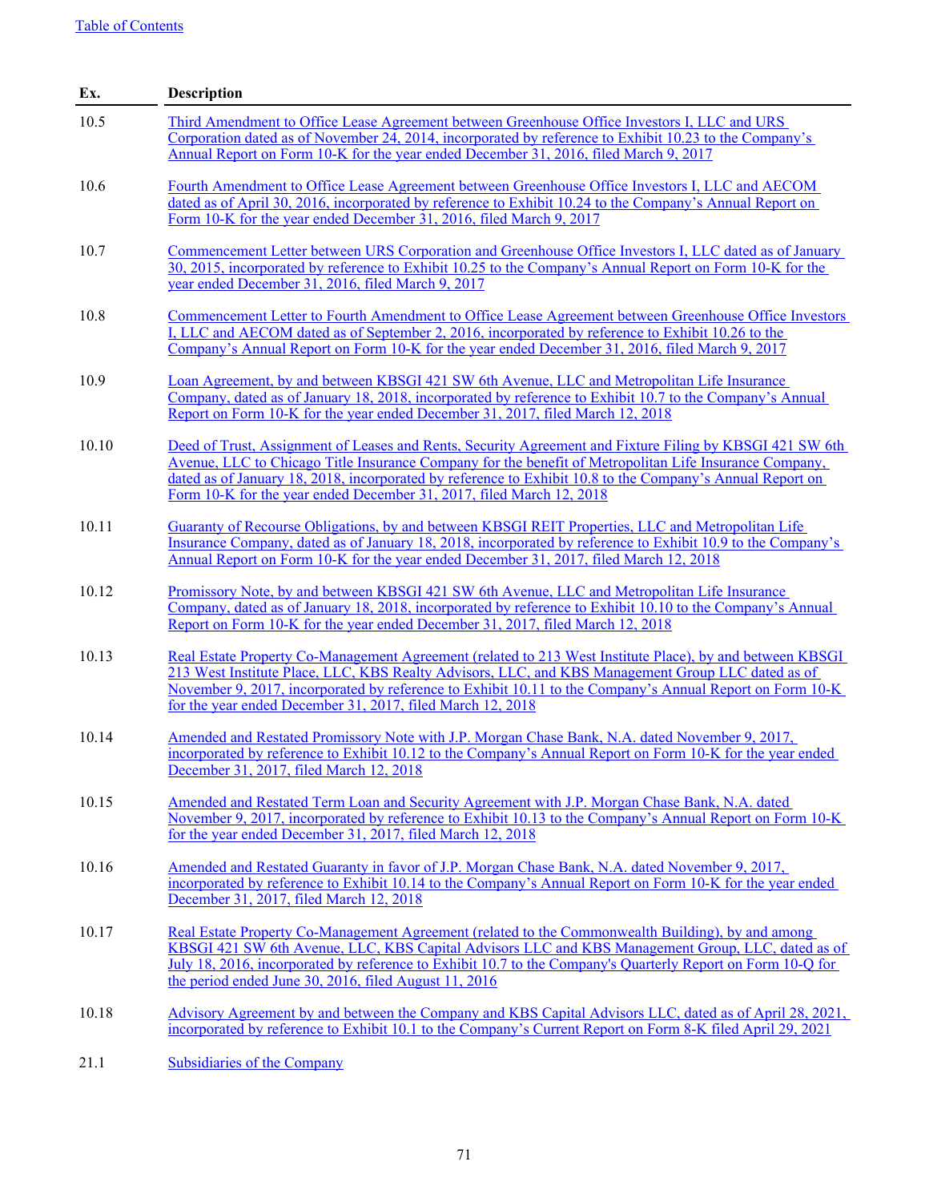[Table of Contents](#)

| Ex. | Description |
| --- | --- |
| 10.5 | Third Amendment to Office Lease Agreement between Greenhouse Office Investors I, LLC and URS Corporation dated as of November 24, 2014, incorporated by reference to Exhibit 10.23 to the Company's Annual Report on Form 10-K for the year ended December 31, 2016, filed March 9, 2017 |
| 10.6 | Fourth Amendment to Office Lease Agreement between Greenhouse Office Investors I, LLC and AECOM dated as of April 30, 2016, incorporated by reference to Exhibit 10.24 to the Company's Annual Report on Form 10-K for the year ended December 31, 2016, filed March 9, 2017 |
| 10.7 | Commencement Letter between URS Corporation and Greenhouse Office Investors I, LLC dated as of January 30, 2015, incorporated by reference to Exhibit 10.25 to the Company's Annual Report on Form 10-K for the year ended December 31, 2016, filed March 9, 2017 |
| 10.8 | Commencement Letter to Fourth Amendment to Office Lease Agreement between Greenhouse Office Investors I, LLC and AECOM dated as of September 2, 2016, incorporated by reference to Exhibit 10.26 to the Company's Annual Report on Form 10-K for the year ended December 31, 2016, filed March 9, 2017 |
| 10.9 | Loan Agreement, by and between KBSGI 421 SW 6th Avenue, LLC and Metropolitan Life Insurance Company, dated as of January 18, 2018, incorporated by reference to Exhibit 10.7 to the Company's Annual Report on Form 10-K for the year ended December 31, 2017, filed March 12, 2018 |
| 10.10 | Deed of Trust, Assignment of Leases and Rents, Security Agreement and Fixture Filing by KBSGI 421 SW 6th Avenue, LLC to Chicago Title Insurance Company for the benefit of Metropolitan Life Insurance Company, dated as of January 18, 2018, incorporated by reference to Exhibit 10.8 to the Company's Annual Report on Form 10-K for the year ended December 31, 2017, filed March 12, 2018 |
| 10.11 | Guaranty of Recourse Obligations, by and between KBSGI REIT Properties, LLC and Metropolitan Life Insurance Company, dated as of January 18, 2018, incorporated by reference to Exhibit 10.9 to the Company's Annual Report on Form 10-K for the year ended December 31, 2017, filed March 12, 2018 |
| 10.12 | Promissory Note, by and between KBSGI 421 SW 6th Avenue, LLC and Metropolitan Life Insurance Company, dated as of January 18, 2018, incorporated by reference to Exhibit 10.10 to the Company's Annual Report on Form 10-K for the year ended December 31, 2017, filed March 12, 2018 |
| 10.13 | Real Estate Property Co-Management Agreement (related to 213 West Institute Place), by and between KBSGI 213 West Institute Place, LLC, KBS Realty Advisors, LLC, and KBS Management Group LLC dated as of November 9, 2017, incorporated by reference to Exhibit 10.11 to the Company's Annual Report on Form 10-K for the year ended December 31, 2017, filed March 12, 2018 |
| 10.14 | Amended and Restated Promissory Note with J.P. Morgan Chase Bank, N.A. dated November 9, 2017, incorporated by reference to Exhibit 10.12 to the Company's Annual Report on Form 10-K for the year ended December 31, 2017, filed March 12, 2018 |
| 10.15 | Amended and Restated Term Loan and Security Agreement with J.P. Morgan Chase Bank, N.A. dated November 9, 2017, incorporated by reference to Exhibit 10.13 to the Company's Annual Report on Form 10-K for the year ended December 31, 2017, filed March 12, 2018 |
| 10.16 | Amended and Restated Guaranty in favor of J.P. Morgan Chase Bank, N.A. dated November 9, 2017, incorporated by reference to Exhibit 10.14 to the Company's Annual Report on Form 10-K for the year ended December 31, 2017, filed March 12, 2018 |
| 10.17 | Real Estate Property Co-Management Agreement (related to the Commonwealth Building), by and among KBSGI 421 SW 6th Avenue, LLC, KBS Capital Advisors LLC and KBS Management Group, LLC, dated as of July 18, 2016, incorporated by reference to Exhibit 10.7 to the Company's Quarterly Report on Form 10-Q for the period ended June 30, 2016, filed August 11, 2016 |
| 10.18 | Advisory Agreement by and between the Company and KBS Capital Advisors LLC, dated as of April 28, 2021, incorporated by reference to Exhibit 10.1 to the Company's Current Report on Form 8-K filed April 29, 2021 |
| 21.1 | Subsidiaries of the Company |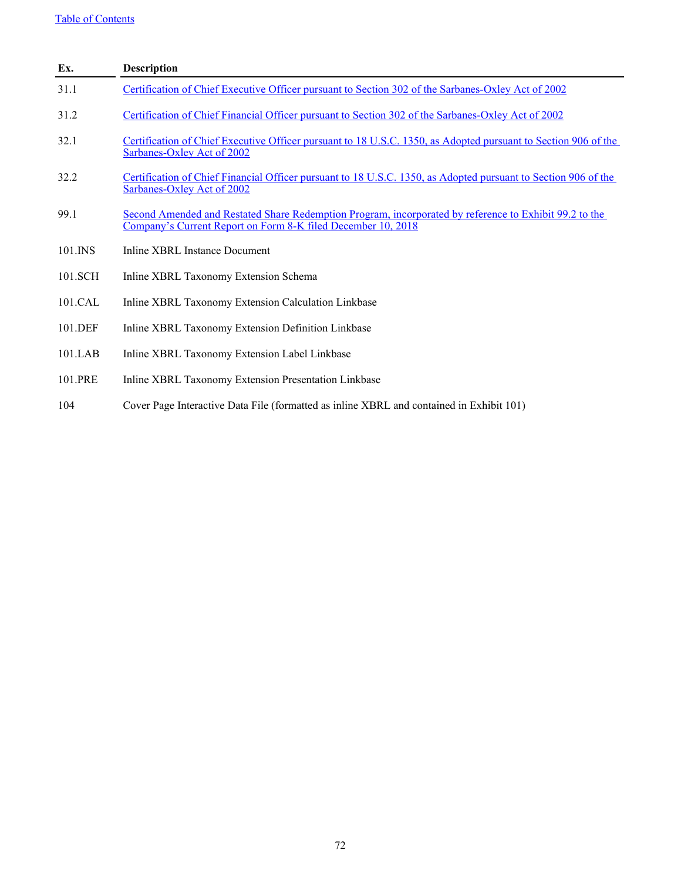| Ex. | Description |
| --- | --- |
| 31.1 | Certification of Chief Executive Officer pursuant to Section 302 of the Sarbanes-Oxley Act of 2002 |
| 31.2 | Certification of Chief Financial Officer pursuant to Section 302 of the Sarbanes-Oxley Act of 2002 |
| 32.1 | Certification of Chief Executive Officer pursuant to 18 U.S.C. 1350, as Adopted pursuant to Section 906 of the Sarbanes-Oxley Act of 2002 |
| 32.2 | Certification of Chief Financial Officer pursuant to 18 U.S.C. 1350, as Adopted pursuant to Section 906 of the Sarbanes-Oxley Act of 2002 |
| 99.1 | Second Amended and Restated Share Redemption Program, incorporated by reference to Exhibit 99.2 to the Company's Current Report on Form 8-K filed December 10, 2018 |
| 101.INS | Inline XBRL Instance Document |
| 101.SCH | Inline XBRL Taxonomy Extension Schema |
| 101.CAL | Inline XBRL Taxonomy Extension Calculation Linkbase |
| 101.DEF | Inline XBRL Taxonomy Extension Definition Linkbase |
| 101.LAB | Inline XBRL Taxonomy Extension Label Linkbase |
| 101.PRE | Inline XBRL Taxonomy Extension Presentation Linkbase |
| 104 | Cover Page Interactive Data File (formatted as inline XBRL and contained in Exhibit 101) |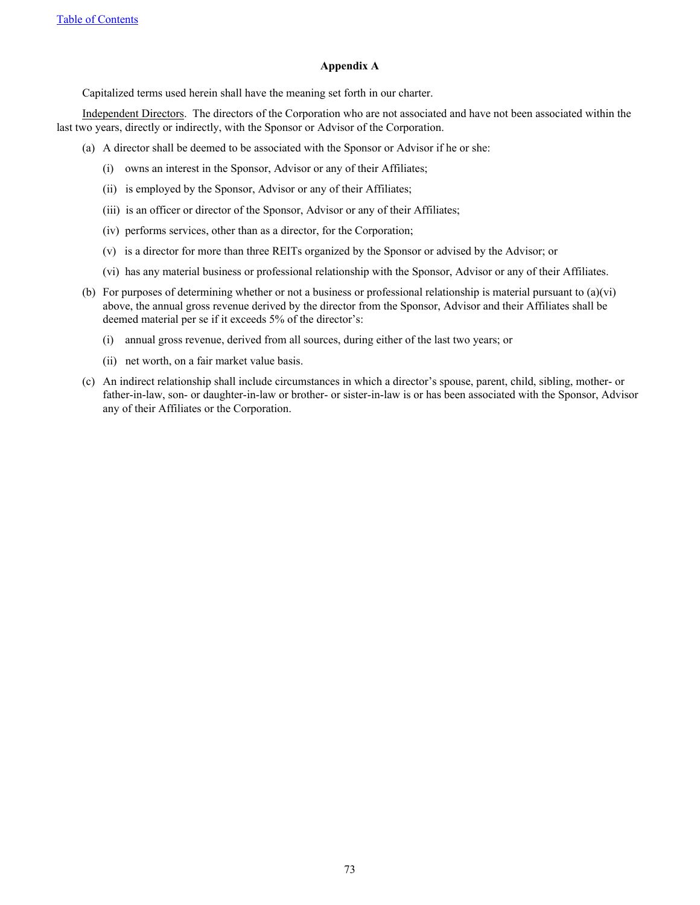[Table of Contents](#)

## Appendix A

Capitalized terms used herein shall have the meaning set forth in our charter.

Independent Directors. The directors of the Corporation who are not associated and have not been associated within the last two years, directly or indirectly, with the Sponsor or Advisor of the Corporation.

(a) A director shall be deemed to be associated with the Sponsor or Advisor if he or she:

- (i) owns an interest in the Sponsor, Advisor or any of their Affiliates;
- (ii) is employed by the Sponsor, Advisor or any of their Affiliates;
- (iii) is an officer or director of the Sponsor, Advisor or any of their Affiliates;
- (iv) performs services, other than as a director, for the Corporation;
- (v) is a director for more than three REITs organized by the Sponsor or advised by the Advisor; or
- (vi) has any material business or professional relationship with the Sponsor, Advisor or any of their Affiliates.

(b) For purposes of determining whether or not a business or professional relationship is material pursuant to (a)(vi) above, the annual gross revenue derived by the director from the Sponsor, Advisor and their Affiliates shall be deemed material per se if it exceeds 5% of the director's:

- (i) annual gross revenue, derived from all sources, during either of the last two years; or
- (ii) net worth, on a fair market value basis.

(c) An indirect relationship shall include circumstances in which a director's spouse, parent, child, sibling, mother- or father-in-law, son- or daughter-in-law or brother- or sister-in-law is or has been associated with the Sponsor, Advisor any of their Affiliates or the Corporation.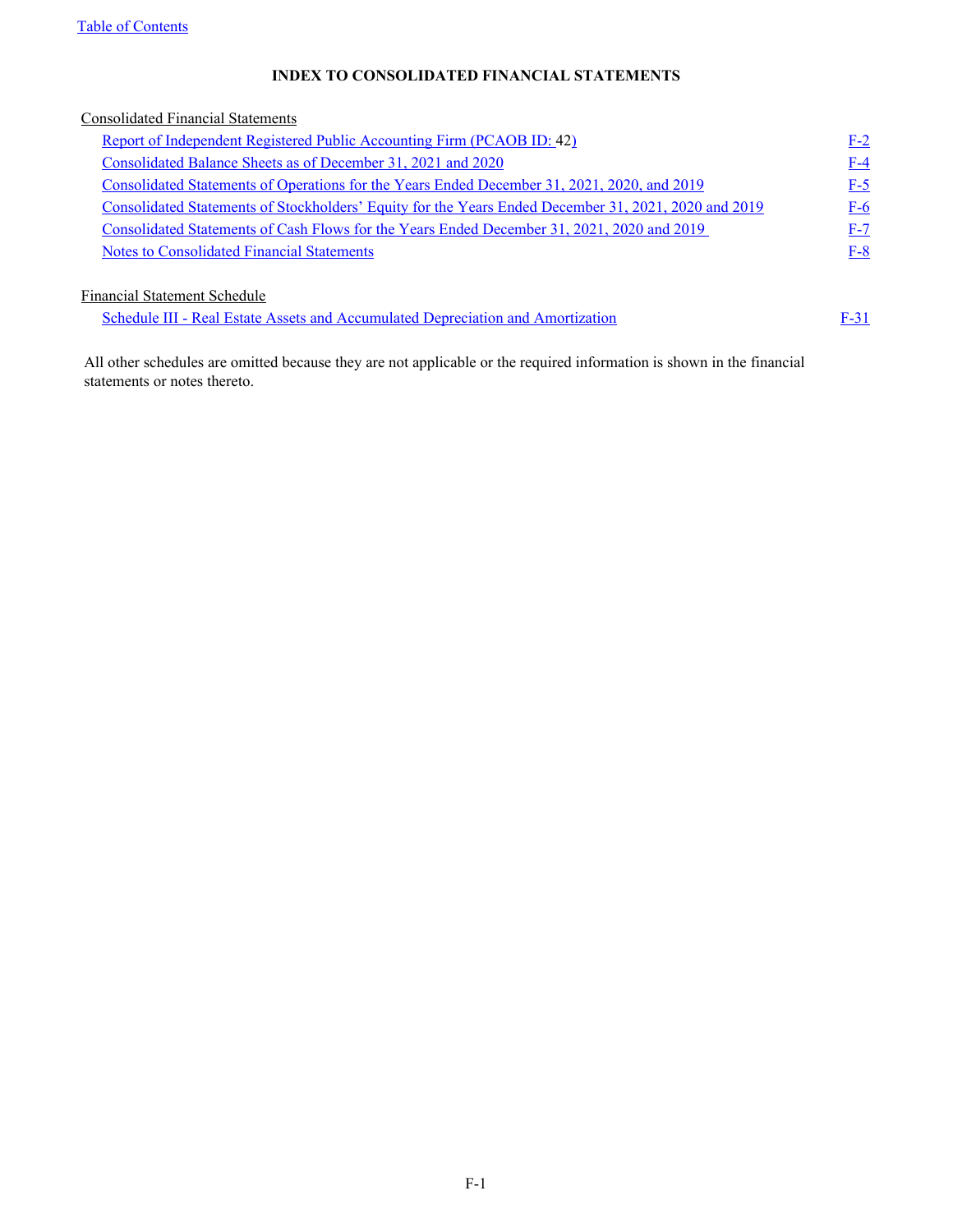# INDEX TO CONSOLIDATED FINANCIAL STATEMENTS

| Consolidated Financial Statements | |
|---|---|
| Report of Independent Registered Public Accounting Firm (PCAOB ID: 42) | F-2 |
| Consolidated Balance Sheets as of December 31, 2021 and 2020 | F-4 |
| Consolidated Statements of Operations for the Years Ended December 31, 2021, 2020, and 2019 | F-5 |
| Consolidated Statements of Stockholders' Equity for the Years Ended December 31, 2021, 2020 and 2019 | F-6 |
| Consolidated Statements of Cash Flows for the Years Ended December 31, 2021, 2020 and 2019 | F-7 |
| Notes to Consolidated Financial Statements | F-8 |
| | |
| Financial Statement Schedule | |
| Schedule III - Real Estate Assets and Accumulated Depreciation and Amortization | F-31 |

All other schedules are omitted because they are not applicable or the required information is shown in the financial statements or notes thereto.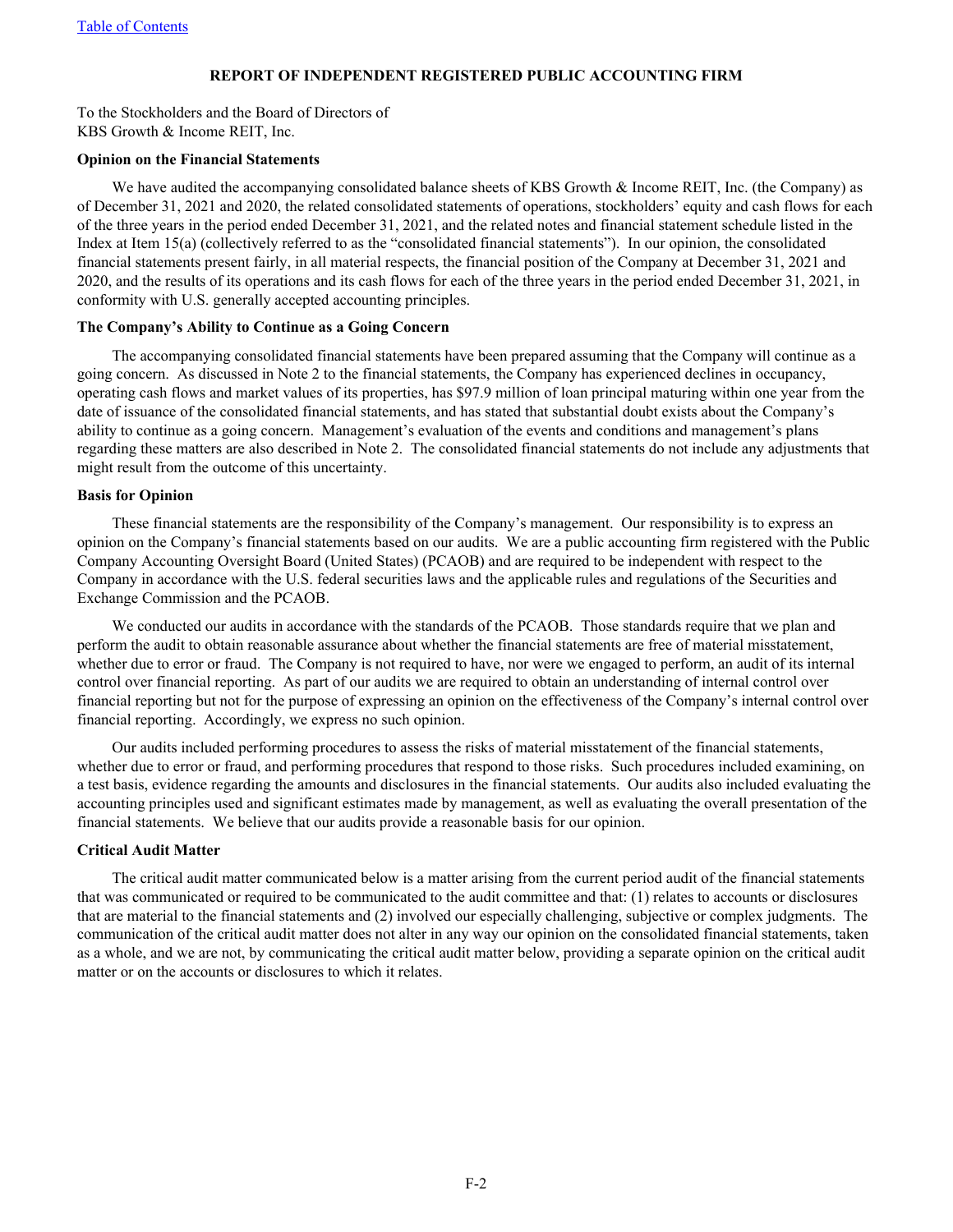## REPORT OF INDEPENDENT REGISTERED PUBLIC ACCOUNTING FIRM

To the Stockholders and the Board of Directors of
KBS Growth & Income REIT, Inc.

**Opinion on the Financial Statements**

We have audited the accompanying consolidated balance sheets of KBS Growth & Income REIT, Inc. (the Company) as of December 31, 2021 and 2020, the related consolidated statements of operations, stockholders' equity and cash flows for each of the three years in the period ended December 31, 2021, and the related notes and financial statement schedule listed in the Index at Item 15(a) (collectively referred to as the "consolidated financial statements"). In our opinion, the consolidated financial statements present fairly, in all material respects, the financial position of the Company at December 31, 2021 and 2020, and the results of its operations and its cash flows for each of the three years in the period ended December 31, 2021, in conformity with U.S. generally accepted accounting principles.

**The Company's Ability to Continue as a Going Concern**

The accompanying consolidated financial statements have been prepared assuming that the Company will continue as a going concern. As discussed in Note 2 to the financial statements, the Company has experienced declines in occupancy, operating cash flows and market values of its properties, has $97.9 million of loan principal maturing within one year from the date of issuance of the consolidated financial statements, and has stated that substantial doubt exists about the Company's ability to continue as a going concern. Management's evaluation of the events and conditions and management's plans regarding these matters are also described in Note 2. The consolidated financial statements do not include any adjustments that might result from the outcome of this uncertainty.

**Basis for Opinion**

These financial statements are the responsibility of the Company's management. Our responsibility is to express an opinion on the Company's financial statements based on our audits. We are a public accounting firm registered with the Public Company Accounting Oversight Board (United States) (PCAOB) and are required to be independent with respect to the Company in accordance with the U.S. federal securities laws and the applicable rules and regulations of the Securities and Exchange Commission and the PCAOB.

We conducted our audits in accordance with the standards of the PCAOB. Those standards require that we plan and perform the audit to obtain reasonable assurance about whether the financial statements are free of material misstatement, whether due to error or fraud. The Company is not required to have, nor were we engaged to perform, an audit of its internal control over financial reporting. As part of our audits we are required to obtain an understanding of internal control over financial reporting but not for the purpose of expressing an opinion on the effectiveness of the Company's internal control over financial reporting. Accordingly, we express no such opinion.

Our audits included performing procedures to assess the risks of material misstatement of the financial statements, whether due to error or fraud, and performing procedures that respond to those risks. Such procedures included examining, on a test basis, evidence regarding the amounts and disclosures in the financial statements. Our audits also included evaluating the accounting principles used and significant estimates made by management, as well as evaluating the overall presentation of the financial statements. We believe that our audits provide a reasonable basis for our opinion.

**Critical Audit Matter**

The critical audit matter communicated below is a matter arising from the current period audit of the financial statements that was communicated or required to be communicated to the audit committee and that: (1) relates to accounts or disclosures that are material to the financial statements and (2) involved our especially challenging, subjective or complex judgments. The communication of the critical audit matter does not alter in any way our opinion on the consolidated financial statements, taken as a whole, and we are not, by communicating the critical audit matter below, providing a separate opinion on the critical audit matter or on the accounts or disclosures to which it relates.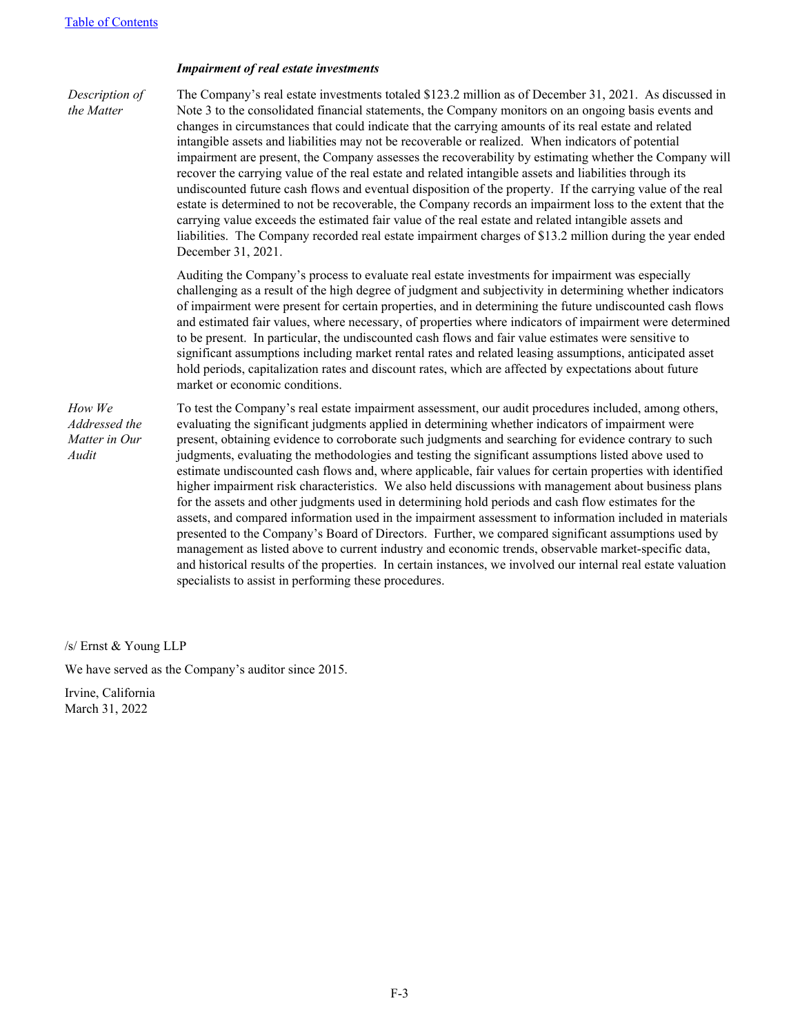***Impairment of real estate investments***

*Description of the Matter*

The Company's real estate investments totaled $123.2 million as of December 31, 2021. As discussed in Note 3 to the consolidated financial statements, the Company monitors on an ongoing basis events and changes in circumstances that could indicate that the carrying amounts of its real estate and related intangible assets and liabilities may not be recoverable or realized. When indicators of potential impairment are present, the Company assesses the recoverability by estimating whether the Company will recover the carrying value of the real estate and related intangible assets and liabilities through its undiscounted future cash flows and eventual disposition of the property. If the carrying value of the real estate is determined to not be recoverable, the Company records an impairment loss to the extent that the carrying value exceeds the estimated fair value of the real estate and related intangible assets and liabilities. The Company recorded real estate impairment charges of $13.2 million during the year ended December 31, 2021.

Auditing the Company's process to evaluate real estate investments for impairment was especially challenging as a result of the high degree of judgment and subjectivity in determining whether indicators of impairment were present for certain properties, and in determining the future undiscounted cash flows and estimated fair values, where necessary, of properties where indicators of impairment were determined to be present. In particular, the undiscounted cash flows and fair value estimates were sensitive to significant assumptions including market rental rates and related leasing assumptions, anticipated asset hold periods, capitalization rates and discount rates, which are affected by expectations about future market or economic conditions.

*How We Addressed the Matter in Our Audit*

To test the Company's real estate impairment assessment, our audit procedures included, among others, evaluating the significant judgments applied in determining whether indicators of impairment were present, obtaining evidence to corroborate such judgments and searching for evidence contrary to such judgments, evaluating the methodologies and testing the significant assumptions listed above used to estimate undiscounted cash flows and, where applicable, fair values for certain properties with identified higher impairment risk characteristics. We also held discussions with management about business plans for the assets and other judgments used in determining hold periods and cash flow estimates for the assets, and compared information used in the impairment assessment to information included in materials presented to the Company's Board of Directors. Further, we compared significant assumptions used by management as listed above to current industry and economic trends, observable market-specific data, and historical results of the properties. In certain instances, we involved our internal real estate valuation specialists to assist in performing these procedures.

/s/ Ernst & Young LLP

We have served as the Company's auditor since 2015.

Irvine, California
March 31, 2022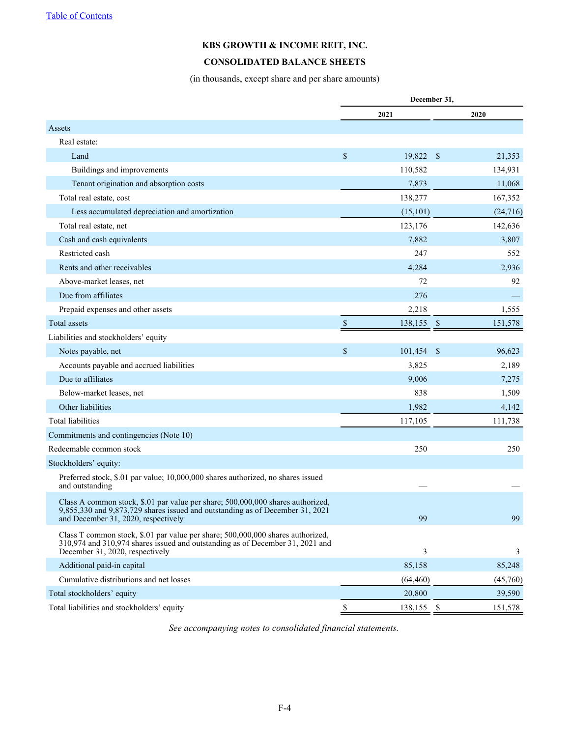[Table of Contents](#)

**KBS GROWTH & INCOME REIT, INC.**

**CONSOLIDATED BALANCE SHEETS**

(in thousands, except share and per share amounts)

| | December 31, | |
|---|---|---|
| | **2021** | **2020** |
| **Assets** | | |
| Real estate: | | |
| Land | $ 19,822 | $ 21,353 |
| Buildings and improvements | 110,582 | 134,931 |
| Tenant origination and absorption costs | 7,873 | 11,068 |
| Total real estate, cost | 138,277 | 167,352 |
| Less accumulated depreciation and amortization | (15,101) | (24,716) |
| Total real estate, net | 123,176 | 142,636 |
| Cash and cash equivalents | 7,882 | 3,807 |
| Restricted cash | 247 | 552 |
| Rents and other receivables | 4,284 | 2,936 |
| Above-market leases, net | 72 | 92 |
| Due from affiliates | 276 | — |
| Prepaid expenses and other assets | 2,218 | 1,555 |
| Total assets | $ 138,155 | $ 151,578 |
| **Liabilities and stockholders' equity** | | |
| Notes payable, net | $ 101,454 | $ 96,623 |
| Accounts payable and accrued liabilities | 3,825 | 2,189 |
| Due to affiliates | 9,006 | 7,275 |
| Below-market leases, net | 838 | 1,509 |
| Other liabilities | 1,982 | 4,142 |
| Total liabilities | 117,105 | 111,738 |
| Commitments and contingencies (Note 10) | | |
| Redeemable common stock | 250 | 250 |
| Stockholders' equity: | | |
| Preferred stock, $.01 par value; 10,000,000 shares authorized, no shares issued and outstanding | — | — |
| Class A common stock, $.01 par value per share; 500,000,000 shares authorized, 9,855,330 and 9,873,729 shares issued and outstanding as of December 31, 2021 and December 31, 2020, respectively | 99 | 99 |
| Class T common stock, $.01 par value per share; 500,000,000 shares authorized, 310,974 and 310,974 shares issued and outstanding as of December 31, 2021 and December 31, 2020, respectively | 3 | 3 |
| Additional paid-in capital | 85,158 | 85,248 |
| Cumulative distributions and net losses | (64,460) | (45,760) |
| Total stockholders' equity | 20,800 | 39,590 |
| Total liabilities and stockholders' equity | $ 138,155 | $ 151,578 |

*See accompanying notes to consolidated financial statements.*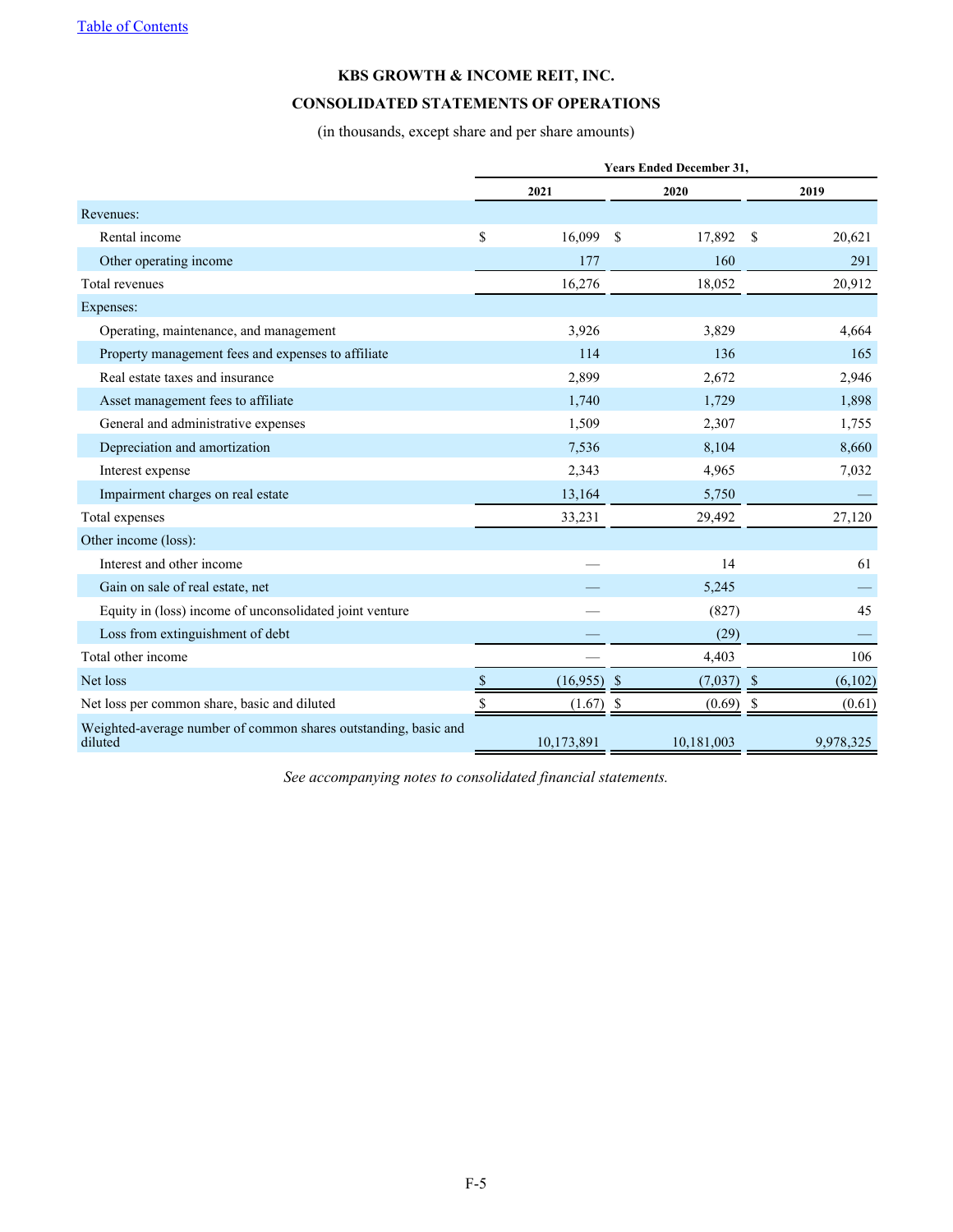[Table of Contents]

# KBS GROWTH & INCOME REIT, INC.

## CONSOLIDATED STATEMENTS OF OPERATIONS

(in thousands, except share and per share amounts)

| | Years Ended December 31, | | |
|---|---|---|---|
| | 2021 | 2020 | 2019 |
| Revenues: | | | |
| Rental income | $ 16,099 | $ 17,892 | $ 20,621 |
| Other operating income | 177 | 160 | 291 |
| Total revenues | 16,276 | 18,052 | 20,912 |
| Expenses: | | | |
| Operating, maintenance, and management | 3,926 | 3,829 | 4,664 |
| Property management fees and expenses to affiliate | 114 | 136 | 165 |
| Real estate taxes and insurance | 2,899 | 2,672 | 2,946 |
| Asset management fees to affiliate | 1,740 | 1,729 | 1,898 |
| General and administrative expenses | 1,509 | 2,307 | 1,755 |
| Depreciation and amortization | 7,536 | 8,104 | 8,660 |
| Interest expense | 2,343 | 4,965 | 7,032 |
| Impairment charges on real estate | 13,164 | 5,750 | — |
| Total expenses | 33,231 | 29,492 | 27,120 |
| Other income (loss): | | | |
| Interest and other income | — | 14 | 61 |
| Gain on sale of real estate, net | — | 5,245 | — |
| Equity in (loss) income of unconsolidated joint venture | — | (827) | 45 |
| Loss from extinguishment of debt | — | (29) | — |
| Total other income | — | 4,403 | 106 |
| Net loss | $ (16,955) | $ (7,037) | $ (6,102) |
| Net loss per common share, basic and diluted | $ (1.67) | $ (0.69) | $ (0.61) |
| Weighted-average number of common shares outstanding, basic and diluted | 10,173,891 | 10,181,003 | 9,978,325 |

*See accompanying notes to consolidated financial statements.*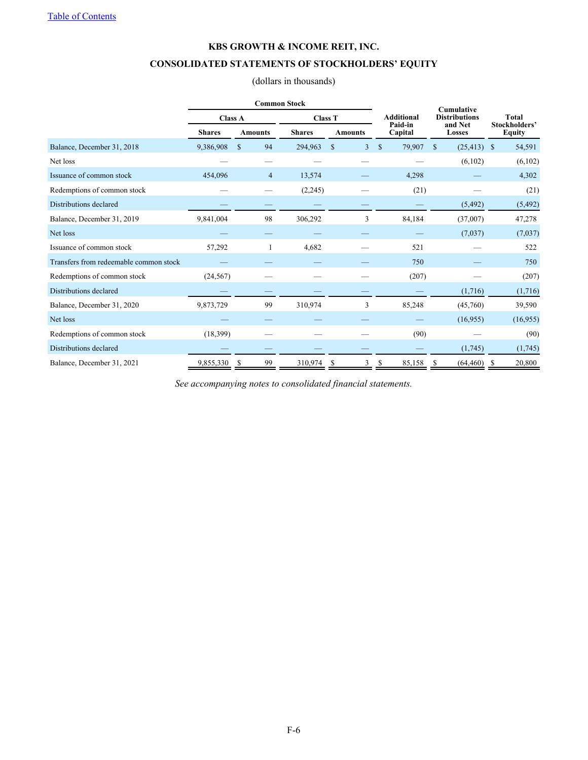Table of Contents

# KBS GROWTH & INCOME REIT, INC.

## CONSOLIDATED STATEMENTS OF STOCKHOLDERS' EQUITY

(dollars in thousands)

| | Common Stock | | | | Additional Paid-in Capital | Cumulative Distributions and Net Losses | Total Stockholders' Equity |
|---|---|---|---|---|---|---|---|
| | Class A | | Class T | | | | |
| | Shares | Amounts | Shares | Amounts | | | |
| Balance, December 31, 2018 | 9,386,908 | $ 94 | 294,963 | $ 3 | $ 79,907 | $ (25,413) | $ 54,591 |
| Net loss | — | — | — | — | — | (6,102) | (6,102) |
| Issuance of common stock | 454,096 | 4 | 13,574 | — | 4,298 | — | 4,302 |
| Redemptions of common stock | — | — | (2,245) | — | (21) | — | (21) |
| Distributions declared | — | — | — | — | — | (5,492) | (5,492) |
| Balance, December 31, 2019 | 9,841,004 | 98 | 306,292 | 3 | 84,184 | (37,007) | 47,278 |
| Net loss | — | — | — | — | — | (7,037) | (7,037) |
| Issuance of common stock | 57,292 | 1 | 4,682 | — | 521 | — | 522 |
| Transfers from redeemable common stock | — | — | — | — | 750 | — | 750 |
| Redemptions of common stock | (24,567) | — | — | — | (207) | — | (207) |
| Distributions declared | — | — | — | — | — | (1,716) | (1,716) |
| Balance, December 31, 2020 | 9,873,729 | 99 | 310,974 | 3 | 85,248 | (45,760) | 39,590 |
| Net loss | — | — | — | — | — | (16,955) | (16,955) |
| Redemptions of common stock | (18,399) | — | — | — | (90) | — | (90) |
| Distributions declared | — | — | — | — | — | (1,745) | (1,745) |
| Balance, December 31, 2021 | 9,855,330 | $ 99 | 310,974 | $ 3 | $ 85,158 | $ (64,460) | $ 20,800 |

*See accompanying notes to consolidated financial statements.*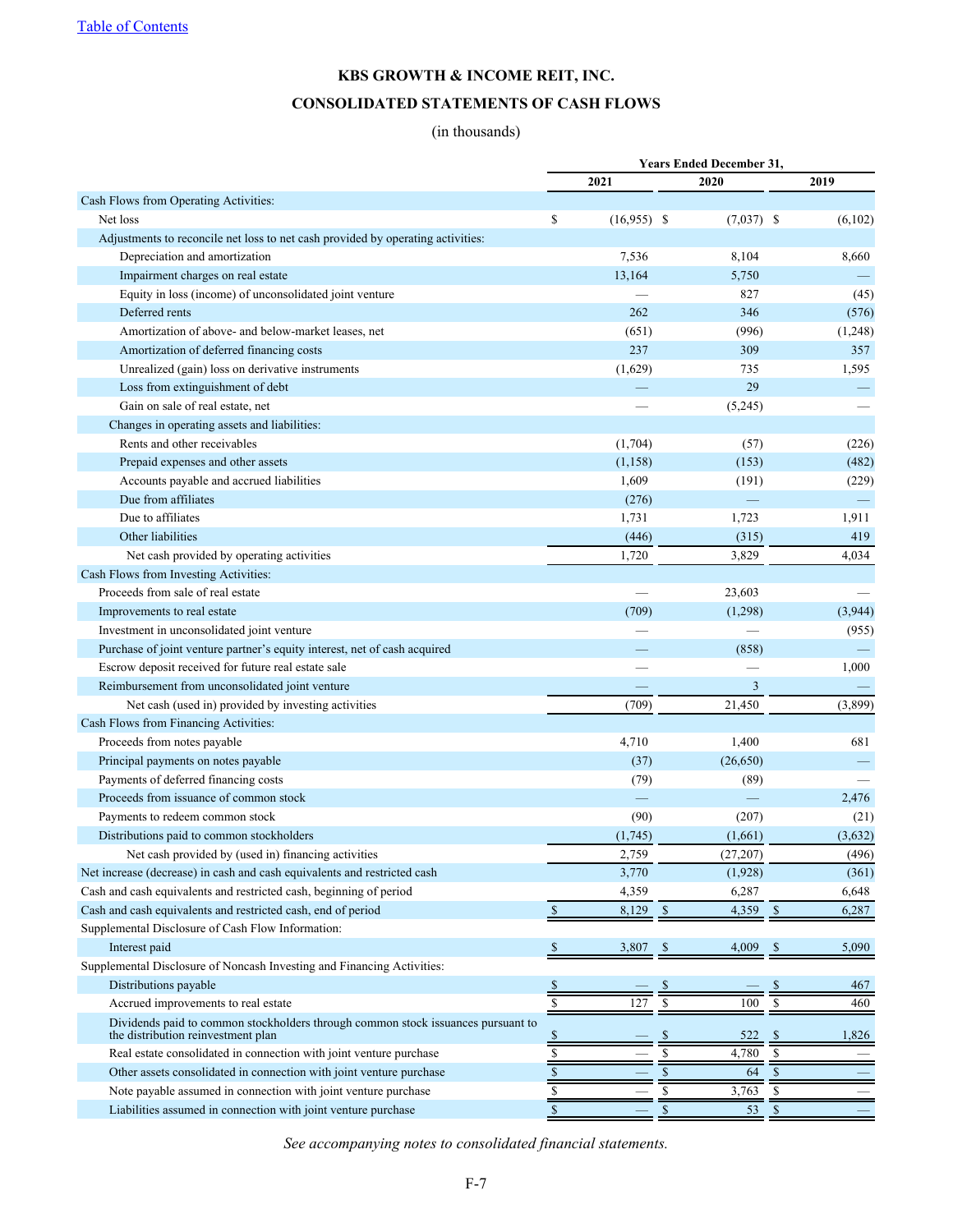**KBS GROWTH & INCOME REIT, INC.**

**CONSOLIDATED STATEMENTS OF CASH FLOWS**

(in thousands)

| | Years Ended December 31, | | |
|---|---|---|---|
| | 2021 | 2020 | 2019 |
| **Cash Flows from Operating Activities:** | | | |
| Net loss | $ (16,955) | $ (7,037) | $ (6,102) |
| Adjustments to reconcile net loss to net cash provided by operating activities: | | | |
| Depreciation and amortization | 7,536 | 8,104 | 8,660 |
| Impairment charges on real estate | 13,164 | 5,750 | — |
| Equity in loss (income) of unconsolidated joint venture | — | 827 | (45) |
| Deferred rents | 262 | 346 | (576) |
| Amortization of above- and below-market leases, net | (651) | (996) | (1,248) |
| Amortization of deferred financing costs | 237 | 309 | 357 |
| Unrealized (gain) loss on derivative instruments | (1,629) | 735 | 1,595 |
| Loss from extinguishment of debt | — | 29 | — |
| Gain on sale of real estate, net | — | (5,245) | — |
| Changes in operating assets and liabilities: | | | |
| Rents and other receivables | (1,704) | (57) | (226) |
| Prepaid expenses and other assets | (1,158) | (153) | (482) |
| Accounts payable and accrued liabilities | 1,609 | (191) | (229) |
| Due from affiliates | (276) | — | — |
| Due to affiliates | 1,731 | 1,723 | 1,911 |
| Other liabilities | (446) | (315) | 419 |
| Net cash provided by operating activities | 1,720 | 3,829 | 4,034 |
| **Cash Flows from Investing Activities:** | | | |
| Proceeds from sale of real estate | — | 23,603 | — |
| Improvements to real estate | (709) | (1,298) | (3,944) |
| Investment in unconsolidated joint venture | — | — | (955) |
| Purchase of joint venture partner's equity interest, net of cash acquired | — | (858) | — |
| Escrow deposit received for future real estate sale | — | — | 1,000 |
| Reimbursement from unconsolidated joint venture | — | 3 | — |
| Net cash (used in) provided by investing activities | (709) | 21,450 | (3,899) |
| **Cash Flows from Financing Activities:** | | | |
| Proceeds from notes payable | 4,710 | 1,400 | 681 |
| Principal payments on notes payable | (37) | (26,650) | — |
| Payments of deferred financing costs | (79) | (89) | — |
| Proceeds from issuance of common stock | — | — | 2,476 |
| Payments to redeem common stock | (90) | (207) | (21) |
| Distributions paid to common stockholders | (1,745) | (1,661) | (3,632) |
| Net cash provided by (used in) financing activities | 2,759 | (27,207) | (496) |
| Net increase (decrease) in cash and cash equivalents and restricted cash | 3,770 | (1,928) | (361) |
| Cash and cash equivalents and restricted cash, beginning of period | 4,359 | 6,287 | 6,648 |
| Cash and cash equivalents and restricted cash, end of period | $ 8,129 | $ 4,359 | $ 6,287 |
| **Supplemental Disclosure of Cash Flow Information:** | | | |
| Interest paid | $ 3,807 | $ 4,009 | $ 5,090 |
| **Supplemental Disclosure of Noncash Investing and Financing Activities:** | | | |
| Distributions payable | $ — | $ — | $ 467 |
| Accrued improvements to real estate | $ 127 | $ 100 | $ 460 |
| Dividends paid to common stockholders through common stock issuances pursuant to the distribution reinvestment plan | $ — | $ 522 | $ 1,826 |
| Real estate consolidated in connection with joint venture purchase | $ — | $ 4,780 | $ — |
| Other assets consolidated in connection with joint venture purchase | $ — | $ 64 | $ — |
| Note payable assumed in connection with joint venture purchase | $ — | $ 3,763 | $ — |
| Liabilities assumed in connection with joint venture purchase | $ — | $ 53 | $ — |

*See accompanying notes to consolidated financial statements.*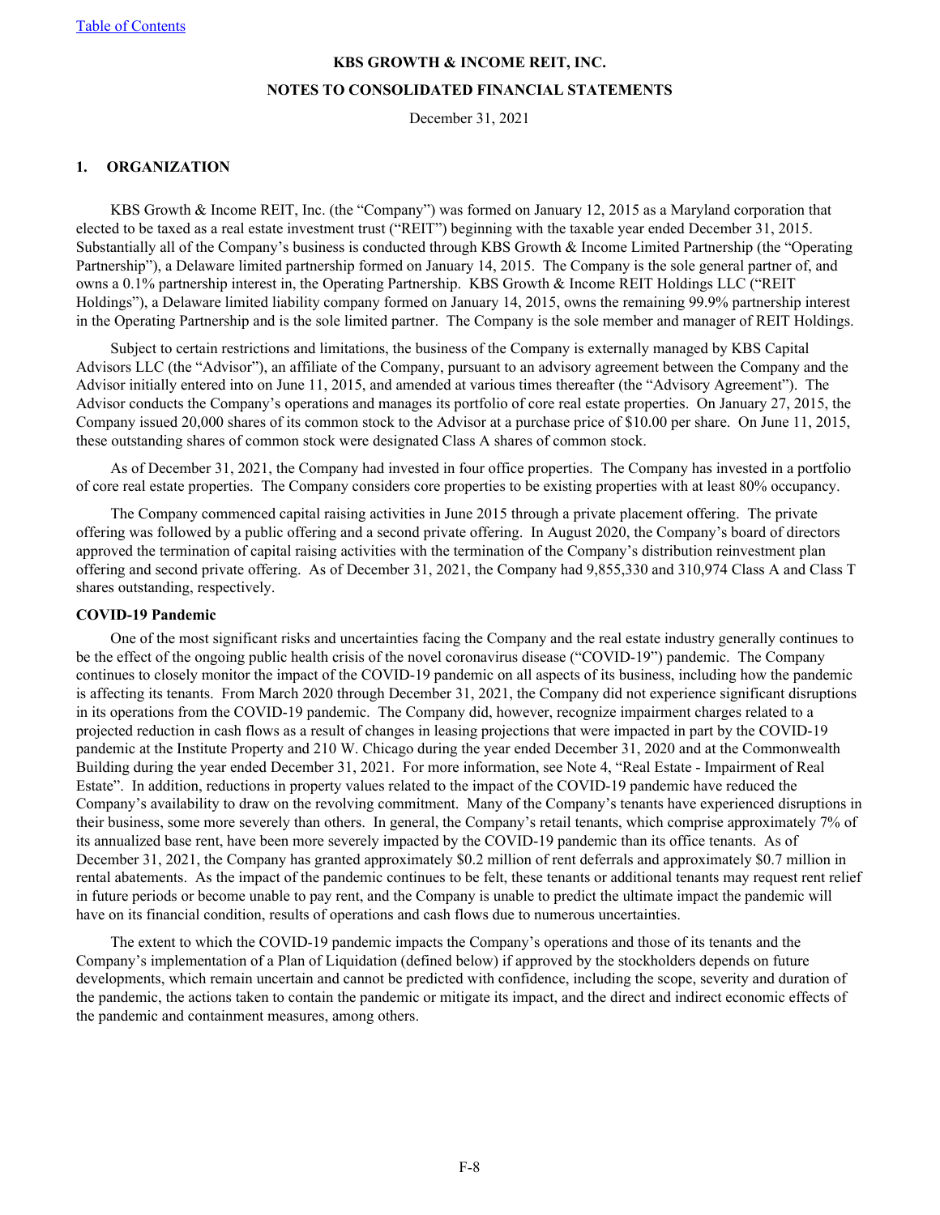**KBS GROWTH & INCOME REIT, INC.**

**NOTES TO CONSOLIDATED FINANCIAL STATEMENTS**

December 31, 2021

## 1. ORGANIZATION

KBS Growth & Income REIT, Inc. (the "Company") was formed on January 12, 2015 as a Maryland corporation that elected to be taxed as a real estate investment trust ("REIT") beginning with the taxable year ended December 31, 2015. Substantially all of the Company's business is conducted through KBS Growth & Income Limited Partnership (the "Operating Partnership"), a Delaware limited partnership formed on January 14, 2015. The Company is the sole general partner of, and owns a 0.1% partnership interest in, the Operating Partnership. KBS Growth & Income REIT Holdings LLC ("REIT Holdings"), a Delaware limited liability company formed on January 14, 2015, owns the remaining 99.9% partnership interest in the Operating Partnership and is the sole limited partner. The Company is the sole member and manager of REIT Holdings.

Subject to certain restrictions and limitations, the business of the Company is externally managed by KBS Capital Advisors LLC (the "Advisor"), an affiliate of the Company, pursuant to an advisory agreement between the Company and the Advisor initially entered into on June 11, 2015, and amended at various times thereafter (the "Advisory Agreement"). The Advisor conducts the Company's operations and manages its portfolio of core real estate properties. On January 27, 2015, the Company issued 20,000 shares of its common stock to the Advisor at a purchase price of $10.00 per share. On June 11, 2015, these outstanding shares of common stock were designated Class A shares of common stock.

As of December 31, 2021, the Company had invested in four office properties. The Company has invested in a portfolio of core real estate properties. The Company considers core properties to be existing properties with at least 80% occupancy.

The Company commenced capital raising activities in June 2015 through a private placement offering. The private offering was followed by a public offering and a second private offering. In August 2020, the Company's board of directors approved the termination of capital raising activities with the termination of the Company's distribution reinvestment plan offering and second private offering. As of December 31, 2021, the Company had 9,855,330 and 310,974 Class A and Class T shares outstanding, respectively.

**COVID-19 Pandemic**

One of the most significant risks and uncertainties facing the Company and the real estate industry generally continues to be the effect of the ongoing public health crisis of the novel coronavirus disease ("COVID-19") pandemic. The Company continues to closely monitor the impact of the COVID-19 pandemic on all aspects of its business, including how the pandemic is affecting its tenants. From March 2020 through December 31, 2021, the Company did not experience significant disruptions in its operations from the COVID-19 pandemic. The Company did, however, recognize impairment charges related to a projected reduction in cash flows as a result of changes in leasing projections that were impacted in part by the COVID-19 pandemic at the Institute Property and 210 W. Chicago during the year ended December 31, 2020 and at the Commonwealth Building during the year ended December 31, 2021. For more information, see Note 4, "Real Estate - Impairment of Real Estate". In addition, reductions in property values related to the impact of the COVID-19 pandemic have reduced the Company's availability to draw on the revolving commitment. Many of the Company's tenants have experienced disruptions in their business, some more severely than others. In general, the Company's retail tenants, which comprise approximately 7% of its annualized base rent, have been more severely impacted by the COVID-19 pandemic than its office tenants. As of December 31, 2021, the Company has granted approximately $0.2 million of rent deferrals and approximately $0.7 million in rental abatements. As the impact of the pandemic continues to be felt, these tenants or additional tenants may request rent relief in future periods or become unable to pay rent, and the Company is unable to predict the ultimate impact the pandemic will have on its financial condition, results of operations and cash flows due to numerous uncertainties.

The extent to which the COVID-19 pandemic impacts the Company's operations and those of its tenants and the Company's implementation of a Plan of Liquidation (defined below) if approved by the stockholders depends on future developments, which remain uncertain and cannot be predicted with confidence, including the scope, severity and duration of the pandemic, the actions taken to contain the pandemic or mitigate its impact, and the direct and indirect economic effects of the pandemic and containment measures, among others.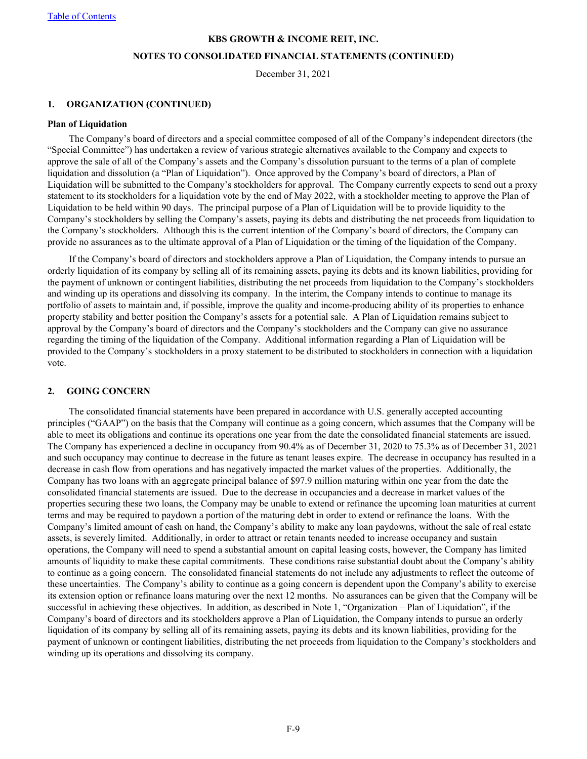KBS GROWTH & INCOME REIT, INC.

NOTES TO CONSOLIDATED FINANCIAL STATEMENTS (CONTINUED)

December 31, 2021

## 1. ORGANIZATION (CONTINUED)

### Plan of Liquidation

The Company's board of directors and a special committee composed of all of the Company's independent directors (the "Special Committee") has undertaken a review of various strategic alternatives available to the Company and expects to approve the sale of all of the Company's assets and the Company's dissolution pursuant to the terms of a plan of complete liquidation and dissolution (a "Plan of Liquidation"). Once approved by the Company's board of directors, a Plan of Liquidation will be submitted to the Company's stockholders for approval. The Company currently expects to send out a proxy statement to its stockholders for a liquidation vote by the end of May 2022, with a stockholder meeting to approve the Plan of Liquidation to be held within 90 days. The principal purpose of a Plan of Liquidation will be to provide liquidity to the Company's stockholders by selling the Company's assets, paying its debts and distributing the net proceeds from liquidation to the Company's stockholders. Although this is the current intention of the Company's board of directors, the Company can provide no assurances as to the ultimate approval of a Plan of Liquidation or the timing of the liquidation of the Company.

If the Company's board of directors and stockholders approve a Plan of Liquidation, the Company intends to pursue an orderly liquidation of its company by selling all of its remaining assets, paying its debts and its known liabilities, providing for the payment of unknown or contingent liabilities, distributing the net proceeds from liquidation to the Company's stockholders and winding up its operations and dissolving its company. In the interim, the Company intends to continue to manage its portfolio of assets to maintain and, if possible, improve the quality and income-producing ability of its properties to enhance property stability and better position the Company's assets for a potential sale. A Plan of Liquidation remains subject to approval by the Company's board of directors and the Company's stockholders and the Company can give no assurance regarding the timing of the liquidation of the Company. Additional information regarding a Plan of Liquidation will be provided to the Company's stockholders in a proxy statement to be distributed to stockholders in connection with a liquidation vote.

## 2. GOING CONCERN

The consolidated financial statements have been prepared in accordance with U.S. generally accepted accounting principles ("GAAP") on the basis that the Company will continue as a going concern, which assumes that the Company will be able to meet its obligations and continue its operations one year from the date the consolidated financial statements are issued. The Company has experienced a decline in occupancy from 90.4% as of December 31, 2020 to 75.3% as of December 31, 2021 and such occupancy may continue to decrease in the future as tenant leases expire. The decrease in occupancy has resulted in a decrease in cash flow from operations and has negatively impacted the market values of the properties. Additionally, the Company has two loans with an aggregate principal balance of $97.9 million maturing within one year from the date the consolidated financial statements are issued. Due to the decrease in occupancies and a decrease in market values of the properties securing these two loans, the Company may be unable to extend or refinance the upcoming loan maturities at current terms and may be required to paydown a portion of the maturing debt in order to extend or refinance the loans. With the Company's limited amount of cash on hand, the Company's ability to make any loan paydowns, without the sale of real estate assets, is severely limited. Additionally, in order to attract or retain tenants needed to increase occupancy and sustain operations, the Company will need to spend a substantial amount on capital leasing costs, however, the Company has limited amounts of liquidity to make these capital commitments. These conditions raise substantial doubt about the Company's ability to continue as a going concern. The consolidated financial statements do not include any adjustments to reflect the outcome of these uncertainties. The Company's ability to continue as a going concern is dependent upon the Company's ability to exercise its extension option or refinance loans maturing over the next 12 months. No assurances can be given that the Company will be successful in achieving these objectives. In addition, as described in Note 1, "Organization – Plan of Liquidation", if the Company's board of directors and its stockholders approve a Plan of Liquidation, the Company intends to pursue an orderly liquidation of its company by selling all of its remaining assets, paying its debts and its known liabilities, providing for the payment of unknown or contingent liabilities, distributing the net proceeds from liquidation to the Company's stockholders and winding up its operations and dissolving its company.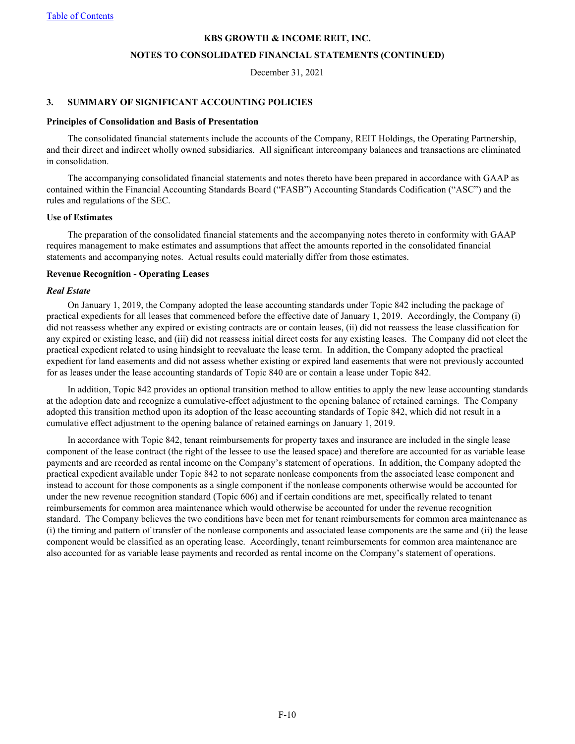**KBS GROWTH & INCOME REIT, INC.**

**NOTES TO CONSOLIDATED FINANCIAL STATEMENTS (CONTINUED)**

December 31, 2021

## 3. SUMMARY OF SIGNIFICANT ACCOUNTING POLICIES

### Principles of Consolidation and Basis of Presentation

The consolidated financial statements include the accounts of the Company, REIT Holdings, the Operating Partnership, and their direct and indirect wholly owned subsidiaries. All significant intercompany balances and transactions are eliminated in consolidation.

The accompanying consolidated financial statements and notes thereto have been prepared in accordance with GAAP as contained within the Financial Accounting Standards Board ("FASB") Accounting Standards Codification ("ASC") and the rules and regulations of the SEC.

### Use of Estimates

The preparation of the consolidated financial statements and the accompanying notes thereto in conformity with GAAP requires management to make estimates and assumptions that affect the amounts reported in the consolidated financial statements and accompanying notes. Actual results could materially differ from those estimates.

### Revenue Recognition - Operating Leases

***Real Estate***

On January 1, 2019, the Company adopted the lease accounting standards under Topic 842 including the package of practical expedients for all leases that commenced before the effective date of January 1, 2019. Accordingly, the Company (i) did not reassess whether any expired or existing contracts are or contain leases, (ii) did not reassess the lease classification for any expired or existing lease, and (iii) did not reassess initial direct costs for any existing leases. The Company did not elect the practical expedient related to using hindsight to reevaluate the lease term. In addition, the Company adopted the practical expedient for land easements and did not assess whether existing or expired land easements that were not previously accounted for as leases under the lease accounting standards of Topic 840 are or contain a lease under Topic 842.

In addition, Topic 842 provides an optional transition method to allow entities to apply the new lease accounting standards at the adoption date and recognize a cumulative-effect adjustment to the opening balance of retained earnings. The Company adopted this transition method upon its adoption of the lease accounting standards of Topic 842, which did not result in a cumulative effect adjustment to the opening balance of retained earnings on January 1, 2019.

In accordance with Topic 842, tenant reimbursements for property taxes and insurance are included in the single lease component of the lease contract (the right of the lessee to use the leased space) and therefore are accounted for as variable lease payments and are recorded as rental income on the Company's statement of operations. In addition, the Company adopted the practical expedient available under Topic 842 to not separate nonlease components from the associated lease component and instead to account for those components as a single component if the nonlease components otherwise would be accounted for under the new revenue recognition standard (Topic 606) and if certain conditions are met, specifically related to tenant reimbursements for common area maintenance which would otherwise be accounted for under the revenue recognition standard. The Company believes the two conditions have been met for tenant reimbursements for common area maintenance as (i) the timing and pattern of transfer of the nonlease components and associated lease components are the same and (ii) the lease component would be classified as an operating lease. Accordingly, tenant reimbursements for common area maintenance are also accounted for as variable lease payments and recorded as rental income on the Company's statement of operations.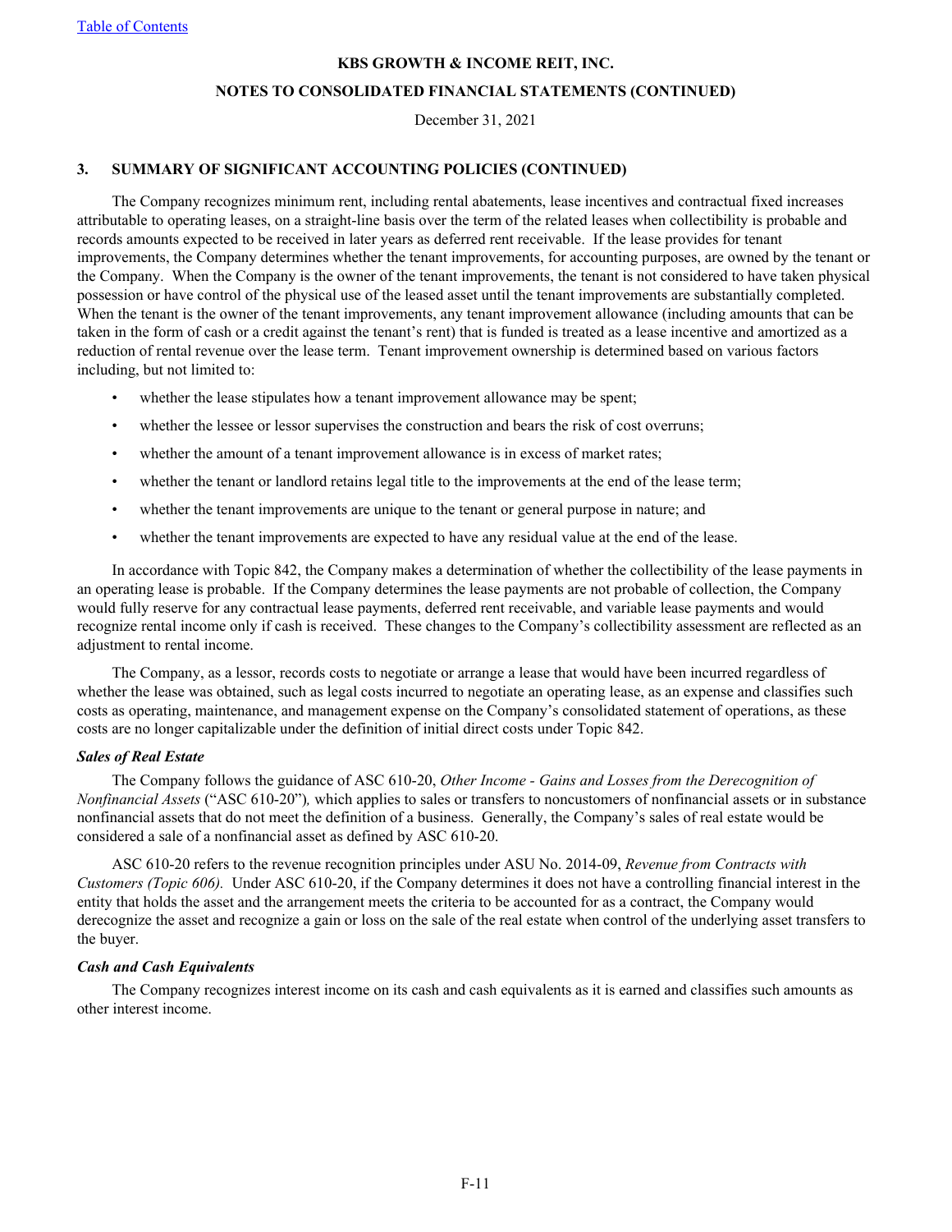## 3. SUMMARY OF SIGNIFICANT ACCOUNTING POLICIES (CONTINUED)

The Company recognizes minimum rent, including rental abatements, lease incentives and contractual fixed increases attributable to operating leases, on a straight-line basis over the term of the related leases when collectibility is probable and records amounts expected to be received in later years as deferred rent receivable. If the lease provides for tenant improvements, the Company determines whether the tenant improvements, for accounting purposes, are owned by the tenant or the Company. When the Company is the owner of the tenant improvements, the tenant is not considered to have taken physical possession or have control of the physical use of the leased asset until the tenant improvements are substantially completed. When the tenant is the owner of the tenant improvements, any tenant improvement allowance (including amounts that can be taken in the form of cash or a credit against the tenant's rent) that is funded is treated as a lease incentive and amortized as a reduction of rental revenue over the lease term. Tenant improvement ownership is determined based on various factors including, but not limited to:

- whether the lease stipulates how a tenant improvement allowance may be spent;
- whether the lessee or lessor supervises the construction and bears the risk of cost overruns;
- whether the amount of a tenant improvement allowance is in excess of market rates;
- whether the tenant or landlord retains legal title to the improvements at the end of the lease term;
- whether the tenant improvements are unique to the tenant or general purpose in nature; and
- whether the tenant improvements are expected to have any residual value at the end of the lease.

In accordance with Topic 842, the Company makes a determination of whether the collectibility of the lease payments in an operating lease is probable. If the Company determines the lease payments are not probable of collection, the Company would fully reserve for any contractual lease payments, deferred rent receivable, and variable lease payments and would recognize rental income only if cash is received. These changes to the Company's collectibility assessment are reflected as an adjustment to rental income.

The Company, as a lessor, records costs to negotiate or arrange a lease that would have been incurred regardless of whether the lease was obtained, such as legal costs incurred to negotiate an operating lease, as an expense and classifies such costs as operating, maintenance, and management expense on the Company's consolidated statement of operations, as these costs are no longer capitalizable under the definition of initial direct costs under Topic 842.

### *Sales of Real Estate*

The Company follows the guidance of ASC 610-20, *Other Income - Gains and Losses from the Derecognition of Nonfinancial Assets* ("ASC 610-20"), which applies to sales or transfers to noncustomers of nonfinancial assets or in substance nonfinancial assets that do not meet the definition of a business. Generally, the Company's sales of real estate would be considered a sale of a nonfinancial asset as defined by ASC 610-20.

ASC 610-20 refers to the revenue recognition principles under ASU No. 2014-09, *Revenue from Contracts with Customers (Topic 606).* Under ASC 610-20, if the Company determines it does not have a controlling financial interest in the entity that holds the asset and the arrangement meets the criteria to be accounted for as a contract, the Company would derecognize the asset and recognize a gain or loss on the sale of the real estate when control of the underlying asset transfers to the buyer.

### *Cash and Cash Equivalents*

The Company recognizes interest income on its cash and cash equivalents as it is earned and classifies such amounts as other interest income.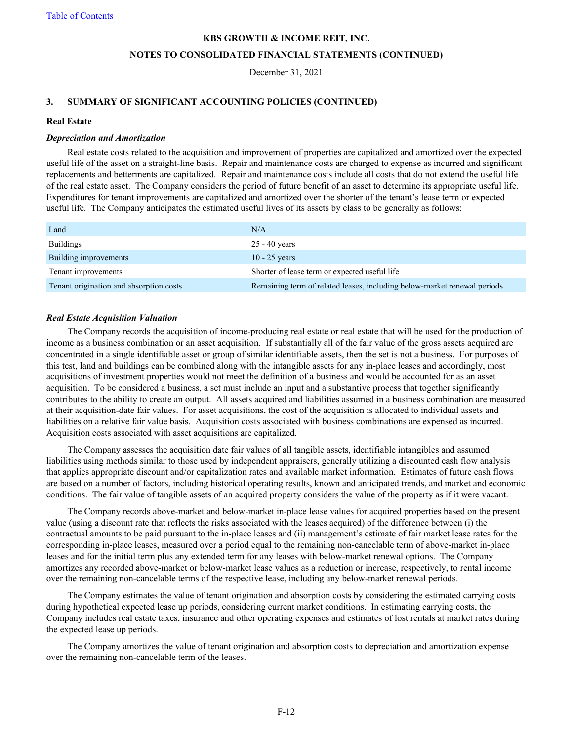**KBS GROWTH & INCOME REIT, INC.**

**NOTES TO CONSOLIDATED FINANCIAL STATEMENTS (CONTINUED)**

December 31, 2021

**3. SUMMARY OF SIGNIFICANT ACCOUNTING POLICIES (CONTINUED)**

**Real Estate**

***Depreciation and Amortization***

Real estate costs related to the acquisition and improvement of properties are capitalized and amortized over the expected useful life of the asset on a straight-line basis. Repair and maintenance costs are charged to expense as incurred and significant replacements and betterments are capitalized. Repair and maintenance costs include all costs that do not extend the useful life of the real estate asset. The Company considers the period of future benefit of an asset to determine its appropriate useful life. Expenditures for tenant improvements are capitalized and amortized over the shorter of the tenant's lease term or expected useful life. The Company anticipates the estimated useful lives of its assets by class to be generally as follows:

| | |
|---|---|
| Land | N/A |
| Buildings | 25 - 40 years |
| Building improvements | 10 - 25 years |
| Tenant improvements | Shorter of lease term or expected useful life |
| Tenant origination and absorption costs | Remaining term of related leases, including below-market renewal periods |

***Real Estate Acquisition Valuation***

The Company records the acquisition of income-producing real estate or real estate that will be used for the production of income as a business combination or an asset acquisition. If substantially all of the fair value of the gross assets acquired are concentrated in a single identifiable asset or group of similar identifiable assets, then the set is not a business. For purposes of this test, land and buildings can be combined along with the intangible assets for any in-place leases and accordingly, most acquisitions of investment properties would not meet the definition of a business and would be accounted for as an asset acquisition. To be considered a business, a set must include an input and a substantive process that together significantly contributes to the ability to create an output. All assets acquired and liabilities assumed in a business combination are measured at their acquisition-date fair values. For asset acquisitions, the cost of the acquisition is allocated to individual assets and liabilities on a relative fair value basis. Acquisition costs associated with business combinations are expensed as incurred. Acquisition costs associated with asset acquisitions are capitalized.

The Company assesses the acquisition date fair values of all tangible assets, identifiable intangibles and assumed liabilities using methods similar to those used by independent appraisers, generally utilizing a discounted cash flow analysis that applies appropriate discount and/or capitalization rates and available market information. Estimates of future cash flows are based on a number of factors, including historical operating results, known and anticipated trends, and market and economic conditions. The fair value of tangible assets of an acquired property considers the value of the property as if it were vacant.

The Company records above-market and below-market in-place lease values for acquired properties based on the present value (using a discount rate that reflects the risks associated with the leases acquired) of the difference between (i) the contractual amounts to be paid pursuant to the in-place leases and (ii) management's estimate of fair market lease rates for the corresponding in-place leases, measured over a period equal to the remaining non-cancelable term of above-market in-place leases and for the initial term plus any extended term for any leases with below-market renewal options. The Company amortizes any recorded above-market or below-market lease values as a reduction or increase, respectively, to rental income over the remaining non-cancelable terms of the respective lease, including any below-market renewal periods.

The Company estimates the value of tenant origination and absorption costs by considering the estimated carrying costs during hypothetical expected lease up periods, considering current market conditions. In estimating carrying costs, the Company includes real estate taxes, insurance and other operating expenses and estimates of lost rentals at market rates during the expected lease up periods.

The Company amortizes the value of tenant origination and absorption costs to depreciation and amortization expense over the remaining non-cancelable term of the leases.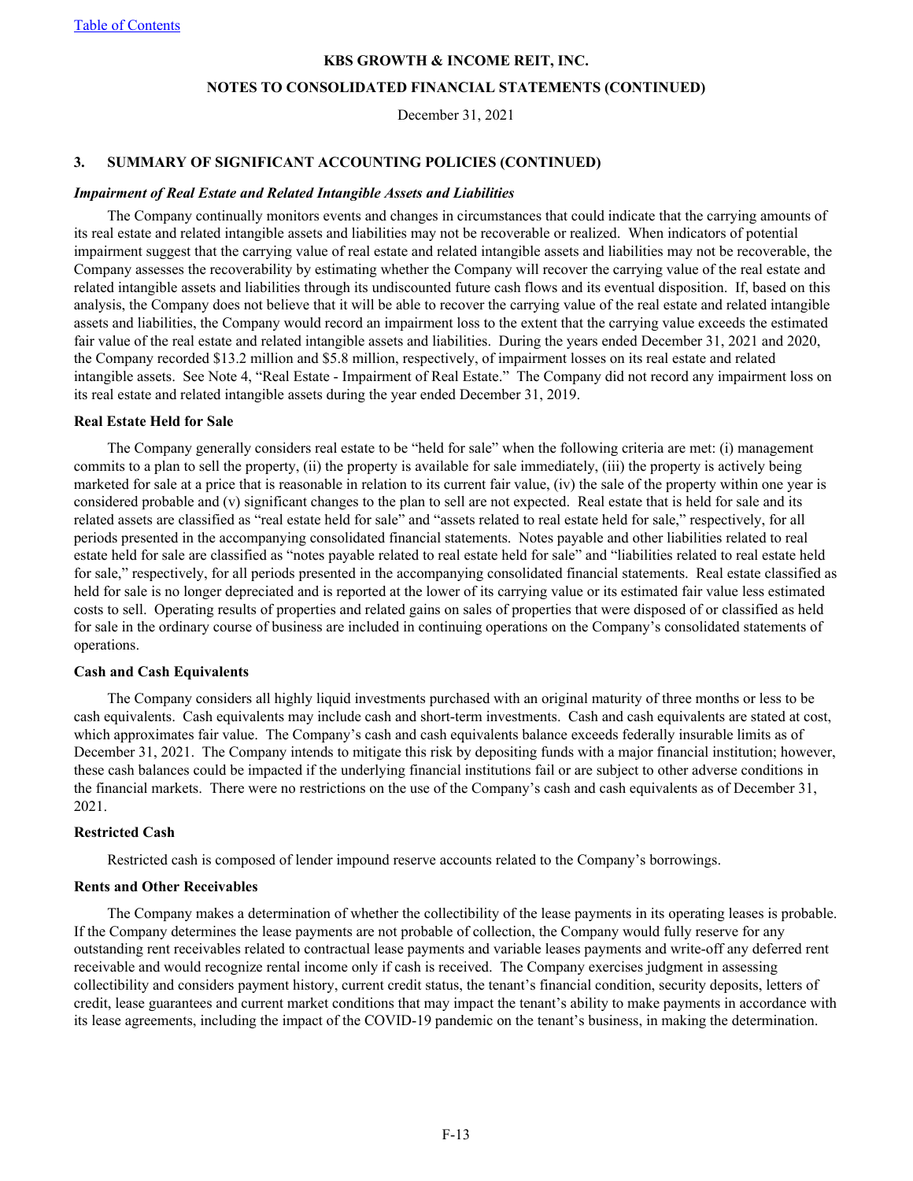**KBS GROWTH & INCOME REIT, INC.**

**NOTES TO CONSOLIDATED FINANCIAL STATEMENTS (CONTINUED)**

December 31, 2021

### 3. SUMMARY OF SIGNIFICANT ACCOUNTING POLICIES (CONTINUED)

***Impairment of Real Estate and Related Intangible Assets and Liabilities***

The Company continually monitors events and changes in circumstances that could indicate that the carrying amounts of its real estate and related intangible assets and liabilities may not be recoverable or realized. When indicators of potential impairment suggest that the carrying value of real estate and related intangible assets and liabilities may not be recoverable, the Company assesses the recoverability by estimating whether the Company will recover the carrying value of the real estate and related intangible assets and liabilities through its undiscounted future cash flows and its eventual disposition. If, based on this analysis, the Company does not believe that it will be able to recover the carrying value of the real estate and related intangible assets and liabilities, the Company would record an impairment loss to the extent that the carrying value exceeds the estimated fair value of the real estate and related intangible assets and liabilities. During the years ended December 31, 2021 and 2020, the Company recorded $13.2 million and $5.8 million, respectively, of impairment losses on its real estate and related intangible assets. See Note 4, "Real Estate - Impairment of Real Estate." The Company did not record any impairment loss on its real estate and related intangible assets during the year ended December 31, 2019.

**Real Estate Held for Sale**

The Company generally considers real estate to be "held for sale" when the following criteria are met: (i) management commits to a plan to sell the property, (ii) the property is available for sale immediately, (iii) the property is actively being marketed for sale at a price that is reasonable in relation to its current fair value, (iv) the sale of the property within one year is considered probable and (v) significant changes to the plan to sell are not expected. Real estate that is held for sale and its related assets are classified as "real estate held for sale" and "assets related to real estate held for sale," respectively, for all periods presented in the accompanying consolidated financial statements. Notes payable and other liabilities related to real estate held for sale are classified as "notes payable related to real estate held for sale" and "liabilities related to real estate held for sale," respectively, for all periods presented in the accompanying consolidated financial statements. Real estate classified as held for sale is no longer depreciated and is reported at the lower of its carrying value or its estimated fair value less estimated costs to sell. Operating results of properties and related gains on sales of properties that were disposed of or classified as held for sale in the ordinary course of business are included in continuing operations on the Company's consolidated statements of operations.

**Cash and Cash Equivalents**

The Company considers all highly liquid investments purchased with an original maturity of three months or less to be cash equivalents. Cash equivalents may include cash and short-term investments. Cash and cash equivalents are stated at cost, which approximates fair value. The Company's cash and cash equivalents balance exceeds federally insurable limits as of December 31, 2021. The Company intends to mitigate this risk by depositing funds with a major financial institution; however, these cash balances could be impacted if the underlying financial institutions fail or are subject to other adverse conditions in the financial markets. There were no restrictions on the use of the Company's cash and cash equivalents as of December 31, 2021.

**Restricted Cash**

Restricted cash is composed of lender impound reserve accounts related to the Company's borrowings.

**Rents and Other Receivables**

The Company makes a determination of whether the collectibility of the lease payments in its operating leases is probable. If the Company determines the lease payments are not probable of collection, the Company would fully reserve for any outstanding rent receivables related to contractual lease payments and variable leases payments and write-off any deferred rent receivable and would recognize rental income only if cash is received. The Company exercises judgment in assessing collectibility and considers payment history, current credit status, the tenant's financial condition, security deposits, letters of credit, lease guarantees and current market conditions that may impact the tenant's ability to make payments in accordance with its lease agreements, including the impact of the COVID-19 pandemic on the tenant's business, in making the determination.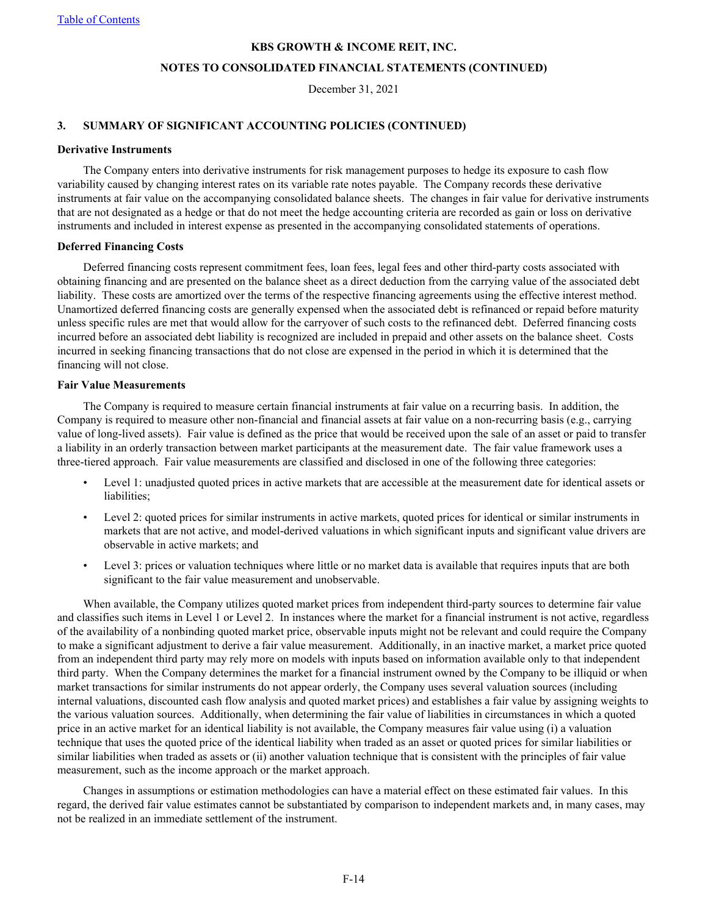**KBS GROWTH & INCOME REIT, INC.**

**NOTES TO CONSOLIDATED FINANCIAL STATEMENTS (CONTINUED)**

December 31, 2021

### 3. SUMMARY OF SIGNIFICANT ACCOUNTING POLICIES (CONTINUED)

**Derivative Instruments**

The Company enters into derivative instruments for risk management purposes to hedge its exposure to cash flow variability caused by changing interest rates on its variable rate notes payable. The Company records these derivative instruments at fair value on the accompanying consolidated balance sheets. The changes in fair value for derivative instruments that are not designated as a hedge or that do not meet the hedge accounting criteria are recorded as gain or loss on derivative instruments and included in interest expense as presented in the accompanying consolidated statements of operations.

**Deferred Financing Costs**

Deferred financing costs represent commitment fees, loan fees, legal fees and other third-party costs associated with obtaining financing and are presented on the balance sheet as a direct deduction from the carrying value of the associated debt liability. These costs are amortized over the terms of the respective financing agreements using the effective interest method. Unamortized deferred financing costs are generally expensed when the associated debt is refinanced or repaid before maturity unless specific rules are met that would allow for the carryover of such costs to the refinanced debt. Deferred financing costs incurred before an associated debt liability is recognized are included in prepaid and other assets on the balance sheet. Costs incurred in seeking financing transactions that do not close are expensed in the period in which it is determined that the financing will not close.

**Fair Value Measurements**

The Company is required to measure certain financial instruments at fair value on a recurring basis. In addition, the Company is required to measure other non-financial and financial assets at fair value on a non-recurring basis (e.g., carrying value of long-lived assets). Fair value is defined as the price that would be received upon the sale of an asset or paid to transfer a liability in an orderly transaction between market participants at the measurement date. The fair value framework uses a three-tiered approach. Fair value measurements are classified and disclosed in one of the following three categories:

- Level 1: unadjusted quoted prices in active markets that are accessible at the measurement date for identical assets or liabilities;
- Level 2: quoted prices for similar instruments in active markets, quoted prices for identical or similar instruments in markets that are not active, and model-derived valuations in which significant inputs and significant value drivers are observable in active markets; and
- Level 3: prices or valuation techniques where little or no market data is available that requires inputs that are both significant to the fair value measurement and unobservable.

When available, the Company utilizes quoted market prices from independent third-party sources to determine fair value and classifies such items in Level 1 or Level 2. In instances where the market for a financial instrument is not active, regardless of the availability of a nonbinding quoted market price, observable inputs might not be relevant and could require the Company to make a significant adjustment to derive a fair value measurement. Additionally, in an inactive market, a market price quoted from an independent third party may rely more on models with inputs based on information available only to that independent third party. When the Company determines the market for a financial instrument owned by the Company to be illiquid or when market transactions for similar instruments do not appear orderly, the Company uses several valuation sources (including internal valuations, discounted cash flow analysis and quoted market prices) and establishes a fair value by assigning weights to the various valuation sources. Additionally, when determining the fair value of liabilities in circumstances in which a quoted price in an active market for an identical liability is not available, the Company measures fair value using (i) a valuation technique that uses the quoted price of the identical liability when traded as an asset or quoted prices for similar liabilities or similar liabilities when traded as assets or (ii) another valuation technique that is consistent with the principles of fair value measurement, such as the income approach or the market approach.

Changes in assumptions or estimation methodologies can have a material effect on these estimated fair values. In this regard, the derived fair value estimates cannot be substantiated by comparison to independent markets and, in many cases, may not be realized in an immediate settlement of the instrument.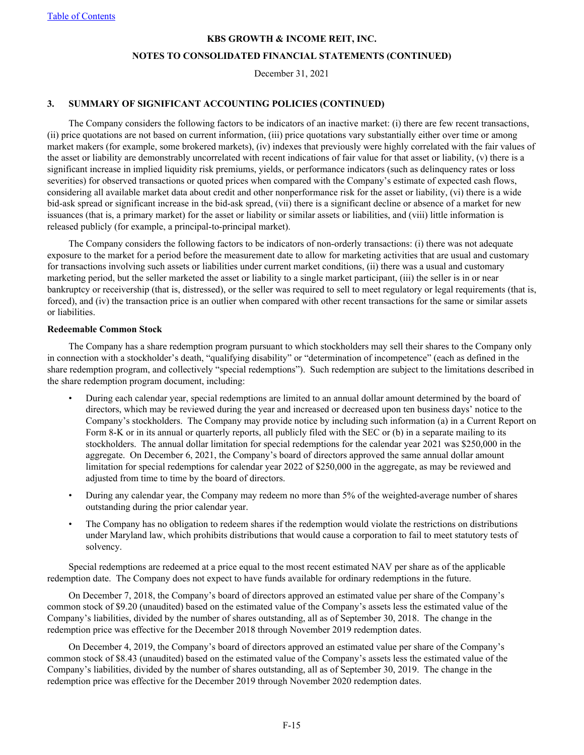KBS GROWTH & INCOME REIT, INC.

NOTES TO CONSOLIDATED FINANCIAL STATEMENTS (CONTINUED)

December 31, 2021

### 3. SUMMARY OF SIGNIFICANT ACCOUNTING POLICIES (CONTINUED)

The Company considers the following factors to be indicators of an inactive market: (i) there are few recent transactions, (ii) price quotations are not based on current information, (iii) price quotations vary substantially either over time or among market makers (for example, some brokered markets), (iv) indexes that previously were highly correlated with the fair values of the asset or liability are demonstrably uncorrelated with recent indications of fair value for that asset or liability, (v) there is a significant increase in implied liquidity risk premiums, yields, or performance indicators (such as delinquency rates or loss severities) for observed transactions or quoted prices when compared with the Company's estimate of expected cash flows, considering all available market data about credit and other nonperformance risk for the asset or liability, (vi) there is a wide bid-ask spread or significant increase in the bid-ask spread, (vii) there is a significant decline or absence of a market for new issuances (that is, a primary market) for the asset or liability or similar assets or liabilities, and (viii) little information is released publicly (for example, a principal-to-principal market).

The Company considers the following factors to be indicators of non-orderly transactions: (i) there was not adequate exposure to the market for a period before the measurement date to allow for marketing activities that are usual and customary for transactions involving such assets or liabilities under current market conditions, (ii) there was a usual and customary marketing period, but the seller marketed the asset or liability to a single market participant, (iii) the seller is in or near bankruptcy or receivership (that is, distressed), or the seller was required to sell to meet regulatory or legal requirements (that is, forced), and (iv) the transaction price is an outlier when compared with other recent transactions for the same or similar assets or liabilities.

**Redeemable Common Stock**

The Company has a share redemption program pursuant to which stockholders may sell their shares to the Company only in connection with a stockholder's death, "qualifying disability" or "determination of incompetence" (each as defined in the share redemption program, and collectively "special redemptions"). Such redemption are subject to the limitations described in the share redemption program document, including:

- During each calendar year, special redemptions are limited to an annual dollar amount determined by the board of directors, which may be reviewed during the year and increased or decreased upon ten business days' notice to the Company's stockholders. The Company may provide notice by including such information (a) in a Current Report on Form 8-K or in its annual or quarterly reports, all publicly filed with the SEC or (b) in a separate mailing to its stockholders. The annual dollar limitation for special redemptions for the calendar year 2021 was $250,000 in the aggregate. On December 6, 2021, the Company's board of directors approved the same annual dollar amount limitation for special redemptions for calendar year 2022 of $250,000 in the aggregate, as may be reviewed and adjusted from time to time by the board of directors.
- During any calendar year, the Company may redeem no more than 5% of the weighted-average number of shares outstanding during the prior calendar year.
- The Company has no obligation to redeem shares if the redemption would violate the restrictions on distributions under Maryland law, which prohibits distributions that would cause a corporation to fail to meet statutory tests of solvency.

Special redemptions are redeemed at a price equal to the most recent estimated NAV per share as of the applicable redemption date. The Company does not expect to have funds available for ordinary redemptions in the future.

On December 7, 2018, the Company's board of directors approved an estimated value per share of the Company's common stock of $9.20 (unaudited) based on the estimated value of the Company's assets less the estimated value of the Company's liabilities, divided by the number of shares outstanding, all as of September 30, 2018. The change in the redemption price was effective for the December 2018 through November 2019 redemption dates.

On December 4, 2019, the Company's board of directors approved an estimated value per share of the Company's common stock of $8.43 (unaudited) based on the estimated value of the Company's assets less the estimated value of the Company's liabilities, divided by the number of shares outstanding, all as of September 30, 2019. The change in the redemption price was effective for the December 2019 through November 2020 redemption dates.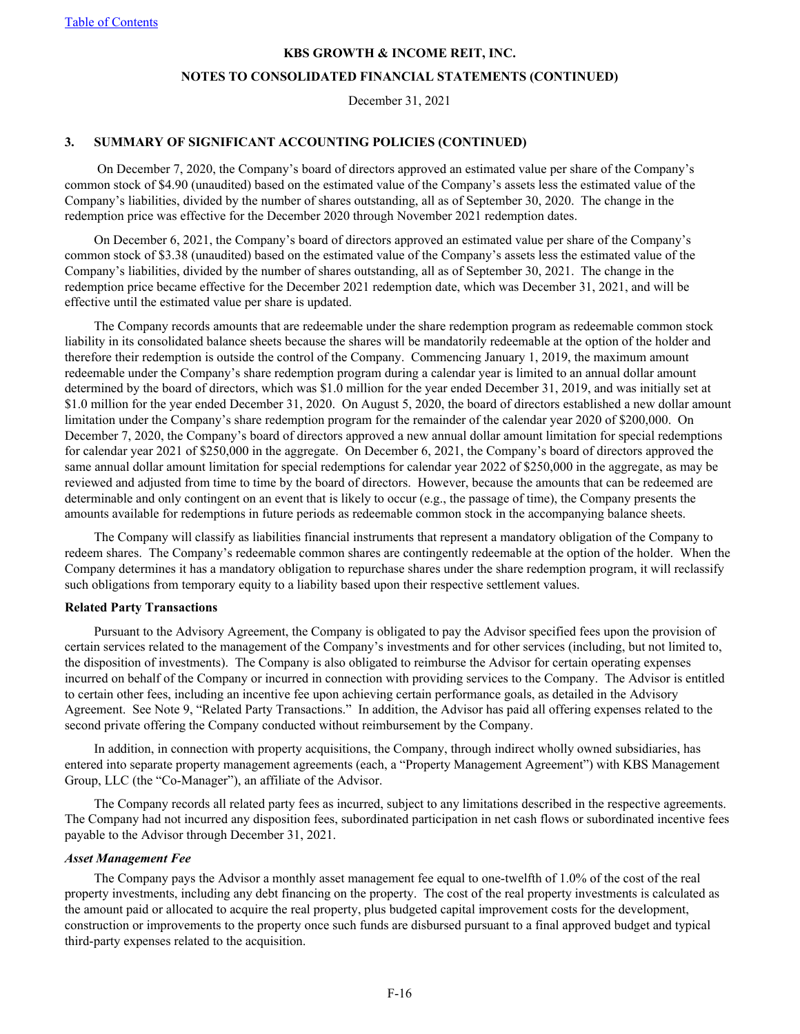KBS GROWTH & INCOME REIT, INC.

NOTES TO CONSOLIDATED FINANCIAL STATEMENTS (CONTINUED)

December 31, 2021

### 3. SUMMARY OF SIGNIFICANT ACCOUNTING POLICIES (CONTINUED)

On December 7, 2020, the Company's board of directors approved an estimated value per share of the Company's common stock of $4.90 (unaudited) based on the estimated value of the Company's assets less the estimated value of the Company's liabilities, divided by the number of shares outstanding, all as of September 30, 2020. The change in the redemption price was effective for the December 2020 through November 2021 redemption dates.

On December 6, 2021, the Company's board of directors approved an estimated value per share of the Company's common stock of $3.38 (unaudited) based on the estimated value of the Company's assets less the estimated value of the Company's liabilities, divided by the number of shares outstanding, all as of September 30, 2021. The change in the redemption price became effective for the December 2021 redemption date, which was December 31, 2021, and will be effective until the estimated value per share is updated.

The Company records amounts that are redeemable under the share redemption program as redeemable common stock liability in its consolidated balance sheets because the shares will be mandatorily redeemable at the option of the holder and therefore their redemption is outside the control of the Company. Commencing January 1, 2019, the maximum amount redeemable under the Company's share redemption program during a calendar year is limited to an annual dollar amount determined by the board of directors, which was $1.0 million for the year ended December 31, 2019, and was initially set at $1.0 million for the year ended December 31, 2020. On August 5, 2020, the board of directors established a new dollar amount limitation under the Company's share redemption program for the remainder of the calendar year 2020 of $200,000. On December 7, 2020, the Company's board of directors approved a new annual dollar amount limitation for special redemptions for calendar year 2021 of $250,000 in the aggregate. On December 6, 2021, the Company's board of directors approved the same annual dollar amount limitation for special redemptions for calendar year 2022 of $250,000 in the aggregate, as may be reviewed and adjusted from time to time by the board of directors. However, because the amounts that can be redeemed are determinable and only contingent on an event that is likely to occur (e.g., the passage of time), the Company presents the amounts available for redemptions in future periods as redeemable common stock in the accompanying balance sheets.

The Company will classify as liabilities financial instruments that represent a mandatory obligation of the Company to redeem shares. The Company's redeemable common shares are contingently redeemable at the option of the holder. When the Company determines it has a mandatory obligation to repurchase shares under the share redemption program, it will reclassify such obligations from temporary equity to a liability based upon their respective settlement values.

**Related Party Transactions**

Pursuant to the Advisory Agreement, the Company is obligated to pay the Advisor specified fees upon the provision of certain services related to the management of the Company's investments and for other services (including, but not limited to, the disposition of investments). The Company is also obligated to reimburse the Advisor for certain operating expenses incurred on behalf of the Company or incurred in connection with providing services to the Company. The Advisor is entitled to certain other fees, including an incentive fee upon achieving certain performance goals, as detailed in the Advisory Agreement. See Note 9, "Related Party Transactions." In addition, the Advisor has paid all offering expenses related to the second private offering the Company conducted without reimbursement by the Company.

In addition, in connection with property acquisitions, the Company, through indirect wholly owned subsidiaries, has entered into separate property management agreements (each, a "Property Management Agreement") with KBS Management Group, LLC (the "Co-Manager"), an affiliate of the Advisor.

The Company records all related party fees as incurred, subject to any limitations described in the respective agreements. The Company had not incurred any disposition fees, subordinated participation in net cash flows or subordinated incentive fees payable to the Advisor through December 31, 2021.

***Asset Management Fee***

The Company pays the Advisor a monthly asset management fee equal to one-twelfth of 1.0% of the cost of the real property investments, including any debt financing on the property. The cost of the real property investments is calculated as the amount paid or allocated to acquire the real property, plus budgeted capital improvement costs for the development, construction or improvements to the property once such funds are disbursed pursuant to a final approved budget and typical third-party expenses related to the acquisition.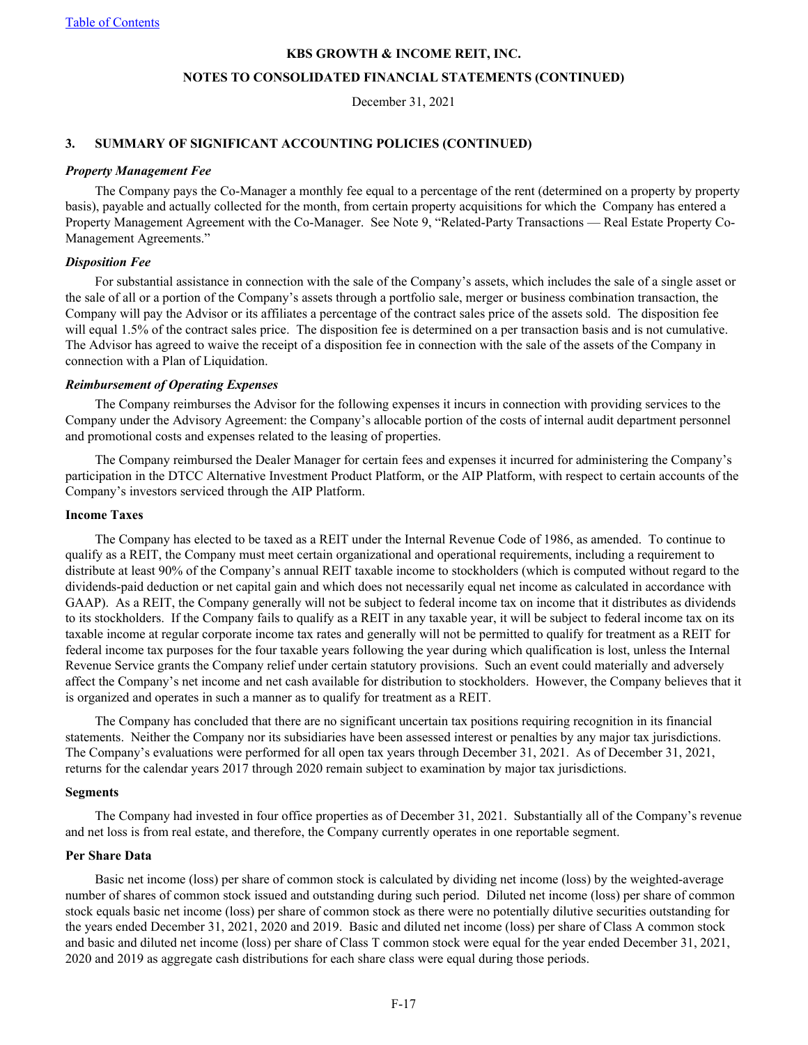KBS GROWTH & INCOME REIT, INC.

NOTES TO CONSOLIDATED FINANCIAL STATEMENTS (CONTINUED)

December 31, 2021

### 3. SUMMARY OF SIGNIFICANT ACCOUNTING POLICIES (CONTINUED)

***Property Management Fee***

The Company pays the Co-Manager a monthly fee equal to a percentage of the rent (determined on a property by property basis), payable and actually collected for the month, from certain property acquisitions for which the Company has entered a Property Management Agreement with the Co-Manager. See Note 9, "Related-Party Transactions — Real Estate Property Co-Management Agreements."

***Disposition Fee***

For substantial assistance in connection with the sale of the Company's assets, which includes the sale of a single asset or the sale of all or a portion of the Company's assets through a portfolio sale, merger or business combination transaction, the Company will pay the Advisor or its affiliates a percentage of the contract sales price of the assets sold. The disposition fee will equal 1.5% of the contract sales price. The disposition fee is determined on a per transaction basis and is not cumulative. The Advisor has agreed to waive the receipt of a disposition fee in connection with the sale of the assets of the Company in connection with a Plan of Liquidation.

***Reimbursement of Operating Expenses***

The Company reimburses the Advisor for the following expenses it incurs in connection with providing services to the Company under the Advisory Agreement: the Company's allocable portion of the costs of internal audit department personnel and promotional costs and expenses related to the leasing of properties.

The Company reimbursed the Dealer Manager for certain fees and expenses it incurred for administering the Company's participation in the DTCC Alternative Investment Product Platform, or the AIP Platform, with respect to certain accounts of the Company's investors serviced through the AIP Platform.

**Income Taxes**

The Company has elected to be taxed as a REIT under the Internal Revenue Code of 1986, as amended. To continue to qualify as a REIT, the Company must meet certain organizational and operational requirements, including a requirement to distribute at least 90% of the Company's annual REIT taxable income to stockholders (which is computed without regard to the dividends-paid deduction or net capital gain and which does not necessarily equal net income as calculated in accordance with GAAP). As a REIT, the Company generally will not be subject to federal income tax on income that it distributes as dividends to its stockholders. If the Company fails to qualify as a REIT in any taxable year, it will be subject to federal income tax on its taxable income at regular corporate income tax rates and generally will not be permitted to qualify for treatment as a REIT for federal income tax purposes for the four taxable years following the year during which qualification is lost, unless the Internal Revenue Service grants the Company relief under certain statutory provisions. Such an event could materially and adversely affect the Company's net income and net cash available for distribution to stockholders. However, the Company believes that it is organized and operates in such a manner as to qualify for treatment as a REIT.

The Company has concluded that there are no significant uncertain tax positions requiring recognition in its financial statements. Neither the Company nor its subsidiaries have been assessed interest or penalties by any major tax jurisdictions. The Company's evaluations were performed for all open tax years through December 31, 2021. As of December 31, 2021, returns for the calendar years 2017 through 2020 remain subject to examination by major tax jurisdictions.

**Segments**

The Company had invested in four office properties as of December 31, 2021. Substantially all of the Company's revenue and net loss is from real estate, and therefore, the Company currently operates in one reportable segment.

**Per Share Data**

Basic net income (loss) per share of common stock is calculated by dividing net income (loss) by the weighted-average number of shares of common stock issued and outstanding during such period. Diluted net income (loss) per share of common stock equals basic net income (loss) per share of common stock as there were no potentially dilutive securities outstanding for the years ended December 31, 2021, 2020 and 2019. Basic and diluted net income (loss) per share of Class A common stock and basic and diluted net income (loss) per share of Class T common stock were equal for the year ended December 31, 2021, 2020 and 2019 as aggregate cash distributions for each share class were equal during those periods.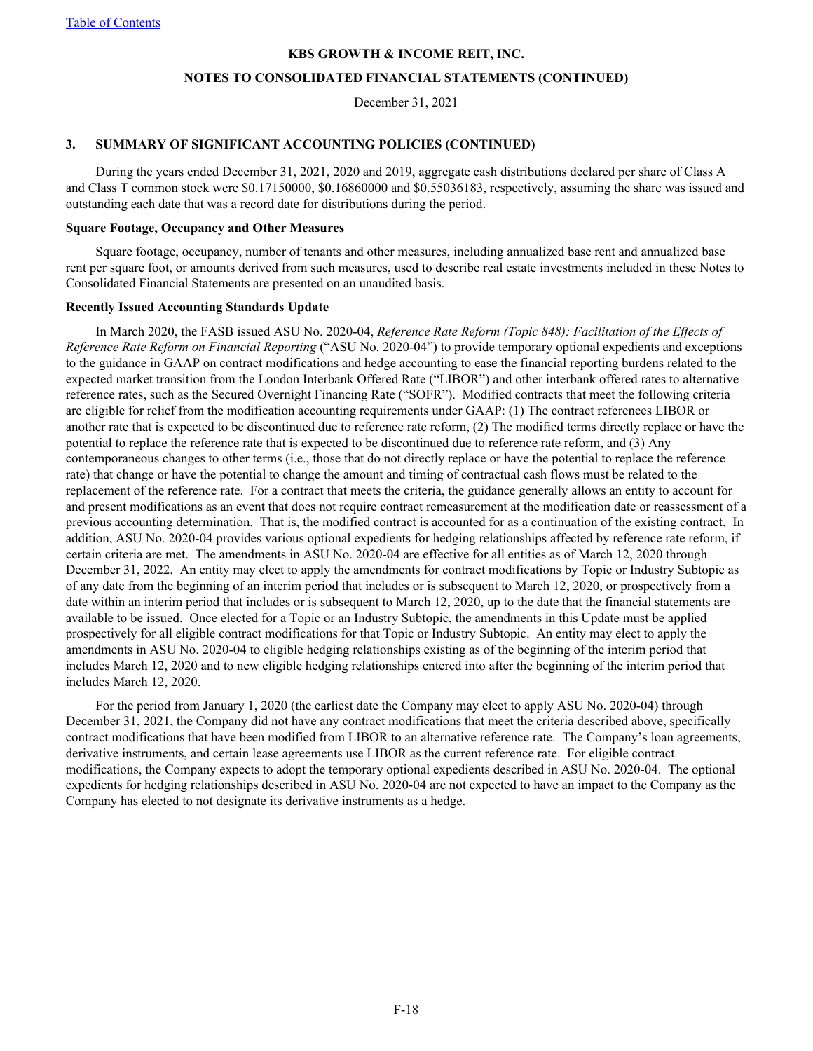**KBS GROWTH & INCOME REIT, INC.**

**NOTES TO CONSOLIDATED FINANCIAL STATEMENTS (CONTINUED)**

December 31, 2021

### 3. SUMMARY OF SIGNIFICANT ACCOUNTING POLICIES (CONTINUED)

During the years ended December 31, 2021, 2020 and 2019, aggregate cash distributions declared per share of Class A and Class T common stock were $0.17150000, $0.16860000 and $0.55036183, respectively, assuming the share was issued and outstanding each date that was a record date for distributions during the period.

**Square Footage, Occupancy and Other Measures**

Square footage, occupancy, number of tenants and other measures, including annualized base rent and annualized base rent per square foot, or amounts derived from such measures, used to describe real estate investments included in these Notes to Consolidated Financial Statements are presented on an unaudited basis.

**Recently Issued Accounting Standards Update**

In March 2020, the FASB issued ASU No. 2020-04, *Reference Rate Reform (Topic 848): Facilitation of the Effects of Reference Rate Reform on Financial Reporting* ("ASU No. 2020-04") to provide temporary optional expedients and exceptions to the guidance in GAAP on contract modifications and hedge accounting to ease the financial reporting burdens related to the expected market transition from the London Interbank Offered Rate ("LIBOR") and other interbank offered rates to alternative reference rates, such as the Secured Overnight Financing Rate ("SOFR"). Modified contracts that meet the following criteria are eligible for relief from the modification accounting requirements under GAAP: (1) The contract references LIBOR or another rate that is expected to be discontinued due to reference rate reform, (2) The modified terms directly replace or have the potential to replace the reference rate that is expected to be discontinued due to reference rate reform, and (3) Any contemporaneous changes to other terms (i.e., those that do not directly replace or have the potential to replace the reference rate) that change or have the potential to change the amount and timing of contractual cash flows must be related to the replacement of the reference rate. For a contract that meets the criteria, the guidance generally allows an entity to account for and present modifications as an event that does not require contract remeasurement at the modification date or reassessment of a previous accounting determination. That is, the modified contract is accounted for as a continuation of the existing contract. In addition, ASU No. 2020-04 provides various optional expedients for hedging relationships affected by reference rate reform, if certain criteria are met. The amendments in ASU No. 2020-04 are effective for all entities as of March 12, 2020 through December 31, 2022. An entity may elect to apply the amendments for contract modifications by Topic or Industry Subtopic as of any date from the beginning of an interim period that includes or is subsequent to March 12, 2020, or prospectively from a date within an interim period that includes or is subsequent to March 12, 2020, up to the date that the financial statements are available to be issued. Once elected for a Topic or an Industry Subtopic, the amendments in this Update must be applied prospectively for all eligible contract modifications for that Topic or Industry Subtopic. An entity may elect to apply the amendments in ASU No. 2020-04 to eligible hedging relationships existing as of the beginning of the interim period that includes March 12, 2020 and to new eligible hedging relationships entered into after the beginning of the interim period that includes March 12, 2020.

For the period from January 1, 2020 (the earliest date the Company may elect to apply ASU No. 2020-04) through December 31, 2021, the Company did not have any contract modifications that meet the criteria described above, specifically contract modifications that have been modified from LIBOR to an alternative reference rate. The Company's loan agreements, derivative instruments, and certain lease agreements use LIBOR as the current reference rate. For eligible contract modifications, the Company expects to adopt the temporary optional expedients described in ASU No. 2020-04. The optional expedients for hedging relationships described in ASU No. 2020-04 are not expected to have an impact to the Company as the Company has elected to not designate its derivative instruments as a hedge.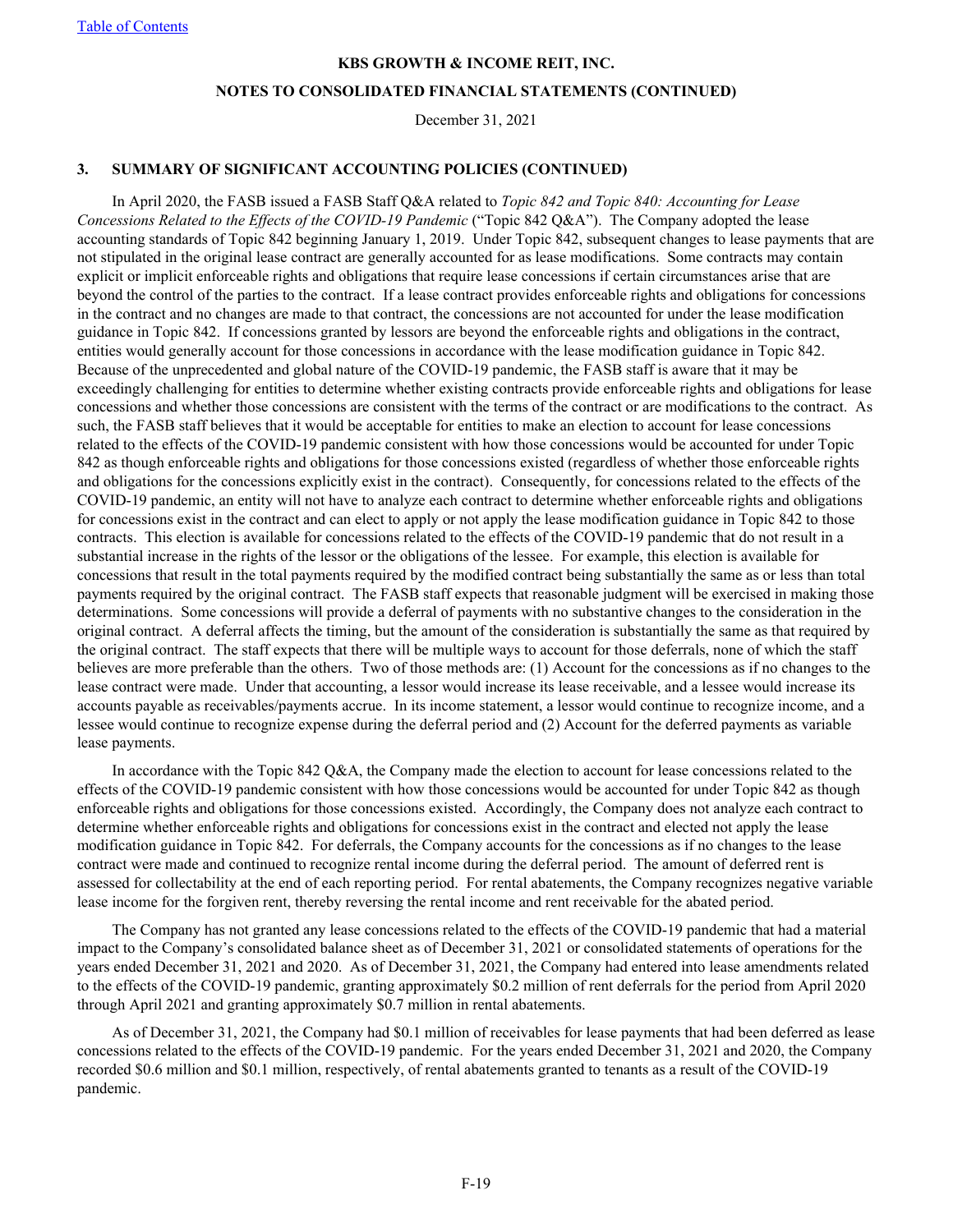KBS GROWTH & INCOME REIT, INC.

NOTES TO CONSOLIDATED FINANCIAL STATEMENTS (CONTINUED)

December 31, 2021

## 3. SUMMARY OF SIGNIFICANT ACCOUNTING POLICIES (CONTINUED)

In April 2020, the FASB issued a FASB Staff Q&A related to *Topic 842 and Topic 840: Accounting for Lease Concessions Related to the Effects of the COVID-19 Pandemic* ("Topic 842 Q&A"). The Company adopted the lease accounting standards of Topic 842 beginning January 1, 2019. Under Topic 842, subsequent changes to lease payments that are not stipulated in the original lease contract are generally accounted for as lease modifications. Some contracts may contain explicit or implicit enforceable rights and obligations that require lease concessions if certain circumstances arise that are beyond the control of the parties to the contract. If a lease contract provides enforceable rights and obligations for concessions in the contract and no changes are made to that contract, the concessions are not accounted for under the lease modification guidance in Topic 842. If concessions granted by lessors are beyond the enforceable rights and obligations in the contract, entities would generally account for those concessions in accordance with the lease modification guidance in Topic 842. Because of the unprecedented and global nature of the COVID-19 pandemic, the FASB staff is aware that it may be exceedingly challenging for entities to determine whether existing contracts provide enforceable rights and obligations for lease concessions and whether those concessions are consistent with the terms of the contract or are modifications to the contract. As such, the FASB staff believes that it would be acceptable for entities to make an election to account for lease concessions related to the effects of the COVID-19 pandemic consistent with how those concessions would be accounted for under Topic 842 as though enforceable rights and obligations for those concessions existed (regardless of whether those enforceable rights and obligations for the concessions explicitly exist in the contract). Consequently, for concessions related to the effects of the COVID-19 pandemic, an entity will not have to analyze each contract to determine whether enforceable rights and obligations for concessions exist in the contract and can elect to apply or not apply the lease modification guidance in Topic 842 to those contracts. This election is available for concessions related to the effects of the COVID-19 pandemic that do not result in a substantial increase in the rights of the lessor or the obligations of the lessee. For example, this election is available for concessions that result in the total payments required by the modified contract being substantially the same as or less than total payments required by the original contract. The FASB staff expects that reasonable judgment will be exercised in making those determinations. Some concessions will provide a deferral of payments with no substantive changes to the consideration in the original contract. A deferral affects the timing, but the amount of the consideration is substantially the same as that required by the original contract. The staff expects that there will be multiple ways to account for those deferrals, none of which the staff believes are more preferable than the others. Two of those methods are: (1) Account for the concessions as if no changes to the lease contract were made. Under that accounting, a lessor would increase its lease receivable, and a lessee would increase its accounts payable as receivables/payments accrue. In its income statement, a lessor would continue to recognize income, and a lessee would continue to recognize expense during the deferral period and (2) Account for the deferred payments as variable lease payments.

In accordance with the Topic 842 Q&A, the Company made the election to account for lease concessions related to the effects of the COVID-19 pandemic consistent with how those concessions would be accounted for under Topic 842 as though enforceable rights and obligations for those concessions existed. Accordingly, the Company does not analyze each contract to determine whether enforceable rights and obligations for concessions exist in the contract and elected not apply the lease modification guidance in Topic 842. For deferrals, the Company accounts for the concessions as if no changes to the lease contract were made and continued to recognize rental income during the deferral period. The amount of deferred rent is assessed for collectability at the end of each reporting period. For rental abatements, the Company recognizes negative variable lease income for the forgiven rent, thereby reversing the rental income and rent receivable for the abated period.

The Company has not granted any lease concessions related to the effects of the COVID-19 pandemic that had a material impact to the Company's consolidated balance sheet as of December 31, 2021 or consolidated statements of operations for the years ended December 31, 2021 and 2020. As of December 31, 2021, the Company had entered into lease amendments related to the effects of the COVID-19 pandemic, granting approximately \$0.2 million of rent deferrals for the period from April 2020 through April 2021 and granting approximately \$0.7 million in rental abatements.

As of December 31, 2021, the Company had \$0.1 million of receivables for lease payments that had been deferred as lease concessions related to the effects of the COVID-19 pandemic. For the years ended December 31, 2021 and 2020, the Company recorded \$0.6 million and \$0.1 million, respectively, of rental abatements granted to tenants as a result of the COVID-19 pandemic.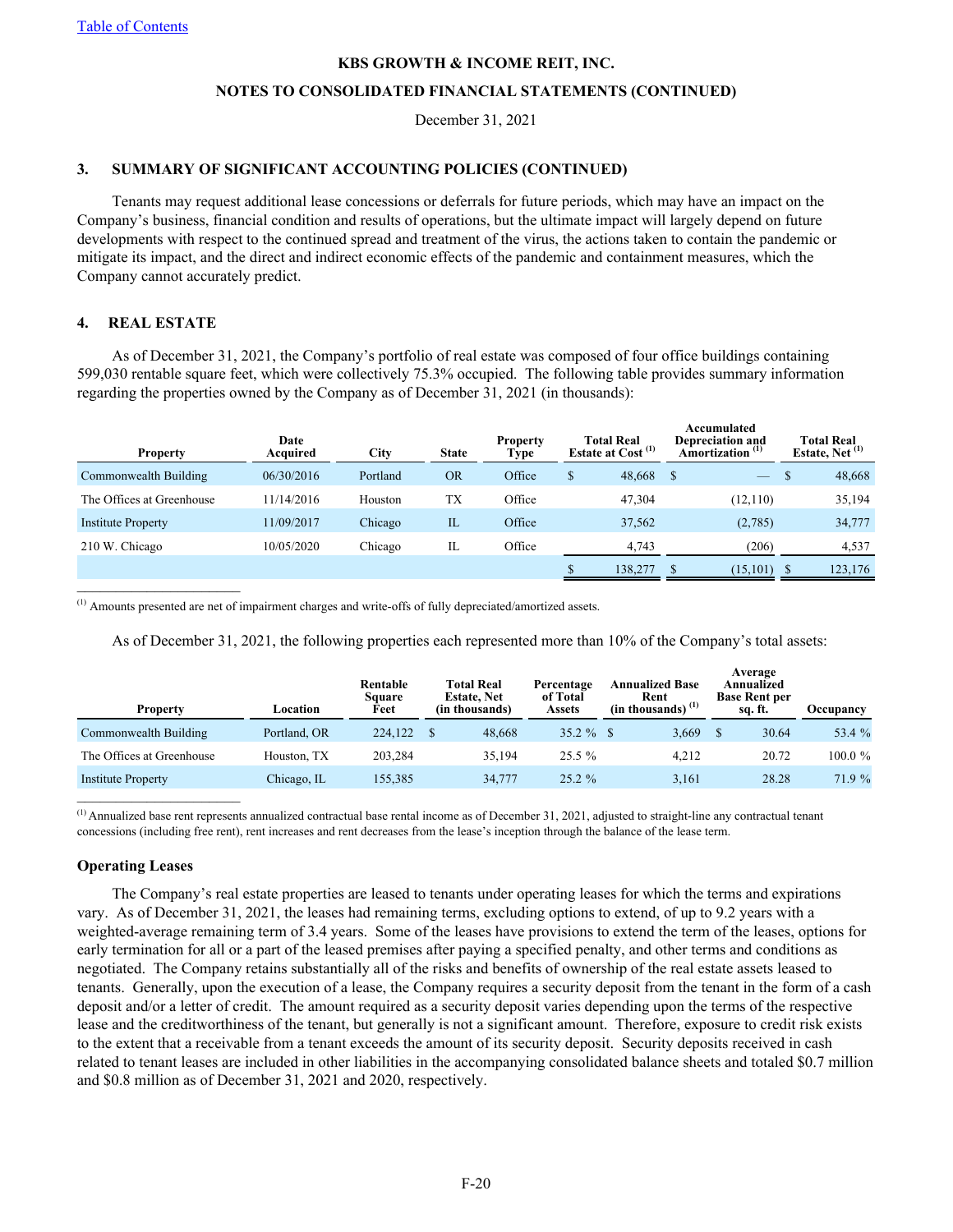[Table of Contents](#)

**KBS GROWTH & INCOME REIT, INC.**

**NOTES TO CONSOLIDATED FINANCIAL STATEMENTS (CONTINUED)**

December 31, 2021

### 3. SUMMARY OF SIGNIFICANT ACCOUNTING POLICIES (CONTINUED)

Tenants may request additional lease concessions or deferrals for future periods, which may have an impact on the Company's business, financial condition and results of operations, but the ultimate impact will largely depend on future developments with respect to the continued spread and treatment of the virus, the actions taken to contain the pandemic or mitigate its impact, and the direct and indirect economic effects of the pandemic and containment measures, which the Company cannot accurately predict.

### 4. REAL ESTATE

As of December 31, 2021, the Company's portfolio of real estate was composed of four office buildings containing 599,030 rentable square feet, which were collectively 75.3% occupied. The following table provides summary information regarding the properties owned by the Company as of December 31, 2021 (in thousands):

| Property | Date Acquired | City | State | Property Type | Total Real Estate at Cost [(1)] | Accumulated Depreciation and Amortization [(1)] | Total Real Estate, Net [(1)] |
|---|---|---|---|---|---|---|---|
| Commonwealth Building | 06/30/2016 | Portland | OR | Office | $ 48,668 | $ — | $ 48,668 |
| The Offices at Greenhouse | 11/14/2016 | Houston | TX | Office | 47,304 | (12,110) | 35,194 |
| Institute Property | 11/09/2017 | Chicago | IL | Office | 37,562 | (2,785) | 34,777 |
| 210 W. Chicago | 10/05/2020 | Chicago | IL | Office | 4,743 | (206) | 4,537 |
| | | | | | $ 138,277 | $ (15,101) | $ 123,176 |

[(1)] Amounts presented are net of impairment charges and write-offs of fully depreciated/amortized assets.

As of December 31, 2021, the following properties each represented more than 10% of the Company's total assets:

| Property | Location | Rentable Square Feet | Total Real Estate, Net (in thousands) | Percentage of Total Assets | Annualized Base Rent (in thousands) [(1)] | Average Annualized Base Rent per sq. ft. | Occupancy |
|---|---|---|---|---|---|---|---|
| Commonwealth Building | Portland, OR | 224,122 | $ 48,668 | 35.2 % | $ 3,669 | $ 30.64 | 53.4 % |
| The Offices at Greenhouse | Houston, TX | 203,284 | 35,194 | 25.5 % | 4,212 | 20.72 | 100.0 % |
| Institute Property | Chicago, IL | 155,385 | 34,777 | 25.2 % | 3,161 | 28.28 | 71.9 % |

[(1)] Annualized base rent represents annualized contractual base rental income as of December 31, 2021, adjusted to straight-line any contractual tenant concessions (including free rent), rent increases and rent decreases from the lease's inception through the balance of the lease term.

**Operating Leases**

The Company's real estate properties are leased to tenants under operating leases for which the terms and expirations vary. As of December 31, 2021, the leases had remaining terms, excluding options to extend, of up to 9.2 years with a weighted-average remaining term of 3.4 years. Some of the leases have provisions to extend the term of the leases, options for early termination for all or a part of the leased premises after paying a specified penalty, and other terms and conditions as negotiated. The Company retains substantially all of the risks and benefits of ownership of the real estate assets leased to tenants. Generally, upon the execution of a lease, the Company requires a security deposit from the tenant in the form of a cash deposit and/or a letter of credit. The amount required as a security deposit varies depending upon the terms of the respective lease and the creditworthiness of the tenant, but generally is not a significant amount. Therefore, exposure to credit risk exists to the extent that a receivable from a tenant exceeds the amount of its security deposit. Security deposits received in cash related to tenant leases are included in other liabilities in the accompanying consolidated balance sheets and totaled $0.7 million and $0.8 million as of December 31, 2021 and 2020, respectively.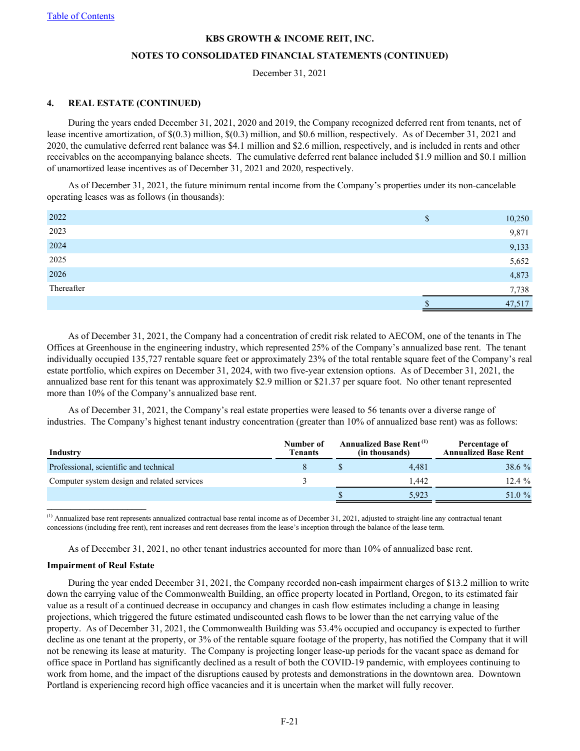KBS GROWTH & INCOME REIT, INC.

NOTES TO CONSOLIDATED FINANCIAL STATEMENTS (CONTINUED)

December 31, 2021

**4. REAL ESTATE (CONTINUED)**

During the years ended December 31, 2021, 2020 and 2019, the Company recognized deferred rent from tenants, net of lease incentive amortization, of $(0.3) million, $(0.3) million, and $0.6 million, respectively. As of December 31, 2021 and 2020, the cumulative deferred rent balance was $4.1 million and $2.6 million, respectively, and is included in rents and other receivables on the accompanying balance sheets. The cumulative deferred rent balance included $1.9 million and $0.1 million of unamortized lease incentives as of December 31, 2021 and 2020, respectively.

As of December 31, 2021, the future minimum rental income from the Company's properties under its non-cancelable operating leases was as follows (in thousands):

| | | |
|---|---|---|
| 2022 | $ | 10,250 |
| 2023 | | 9,871 |
| 2024 | | 9,133 |
| 2025 | | 5,652 |
| 2026 | | 4,873 |
| Thereafter | | 7,738 |
| | $ | 47,517 |

As of December 31, 2021, the Company had a concentration of credit risk related to AECOM, one of the tenants in The Offices at Greenhouse in the engineering industry, which represented 25% of the Company's annualized base rent. The tenant individually occupied 135,727 rentable square feet or approximately 23% of the total rentable square feet of the Company's real estate portfolio, which expires on December 31, 2024, with two five-year extension options. As of December 31, 2021, the annualized base rent for this tenant was approximately $2.9 million or $21.37 per square foot. No other tenant represented more than 10% of the Company's annualized base rent.

As of December 31, 2021, the Company's real estate properties were leased to 56 tenants over a diverse range of industries. The Company's highest tenant industry concentration (greater than 10% of annualized base rent) was as follows:

| Industry | Number of Tenants | | Annualized Base Rent [1] (in thousands) | Percentage of Annualized Base Rent |
|---|---|---|---|---|
| Professional, scientific and technical | 8 | $ | 4,481 | 38.6 % |
| Computer system design and related services | 3 | | 1,442 | 12.4 % |
| | | $ | 5,923 | 51.0 % |

[1] Annualized base rent represents annualized contractual base rental income as of December 31, 2021, adjusted to straight-line any contractual tenant concessions (including free rent), rent increases and rent decreases from the lease's inception through the balance of the lease term.

As of December 31, 2021, no other tenant industries accounted for more than 10% of annualized base rent.

**Impairment of Real Estate**

During the year ended December 31, 2021, the Company recorded non-cash impairment charges of $13.2 million to write down the carrying value of the Commonwealth Building, an office property located in Portland, Oregon, to its estimated fair value as a result of a continued decrease in occupancy and changes in cash flow estimates including a change in leasing projections, which triggered the future estimated undiscounted cash flows to be lower than the net carrying value of the property. As of December 31, 2021, the Commonwealth Building was 53.4% occupied and occupancy is expected to further decline as one tenant at the property, or 3% of the rentable square footage of the property, has notified the Company that it will not be renewing its lease at maturity. The Company is projecting longer lease-up periods for the vacant space as demand for office space in Portland has significantly declined as a result of both the COVID-19 pandemic, with employees continuing to work from home, and the impact of the disruptions caused by protests and demonstrations in the downtown area. Downtown Portland is experiencing record high office vacancies and it is uncertain when the market will fully recover.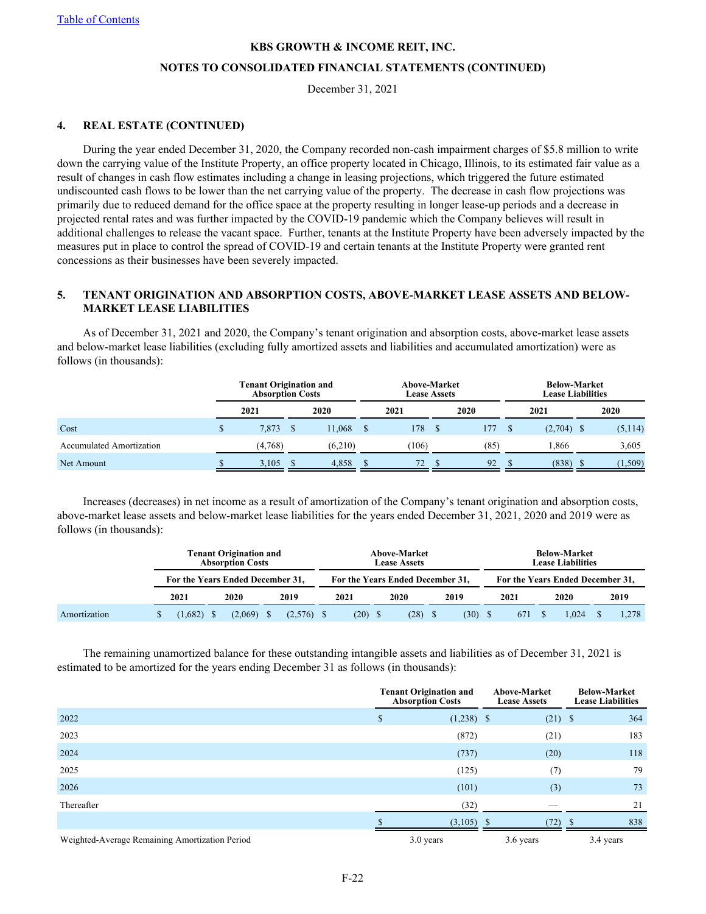## 4. REAL ESTATE (CONTINUED)

During the year ended December 31, 2020, the Company recorded non-cash impairment charges of $5.8 million to write down the carrying value of the Institute Property, an office property located in Chicago, Illinois, to its estimated fair value as a result of changes in cash flow estimates including a change in leasing projections, which triggered the future estimated undiscounted cash flows to be lower than the net carrying value of the property. The decrease in cash flow projections was primarily due to reduced demand for the office space at the property resulting in longer lease-up periods and a decrease in projected rental rates and was further impacted by the COVID-19 pandemic which the Company believes will result in additional challenges to release the vacant space. Further, tenants at the Institute Property have been adversely impacted by the measures put in place to control the spread of COVID-19 and certain tenants at the Institute Property were granted rent concessions as their businesses have been severely impacted.

## 5. TENANT ORIGINATION AND ABSORPTION COSTS, ABOVE-MARKET LEASE ASSETS AND BELOW-MARKET LEASE LIABILITIES

As of December 31, 2021 and 2020, the Company's tenant origination and absorption costs, above-market lease assets and below-market lease liabilities (excluding fully amortized assets and liabilities and accumulated amortization) were as follows (in thousands):

| | Tenant Origination and Absorption Costs | | Above-Market Lease Assets | | Below-Market Lease Liabilities | |
|---|---|---|---|---|---|---|
| | 2021 | 2020 | 2021 | 2020 | 2021 | 2020 |
| Cost | $ 7,873 | $ 11,068 | $ 178 | $ 177 | $ (2,704) | $ (5,114) |
| Accumulated Amortization | (4,768) | (6,210) | (106) | (85) | 1,866 | 3,605 |
| Net Amount | $ 3,105 | $ 4,858 | $ 72 | $ 92 | $ (838) | $ (1,509) |

Increases (decreases) in net income as a result of amortization of the Company's tenant origination and absorption costs, above-market lease assets and below-market lease liabilities for the years ended December 31, 2021, 2020 and 2019 were as follows (in thousands):

| | Tenant Origination and Absorption Costs | | | Above-Market Lease Assets | | | Below-Market Lease Liabilities | | |
|---|---|---|---|---|---|---|---|---|---|
| | For the Years Ended December 31, | | | For the Years Ended December 31, | | | For the Years Ended December 31, | | |
| | 2021 | 2020 | 2019 | 2021 | 2020 | 2019 | 2021 | 2020 | 2019 |
| Amortization | $ (1,682) | $ (2,069) | $ (2,576) | $ (20) | $ (28) | $ (30) | $ 671 | $ 1,024 | $ 1,278 |

The remaining unamortized balance for these outstanding intangible assets and liabilities as of December 31, 2021 is estimated to be amortized for the years ending December 31 as follows (in thousands):

| | Tenant Origination and Absorption Costs | Above-Market Lease Assets | Below-Market Lease Liabilities |
|---|---|---|---|
| 2022 | $ (1,238) | $ (21) | $ 364 |
| 2023 | (872) | (21) | 183 |
| 2024 | (737) | (20) | 118 |
| 2025 | (125) | (7) | 79 |
| 2026 | (101) | (3) | 73 |
| Thereafter | (32) | — | 21 |
| | $ (3,105) | $ (72) | $ 838 |
| Weighted-Average Remaining Amortization Period | 3.0 years | 3.6 years | 3.4 years |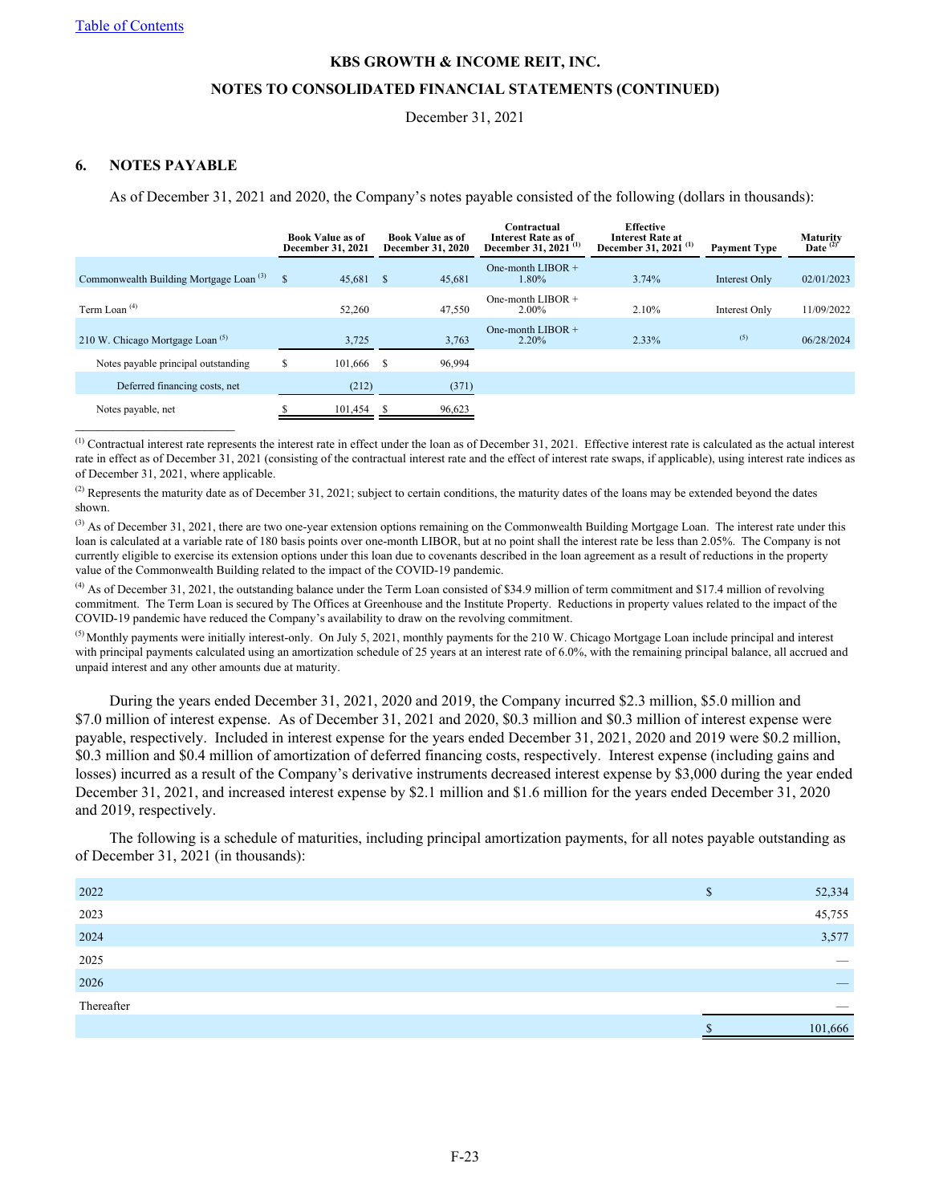KBS GROWTH & INCOME REIT, INC.

NOTES TO CONSOLIDATED FINANCIAL STATEMENTS (CONTINUED)

December 31, 2021

## 6. NOTES PAYABLE

As of December 31, 2021 and 2020, the Company's notes payable consisted of the following (dollars in thousands):

| | Book Value as of December 31, 2021 | Book Value as of December 31, 2020 | Contractual Interest Rate as of December 31, 2021 [(1)] | Effective Interest Rate at December 31, 2021 [(1)] | Payment Type | Maturity Date [(2)] |
|---|---|---|---|---|---|---|
| Commonwealth Building Mortgage Loan [(3)] | $ 45,681 | $ 45,681 | One-month LIBOR + 1.80% | 3.74% | Interest Only | 02/01/2023 |
| Term Loan [(4)] | 52,260 | 47,550 | One-month LIBOR + 2.00% | 2.10% | Interest Only | 11/09/2022 |
| 210 W. Chicago Mortgage Loan [(5)] | 3,725 | 3,763 | One-month LIBOR + 2.20% | 2.33% | [(5)] | 06/28/2024 |
| Notes payable principal outstanding | $ 101,666 | $ 96,994 | | | | |
| Deferred financing costs, net | (212) | (371) | | | | |
| Notes payable, net | $ 101,454 | $ 96,623 | | | | |

[(1)] Contractual interest rate represents the interest rate in effect under the loan as of December 31, 2021. Effective interest rate is calculated as the actual interest rate in effect as of December 31, 2021 (consisting of the contractual interest rate and the effect of interest rate swaps, if applicable), using interest rate indices as of December 31, 2021, where applicable.

[(2)] Represents the maturity date as of December 31, 2021; subject to certain conditions, the maturity dates of the loans may be extended beyond the dates shown.

[(3)] As of December 31, 2021, there are two one-year extension options remaining on the Commonwealth Building Mortgage Loan. The interest rate under this loan is calculated at a variable rate of 180 basis points over one-month LIBOR, but at no point shall the interest rate be less than 2.05%. The Company is not currently eligible to exercise its extension options under this loan due to covenants described in the loan agreement as a result of reductions in the property value of the Commonwealth Building related to the impact of the COVID-19 pandemic.

[(4)] As of December 31, 2021, the outstanding balance under the Term Loan consisted of $34.9 million of term commitment and $17.4 million of revolving commitment. The Term Loan is secured by The Offices at Greenhouse and the Institute Property. Reductions in property values related to the impact of the COVID-19 pandemic have reduced the Company's availability to draw on the revolving commitment.

[(5)] Monthly payments were initially interest-only. On July 5, 2021, monthly payments for the 210 W. Chicago Mortgage Loan include principal and interest with principal payments calculated using an amortization schedule of 25 years at an interest rate of 6.0%, with the remaining principal balance, all accrued and unpaid interest and any other amounts due at maturity.

During the years ended December 31, 2021, 2020 and 2019, the Company incurred $2.3 million, $5.0 million and $7.0 million of interest expense. As of December 31, 2021 and 2020, $0.3 million and $0.3 million of interest expense were payable, respectively. Included in interest expense for the years ended December 31, 2021, 2020 and 2019 were $0.2 million, $0.3 million and $0.4 million of amortization of deferred financing costs, respectively. Interest expense (including gains and losses) incurred as a result of the Company's derivative instruments decreased interest expense by $3,000 during the year ended December 31, 2021, and increased interest expense by $2.1 million and $1.6 million for the years ended December 31, 2020 and 2019, respectively.

The following is a schedule of maturities, including principal amortization payments, for all notes payable outstanding as of December 31, 2021 (in thousands):

| | |
|---|---|
| 2022 | $ 52,334 |
| 2023 | 45,755 |
| 2024 | 3,577 |
| 2025 | — |
| 2026 | — |
| Thereafter | — |
| | $ 101,666 |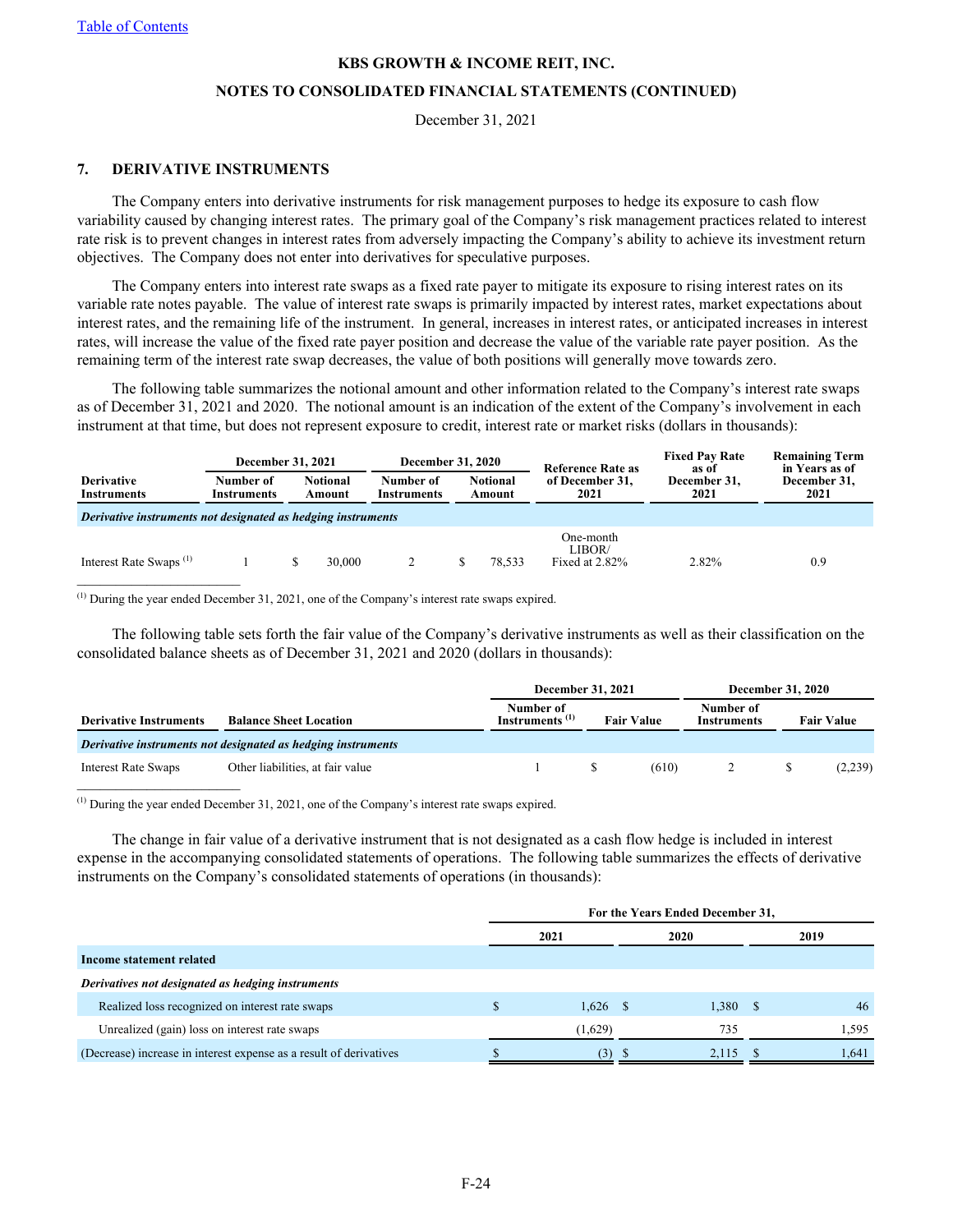# KBS GROWTH & INCOME REIT, INC.

## NOTES TO CONSOLIDATED FINANCIAL STATEMENTS (CONTINUED)

December 31, 2021

### 7. DERIVATIVE INSTRUMENTS

The Company enters into derivative instruments for risk management purposes to hedge its exposure to cash flow variability caused by changing interest rates. The primary goal of the Company's risk management practices related to interest rate risk is to prevent changes in interest rates from adversely impacting the Company's ability to achieve its investment return objectives. The Company does not enter into derivatives for speculative purposes.

The Company enters into interest rate swaps as a fixed rate payer to mitigate its exposure to rising interest rates on its variable rate notes payable. The value of interest rate swaps is primarily impacted by interest rates, market expectations about interest rates, and the remaining life of the instrument. In general, increases in interest rates, or anticipated increases in interest rates, will increase the value of the fixed rate payer position and decrease the value of the variable rate payer position. As the remaining term of the interest rate swap decreases, the value of both positions will generally move towards zero.

The following table summarizes the notional amount and other information related to the Company's interest rate swaps as of December 31, 2021 and 2020. The notional amount is an indication of the extent of the Company's involvement in each instrument at that time, but does not represent exposure to credit, interest rate or market risks (dollars in thousands):

| | December 31, 2021 | | December 31, 2020 | | | | |
|---|---|---|---|---|---|---|---|
| Derivative Instruments | Number of Instruments | Notional Amount | Number of Instruments | Notional Amount | Reference Rate as of December 31, 2021 | Fixed Pay Rate as of December 31, 2021 | Remaining Term in Years as of December 31, 2021 |
| *Derivative instruments not designated as hedging instruments* | | | | | | | |
| Interest Rate Swaps [1] | 1 | $ 30,000 | 2 | $ 78,533 | One-month LIBOR/ Fixed at 2.82% | 2.82% | 0.9 |

[1] During the year ended December 31, 2021, one of the Company's interest rate swaps expired.

The following table sets forth the fair value of the Company's derivative instruments as well as their classification on the consolidated balance sheets as of December 31, 2021 and 2020 (dollars in thousands):

| | | December 31, 2021 | | December 31, 2020 | |
|---|---|---|---|---|---|
| Derivative Instruments | Balance Sheet Location | Number of Instruments [1] | Fair Value | Number of Instruments | Fair Value |
| *Derivative instruments not designated as hedging instruments* | | | | | |
| Interest Rate Swaps | Other liabilities, at fair value | 1 | $ (610) | 2 | $ (2,239) |

[1] During the year ended December 31, 2021, one of the Company's interest rate swaps expired.

The change in fair value of a derivative instrument that is not designated as a cash flow hedge is included in interest expense in the accompanying consolidated statements of operations. The following table summarizes the effects of derivative instruments on the Company's consolidated statements of operations (in thousands):

| | For the Years Ended December 31, | | |
|---|---|---|---|
| | 2021 | 2020 | 2019 |
| **Income statement related** | | | |
| *Derivatives not designated as hedging instruments* | | | |
| Realized loss recognized on interest rate swaps | $ 1,626 | $ 1,380 | $ 46 |
| Unrealized (gain) loss on interest rate swaps | (1,629) | 735 | 1,595 |
| (Decrease) increase in interest expense as a result of derivatives | $ (3) | $ 2,115 | $ 1,641 |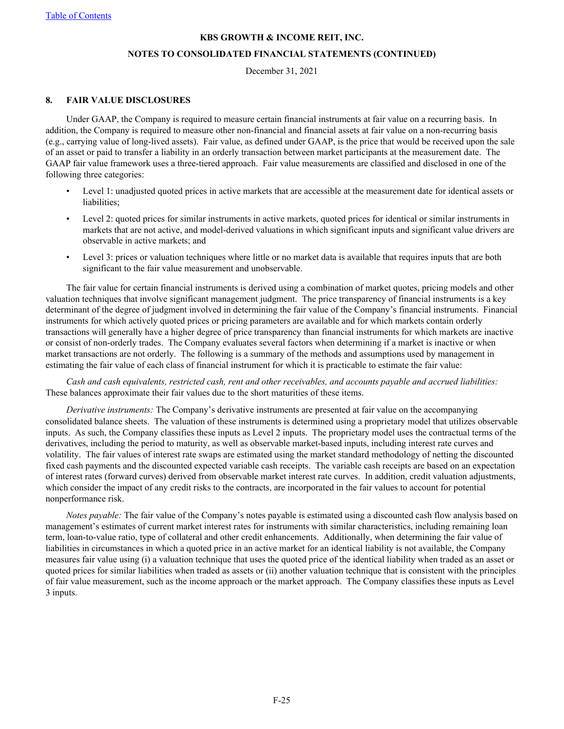KBS GROWTH & INCOME REIT, INC.

NOTES TO CONSOLIDATED FINANCIAL STATEMENTS (CONTINUED)

December 31, 2021

## 8. FAIR VALUE DISCLOSURES

Under GAAP, the Company is required to measure certain financial instruments at fair value on a recurring basis. In addition, the Company is required to measure other non-financial and financial assets at fair value on a non-recurring basis (e.g., carrying value of long-lived assets). Fair value, as defined under GAAP, is the price that would be received upon the sale of an asset or paid to transfer a liability in an orderly transaction between market participants at the measurement date. The GAAP fair value framework uses a three-tiered approach. Fair value measurements are classified and disclosed in one of the following three categories:

- Level 1: unadjusted quoted prices in active markets that are accessible at the measurement date for identical assets or liabilities;
- Level 2: quoted prices for similar instruments in active markets, quoted prices for identical or similar instruments in markets that are not active, and model-derived valuations in which significant inputs and significant value drivers are observable in active markets; and
- Level 3: prices or valuation techniques where little or no market data is available that requires inputs that are both significant to the fair value measurement and unobservable.

The fair value for certain financial instruments is derived using a combination of market quotes, pricing models and other valuation techniques that involve significant management judgment. The price transparency of financial instruments is a key determinant of the degree of judgment involved in determining the fair value of the Company's financial instruments. Financial instruments for which actively quoted prices or pricing parameters are available and for which markets contain orderly transactions will generally have a higher degree of price transparency than financial instruments for which markets are inactive or consist of non-orderly trades. The Company evaluates several factors when determining if a market is inactive or when market transactions are not orderly. The following is a summary of the methods and assumptions used by management in estimating the fair value of each class of financial instrument for which it is practicable to estimate the fair value:

*Cash and cash equivalents, restricted cash, rent and other receivables, and accounts payable and accrued liabilities:* These balances approximate their fair values due to the short maturities of these items.

*Derivative instruments:* The Company's derivative instruments are presented at fair value on the accompanying consolidated balance sheets. The valuation of these instruments is determined using a proprietary model that utilizes observable inputs. As such, the Company classifies these inputs as Level 2 inputs. The proprietary model uses the contractual terms of the derivatives, including the period to maturity, as well as observable market-based inputs, including interest rate curves and volatility. The fair values of interest rate swaps are estimated using the market standard methodology of netting the discounted fixed cash payments and the discounted expected variable cash receipts. The variable cash receipts are based on an expectation of interest rates (forward curves) derived from observable market interest rate curves. In addition, credit valuation adjustments, which consider the impact of any credit risks to the contracts, are incorporated in the fair values to account for potential nonperformance risk.

*Notes payable:* The fair value of the Company's notes payable is estimated using a discounted cash flow analysis based on management's estimates of current market interest rates for instruments with similar characteristics, including remaining loan term, loan-to-value ratio, type of collateral and other credit enhancements. Additionally, when determining the fair value of liabilities in circumstances in which a quoted price in an active market for an identical liability is not available, the Company measures fair value using (i) a valuation technique that uses the quoted price of the identical liability when traded as an asset or quoted prices for similar liabilities when traded as assets or (ii) another valuation technique that is consistent with the principles of fair value measurement, such as the income approach or the market approach. The Company classifies these inputs as Level 3 inputs.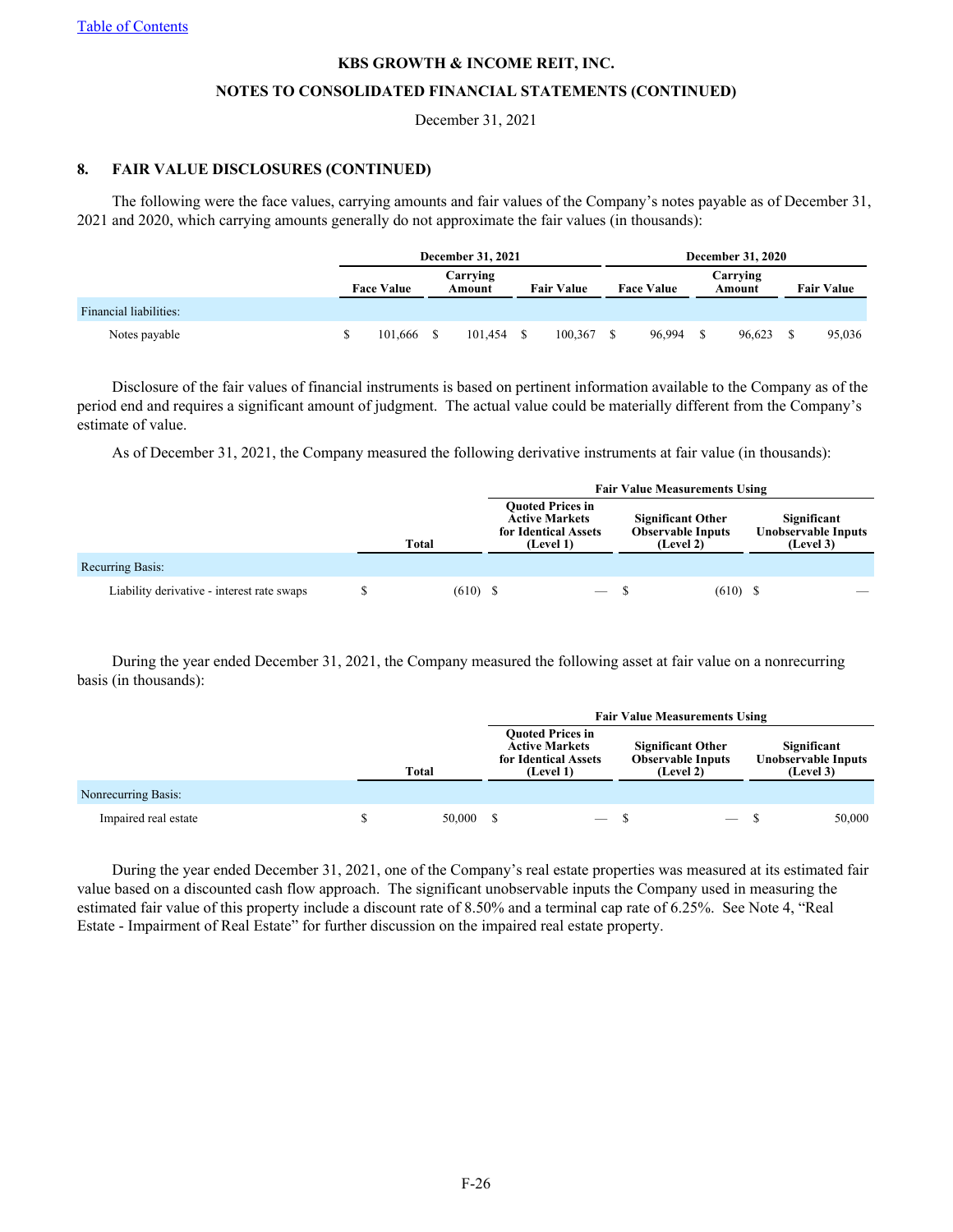KBS GROWTH & INCOME REIT, INC.

NOTES TO CONSOLIDATED FINANCIAL STATEMENTS (CONTINUED)

December 31, 2021

## 8. FAIR VALUE DISCLOSURES (CONTINUED)

The following were the face values, carrying amounts and fair values of the Company's notes payable as of December 31, 2021 and 2020, which carrying amounts generally do not approximate the fair values (in thousands):

| | December 31, 2021 | | | December 31, 2020 | | |
|---|---|---|---|---|---|---|
| | Face Value | Carrying Amount | Fair Value | Face Value | Carrying Amount | Fair Value |
| Financial liabilities: | | | | | | |
| Notes payable | $ 101,666 | $ 101,454 | $ 100,367 | $ 96,994 | $ 96,623 | $ 95,036 |

Disclosure of the fair values of financial instruments is based on pertinent information available to the Company as of the period end and requires a significant amount of judgment. The actual value could be materially different from the Company's estimate of value.

As of December 31, 2021, the Company measured the following derivative instruments at fair value (in thousands):

| | | Fair Value Measurements Using | | |
|---|---|---|---|---|
| | Total | Quoted Prices in Active Markets for Identical Assets (Level 1) | Significant Other Observable Inputs (Level 2) | Significant Unobservable Inputs (Level 3) |
| Recurring Basis: | | | | |
| Liability derivative - interest rate swaps | $ (610) | $ — | $ (610) | $ — |

During the year ended December 31, 2021, the Company measured the following asset at fair value on a nonrecurring basis (in thousands):

| | | Fair Value Measurements Using | | |
|---|---|---|---|---|
| | Total | Quoted Prices in Active Markets for Identical Assets (Level 1) | Significant Other Observable Inputs (Level 2) | Significant Unobservable Inputs (Level 3) |
| Nonrecurring Basis: | | | | |
| Impaired real estate | $ 50,000 | $ — | $ — | $ 50,000 |

During the year ended December 31, 2021, one of the Company's real estate properties was measured at its estimated fair value based on a discounted cash flow approach. The significant unobservable inputs the Company used in measuring the estimated fair value of this property include a discount rate of 8.50% and a terminal cap rate of 6.25%. See Note 4, "Real Estate - Impairment of Real Estate" for further discussion on the impaired real estate property.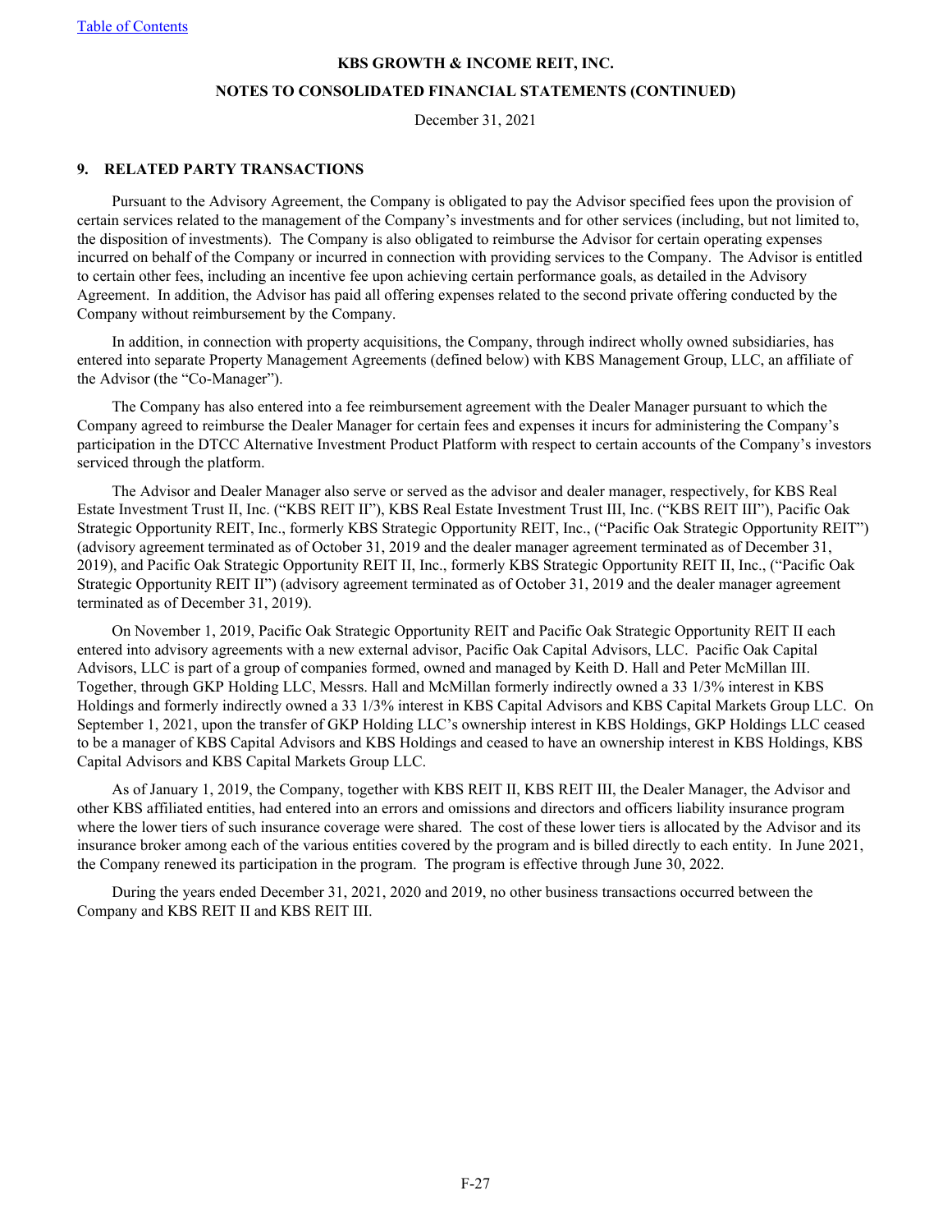## 9. RELATED PARTY TRANSACTIONS

Pursuant to the Advisory Agreement, the Company is obligated to pay the Advisor specified fees upon the provision of certain services related to the management of the Company's investments and for other services (including, but not limited to, the disposition of investments). The Company is also obligated to reimburse the Advisor for certain operating expenses incurred on behalf of the Company or incurred in connection with providing services to the Company. The Advisor is entitled to certain other fees, including an incentive fee upon achieving certain performance goals, as detailed in the Advisory Agreement. In addition, the Advisor has paid all offering expenses related to the second private offering conducted by the Company without reimbursement by the Company.

In addition, in connection with property acquisitions, the Company, through indirect wholly owned subsidiaries, has entered into separate Property Management Agreements (defined below) with KBS Management Group, LLC, an affiliate of the Advisor (the "Co-Manager").

The Company has also entered into a fee reimbursement agreement with the Dealer Manager pursuant to which the Company agreed to reimburse the Dealer Manager for certain fees and expenses it incurs for administering the Company's participation in the DTCC Alternative Investment Product Platform with respect to certain accounts of the Company's investors serviced through the platform.

The Advisor and Dealer Manager also serve or served as the advisor and dealer manager, respectively, for KBS Real Estate Investment Trust II, Inc. ("KBS REIT II"), KBS Real Estate Investment Trust III, Inc. ("KBS REIT III"), Pacific Oak Strategic Opportunity REIT, Inc., formerly KBS Strategic Opportunity REIT, Inc., ("Pacific Oak Strategic Opportunity REIT") (advisory agreement terminated as of October 31, 2019 and the dealer manager agreement terminated as of December 31, 2019), and Pacific Oak Strategic Opportunity REIT II, Inc., formerly KBS Strategic Opportunity REIT II, Inc., ("Pacific Oak Strategic Opportunity REIT II") (advisory agreement terminated as of October 31, 2019 and the dealer manager agreement terminated as of December 31, 2019).

On November 1, 2019, Pacific Oak Strategic Opportunity REIT and Pacific Oak Strategic Opportunity REIT II each entered into advisory agreements with a new external advisor, Pacific Oak Capital Advisors, LLC. Pacific Oak Capital Advisors, LLC is part of a group of companies formed, owned and managed by Keith D. Hall and Peter McMillan III. Together, through GKP Holding LLC, Messrs. Hall and McMillan formerly indirectly owned a 33 1/3% interest in KBS Holdings and formerly indirectly owned a 33 1/3% interest in KBS Capital Advisors and KBS Capital Markets Group LLC. On September 1, 2021, upon the transfer of GKP Holding LLC's ownership interest in KBS Holdings, GKP Holdings LLC ceased to be a manager of KBS Capital Advisors and KBS Holdings and ceased to have an ownership interest in KBS Holdings, KBS Capital Advisors and KBS Capital Markets Group LLC.

As of January 1, 2019, the Company, together with KBS REIT II, KBS REIT III, the Dealer Manager, the Advisor and other KBS affiliated entities, had entered into an errors and omissions and directors and officers liability insurance program where the lower tiers of such insurance coverage were shared. The cost of these lower tiers is allocated by the Advisor and its insurance broker among each of the various entities covered by the program and is billed directly to each entity. In June 2021, the Company renewed its participation in the program. The program is effective through June 30, 2022.

During the years ended December 31, 2021, 2020 and 2019, no other business transactions occurred between the Company and KBS REIT II and KBS REIT III.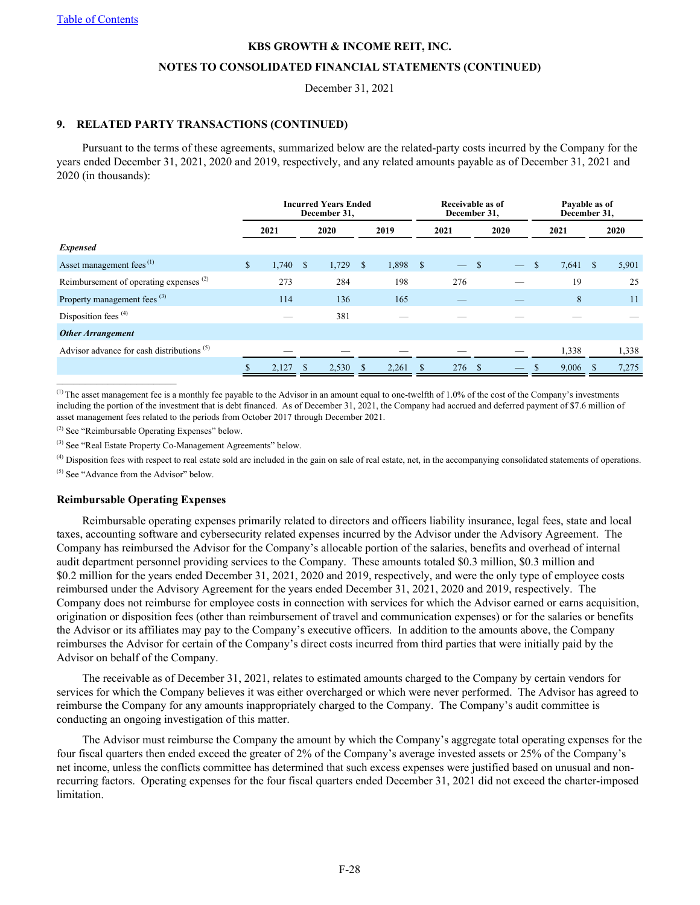## 9. RELATED PARTY TRANSACTIONS (CONTINUED)

Pursuant to the terms of these agreements, summarized below are the related-party costs incurred by the Company for the years ended December 31, 2021, 2020 and 2019, respectively, and any related amounts payable as of December 31, 2021 and 2020 (in thousands):

| | Incurred Years Ended December 31, | | | Receivable as of December 31, | | Payable as of December 31, | |
|---|---|---|---|---|---|---|---|
| | 2021 | 2020 | 2019 | 2021 | 2020 | 2021 | 2020 |
| ***Expensed*** | | | | | | | |
| Asset management fees [1] | $ 1,740 | $ 1,729 | $ 1,898 | $ — | $ — | $ 7,641 | $ 5,901 |
| Reimbursement of operating expenses [2] | 273 | 284 | 198 | 276 | — | 19 | 25 |
| Property management fees [3] | 114 | 136 | 165 | — | — | 8 | 11 |
| Disposition fees [4] | — | 381 | — | — | — | — | — |
| ***Other Arrangement*** | | | | | | | |
| Advisor advance for cash distributions [5] | — | — | — | — | — | 1,338 | 1,338 |
| | $ 2,127 | $ 2,530 | $ 2,261 | $ 276 | $ — | $ 9,006 | $ 7,275 |

[1] The asset management fee is a monthly fee payable to the Advisor in an amount equal to one-twelfth of 1.0% of the cost of the Company's investments including the portion of the investment that is debt financed. As of December 31, 2021, the Company had accrued and deferred payment of $7.6 million of asset management fees related to the periods from October 2017 through December 2021.

[2] See "Reimbursable Operating Expenses" below.

[3] See "Real Estate Property Co-Management Agreements" below.

[4] Disposition fees with respect to real estate sold are included in the gain on sale of real estate, net, in the accompanying consolidated statements of operations.

[5] See "Advance from the Advisor" below.

### Reimbursable Operating Expenses

Reimbursable operating expenses primarily related to directors and officers liability insurance, legal fees, state and local taxes, accounting software and cybersecurity related expenses incurred by the Advisor under the Advisory Agreement. The Company has reimbursed the Advisor for the Company's allocable portion of the salaries, benefits and overhead of internal audit department personnel providing services to the Company. These amounts totaled $0.3 million, $0.3 million and $0.2 million for the years ended December 31, 2021, 2020 and 2019, respectively, and were the only type of employee costs reimbursed under the Advisory Agreement for the years ended December 31, 2021, 2020 and 2019, respectively. The Company does not reimburse for employee costs in connection with services for which the Advisor earned or earns acquisition, origination or disposition fees (other than reimbursement of travel and communication expenses) or for the salaries or benefits the Advisor or its affiliates may pay to the Company's executive officers. In addition to the amounts above, the Company reimburses the Advisor for certain of the Company's direct costs incurred from third parties that were initially paid by the Advisor on behalf of the Company.

The receivable as of December 31, 2021, relates to estimated amounts charged to the Company by certain vendors for services for which the Company believes it was either overcharged or which were never performed. The Advisor has agreed to reimburse the Company for any amounts inappropriately charged to the Company. The Company's audit committee is conducting an ongoing investigation of this matter.

The Advisor must reimburse the Company the amount by which the Company's aggregate total operating expenses for the four fiscal quarters then ended exceed the greater of 2% of the Company's average invested assets or 25% of the Company's net income, unless the conflicts committee has determined that such excess expenses were justified based on unusual and non-recurring factors. Operating expenses for the four fiscal quarters ended December 31, 2021 did not exceed the charter-imposed limitation.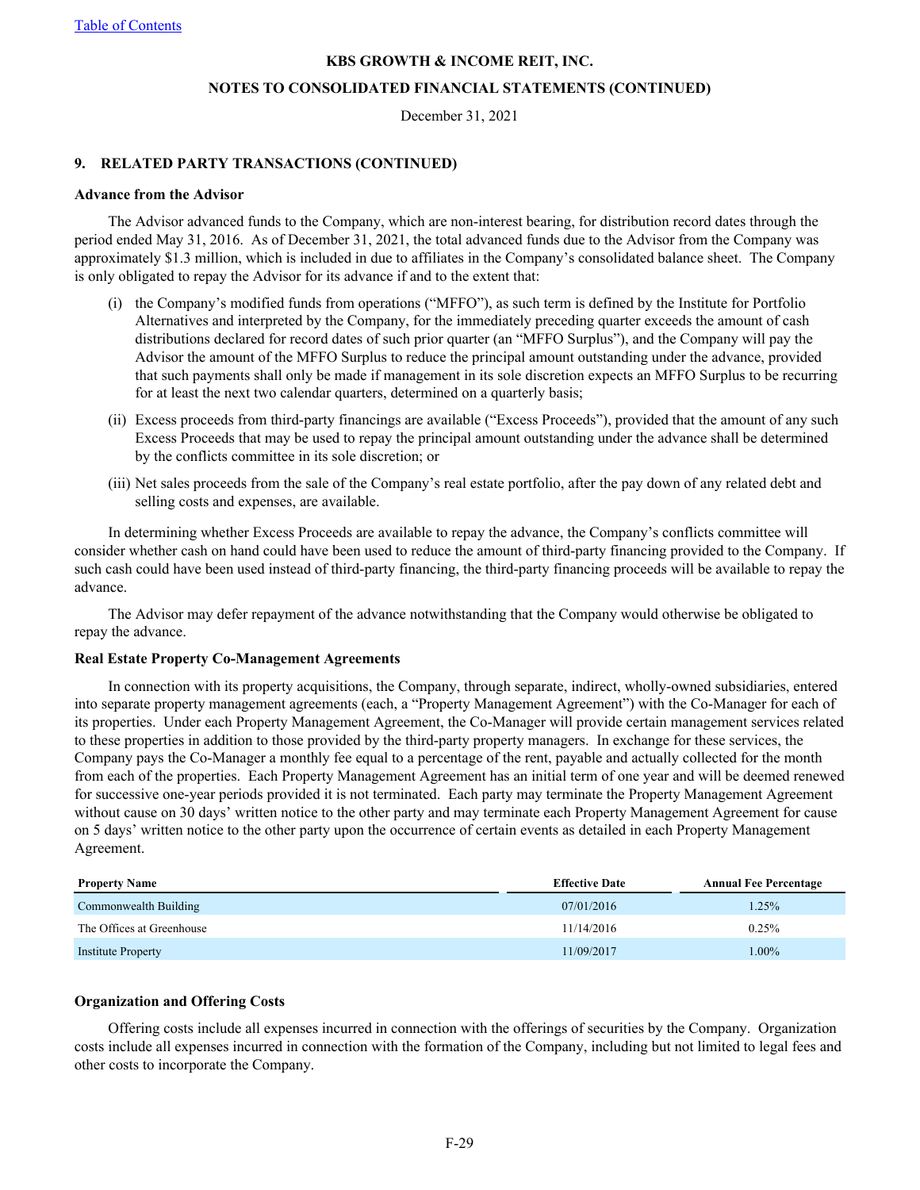KBS GROWTH & INCOME REIT, INC.

NOTES TO CONSOLIDATED FINANCIAL STATEMENTS (CONTINUED)

December 31, 2021

### 9. RELATED PARTY TRANSACTIONS (CONTINUED)

**Advance from the Advisor**

The Advisor advanced funds to the Company, which are non-interest bearing, for distribution record dates through the period ended May 31, 2016. As of December 31, 2021, the total advanced funds due to the Advisor from the Company was approximately $1.3 million, which is included in due to affiliates in the Company's consolidated balance sheet. The Company is only obligated to repay the Advisor for its advance if and to the extent that:

(i) the Company's modified funds from operations ("MFFO"), as such term is defined by the Institute for Portfolio Alternatives and interpreted by the Company, for the immediately preceding quarter exceeds the amount of cash distributions declared for record dates of such prior quarter (an "MFFO Surplus"), and the Company will pay the Advisor the amount of the MFFO Surplus to reduce the principal amount outstanding under the advance, provided that such payments shall only be made if management in its sole discretion expects an MFFO Surplus to be recurring for at least the next two calendar quarters, determined on a quarterly basis;

(ii) Excess proceeds from third-party financings are available ("Excess Proceeds"), provided that the amount of any such Excess Proceeds that may be used to repay the principal amount outstanding under the advance shall be determined by the conflicts committee in its sole discretion; or

(iii) Net sales proceeds from the sale of the Company's real estate portfolio, after the pay down of any related debt and selling costs and expenses, are available.

In determining whether Excess Proceeds are available to repay the advance, the Company's conflicts committee will consider whether cash on hand could have been used to reduce the amount of third-party financing provided to the Company. If such cash could have been used instead of third-party financing, the third-party financing proceeds will be available to repay the advance.

The Advisor may defer repayment of the advance notwithstanding that the Company would otherwise be obligated to repay the advance.

**Real Estate Property Co-Management Agreements**

In connection with its property acquisitions, the Company, through separate, indirect, wholly-owned subsidiaries, entered into separate property management agreements (each, a "Property Management Agreement") with the Co-Manager for each of its properties. Under each Property Management Agreement, the Co-Manager will provide certain management services related to these properties in addition to those provided by the third-party property managers. In exchange for these services, the Company pays the Co-Manager a monthly fee equal to a percentage of the rent, payable and actually collected for the month from each of the properties. Each Property Management Agreement has an initial term of one year and will be deemed renewed for successive one-year periods provided it is not terminated. Each party may terminate the Property Management Agreement without cause on 30 days' written notice to the other party and may terminate each Property Management Agreement for cause on 5 days' written notice to the other party upon the occurrence of certain events as detailed in each Property Management Agreement.

| Property Name | Effective Date | Annual Fee Percentage |
|---|---|---|
| Commonwealth Building | 07/01/2016 | 1.25% |
| The Offices at Greenhouse | 11/14/2016 | 0.25% |
| Institute Property | 11/09/2017 | 1.00% |

**Organization and Offering Costs**

Offering costs include all expenses incurred in connection with the offerings of securities by the Company. Organization costs include all expenses incurred in connection with the formation of the Company, including but not limited to legal fees and other costs to incorporate the Company.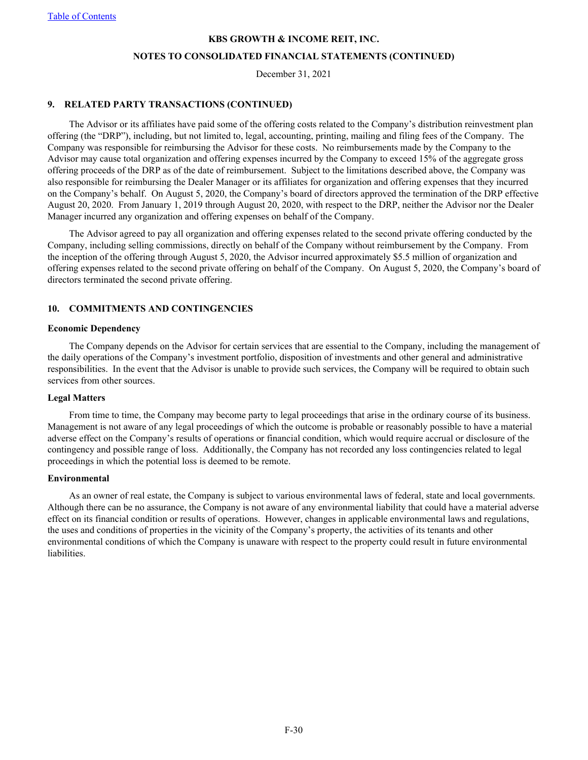KBS GROWTH & INCOME REIT, INC.

NOTES TO CONSOLIDATED FINANCIAL STATEMENTS (CONTINUED)

December 31, 2021

## 9. RELATED PARTY TRANSACTIONS (CONTINUED)

The Advisor or its affiliates have paid some of the offering costs related to the Company's distribution reinvestment plan offering (the "DRP"), including, but not limited to, legal, accounting, printing, mailing and filing fees of the Company. The Company was responsible for reimbursing the Advisor for these costs. No reimbursements made by the Company to the Advisor may cause total organization and offering expenses incurred by the Company to exceed 15% of the aggregate gross offering proceeds of the DRP as of the date of reimbursement. Subject to the limitations described above, the Company was also responsible for reimbursing the Dealer Manager or its affiliates for organization and offering expenses that they incurred on the Company's behalf. On August 5, 2020, the Company's board of directors approved the termination of the DRP effective August 20, 2020. From January 1, 2019 through August 20, 2020, with respect to the DRP, neither the Advisor nor the Dealer Manager incurred any organization and offering expenses on behalf of the Company.

The Advisor agreed to pay all organization and offering expenses related to the second private offering conducted by the Company, including selling commissions, directly on behalf of the Company without reimbursement by the Company. From the inception of the offering through August 5, 2020, the Advisor incurred approximately $5.5 million of organization and offering expenses related to the second private offering on behalf of the Company. On August 5, 2020, the Company's board of directors terminated the second private offering.

## 10. COMMITMENTS AND CONTINGENCIES

### Economic Dependency

The Company depends on the Advisor for certain services that are essential to the Company, including the management of the daily operations of the Company's investment portfolio, disposition of investments and other general and administrative responsibilities. In the event that the Advisor is unable to provide such services, the Company will be required to obtain such services from other sources.

### Legal Matters

From time to time, the Company may become party to legal proceedings that arise in the ordinary course of its business. Management is not aware of any legal proceedings of which the outcome is probable or reasonably possible to have a material adverse effect on the Company's results of operations or financial condition, which would require accrual or disclosure of the contingency and possible range of loss. Additionally, the Company has not recorded any loss contingencies related to legal proceedings in which the potential loss is deemed to be remote.

### Environmental

As an owner of real estate, the Company is subject to various environmental laws of federal, state and local governments. Although there can be no assurance, the Company is not aware of any environmental liability that could have a material adverse effect on its financial condition or results of operations. However, changes in applicable environmental laws and regulations, the uses and conditions of properties in the vicinity of the Company's property, the activities of its tenants and other environmental conditions of which the Company is unaware with respect to the property could result in future environmental liabilities.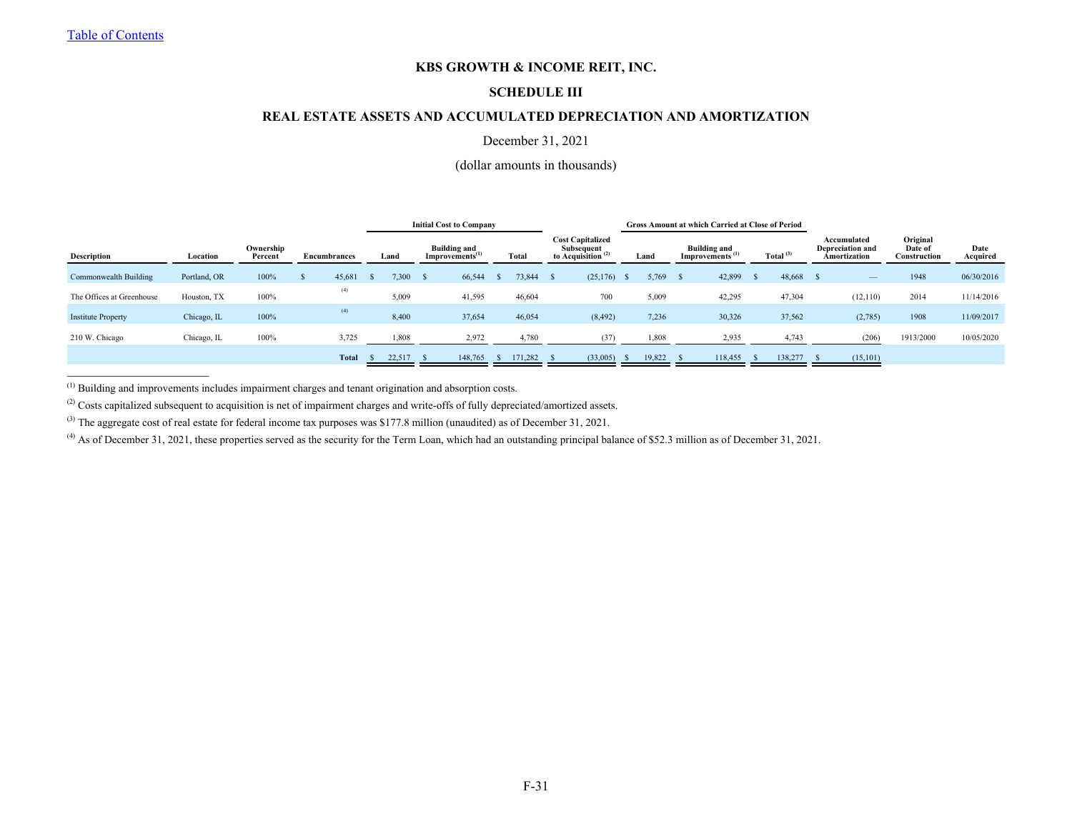[Table of Contents](#)

**KBS GROWTH & INCOME REIT, INC.**

**SCHEDULE III**

**REAL ESTATE ASSETS AND ACCUMULATED DEPRECIATION AND AMORTIZATION**

December 31, 2021

(dollar amounts in thousands)

| | | | | Initial Cost to Company | | | | Gross Amount at which Carried at Close of Period | | | | | |
|---|---|---|---|---|---|---|---|---|---|---|---|---|---|
| Description | Location | Ownership Percent | Encumbrances | Land | Building and Improvements[1] | Total | Cost Capitalized Subsequent to Acquisition [2] | Land | Building and Improvements [1] | Total [3] | Accumulated Depreciation and Amortization | Original Date of Construction | Date Acquired |
| Commonwealth Building | Portland, OR | 100% | $ 45,681 | $ 7,300 | $ 66,544 | $ 73,844 | $ (25,176) | $ 5,769 | $ 42,899 | $ 48,668 | $ — | 1948 | 06/30/2016 |
| The Offices at Greenhouse | Houston, TX | 100% | [4] | 5,009 | 41,595 | 46,604 | 700 | 5,009 | 42,295 | 47,304 | (12,110) | 2014 | 11/14/2016 |
| Institute Property | Chicago, IL | 100% | [4] | 8,400 | 37,654 | 46,054 | (8,492) | 7,236 | 30,326 | 37,562 | (2,785) | 1908 | 11/09/2017 |
| 210 W. Chicago | Chicago, IL | 100% | 3,725 | 1,808 | 2,972 | 4,780 | (37) | 1,808 | 2,935 | 4,743 | (206) | 1913/2000 | 10/05/2020 |
| | | | **Total** | $ 22,517 | $ 148,765 | $ 171,282 | $ (33,005) | $ 19,822 | $ 118,455 | $ 138,277 | $ (15,101) | | |

[1] Building and improvements includes impairment charges and tenant origination and absorption costs.

[2] Costs capitalized subsequent to acquisition is net of impairment charges and write-offs of fully depreciated/amortized assets.

[3] The aggregate cost of real estate for federal income tax purposes was $177.8 million (unaudited) as of December 31, 2021.

[4] As of December 31, 2021, these properties served as the security for the Term Loan, which had an outstanding principal balance of $52.3 million as of December 31, 2021.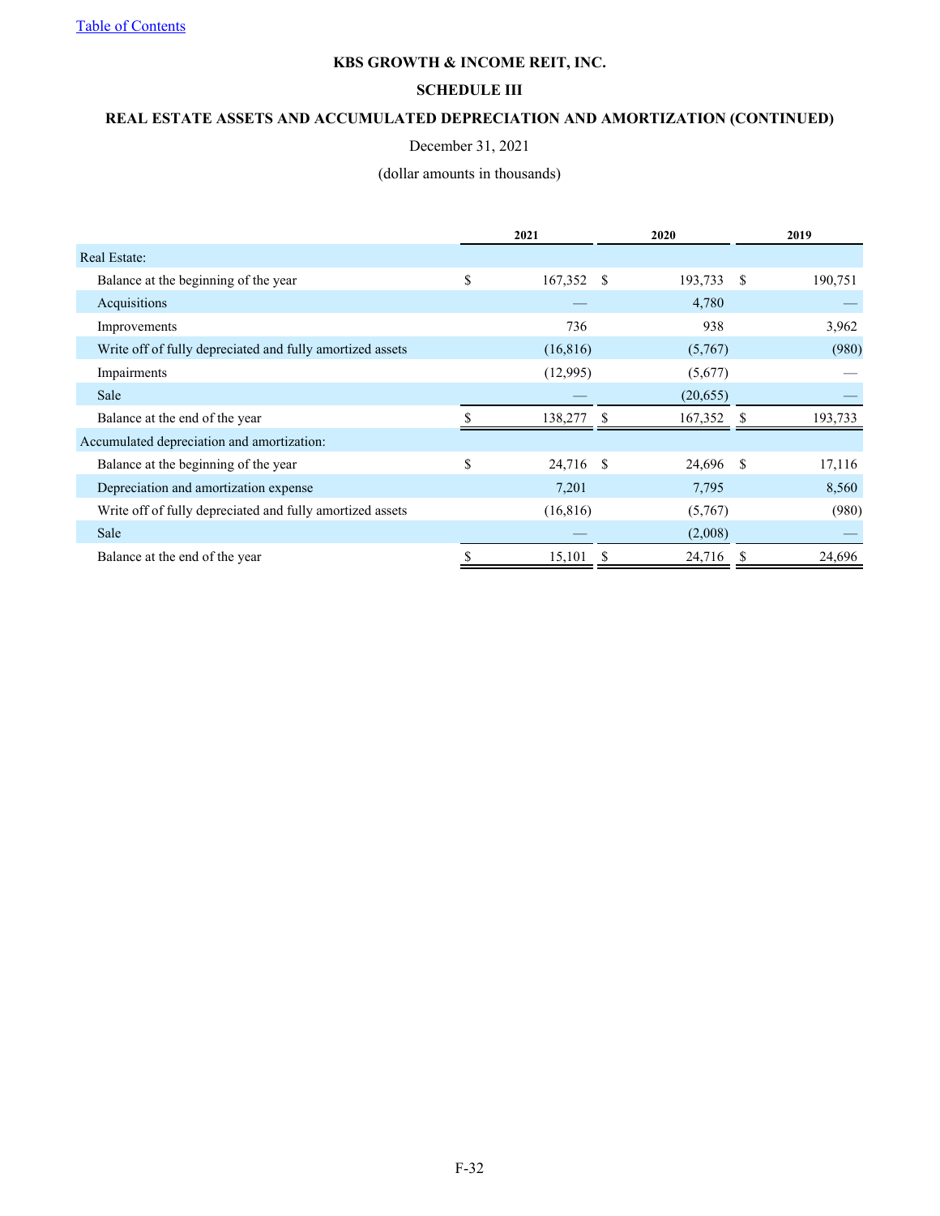**KBS GROWTH & INCOME REIT, INC.**

**SCHEDULE III**

**REAL ESTATE ASSETS AND ACCUMULATED DEPRECIATION AND AMORTIZATION (CONTINUED)**

December 31, 2021

(dollar amounts in thousands)

| | 2021 | 2020 | 2019 |
|---|---|---|---|
| Real Estate: | | | |
| Balance at the beginning of the year | $ 167,352 | $ 193,733 | $ 190,751 |
| Acquisitions | — | 4,780 | — |
| Improvements | 736 | 938 | 3,962 |
| Write off of fully depreciated and fully amortized assets | (16,816) | (5,767) | (980) |
| Impairments | (12,995) | (5,677) | — |
| Sale | — | (20,655) | — |
| Balance at the end of the year | $ 138,277 | $ 167,352 | $ 193,733 |
| Accumulated depreciation and amortization: | | | |
| Balance at the beginning of the year | $ 24,716 | $ 24,696 | $ 17,116 |
| Depreciation and amortization expense | 7,201 | 7,795 | 8,560 |
| Write off of fully depreciated and fully amortized assets | (16,816) | (5,767) | (980) |
| Sale | — | (2,008) | — |
| Balance at the end of the year | $ 15,101 | $ 24,716 | $ 24,696 |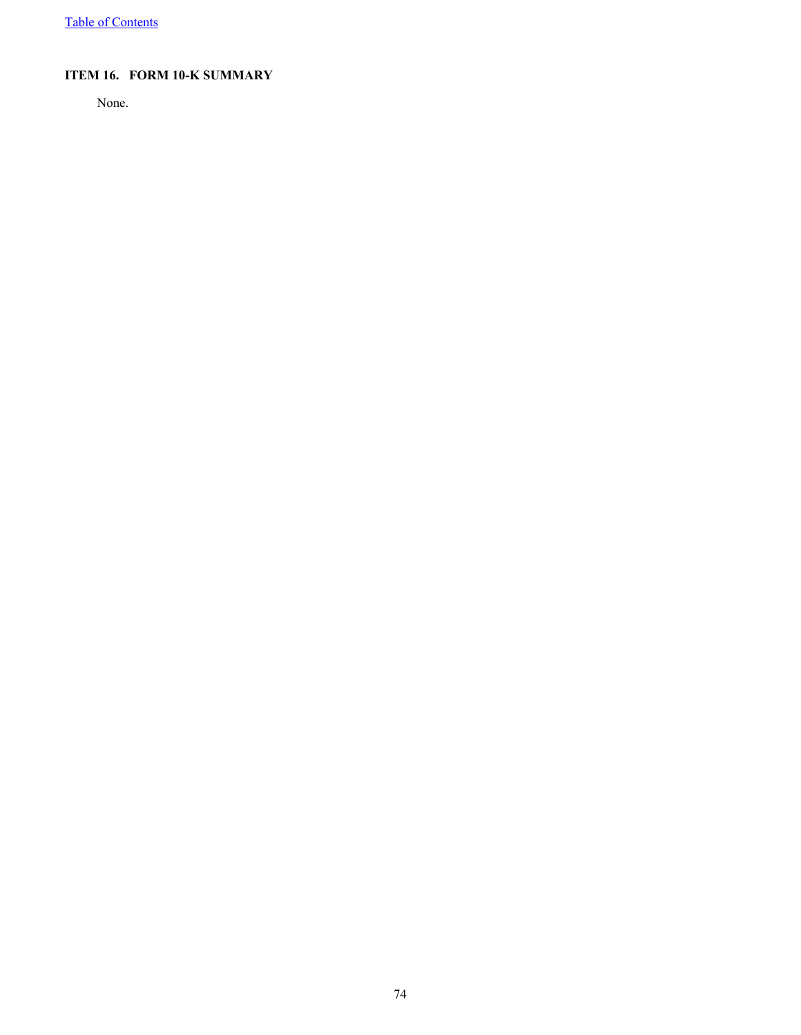## ITEM 16. FORM 10-K SUMMARY

None.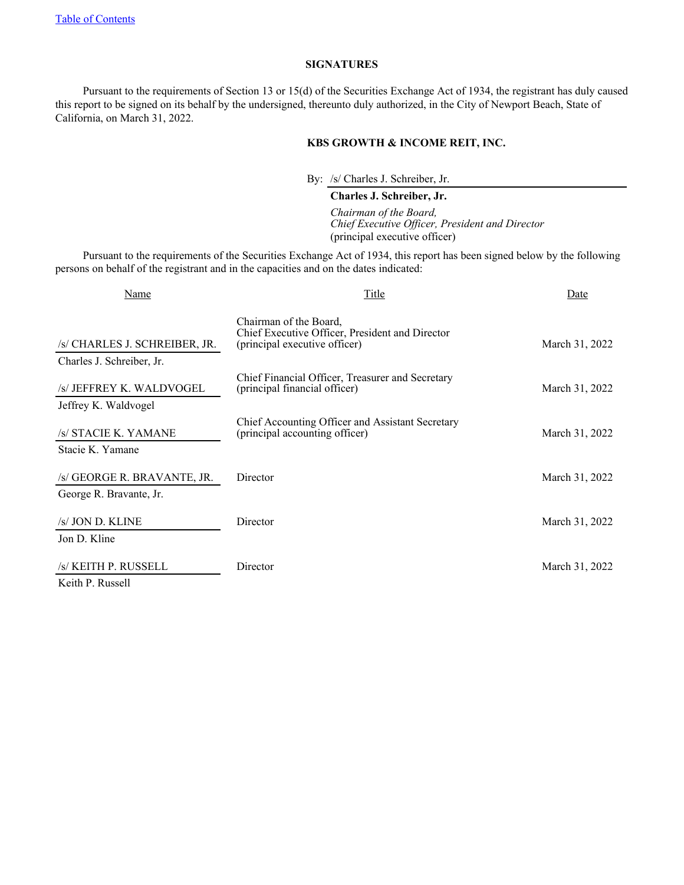## SIGNATURES

Pursuant to the requirements of Section 13 or 15(d) of the Securities Exchange Act of 1934, the registrant has duly caused this report to be signed on its behalf by the undersigned, thereunto duly authorized, in the City of Newport Beach, State of California, on March 31, 2022.

**KBS GROWTH & INCOME REIT, INC.**

By: /s/ Charles J. Schreiber, Jr.

**Charles J. Schreiber, Jr.**
*Chairman of the Board,*
*Chief Executive Officer, President and Director*
(principal executive officer)

Pursuant to the requirements of the Securities Exchange Act of 1934, this report has been signed below by the following persons on behalf of the registrant and in the capacities and on the dates indicated:

| Name | Title | Date |
|---|---|---|
| /s/ CHARLES J. SCHREIBER, JR.<br>Charles J. Schreiber, Jr. | Chairman of the Board,<br>Chief Executive Officer, President and Director<br>(principal executive officer) | March 31, 2022 |
| /s/ JEFFREY K. WALDVOGEL<br>Jeffrey K. Waldvogel | Chief Financial Officer, Treasurer and Secretary<br>(principal financial officer) | March 31, 2022 |
| /s/ STACIE K. YAMANE<br>Stacie K. Yamane | Chief Accounting Officer and Assistant Secretary<br>(principal accounting officer) | March 31, 2022 |
| /s/ GEORGE R. BRAVANTE, JR.<br>George R. Bravante, Jr. | Director | March 31, 2022 |
| /s/ JON D. KLINE<br>Jon D. Kline | Director | March 31, 2022 |
| /s/ KEITH P. RUSSELL<br>Keith P. Russell | Director | March 31, 2022 |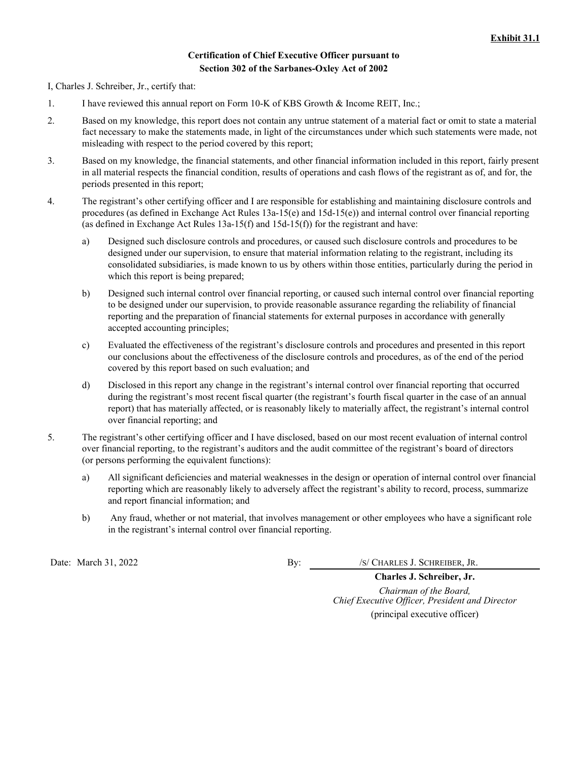**Exhibit 31.1**

**Certification of Chief Executive Officer pursuant to Section 302 of the Sarbanes-Oxley Act of 2002**

I, Charles J. Schreiber, Jr., certify that:

1. I have reviewed this annual report on Form 10-K of KBS Growth & Income REIT, Inc.;
2. Based on my knowledge, this report does not contain any untrue statement of a material fact or omit to state a material fact necessary to make the statements made, in light of the circumstances under which such statements were made, not misleading with respect to the period covered by this report;
3. Based on my knowledge, the financial statements, and other financial information included in this report, fairly present in all material respects the financial condition, results of operations and cash flows of the registrant as of, and for, the periods presented in this report;
4. The registrant's other certifying officer and I are responsible for establishing and maintaining disclosure controls and procedures (as defined in Exchange Act Rules 13a-15(e) and 15d-15(e)) and internal control over financial reporting (as defined in Exchange Act Rules 13a-15(f) and 15d-15(f)) for the registrant and have:
   a) Designed such disclosure controls and procedures, or caused such disclosure controls and procedures to be designed under our supervision, to ensure that material information relating to the registrant, including its consolidated subsidiaries, is made known to us by others within those entities, particularly during the period in which this report is being prepared;
   b) Designed such internal control over financial reporting, or caused such internal control over financial reporting to be designed under our supervision, to provide reasonable assurance regarding the reliability of financial reporting and the preparation of financial statements for external purposes in accordance with generally accepted accounting principles;
   c) Evaluated the effectiveness of the registrant's disclosure controls and procedures and presented in this report our conclusions about the effectiveness of the disclosure controls and procedures, as of the end of the period covered by this report based on such evaluation; and
   d) Disclosed in this report any change in the registrant's internal control over financial reporting that occurred during the registrant's most recent fiscal quarter (the registrant's fourth fiscal quarter in the case of an annual report) that has materially affected, or is reasonably likely to materially affect, the registrant's internal control over financial reporting; and
5. The registrant's other certifying officer and I have disclosed, based on our most recent evaluation of internal control over financial reporting, to the registrant's auditors and the audit committee of the registrant's board of directors (or persons performing the equivalent functions):
   a) All significant deficiencies and material weaknesses in the design or operation of internal control over financial reporting which are reasonably likely to adversely affect the registrant's ability to record, process, summarize and report financial information; and
   b) Any fraud, whether or not material, that involves management or other employees who have a significant role in the registrant's internal control over financial reporting.

Date: March 31, 2022

By: /S/ CHARLES J. SCHREIBER, JR.

**Charles J. Schreiber, Jr.**

*Chairman of the Board,*
*Chief Executive Officer, President and Director*
(principal executive officer)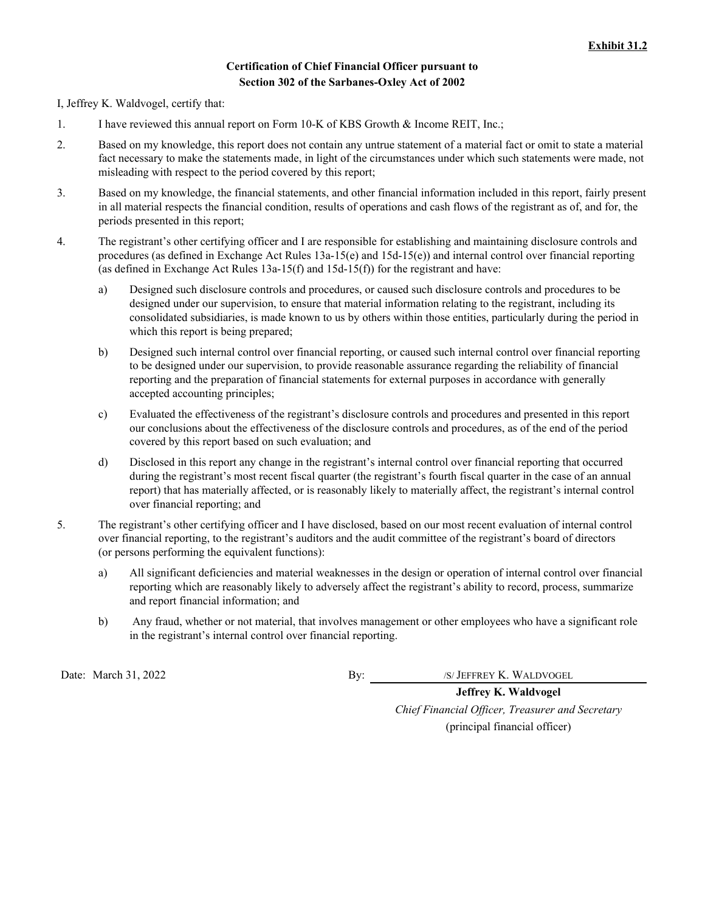**Exhibit 31.2**

**Certification of Chief Financial Officer pursuant to Section 302 of the Sarbanes-Oxley Act of 2002**

I, Jeffrey K. Waldvogel, certify that:

1. I have reviewed this annual report on Form 10-K of KBS Growth & Income REIT, Inc.;
2. Based on my knowledge, this report does not contain any untrue statement of a material fact or omit to state a material fact necessary to make the statements made, in light of the circumstances under which such statements were made, not misleading with respect to the period covered by this report;
3. Based on my knowledge, the financial statements, and other financial information included in this report, fairly present in all material respects the financial condition, results of operations and cash flows of the registrant as of, and for, the periods presented in this report;
4. The registrant's other certifying officer and I are responsible for establishing and maintaining disclosure controls and procedures (as defined in Exchange Act Rules 13a-15(e) and 15d-15(e)) and internal control over financial reporting (as defined in Exchange Act Rules 13a-15(f) and 15d-15(f)) for the registrant and have:
   a) Designed such disclosure controls and procedures, or caused such disclosure controls and procedures to be designed under our supervision, to ensure that material information relating to the registrant, including its consolidated subsidiaries, is made known to us by others within those entities, particularly during the period in which this report is being prepared;
   b) Designed such internal control over financial reporting, or caused such internal control over financial reporting to be designed under our supervision, to provide reasonable assurance regarding the reliability of financial reporting and the preparation of financial statements for external purposes in accordance with generally accepted accounting principles;
   c) Evaluated the effectiveness of the registrant's disclosure controls and procedures and presented in this report our conclusions about the effectiveness of the disclosure controls and procedures, as of the end of the period covered by this report based on such evaluation; and
   d) Disclosed in this report any change in the registrant's internal control over financial reporting that occurred during the registrant's most recent fiscal quarter (the registrant's fourth fiscal quarter in the case of an annual report) that has materially affected, or is reasonably likely to materially affect, the registrant's internal control over financial reporting; and
5. The registrant's other certifying officer and I have disclosed, based on our most recent evaluation of internal control over financial reporting, to the registrant's auditors and the audit committee of the registrant's board of directors (or persons performing the equivalent functions):
   a) All significant deficiencies and material weaknesses in the design or operation of internal control over financial reporting which are reasonably likely to adversely affect the registrant's ability to record, process, summarize and report financial information; and
   b) Any fraud, whether or not material, that involves management or other employees who have a significant role in the registrant's internal control over financial reporting.

Date: March 31, 2022

By: /S/ JEFFREY K. WALDVOGEL

**Jeffrey K. Waldvogel**

*Chief Financial Officer, Treasurer and Secretary*

(principal financial officer)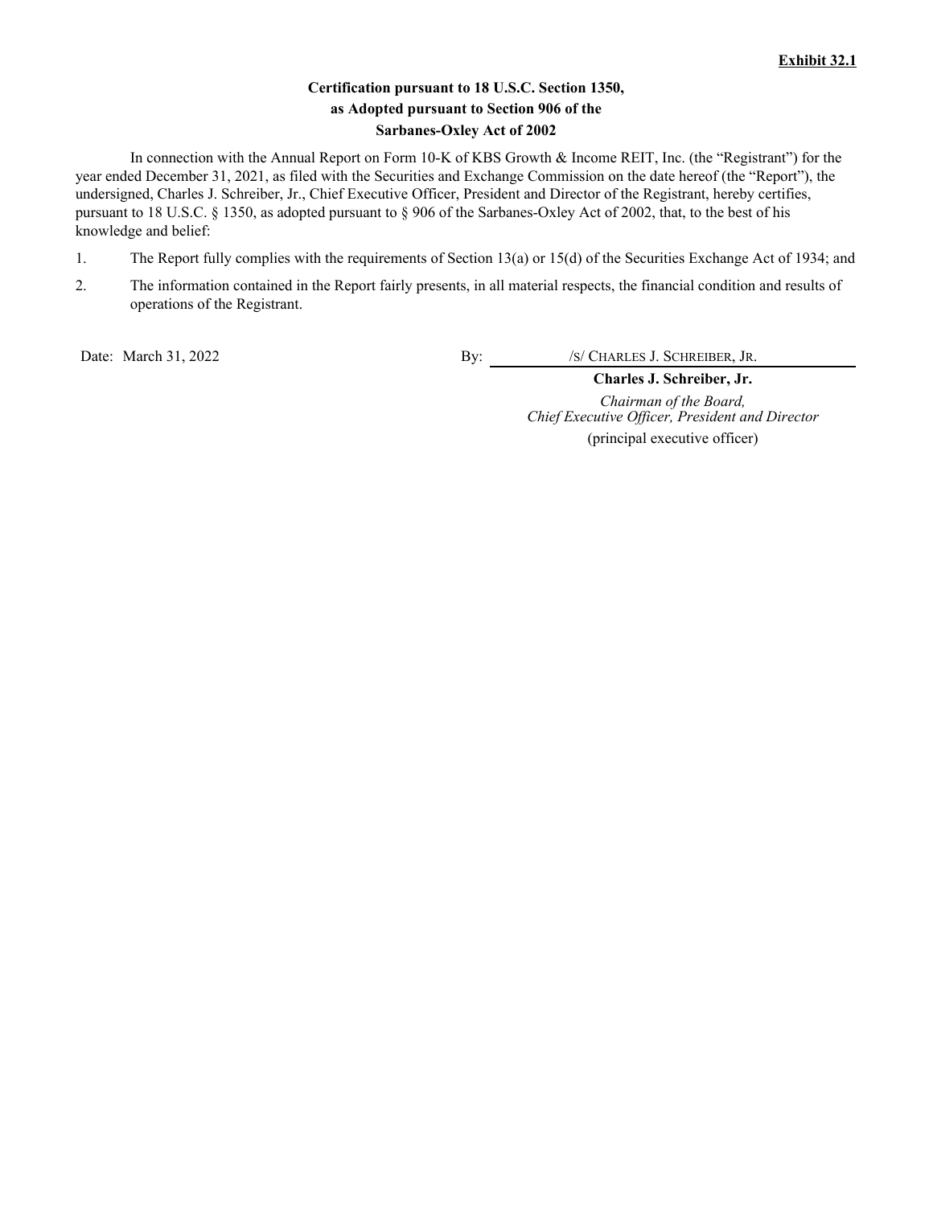**Exhibit 32.1**

**Certification pursuant to 18 U.S.C. Section 1350,**
**as Adopted pursuant to Section 906 of the**
**Sarbanes-Oxley Act of 2002**

In connection with the Annual Report on Form 10-K of KBS Growth & Income REIT, Inc. (the "Registrant") for the year ended December 31, 2021, as filed with the Securities and Exchange Commission on the date hereof (the "Report"), the undersigned, Charles J. Schreiber, Jr., Chief Executive Officer, President and Director of the Registrant, hereby certifies, pursuant to 18 U.S.C. § 1350, as adopted pursuant to § 906 of the Sarbanes-Oxley Act of 2002, that, to the best of his knowledge and belief:

1. The Report fully complies with the requirements of Section 13(a) or 15(d) of the Securities Exchange Act of 1934; and
2. The information contained in the Report fairly presents, in all material respects, the financial condition and results of operations of the Registrant.

Date: March 31, 2022

By: /S/ CHARLES J. SCHREIBER, JR.

**Charles J. Schreiber, Jr.**

*Chairman of the Board,*
*Chief Executive Officer, President and Director*

(principal executive officer)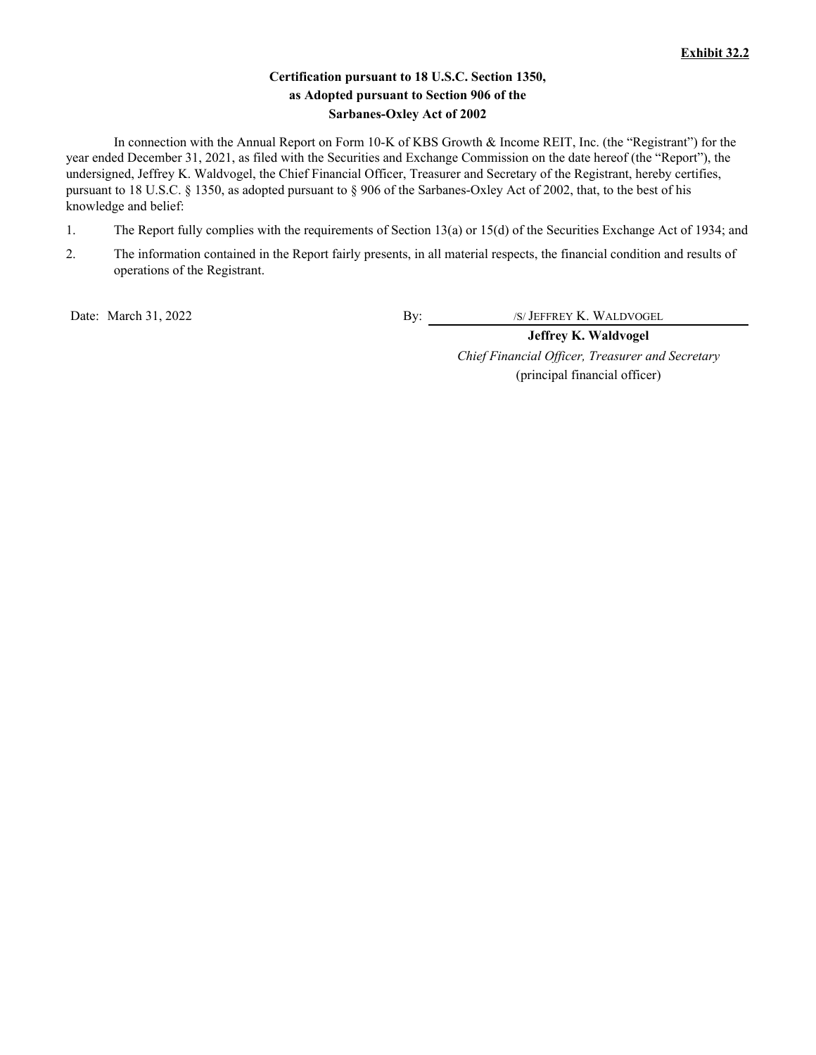**Exhibit 32.2**

**Certification pursuant to 18 U.S.C. Section 1350,**
**as Adopted pursuant to Section 906 of the**
**Sarbanes-Oxley Act of 2002**

In connection with the Annual Report on Form 10-K of KBS Growth & Income REIT, Inc. (the "Registrant") for the year ended December 31, 2021, as filed with the Securities and Exchange Commission on the date hereof (the "Report"), the undersigned, Jeffrey K. Waldvogel, the Chief Financial Officer, Treasurer and Secretary of the Registrant, hereby certifies, pursuant to 18 U.S.C. § 1350, as adopted pursuant to § 906 of the Sarbanes-Oxley Act of 2002, that, to the best of his knowledge and belief:

1. The Report fully complies with the requirements of Section 13(a) or 15(d) of the Securities Exchange Act of 1934; and
2. The information contained in the Report fairly presents, in all material respects, the financial condition and results of operations of the Registrant.

Date: March 31, 2022

By: /S/ JEFFREY K. WALDVOGEL

**Jeffrey K. Waldvogel**
*Chief Financial Officer, Treasurer and Secretary*
(principal financial officer)